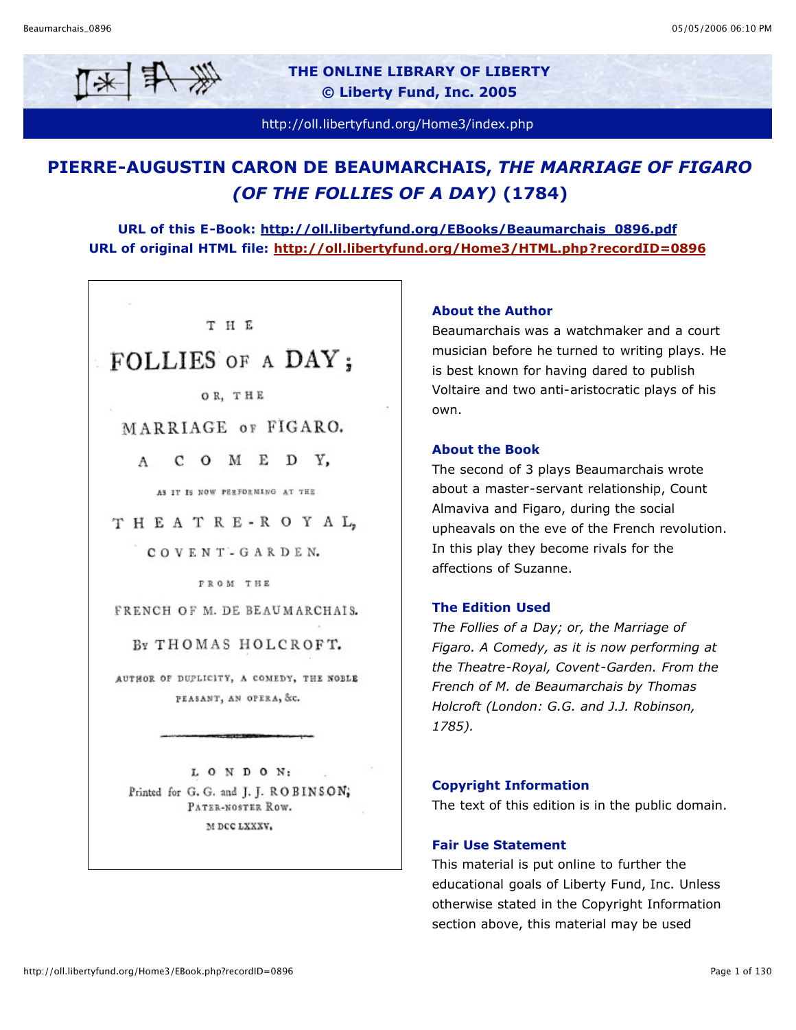# THE ONLINE LIBRARY OF LIBERTY
## © Liberty Fund, Inc. 2005

http://oll.libertyfund.org/Home3/index.php

# PIERRE-AUGUSTIN CARON DE BEAUMARCHAIS, *THE MARRIAGE OF FIGARO (OF THE FOLLIES OF A DAY)* (1784)

**URL of this E-Book: http://oll.libertyfund.org/EBooks/Beaumarchais_0896.pdf**
**URL of original HTML file: http://oll.libertyfund.org/Home3/HTML.php?recordID=0896**

THE
FOLLIES OF A DAY;
OR, THE
MARRIAGE OF FIGARO.
A COMEDY,
AS IT IS NOW PERFORMING AT THE
THEATRE-ROYAL,
COVENT-GARDEN.
FROM THE
FRENCH OF M. DE BEAUMARCHAIS.
BY THOMAS HOLCROFT.
AUTHOR OF DUPLICITY, A COMEDY, THE NOBLE PEASANT, AN OPERA, &c.

LONDON:
Printed for G. G. and J. J. ROBINSON;
PATER-NOSTER ROW.
M DCC LXXXV.

### About the Author

Beaumarchais was a watchmaker and a court musician before he turned to writing plays. He is best known for having dared to publish Voltaire and two anti-aristocratic plays of his own.

### About the Book

The second of 3 plays Beaumarchais wrote about a master-servant relationship, Count Almaviva and Figaro, during the social upheavals on the eve of the French revolution. In this play they become rivals for the affections of Suzanne.

### The Edition Used

*The Follies of a Day; or, the Marriage of Figaro. A Comedy, as it is now performing at the Theatre-Royal, Covent-Garden. From the French of M. de Beaumarchais by Thomas Holcroft (London: G.G. and J.J. Robinson, 1785).*

### Copyright Information

The text of this edition is in the public domain.

### Fair Use Statement

This material is put online to further the educational goals of Liberty Fund, Inc. Unless otherwise stated in the Copyright Information section above, this material may be used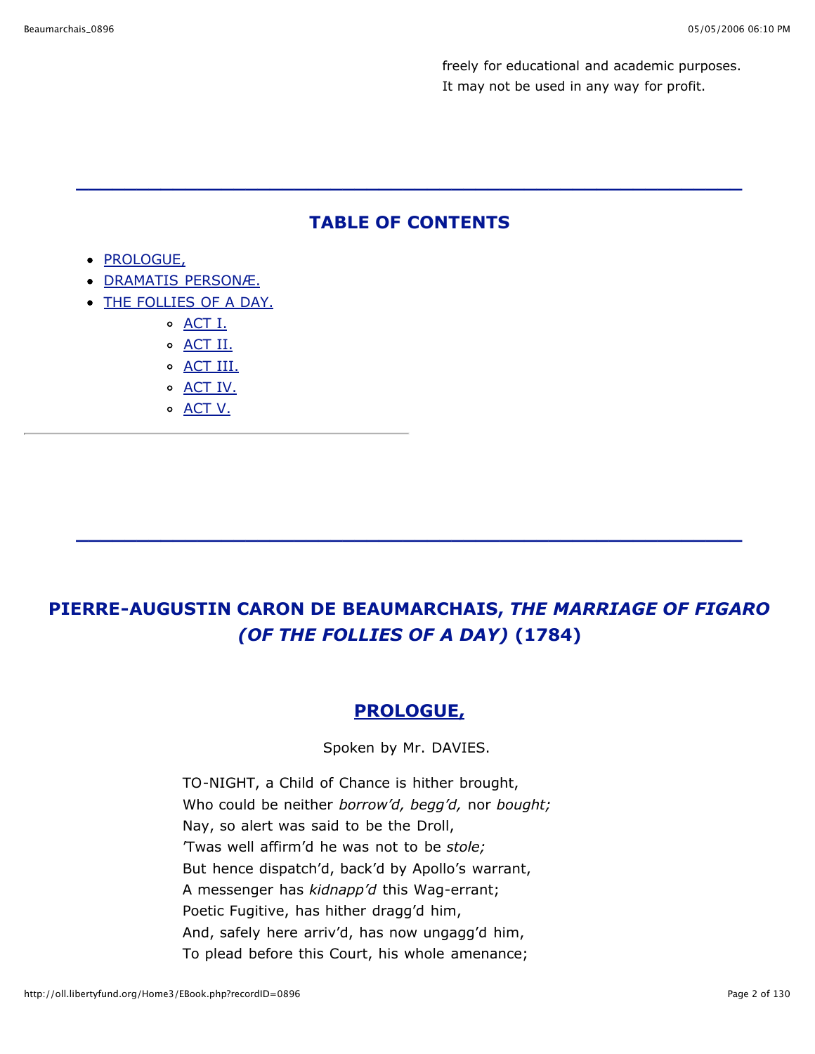freely for educational and academic purposes. It may not be used in any way for profit.

---

## TABLE OF CONTENTS

- PROLOGUE,
- DRAMATIS PERSONÆ.
- THE FOLLIES OF A DAY.
    - ACT I.
    - ACT II.
    - ACT III.
    - ACT IV.
    - ACT V.

---

# PIERRE-AUGUSTIN CARON DE BEAUMARCHAIS, *THE MARRIAGE OF FIGARO (OF THE FOLLIES OF A DAY)* (1784)

## PROLOGUE,

Spoken by Mr. DAVIES.

TO-NIGHT, a Child of Chance is hither brought,
Who could be neither *borrow'd, begg'd,* nor *bought;*
Nay, so alert was said to be the Droll,
'Twas well affirm'd he was not to be *stole;*
But hence dispatch'd, back'd by Apollo's warrant,
A messenger has *kidnapp'd* this Wag-errant;
Poetic Fugitive, has hither dragg'd him,
And, safely here arriv'd, has now ungagg'd him,
To plead before this Court, his whole amenance;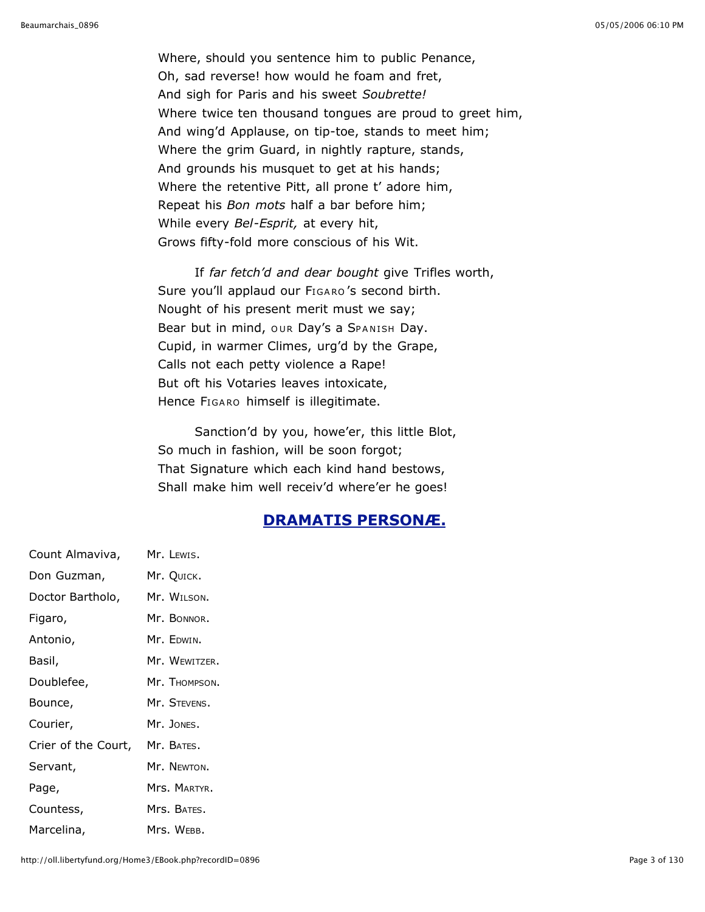Where, should you sentence him to public Penance,
Oh, sad reverse! how would he foam and fret,
And sigh for Paris and his sweet *Soubrette!*
Where twice ten thousand tongues are proud to greet him,
And wing'd Applause, on tip-toe, stands to meet him;
Where the grim Guard, in nightly rapture, stands,
And grounds his musquet to get at his hands;
Where the retentive Pitt, all prone t' adore him,
Repeat his *Bon mots* half a bar before him;
While every *Bel-Esprit,* at every hit,
Grows fifty-fold more conscious of his Wit.

If *far fetch'd and dear bought* give Trifles worth,
Sure you'll applaud our Figaro's second birth.
Nought of his present merit must we say;
Bear but in mind, our Day's a Spanish Day.
Cupid, in warmer Climes, urg'd by the Grape,
Calls not each petty violence a Rape!
But oft his Votaries leaves intoxicate,
Hence Figaro himself is illegitimate.

Sanction'd by you, howe'er, this little Blot,
So much in fashion, will be soon forgot;
That Signature which each kind hand bestows,
Shall make him well receiv'd where'er he goes!

## DRAMATIS PERSONÆ.

| | |
|---|---|
| Count Almaviva, | Mr. Lewis. |
| Don Guzman, | Mr. Quick. |
| Doctor Bartholo, | Mr. Wilson. |
| Figaro, | Mr. Bonnor. |
| Antonio, | Mr. Edwin. |
| Basil, | Mr. Wewitzer. |
| Doublefee, | Mr. Thompson. |
| Bounce, | Mr. Stevens. |
| Courier, | Mr. Jones. |
| Crier of the Court, | Mr. Bates. |
| Servant, | Mr. Newton. |
| Page, | Mrs. Martyr. |
| Countess, | Mrs. Bates. |
| Marcelina, | Mrs. Webb. |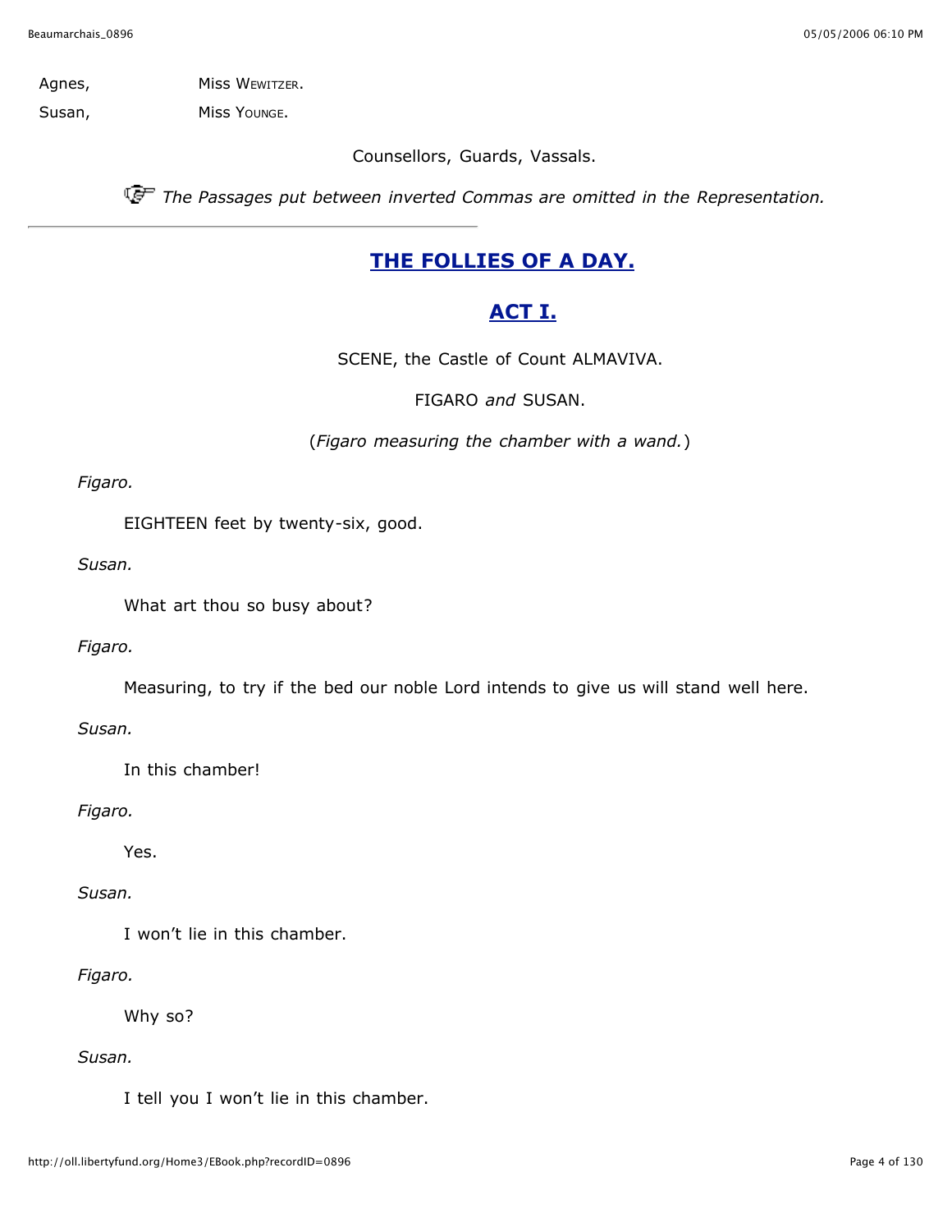| | |
|---|---|
| Agnes, | Miss WEWITZER. |
| Susan, | Miss YOUNGE. |

Counsellors, Guards, Vassals.

☞ *The Passages put between inverted Commas are omitted in the Representation.*

---

## THE FOLLIES OF A DAY.

## ACT I.

SCENE, the Castle of Count ALMAVIVA.

FIGARO *and* SUSAN.

(*Figaro measuring the chamber with a wand.*)

*Figaro.*

EIGHTEEN feet by twenty-six, good.

*Susan.*

What art thou so busy about?

*Figaro.*

Measuring, to try if the bed our noble Lord intends to give us will stand well here.

*Susan.*

In this chamber!

*Figaro.*

Yes.

*Susan.*

I won't lie in this chamber.

*Figaro.*

Why so?

*Susan.*

I tell you I won't lie in this chamber.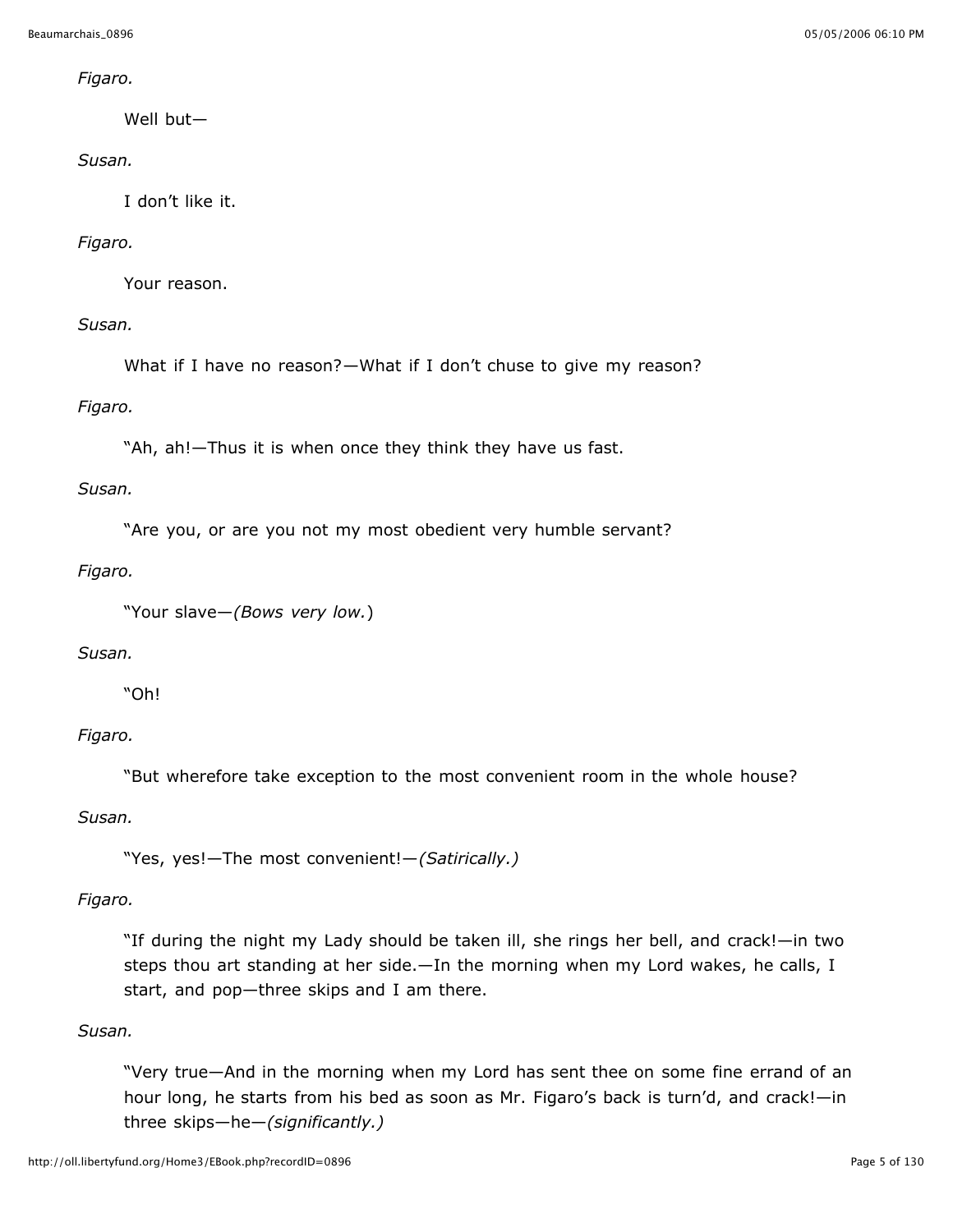*Figaro.*

Well but—

*Susan.*

I don’t like it.

*Figaro.*

Your reason.

*Susan.*

What if I have no reason?—What if I don’t chuse to give my reason?

*Figaro.*

“Ah, ah!—Thus it is when once they think they have us fast.

*Susan.*

“Are you, or are you not my most obedient very humble servant?

*Figaro.*

“Your slave—*(Bows very low.*)

*Susan.*

“Oh!

*Figaro.*

“But wherefore take exception to the most convenient room in the whole house?

*Susan.*

“Yes, yes!—The most convenient!—*(Satirically.)*

*Figaro.*

“If during the night my Lady should be taken ill, she rings her bell, and crack!—in two steps thou art standing at her side.—In the morning when my Lord wakes, he calls, I start, and pop—three skips and I am there.

*Susan.*

“Very true—And in the morning when my Lord has sent thee on some fine errand of an hour long, he starts from his bed as soon as Mr. Figaro’s back is turn’d, and crack!—in three skips—he—*(significantly.)*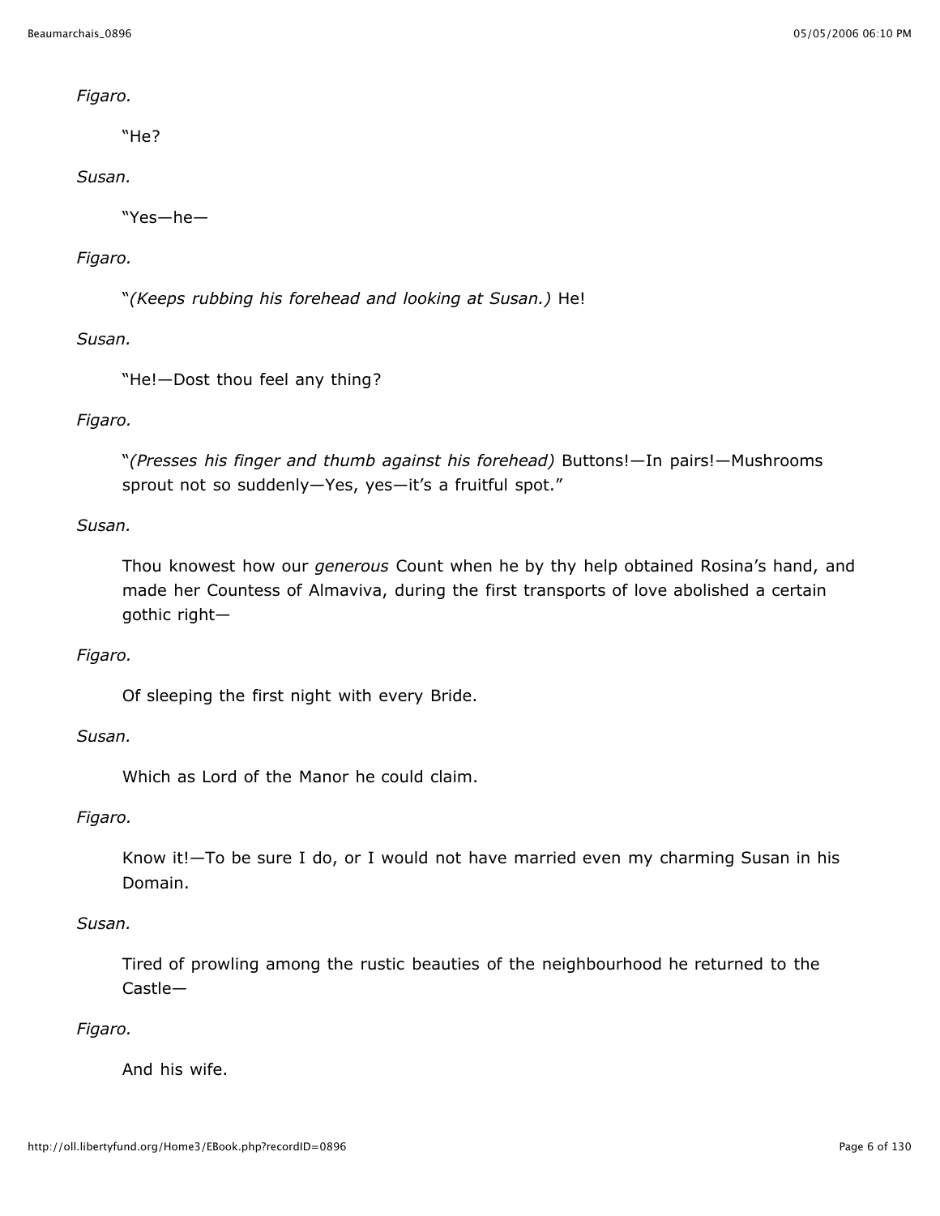*Figaro.*

"He?

*Susan.*

"Yes—he—

*Figaro.*

"*(Keeps rubbing his forehead and looking at Susan.)* He!

*Susan.*

"He!—Dost thou feel any thing?

*Figaro.*

"*(Presses his finger and thumb against his forehead)* Buttons!—In pairs!—Mushrooms sprout not so suddenly—Yes, yes—it's a fruitful spot."

*Susan.*

Thou knowest how our *generous* Count when he by thy help obtained Rosina's hand, and made her Countess of Almaviva, during the first transports of love abolished a certain gothic right—

*Figaro.*

Of sleeping the first night with every Bride.

*Susan.*

Which as Lord of the Manor he could claim.

*Figaro.*

Know it!—To be sure I do, or I would not have married even my charming Susan in his Domain.

*Susan.*

Tired of prowling among the rustic beauties of the neighbourhood he returned to the Castle—

*Figaro.*

And his wife.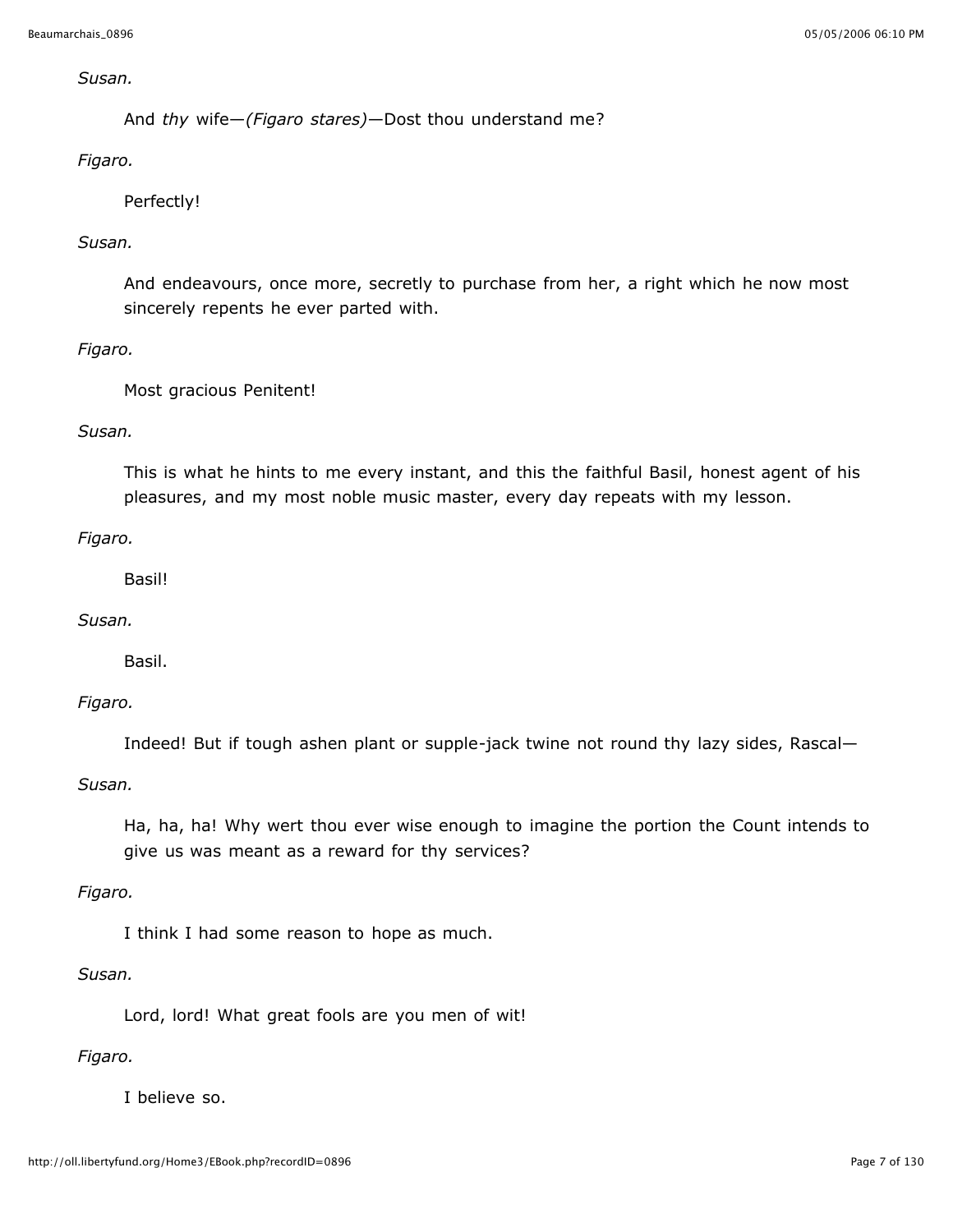*Susan.*

And *thy* wife—*(Figaro stares)*—Dost thou understand me?

*Figaro.*

Perfectly!

*Susan.*

And endeavours, once more, secretly to purchase from her, a right which he now most sincerely repents he ever parted with.

*Figaro.*

Most gracious Penitent!

*Susan.*

This is what he hints to me every instant, and this the faithful Basil, honest agent of his pleasures, and my most noble music master, every day repeats with my lesson.

*Figaro.*

Basil!

*Susan.*

Basil.

*Figaro.*

Indeed! But if tough ashen plant or supple-jack twine not round thy lazy sides, Rascal—

*Susan.*

Ha, ha, ha! Why wert thou ever wise enough to imagine the portion the Count intends to give us was meant as a reward for thy services?

*Figaro.*

I think I had some reason to hope as much.

*Susan.*

Lord, lord! What great fools are you men of wit!

*Figaro.*

I believe so.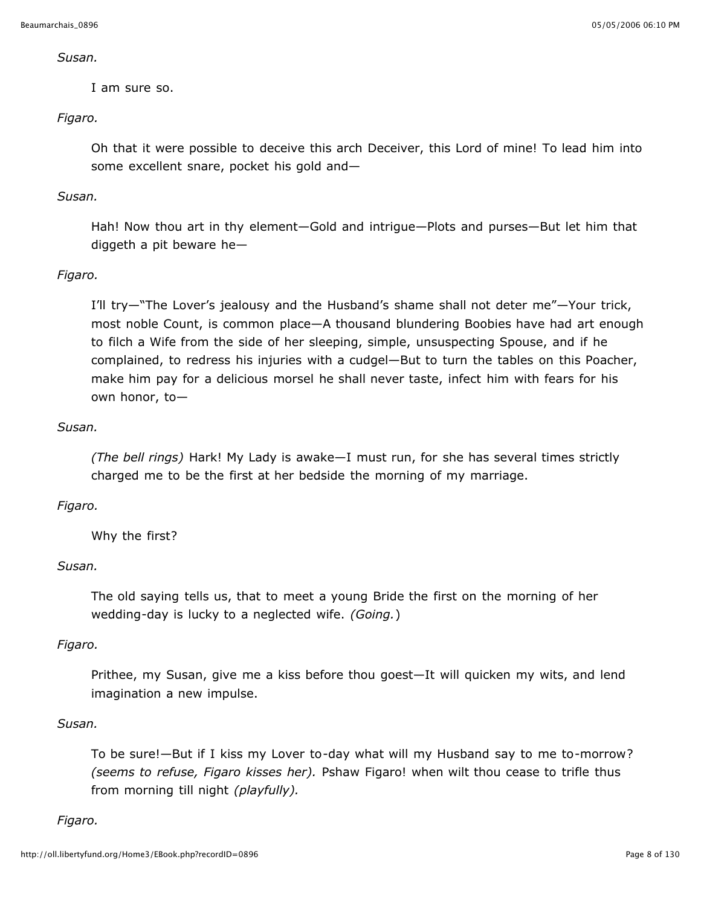*Susan.*

I am sure so.

*Figaro.*

Oh that it were possible to deceive this arch Deceiver, this Lord of mine! To lead him into some excellent snare, pocket his gold and—

*Susan.*

Hah! Now thou art in thy element—Gold and intrigue—Plots and purses—But let him that diggeth a pit beware he—

*Figaro.*

I'll try—"The Lover's jealousy and the Husband's shame shall not deter me"—Your trick, most noble Count, is common place—A thousand blundering Boobies have had art enough to filch a Wife from the side of her sleeping, simple, unsuspecting Spouse, and if he complained, to redress his injuries with a cudgel—But to turn the tables on this Poacher, make him pay for a delicious morsel he shall never taste, infect him with fears for his own honor, to—

*Susan.*

*(The bell rings)* Hark! My Lady is awake—I must run, for she has several times strictly charged me to be the first at her bedside the morning of my marriage.

*Figaro.*

Why the first?

*Susan.*

The old saying tells us, that to meet a young Bride the first on the morning of her wedding-day is lucky to a neglected wife. *(Going.)*

*Figaro.*

Prithee, my Susan, give me a kiss before thou goest—It will quicken my wits, and lend imagination a new impulse.

*Susan.*

To be sure!—But if I kiss my Lover to-day what will my Husband say to me to-morrow? *(seems to refuse, Figaro kisses her).* Pshaw Figaro! when wilt thou cease to trifle thus from morning till night *(playfully).*

*Figaro.*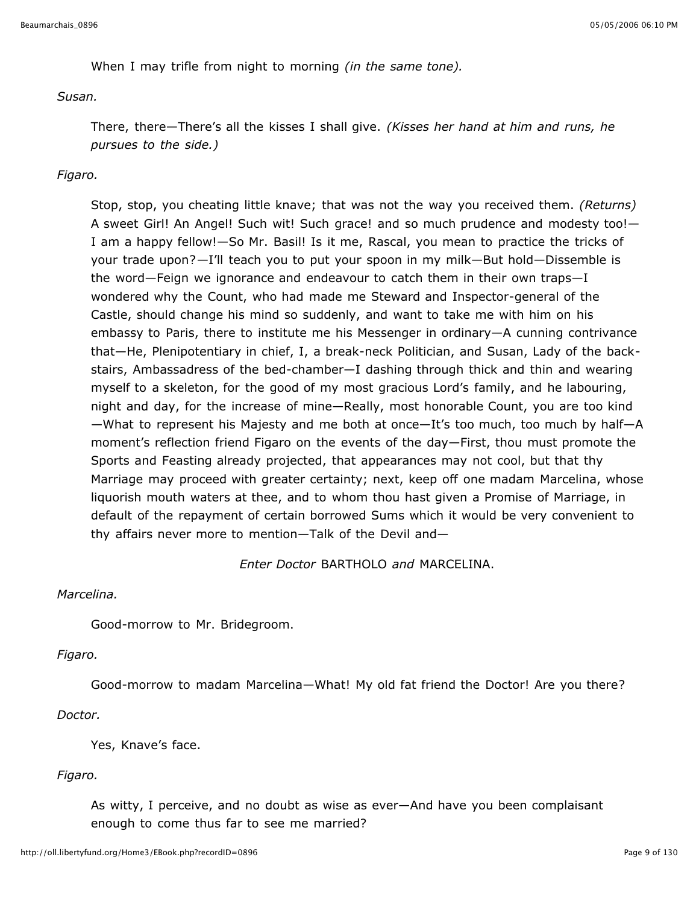When I may trifle from night to morning *(in the same tone).*

*Susan.*

There, there—There's all the kisses I shall give. *(Kisses her hand at him and runs, he pursues to the side.)*

*Figaro.*

Stop, stop, you cheating little knave; that was not the way you received them. *(Returns)* A sweet Girl! An Angel! Such wit! Such grace! and so much prudence and modesty too!—I am a happy fellow!—So Mr. Basil! Is it me, Rascal, you mean to practice the tricks of your trade upon?—I'll teach you to put your spoon in my milk—But hold—Dissemble is the word—Feign we ignorance and endeavour to catch them in their own traps—I wondered why the Count, who had made me Steward and Inspector-general of the Castle, should change his mind so suddenly, and want to take me with him on his embassy to Paris, there to institute me his Messenger in ordinary—A cunning contrivance that—He, Plenipotentiary in chief, I, a break-neck Politician, and Susan, Lady of the back-stairs, Ambassadress of the bed-chamber—I dashing through thick and thin and wearing myself to a skeleton, for the good of my most gracious Lord's family, and he labouring, night and day, for the increase of mine—Really, most honorable Count, you are too kind—What to represent his Majesty and me both at once—It's too much, too much by half—A moment's reflection friend Figaro on the events of the day—First, thou must promote the Sports and Feasting already projected, that appearances may not cool, but that thy Marriage may proceed with greater certainty; next, keep off one madam Marcelina, whose liquorish mouth waters at thee, and to whom thou hast given a Promise of Marriage, in default of the repayment of certain borrowed Sums which it would be very convenient to thy affairs never more to mention—Talk of the Devil and—

*Enter Doctor* BARTHOLO *and* MARCELINA.

*Marcelina.*

Good-morrow to Mr. Bridegroom.

*Figaro.*

Good-morrow to madam Marcelina—What! My old fat friend the Doctor! Are you there?

*Doctor.*

Yes, Knave's face.

*Figaro.*

As witty, I perceive, and no doubt as wise as ever—And have you been complaisant enough to come thus far to see me married?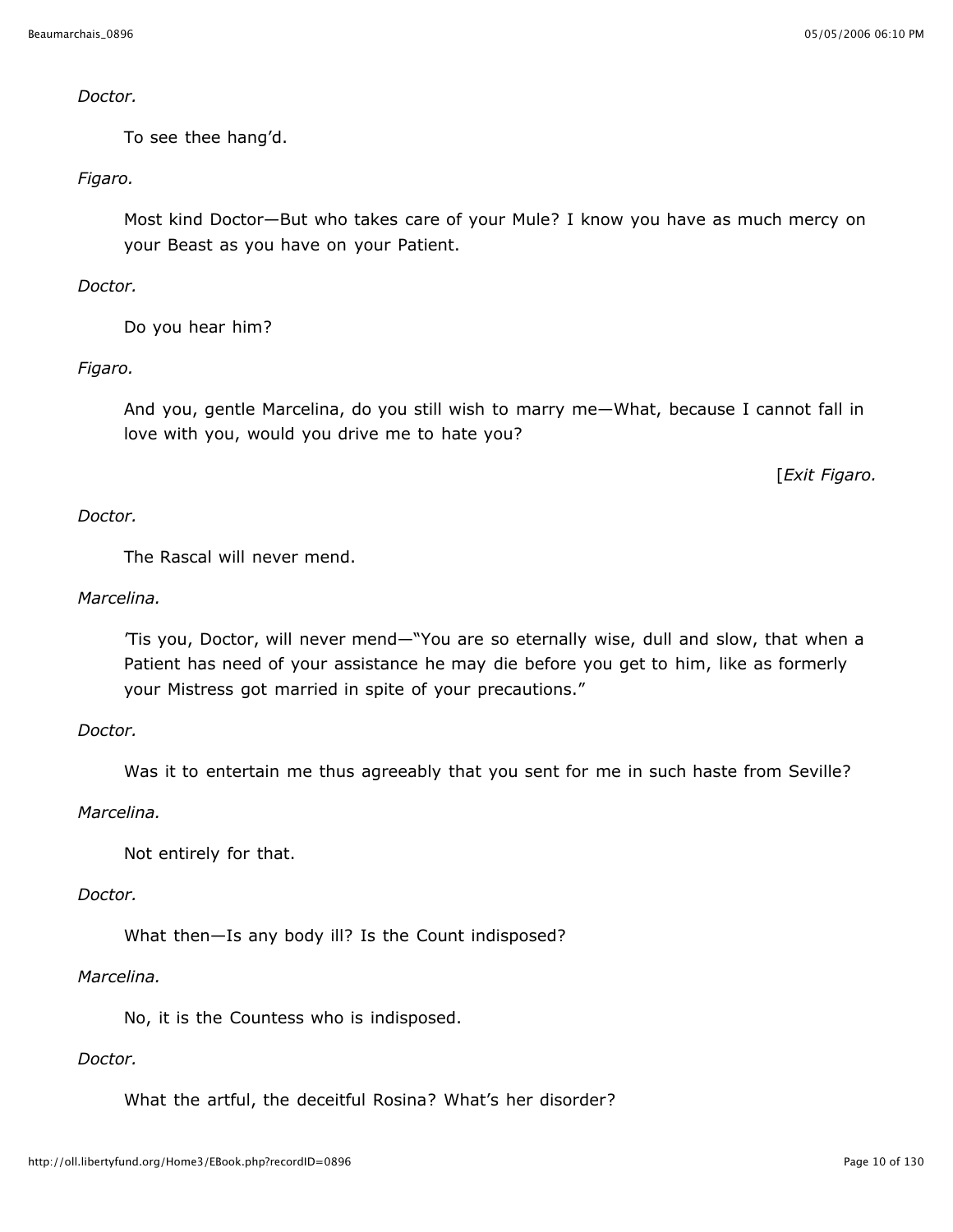*Doctor.*

To see thee hang'd.

*Figaro.*

Most kind Doctor—But who takes care of your Mule? I know you have as much mercy on your Beast as you have on your Patient.

*Doctor.*

Do you hear him?

*Figaro.*

And you, gentle Marcelina, do you still wish to marry me—What, because I cannot fall in love with you, would you drive me to hate you?

[*Exit Figaro.*

*Doctor.*

The Rascal will never mend.

*Marcelina.*

'Tis you, Doctor, will never mend—"You are so eternally wise, dull and slow, that when a Patient has need of your assistance he may die before you get to him, like as formerly your Mistress got married in spite of your precautions."

*Doctor.*

Was it to entertain me thus agreeably that you sent for me in such haste from Seville?

*Marcelina.*

Not entirely for that.

*Doctor.*

What then—Is any body ill? Is the Count indisposed?

*Marcelina.*

No, it is the Countess who is indisposed.

*Doctor.*

What the artful, the deceitful Rosina? What's her disorder?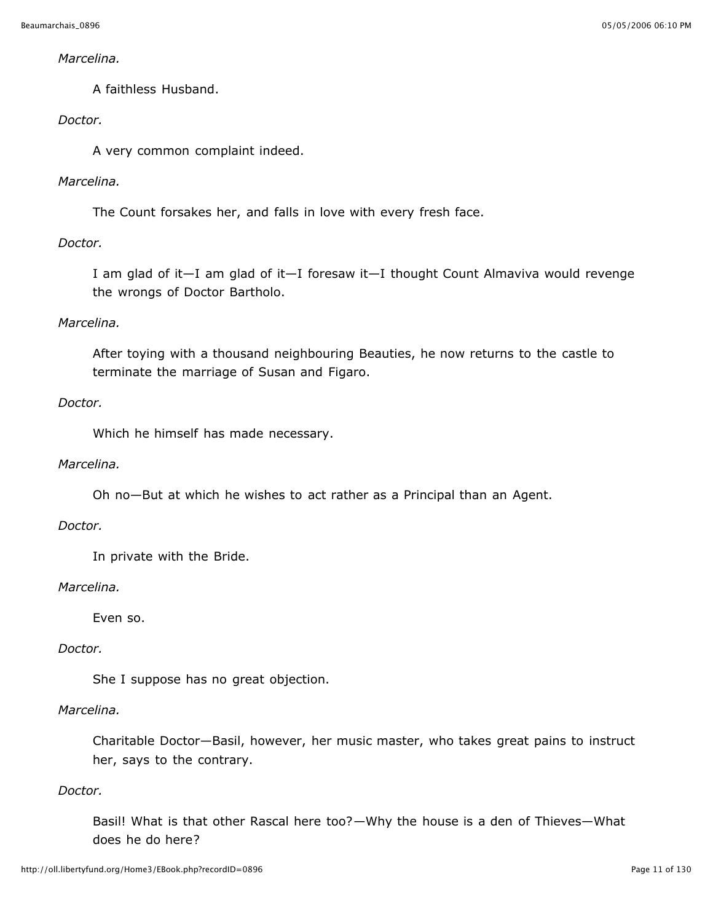*Marcelina.*

A faithless Husband.

*Doctor.*

A very common complaint indeed.

*Marcelina.*

The Count forsakes her, and falls in love with every fresh face.

*Doctor.*

I am glad of it—I am glad of it—I foresaw it—I thought Count Almaviva would revenge the wrongs of Doctor Bartholo.

*Marcelina.*

After toying with a thousand neighbouring Beauties, he now returns to the castle to terminate the marriage of Susan and Figaro.

*Doctor.*

Which he himself has made necessary.

*Marcelina.*

Oh no—But at which he wishes to act rather as a Principal than an Agent.

*Doctor.*

In private with the Bride.

*Marcelina.*

Even so.

*Doctor.*

She I suppose has no great objection.

*Marcelina.*

Charitable Doctor—Basil, however, her music master, who takes great pains to instruct her, says to the contrary.

*Doctor.*

Basil! What is that other Rascal here too?—Why the house is a den of Thieves—What does he do here?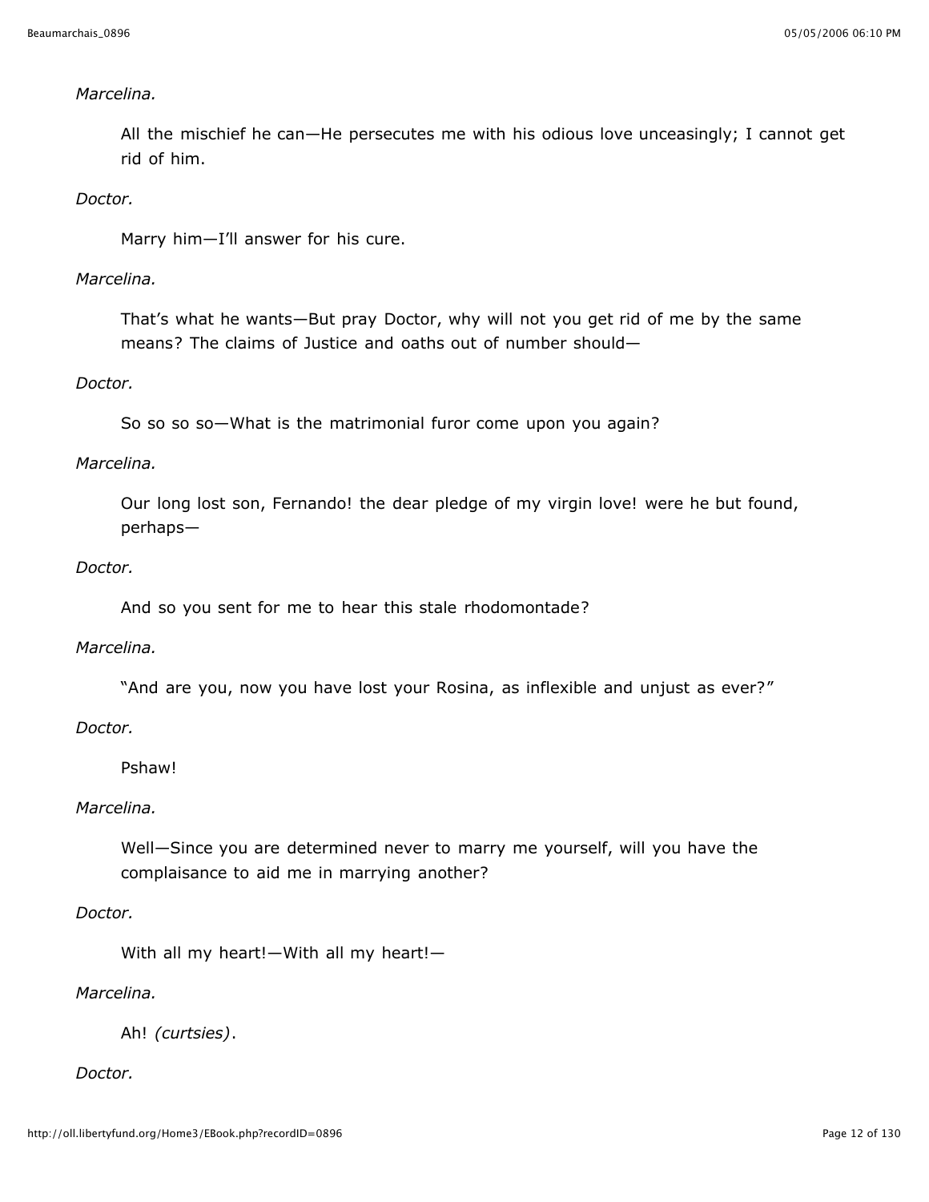*Marcelina.*

All the mischief he can—He persecutes me with his odious love unceasingly; I cannot get rid of him.

*Doctor.*

Marry him—I'll answer for his cure.

*Marcelina.*

That's what he wants—But pray Doctor, why will not you get rid of me by the same means? The claims of Justice and oaths out of number should—

*Doctor.*

So so so so—What is the matrimonial furor come upon you again?

*Marcelina.*

Our long lost son, Fernando! the dear pledge of my virgin love! were he but found, perhaps—

*Doctor.*

And so you sent for me to hear this stale rhodomontade?

*Marcelina.*

"And are you, now you have lost your Rosina, as inflexible and unjust as ever?"

*Doctor.*

Pshaw!

*Marcelina.*

Well—Since you are determined never to marry me yourself, will you have the complaisance to aid me in marrying another?

*Doctor.*

With all my heart!—With all my heart!—

*Marcelina.*

Ah! *(curtsies)*.

*Doctor.*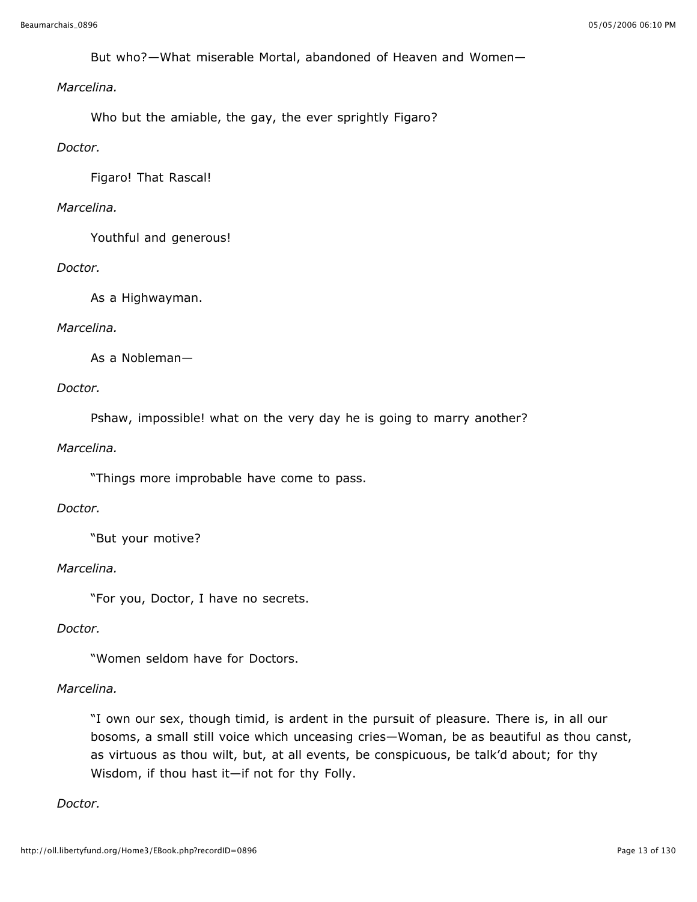But who?—What miserable Mortal, abandoned of Heaven and Women—

*Marcelina.*

Who but the amiable, the gay, the ever sprightly Figaro?

*Doctor.*

Figaro! That Rascal!

*Marcelina.*

Youthful and generous!

*Doctor.*

As a Highwayman.

*Marcelina.*

As a Nobleman—

*Doctor.*

Pshaw, impossible! what on the very day he is going to marry another?

*Marcelina.*

"Things more improbable have come to pass.

*Doctor.*

"But your motive?

*Marcelina.*

"For you, Doctor, I have no secrets.

*Doctor.*

"Women seldom have for Doctors.

*Marcelina.*

"I own our sex, though timid, is ardent in the pursuit of pleasure. There is, in all our bosoms, a small still voice which unceasing cries—Woman, be as beautiful as thou canst, as virtuous as thou wilt, but, at all events, be conspicuous, be talk'd about; for thy Wisdom, if thou hast it—if not for thy Folly.

*Doctor.*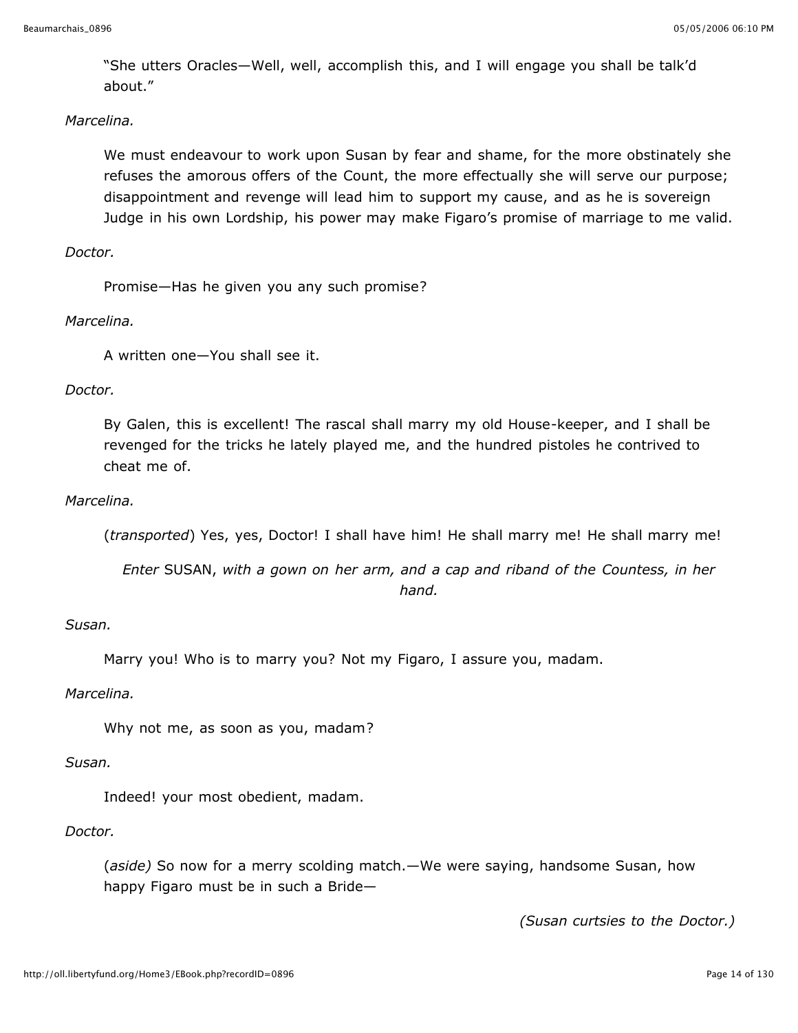"She utters Oracles—Well, well, accomplish this, and I will engage you shall be talk'd about."

*Marcelina.*

We must endeavour to work upon Susan by fear and shame, for the more obstinately she refuses the amorous offers of the Count, the more effectually she will serve our purpose; disappointment and revenge will lead him to support my cause, and as he is sovereign Judge in his own Lordship, his power may make Figaro's promise of marriage to me valid.

*Doctor.*

Promise—Has he given you any such promise?

*Marcelina.*

A written one—You shall see it.

*Doctor.*

By Galen, this is excellent! The rascal shall marry my old House-keeper, and I shall be revenged for the tricks he lately played me, and the hundred pistoles he contrived to cheat me of.

*Marcelina.*

(*transported*) Yes, yes, Doctor! I shall have him! He shall marry me! He shall marry me!

*Enter* SUSAN, *with a gown on her arm, and a cap and riband of the Countess, in her hand.*

*Susan.*

Marry you! Who is to marry you? Not my Figaro, I assure you, madam.

*Marcelina.*

Why not me, as soon as you, madam?

*Susan.*

Indeed! your most obedient, madam.

*Doctor.*

(*aside*) So now for a merry scolding match.—We were saying, handsome Susan, how happy Figaro must be in such a Bride—

*(Susan curtsies to the Doctor.)*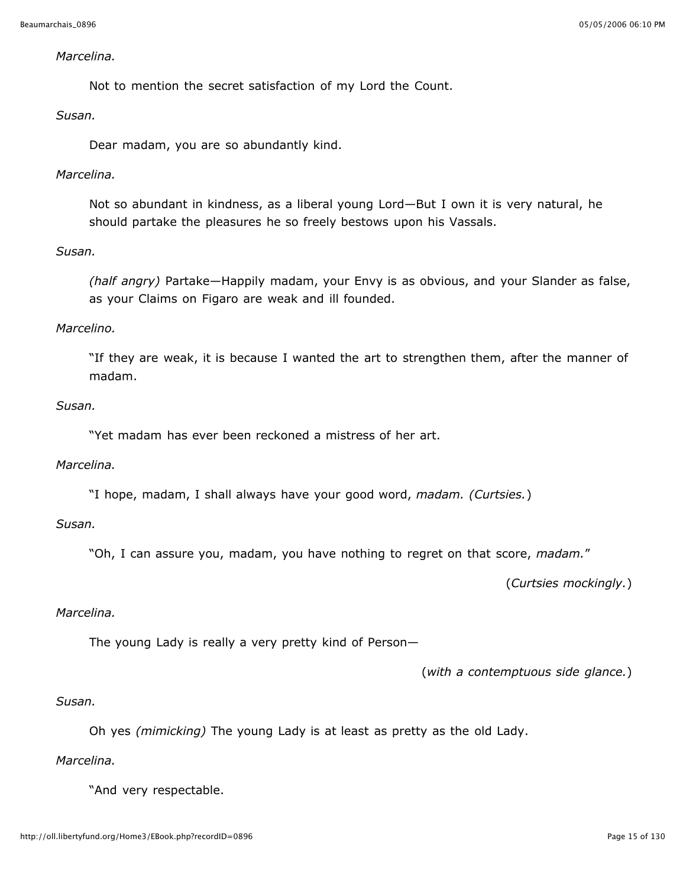*Marcelina.*

Not to mention the secret satisfaction of my Lord the Count.

*Susan.*

Dear madam, you are so abundantly kind.

*Marcelina.*

Not so abundant in kindness, as a liberal young Lord—But I own it is very natural, he should partake the pleasures he so freely bestows upon his Vassals.

*Susan.*

*(half angry)* Partake—Happily madam, your Envy is as obvious, and your Slander as false, as your Claims on Figaro are weak and ill founded.

*Marcelino.*

"If they are weak, it is because I wanted the art to strengthen them, after the manner of madam.

*Susan.*

"Yet madam has ever been reckoned a mistress of her art.

*Marcelina.*

"I hope, madam, I shall always have your good word, *madam. (Curtsies.*)

*Susan.*

"Oh, I can assure you, madam, you have nothing to regret on that score, *madam.*"

(*Curtsies mockingly.*)

*Marcelina.*

The young Lady is really a very pretty kind of Person—

(*with a contemptuous side glance.*)

*Susan.*

Oh yes *(mimicking)* The young Lady is at least as pretty as the old Lady.

*Marcelina.*

"And very respectable.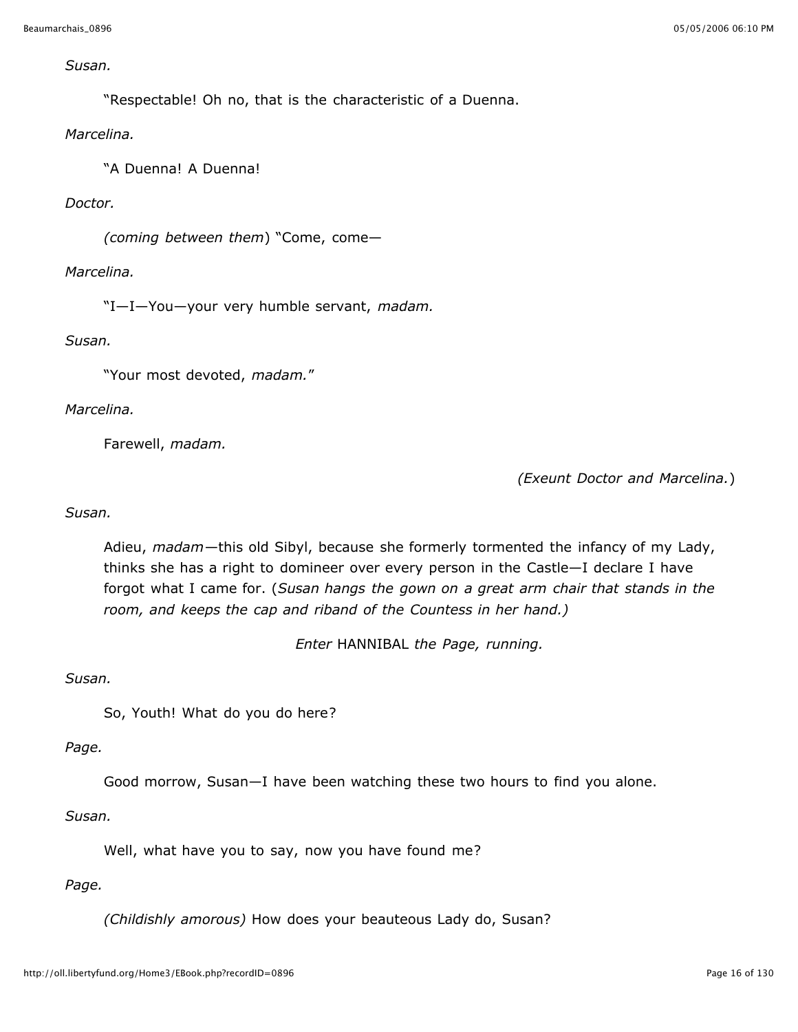*Susan.*

“Respectable! Oh no, that is the characteristic of a Duenna.

*Marcelina.*

“A Duenna! A Duenna!

*Doctor.*

*(coming between them*) “Come, come—

*Marcelina.*

“I—I—You—your very humble servant, *madam.*

*Susan.*

“Your most devoted, *madam.*”

*Marcelina.*

Farewell, *madam.*

*(Exeunt Doctor and Marcelina.*)

*Susan.*

Adieu, *madam*—this old Sibyl, because she formerly tormented the infancy of my Lady, thinks she has a right to domineer over every person in the Castle—I declare I have forgot what I came for. (*Susan hangs the gown on a great arm chair that stands in the room, and keeps the cap and riband of the Countess in her hand.)*

*Enter* HANNIBAL *the Page, running.*

*Susan.*

So, Youth! What do you do here?

*Page.*

Good morrow, Susan—I have been watching these two hours to find you alone.

*Susan.*

Well, what have you to say, now you have found me?

*Page.*

*(Childishly amorous)* How does your beauteous Lady do, Susan?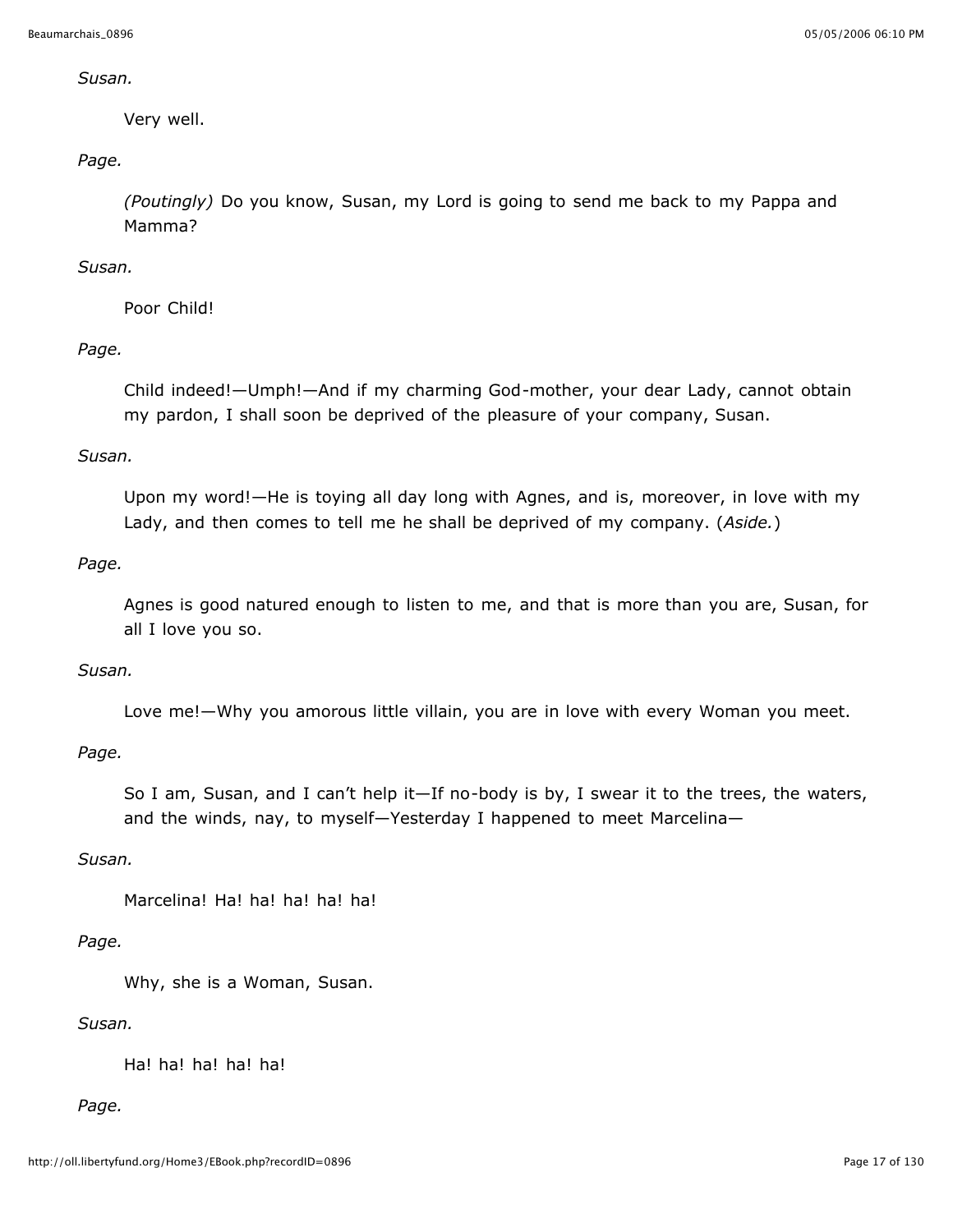*Susan.*

Very well.

*Page.*

*(Poutingly)* Do you know, Susan, my Lord is going to send me back to my Pappa and Mamma?

*Susan.*

Poor Child!

*Page.*

Child indeed!—Umph!—And if my charming God-mother, your dear Lady, cannot obtain my pardon, I shall soon be deprived of the pleasure of your company, Susan.

*Susan.*

Upon my word!—He is toying all day long with Agnes, and is, moreover, in love with my Lady, and then comes to tell me he shall be deprived of my company. (*Aside.*)

*Page.*

Agnes is good natured enough to listen to me, and that is more than you are, Susan, for all I love you so.

*Susan.*

Love me!—Why you amorous little villain, you are in love with every Woman you meet.

*Page.*

So I am, Susan, and I can't help it—If no-body is by, I swear it to the trees, the waters, and the winds, nay, to myself—Yesterday I happened to meet Marcelina—

*Susan.*

Marcelina! Ha! ha! ha! ha! ha!

*Page.*

Why, she is a Woman, Susan.

*Susan.*

Ha! ha! ha! ha! ha!

*Page.*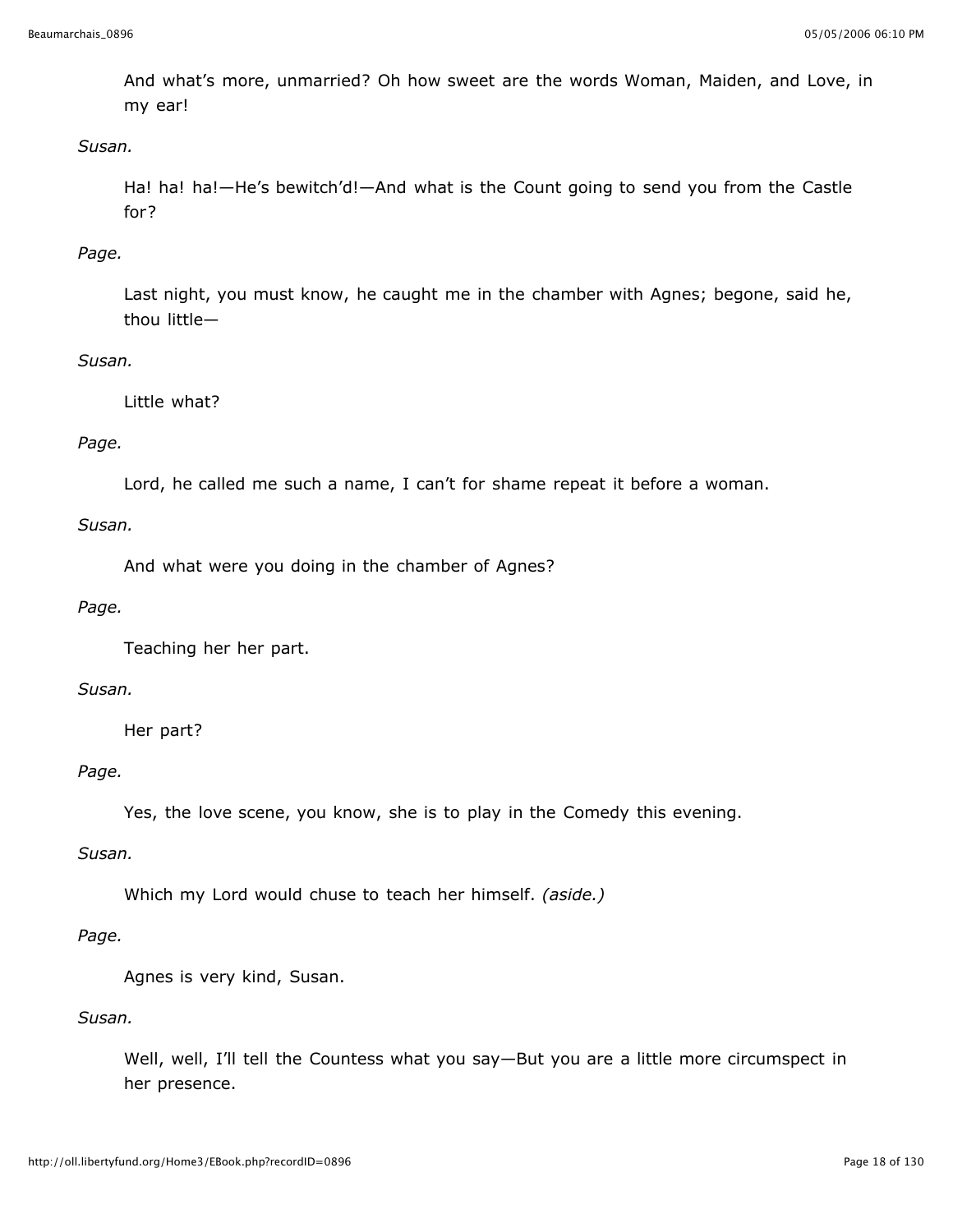And what's more, unmarried? Oh how sweet are the words Woman, Maiden, and Love, in my ear!

*Susan.*

Ha! ha! ha!—He's bewitch'd!—And what is the Count going to send you from the Castle for?

*Page.*

Last night, you must know, he caught me in the chamber with Agnes; begone, said he, thou little—

*Susan.*

Little what?

*Page.*

Lord, he called me such a name, I can't for shame repeat it before a woman.

*Susan.*

And what were you doing in the chamber of Agnes?

*Page.*

Teaching her her part.

*Susan.*

Her part?

*Page.*

Yes, the love scene, you know, she is to play in the Comedy this evening.

*Susan.*

Which my Lord would chuse to teach her himself. *(aside.)*

*Page.*

Agnes is very kind, Susan.

*Susan.*

Well, well, I'll tell the Countess what you say—But you are a little more circumspect in her presence.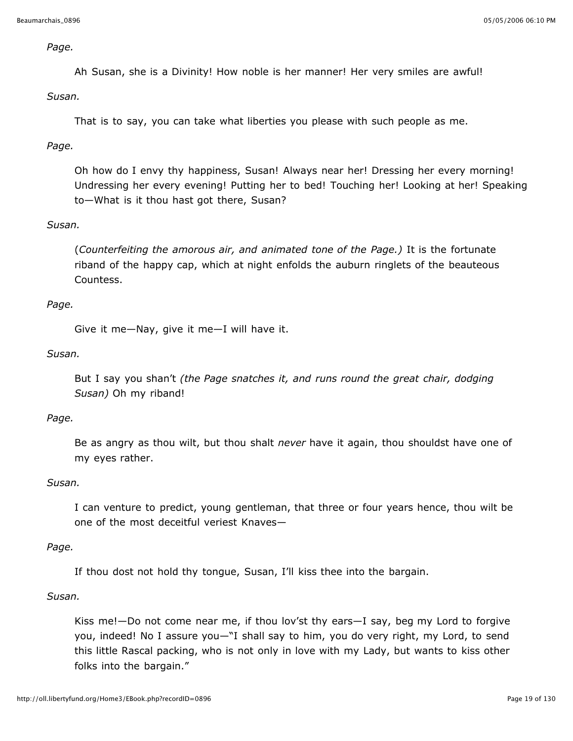*Page.*

Ah Susan, she is a Divinity! How noble is her manner! Her very smiles are awful!

*Susan.*

That is to say, you can take what liberties you please with such people as me.

*Page.*

Oh how do I envy thy happiness, Susan! Always near her! Dressing her every morning! Undressing her every evening! Putting her to bed! Touching her! Looking at her! Speaking to—What is it thou hast got there, Susan?

*Susan.*

(*Counterfeiting the amorous air, and animated tone of the Page.)* It is the fortunate riband of the happy cap, which at night enfolds the auburn ringlets of the beauteous Countess.

*Page.*

Give it me—Nay, give it me—I will have it.

*Susan.*

But I say you shan't *(the Page snatches it, and runs round the great chair, dodging Susan)* Oh my riband!

*Page.*

Be as angry as thou wilt, but thou shalt *never* have it again, thou shouldst have one of my eyes rather.

*Susan.*

I can venture to predict, young gentleman, that three or four years hence, thou wilt be one of the most deceitful veriest Knaves—

*Page.*

If thou dost not hold thy tongue, Susan, I'll kiss thee into the bargain.

*Susan.*

Kiss me!—Do not come near me, if thou lov'st thy ears—I say, beg my Lord to forgive you, indeed! No I assure you—"I shall say to him, you do very right, my Lord, to send this little Rascal packing, who is not only in love with my Lady, but wants to kiss other folks into the bargain."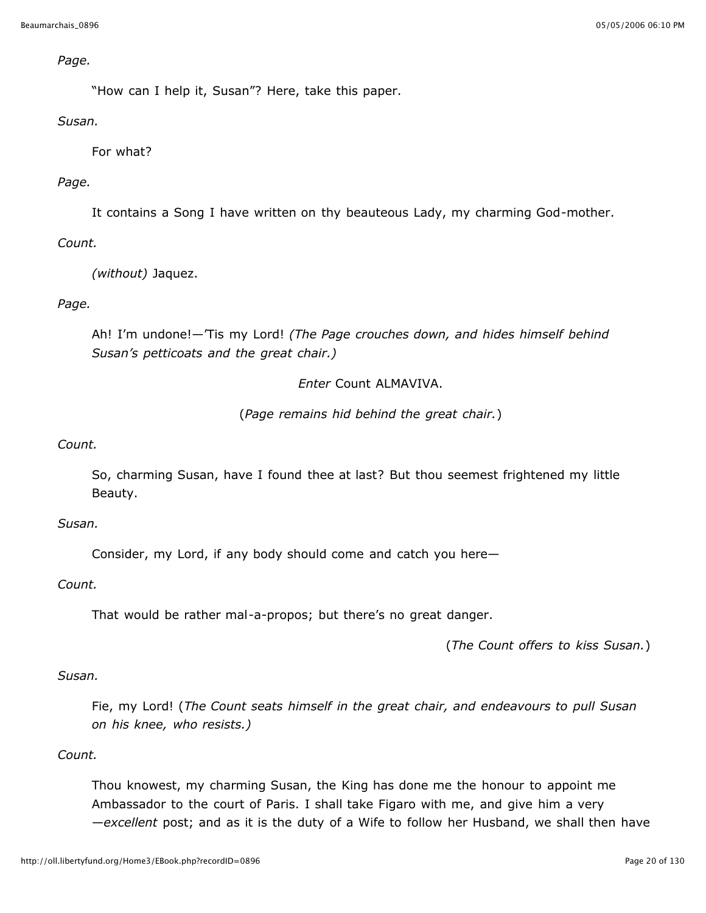*Page.*

"How can I help it, Susan"? Here, take this paper.

*Susan.*

For what?

*Page.*

It contains a Song I have written on thy beauteous Lady, my charming God-mother.

*Count.*

*(without)* Jaquez.

*Page.*

Ah! I'm undone!—'Tis my Lord! *(The Page crouches down, and hides himself behind Susan's petticoats and the great chair.)*

*Enter* Count ALMAVIVA.

(*Page remains hid behind the great chair.*)

*Count.*

So, charming Susan, have I found thee at last? But thou seemest frightened my little Beauty.

*Susan.*

Consider, my Lord, if any body should come and catch you here—

*Count.*

That would be rather mal-a-propos; but there's no great danger.

(*The Count offers to kiss Susan.*)

*Susan.*

Fie, my Lord! (*The Count seats himself in the great chair, and endeavours to pull Susan on his knee, who resists.)*

*Count.*

Thou knowest, my charming Susan, the King has done me the honour to appoint me Ambassador to the court of Paris. I shall take Figaro with me, and give him a very —*excellent* post; and as it is the duty of a Wife to follow her Husband, we shall then have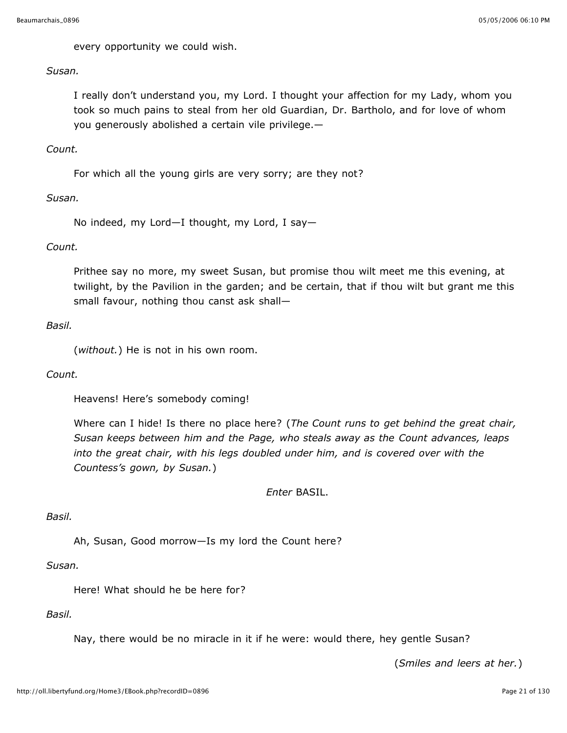every opportunity we could wish.

*Susan.*

I really don't understand you, my Lord. I thought your affection for my Lady, whom you took so much pains to steal from her old Guardian, Dr. Bartholo, and for love of whom you generously abolished a certain vile privilege.—

*Count.*

For which all the young girls are very sorry; are they not?

*Susan.*

No indeed, my Lord—I thought, my Lord, I say—

*Count.*

Prithee say no more, my sweet Susan, but promise thou wilt meet me this evening, at twilight, by the Pavilion in the garden; and be certain, that if thou wilt but grant me this small favour, nothing thou canst ask shall—

*Basil.*

(*without.*) He is not in his own room.

*Count.*

Heavens! Here's somebody coming!

Where can I hide! Is there no place here? (*The Count runs to get behind the great chair, Susan keeps between him and the Page, who steals away as the Count advances, leaps into the great chair, with his legs doubled under him, and is covered over with the Countess's gown, by Susan.*)

*Enter* BASIL.

*Basil.*

Ah, Susan, Good morrow—Is my lord the Count here?

*Susan.*

Here! What should he be here for?

*Basil.*

Nay, there would be no miracle in it if he were: would there, hey gentle Susan?

(*Smiles and leers at her.*)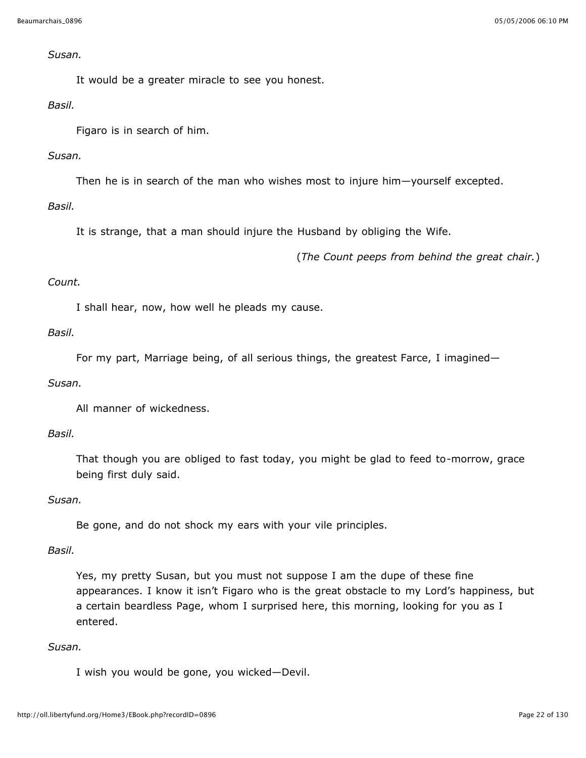*Susan.*

It would be a greater miracle to see you honest.

*Basil.*

Figaro is in search of him.

*Susan.*

Then he is in search of the man who wishes most to injure him—yourself excepted.

*Basil.*

It is strange, that a man should injure the Husband by obliging the Wife.

(*The Count peeps from behind the great chair.*)

*Count.*

I shall hear, now, how well he pleads my cause.

*Basil.*

For my part, Marriage being, of all serious things, the greatest Farce, I imagined—

*Susan.*

All manner of wickedness.

*Basil.*

That though you are obliged to fast today, you might be glad to feed to-morrow, grace being first duly said.

*Susan.*

Be gone, and do not shock my ears with your vile principles.

*Basil.*

Yes, my pretty Susan, but you must not suppose I am the dupe of these fine appearances. I know it isn't Figaro who is the great obstacle to my Lord's happiness, but a certain beardless Page, whom I surprised here, this morning, looking for you as I entered.

*Susan.*

I wish you would be gone, you wicked—Devil.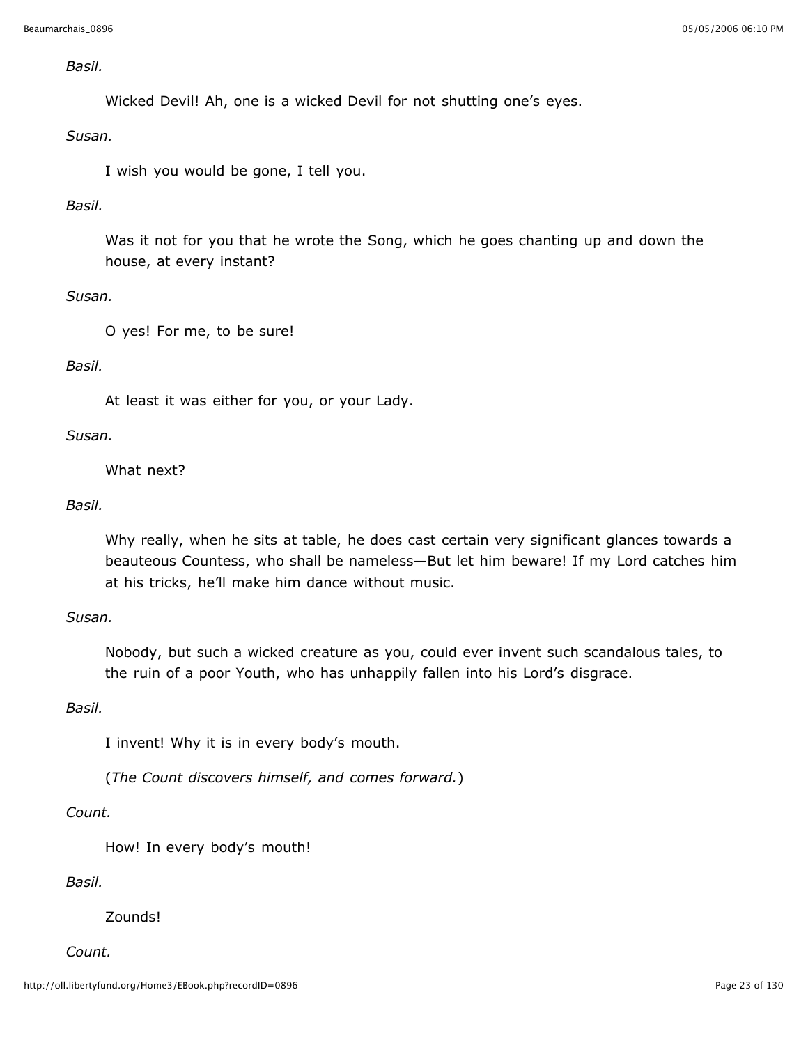*Basil.*

Wicked Devil! Ah, one is a wicked Devil for not shutting one's eyes.

*Susan.*

I wish you would be gone, I tell you.

*Basil.*

Was it not for you that he wrote the Song, which he goes chanting up and down the house, at every instant?

*Susan.*

O yes! For me, to be sure!

*Basil.*

At least it was either for you, or your Lady.

*Susan.*

What next?

*Basil.*

Why really, when he sits at table, he does cast certain very significant glances towards a beauteous Countess, who shall be nameless—But let him beware! If my Lord catches him at his tricks, he'll make him dance without music.

*Susan.*

Nobody, but such a wicked creature as you, could ever invent such scandalous tales, to the ruin of a poor Youth, who has unhappily fallen into his Lord's disgrace.

*Basil.*

I invent! Why it is in every body's mouth.

(*The Count discovers himself, and comes forward.*)

*Count.*

How! In every body's mouth!

*Basil.*

Zounds!

*Count.*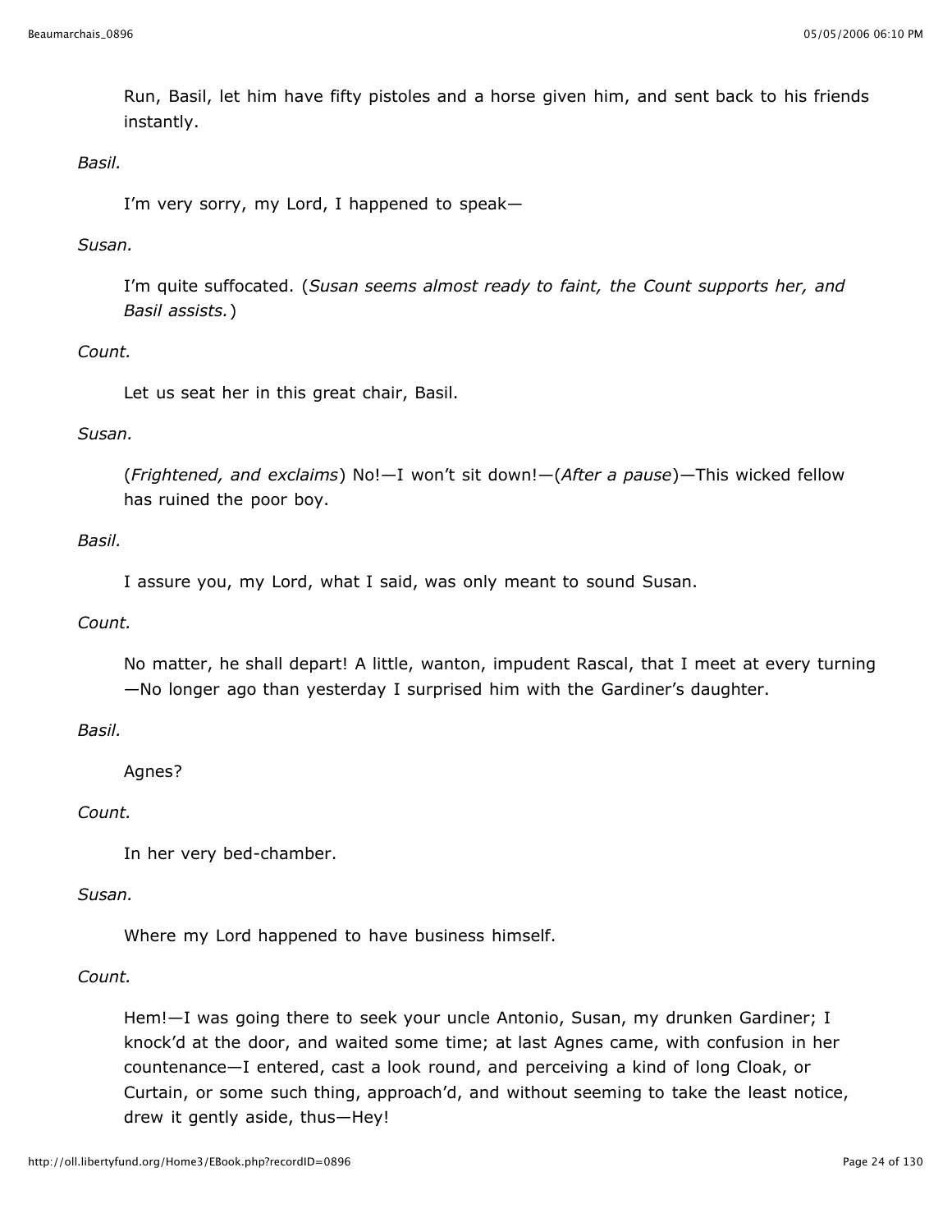Run, Basil, let him have fifty pistoles and a horse given him, and sent back to his friends instantly.

*Basil.*

I'm very sorry, my Lord, I happened to speak—

*Susan.*

I'm quite suffocated. (*Susan seems almost ready to faint, the Count supports her, and Basil assists.*)

*Count.*

Let us seat her in this great chair, Basil.

*Susan.*

(*Frightened, and exclaims*) No!—I won't sit down!—(*After a pause*)—This wicked fellow has ruined the poor boy.

*Basil.*

I assure you, my Lord, what I said, was only meant to sound Susan.

*Count.*

No matter, he shall depart! A little, wanton, impudent Rascal, that I meet at every turning —No longer ago than yesterday I surprised him with the Gardiner's daughter.

*Basil.*

Agnes?

*Count.*

In her very bed-chamber.

*Susan.*

Where my Lord happened to have business himself.

*Count.*

Hem!—I was going there to seek your uncle Antonio, Susan, my drunken Gardiner; I knock'd at the door, and waited some time; at last Agnes came, with confusion in her countenance—I entered, cast a look round, and perceiving a kind of long Cloak, or Curtain, or some such thing, approach'd, and without seeming to take the least notice, drew it gently aside, thus—Hey!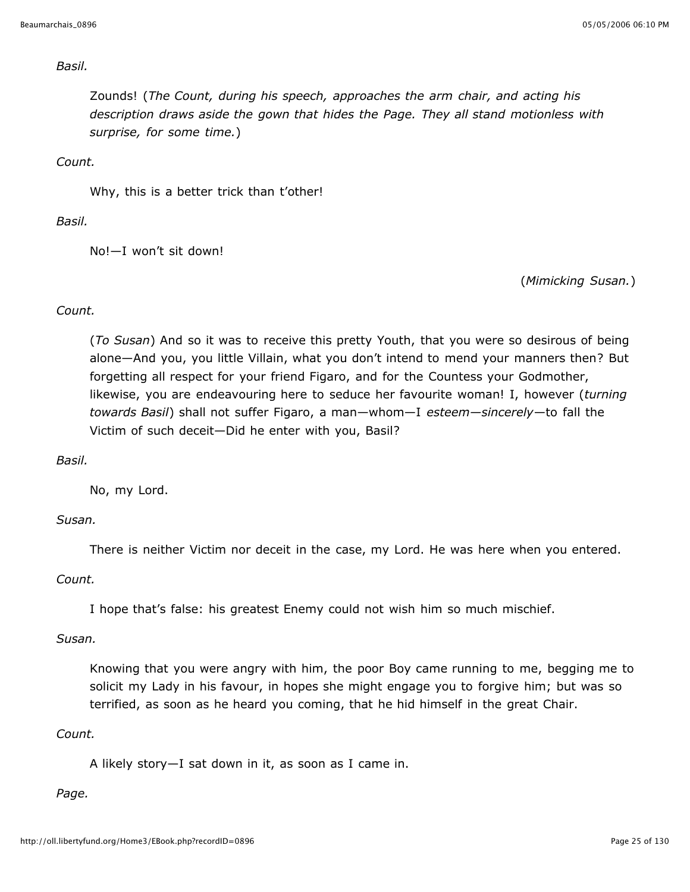*Basil.*

Zounds! (*The Count, during his speech, approaches the arm chair, and acting his description draws aside the gown that hides the Page. They all stand motionless with surprise, for some time.*)

*Count.*

Why, this is a better trick than t'other!

*Basil.*

No!—I won't sit down!

(*Mimicking Susan.*)

*Count.*

(*To Susan*) And so it was to receive this pretty Youth, that you were so desirous of being alone—And you, you little Villain, what you don't intend to mend your manners then? But forgetting all respect for your friend Figaro, and for the Countess your Godmother, likewise, you are endeavouring here to seduce her favourite woman! I, however (*turning towards Basil*) shall not suffer Figaro, a man—whom—I *esteem—sincerely*—to fall the Victim of such deceit—Did he enter with you, Basil?

*Basil.*

No, my Lord.

*Susan.*

There is neither Victim nor deceit in the case, my Lord. He was here when you entered.

*Count.*

I hope that's false: his greatest Enemy could not wish him so much mischief.

*Susan.*

Knowing that you were angry with him, the poor Boy came running to me, begging me to solicit my Lady in his favour, in hopes she might engage you to forgive him; but was so terrified, as soon as he heard you coming, that he hid himself in the great Chair.

*Count.*

A likely story—I sat down in it, as soon as I came in.

*Page.*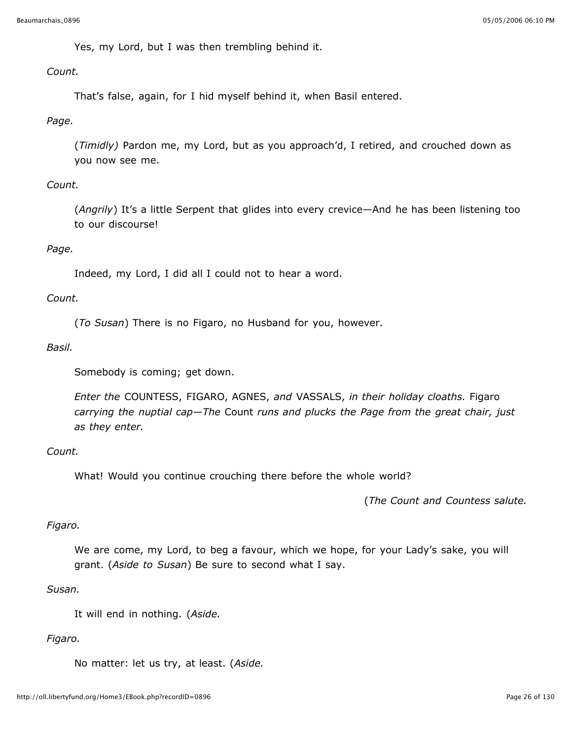Yes, my Lord, but I was then trembling behind it.

*Count.*

That’s false, again, for I hid myself behind it, when Basil entered.

*Page.*

(*Timidly)* Pardon me, my Lord, but as you approach’d, I retired, and crouched down as you now see me.

*Count.*

(*Angrily*) It’s a little Serpent that glides into every crevice—And he has been listening too to our discourse!

*Page.*

Indeed, my Lord, I did all I could not to hear a word.

*Count.*

(*To Susan*) There is no Figaro, no Husband for you, however.

*Basil.*

Somebody is coming; get down.

*Enter the* COUNTESS, FIGARO, AGNES, *and* VASSALS, *in their holiday cloaths.* Figaro *carrying the nuptial cap—The* Count *runs and plucks the Page from the great chair, just as they enter.*

*Count.*

What! Would you continue crouching there before the whole world?

(*The Count and Countess salute.*

*Figaro.*

We are come, my Lord, to beg a favour, which we hope, for your Lady’s sake, you will grant. (*Aside to Susan*) Be sure to second what I say.

*Susan.*

It will end in nothing. (*Aside.*

*Figaro.*

No matter: let us try, at least. (*Aside.*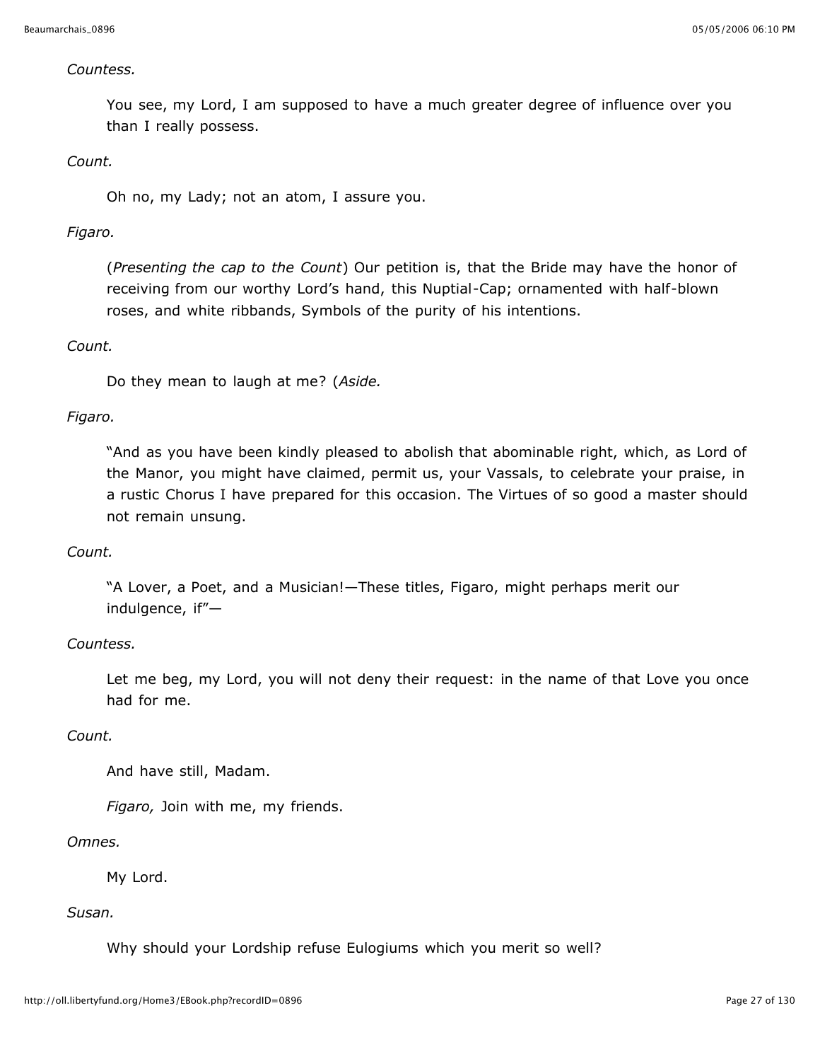*Countess.*

You see, my Lord, I am supposed to have a much greater degree of influence over you than I really possess.

*Count.*

Oh no, my Lady; not an atom, I assure you.

*Figaro.*

(*Presenting the cap to the Count*) Our petition is, that the Bride may have the honor of receiving from our worthy Lord's hand, this Nuptial-Cap; ornamented with half-blown roses, and white ribbands, Symbols of the purity of his intentions.

*Count.*

Do they mean to laugh at me? (*Aside.*

*Figaro.*

"And as you have been kindly pleased to abolish that abominable right, which, as Lord of the Manor, you might have claimed, permit us, your Vassals, to celebrate your praise, in a rustic Chorus I have prepared for this occasion. The Virtues of so good a master should not remain unsung.

*Count.*

"A Lover, a Poet, and a Musician!—These titles, Figaro, might perhaps merit our indulgence, if"—

*Countess.*

Let me beg, my Lord, you will not deny their request: in the name of that Love you once had for me.

*Count.*

And have still, Madam.

*Figaro,* Join with me, my friends.

*Omnes.*

My Lord.

*Susan.*

Why should your Lordship refuse Eulogiums which you merit so well?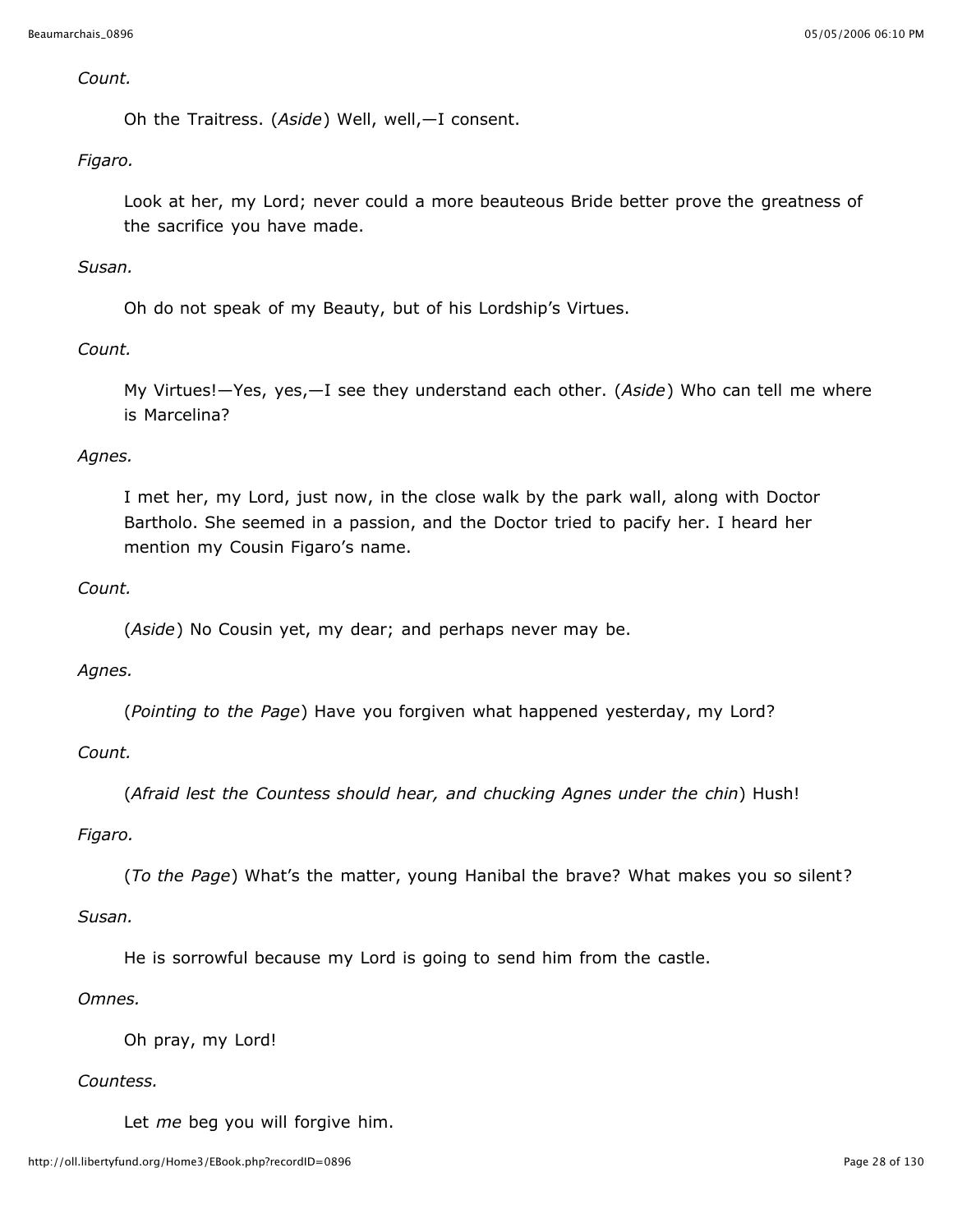*Count.*

Oh the Traitress. (*Aside*) Well, well,—I consent.

*Figaro.*

Look at her, my Lord; never could a more beauteous Bride better prove the greatness of the sacrifice you have made.

*Susan.*

Oh do not speak of my Beauty, but of his Lordship's Virtues.

*Count.*

My Virtues!—Yes, yes,—I see they understand each other. (*Aside*) Who can tell me where is Marcelina?

*Agnes.*

I met her, my Lord, just now, in the close walk by the park wall, along with Doctor Bartholo. She seemed in a passion, and the Doctor tried to pacify her. I heard her mention my Cousin Figaro's name.

*Count.*

(*Aside*) No Cousin yet, my dear; and perhaps never may be.

*Agnes.*

(*Pointing to the Page*) Have you forgiven what happened yesterday, my Lord?

*Count.*

(*Afraid lest the Countess should hear, and chucking Agnes under the chin*) Hush!

*Figaro.*

(*To the Page*) What's the matter, young Hanibal the brave? What makes you so silent?

*Susan.*

He is sorrowful because my Lord is going to send him from the castle.

*Omnes.*

Oh pray, my Lord!

*Countess.*

Let *me* beg you will forgive him.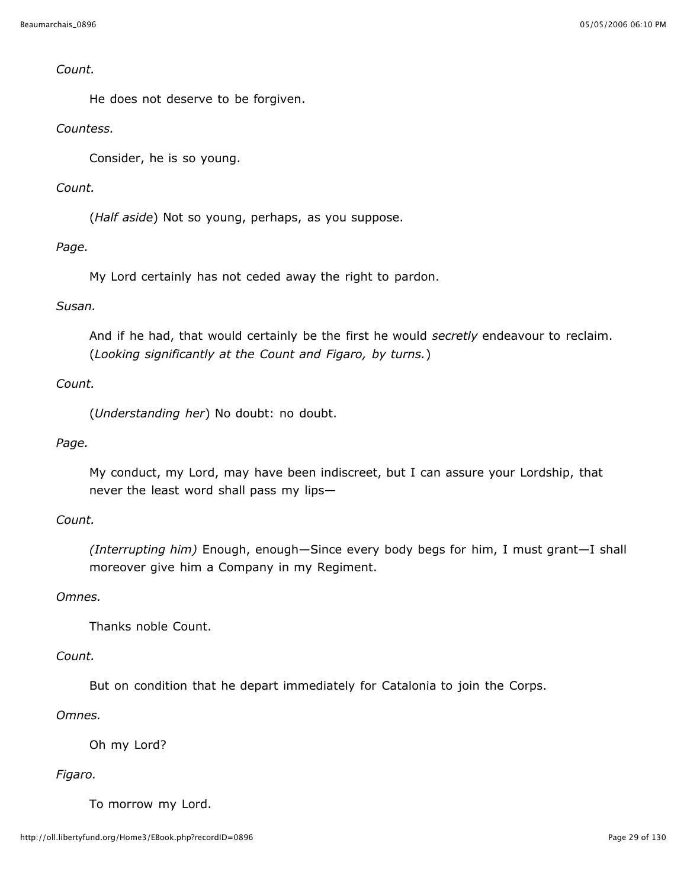*Count.*

He does not deserve to be forgiven.

*Countess.*

Consider, he is so young.

*Count.*

(*Half aside*) Not so young, perhaps, as you suppose.

*Page.*

My Lord certainly has not ceded away the right to pardon.

*Susan.*

And if he had, that would certainly be the first he would *secretly* endeavour to reclaim. (*Looking significantly at the Count and Figaro, by turns.*)

*Count.*

(*Understanding her*) No doubt: no doubt.

*Page.*

My conduct, my Lord, may have been indiscreet, but I can assure your Lordship, that never the least word shall pass my lips—

*Count.*

*(Interrupting him)* Enough, enough—Since every body begs for him, I must grant—I shall moreover give him a Company in my Regiment.

*Omnes.*

Thanks noble Count.

*Count.*

But on condition that he depart immediately for Catalonia to join the Corps.

*Omnes.*

Oh my Lord?

*Figaro.*

To morrow my Lord.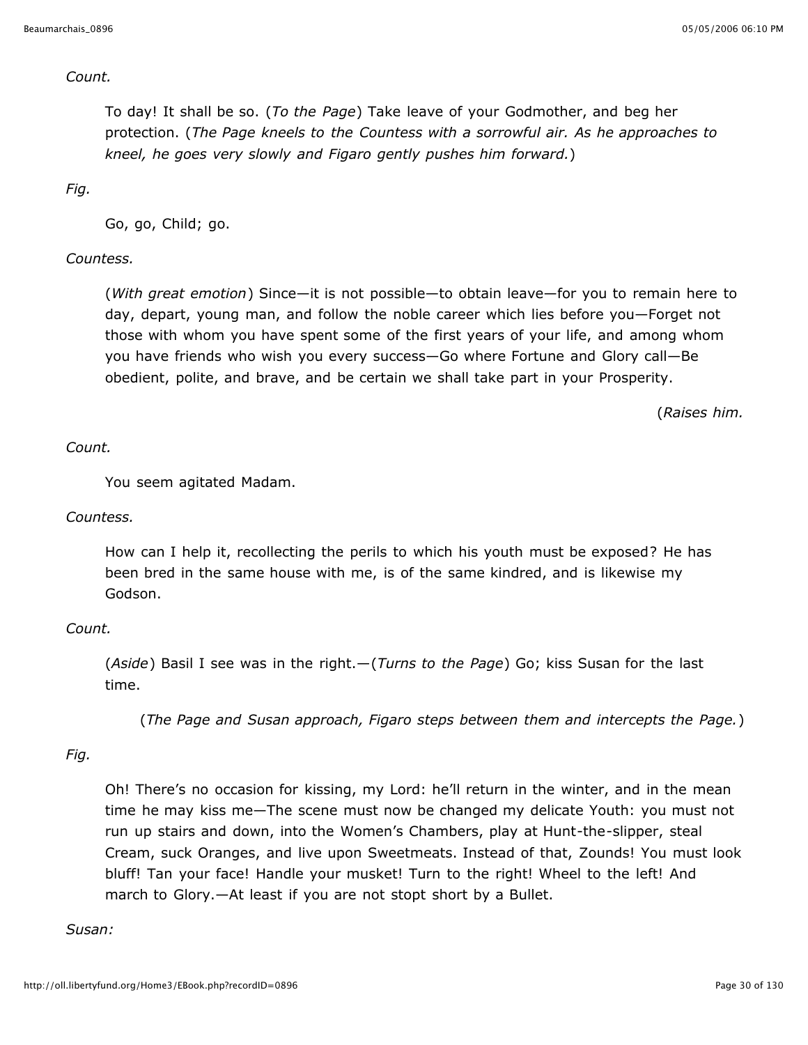*Count.*

To day! It shall be so. (*To the Page*) Take leave of your Godmother, and beg her protection. (*The Page kneels to the Countess with a sorrowful air. As he approaches to kneel, he goes very slowly and Figaro gently pushes him forward.*)

*Fig.*

Go, go, Child; go.

*Countess.*

(*With great emotion*) Since—it is not possible—to obtain leave—for you to remain here to day, depart, young man, and follow the noble career which lies before you—Forget not those with whom you have spent some of the first years of your life, and among whom you have friends who wish you every success—Go where Fortune and Glory call—Be obedient, polite, and brave, and be certain we shall take part in your Prosperity.

(*Raises him.*

*Count.*

You seem agitated Madam.

*Countess.*

How can I help it, recollecting the perils to which his youth must be exposed? He has been bred in the same house with me, is of the same kindred, and is likewise my Godson.

*Count.*

(*Aside*) Basil I see was in the right.—(*Turns to the Page*) Go; kiss Susan for the last time.

(*The Page and Susan approach, Figaro steps between them and intercepts the Page.*)

*Fig.*

Oh! There's no occasion for kissing, my Lord: he'll return in the winter, and in the mean time he may kiss me—The scene must now be changed my delicate Youth: you must not run up stairs and down, into the Women's Chambers, play at Hunt-the-slipper, steal Cream, suck Oranges, and live upon Sweetmeats. Instead of that, Zounds! You must look bluff! Tan your face! Handle your musket! Turn to the right! Wheel to the left! And march to Glory.—At least if you are not stopt short by a Bullet.

*Susan:*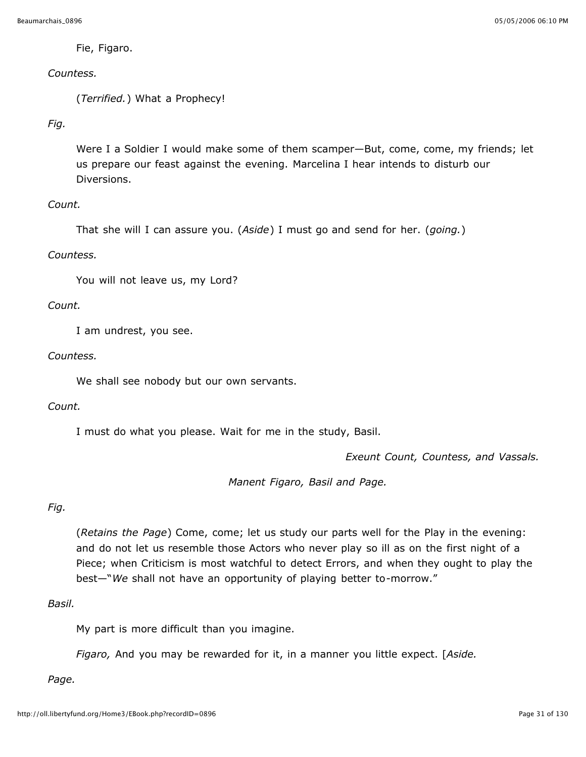Fie, Figaro.

*Countess.*

(*Terrified.*) What a Prophecy!

*Fig.*

Were I a Soldier I would make some of them scamper—But, come, come, my friends; let us prepare our feast against the evening. Marcelina I hear intends to disturb our Diversions.

*Count.*

That she will I can assure you. (*Aside*) I must go and send for her. (*going.*)

*Countess.*

You will not leave us, my Lord?

*Count.*

I am undrest, you see.

*Countess.*

We shall see nobody but our own servants.

*Count.*

I must do what you please. Wait for me in the study, Basil.

*Exeunt Count, Countess, and Vassals.*

*Manent Figaro, Basil and Page.*

*Fig.*

(*Retains the Page*) Come, come; let us study our parts well for the Play in the evening: and do not let us resemble those Actors who never play so ill as on the first night of a Piece; when Criticism is most watchful to detect Errors, and when they ought to play the best—"*We* shall not have an opportunity of playing better to-morrow."

*Basil.*

My part is more difficult than you imagine.

*Figaro,* And you may be rewarded for it, in a manner you little expect. [*Aside.*

*Page.*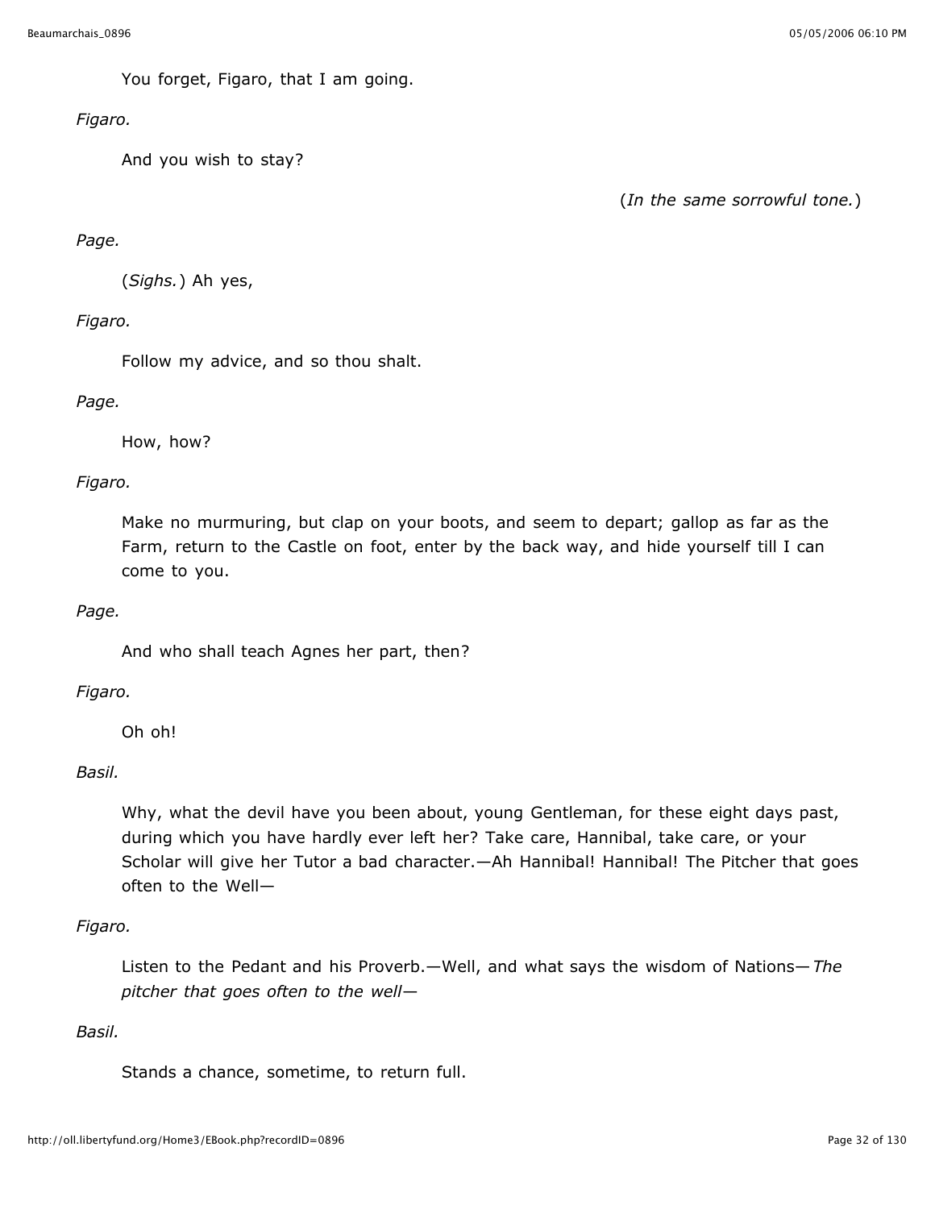You forget, Figaro, that I am going.

*Figaro.*

And you wish to stay?

(*In the same sorrowful tone.*)

*Page.*

(*Sighs.*) Ah yes,

*Figaro.*

Follow my advice, and so thou shalt.

*Page.*

How, how?

*Figaro.*

Make no murmuring, but clap on your boots, and seem to depart; gallop as far as the Farm, return to the Castle on foot, enter by the back way, and hide yourself till I can come to you.

*Page.*

And who shall teach Agnes her part, then?

*Figaro.*

Oh oh!

*Basil.*

Why, what the devil have you been about, young Gentleman, for these eight days past, during which you have hardly ever left her? Take care, Hannibal, take care, or your Scholar will give her Tutor a bad character.—Ah Hannibal! Hannibal! The Pitcher that goes often to the Well—

*Figaro.*

Listen to the Pedant and his Proverb.—Well, and what says the wisdom of Nations—*The pitcher that goes often to the well—*

*Basil.*

Stands a chance, sometime, to return full.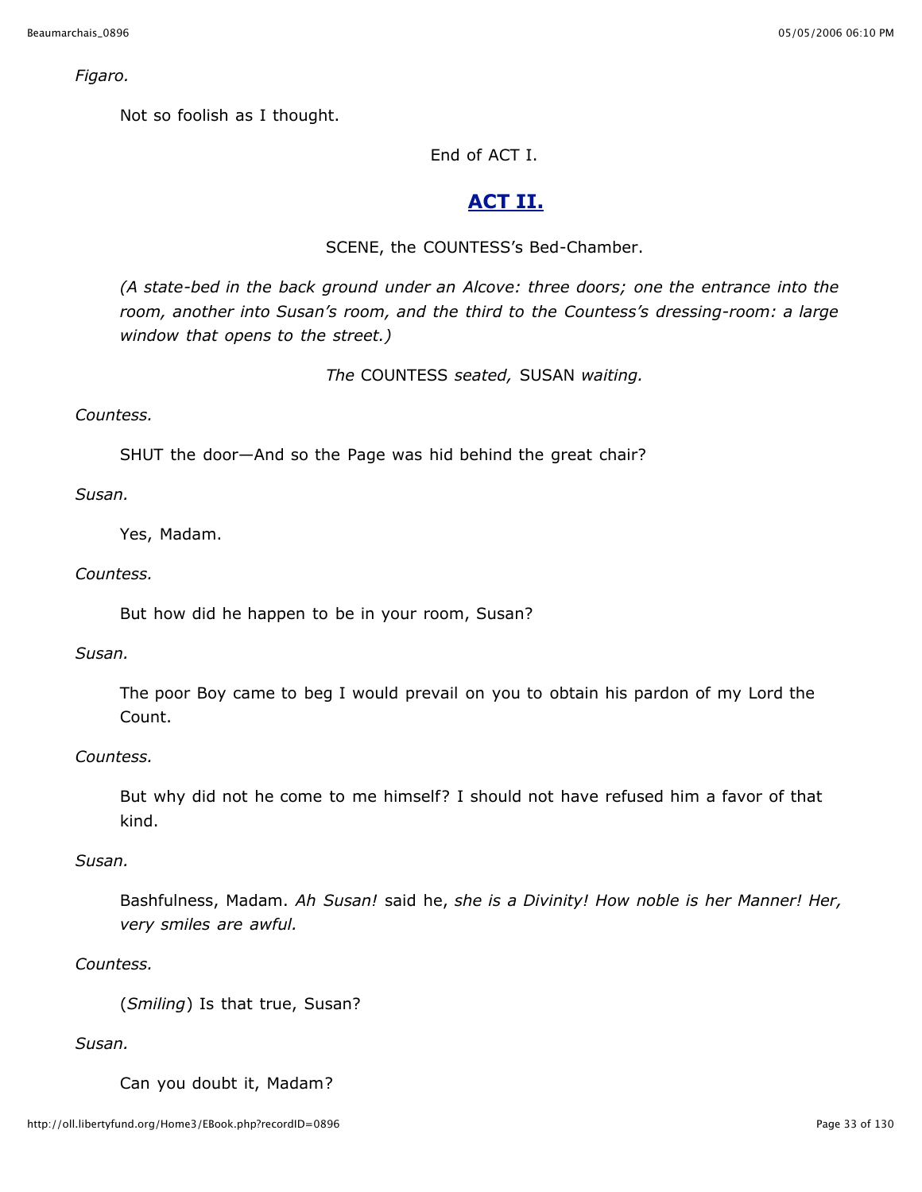*Figaro.*

Not so foolish as I thought.

End of ACT I.

## ACT II.

SCENE, the COUNTESS's Bed-Chamber.

*(A state-bed in the back ground under an Alcove: three doors; one the entrance into the room, another into Susan's room, and the third to the Countess's dressing-room: a large window that opens to the street.)*

*The* COUNTESS *seated,* SUSAN *waiting.*

*Countess.*

SHUT the door—And so the Page was hid behind the great chair?

*Susan.*

Yes, Madam.

*Countess.*

But how did he happen to be in your room, Susan?

*Susan.*

The poor Boy came to beg I would prevail on you to obtain his pardon of my Lord the Count.

*Countess.*

But why did not he come to me himself? I should not have refused him a favor of that kind.

*Susan.*

Bashfulness, Madam. *Ah Susan!* said he, *she is a Divinity! How noble is her Manner! Her, very smiles are awful.*

*Countess.*

(*Smiling*) Is that true, Susan?

*Susan.*

Can you doubt it, Madam?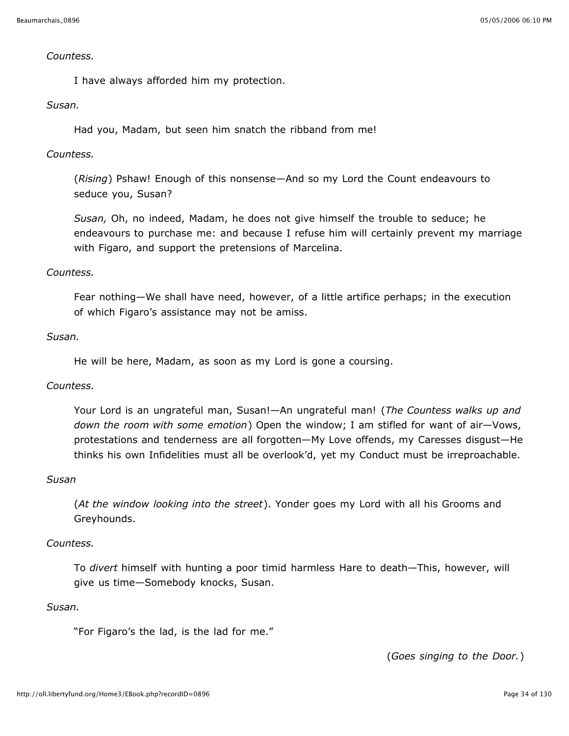*Countess.*

I have always afforded him my protection.

*Susan.*

Had you, Madam, but seen him snatch the ribband from me!

*Countess.*

(*Rising*) Pshaw! Enough of this nonsense—And so my Lord the Count endeavours to seduce you, Susan?

*Susan,* Oh, no indeed, Madam, he does not give himself the trouble to seduce; he endeavours to purchase me: and because I refuse him will certainly prevent my marriage with Figaro, and support the pretensions of Marcelina.

*Countess.*

Fear nothing—We shall have need, however, of a little artifice perhaps; in the execution of which Figaro's assistance may not be amiss.

*Susan.*

He will be here, Madam, as soon as my Lord is gone a coursing.

*Countess.*

Your Lord is an ungrateful man, Susan!—An ungrateful man! (*The Countess walks up and down the room with some emotion*) Open the window; I am stifled for want of air—Vows, protestations and tenderness are all forgotten—My Love offends, my Caresses disgust—He thinks his own Infidelities must all be overlook'd, yet my Conduct must be irreproachable.

*Susan*

(*At the window looking into the street*). Yonder goes my Lord with all his Grooms and Greyhounds.

*Countess.*

To *divert* himself with hunting a poor timid harmless Hare to death—This, however, will give us time—Somebody knocks, Susan.

*Susan.*

"For Figaro's the lad, is the lad for me."

(*Goes singing to the Door.*)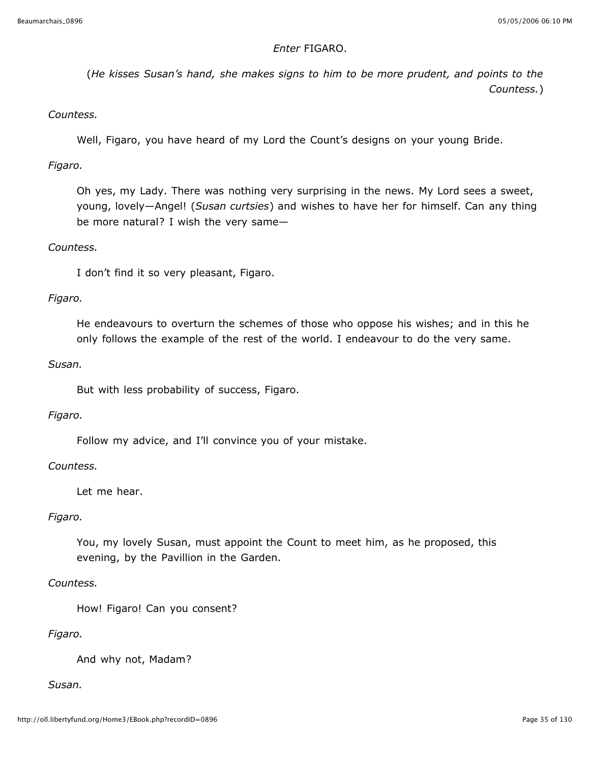*Enter* FIGARO.

(*He kisses Susan's hand, she makes signs to him to be more prudent, and points to the Countess.*)

*Countess.*

Well, Figaro, you have heard of my Lord the Count's designs on your young Bride.

*Figaro.*

Oh yes, my Lady. There was nothing very surprising in the news. My Lord sees a sweet, young, lovely—Angel! (*Susan curtsies*) and wishes to have her for himself. Can any thing be more natural? I wish the very same—

*Countess.*

I don't find it so very pleasant, Figaro.

*Figaro.*

He endeavours to overturn the schemes of those who oppose his wishes; and in this he only follows the example of the rest of the world. I endeavour to do the very same.

*Susan.*

But with less probability of success, Figaro.

*Figaro.*

Follow my advice, and I'll convince you of your mistake.

*Countess.*

Let me hear.

*Figaro.*

You, my lovely Susan, must appoint the Count to meet him, as he proposed, this evening, by the Pavillion in the Garden.

*Countess.*

How! Figaro! Can you consent?

*Figaro.*

And why not, Madam?

*Susan.*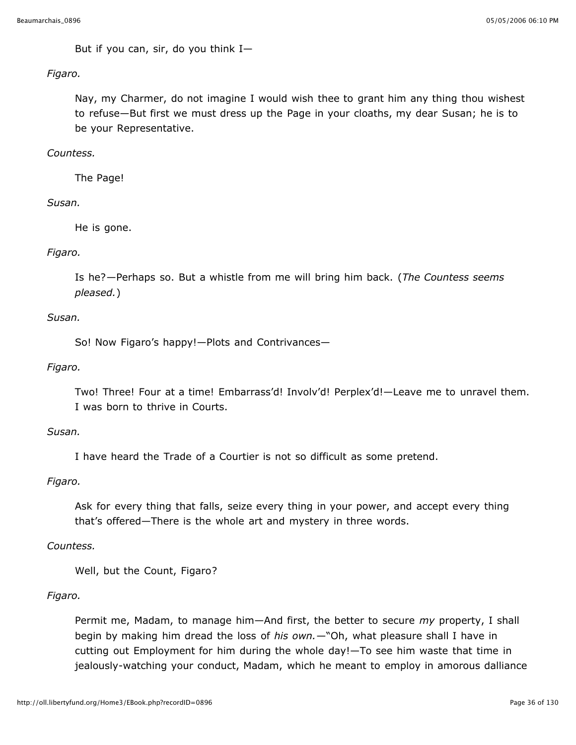But if you can, sir, do you think I—

*Figaro.*

Nay, my Charmer, do not imagine I would wish thee to grant him any thing thou wishest to refuse—But first we must dress up the Page in your cloaths, my dear Susan; he is to be your Representative.

*Countess.*

The Page!

*Susan.*

He is gone.

*Figaro.*

Is he?—Perhaps so. But a whistle from me will bring him back. (*The Countess seems pleased.*)

*Susan.*

So! Now Figaro's happy!—Plots and Contrivances—

*Figaro.*

Two! Three! Four at a time! Embarrass'd! Involv'd! Perplex'd!—Leave me to unravel them. I was born to thrive in Courts.

*Susan.*

I have heard the Trade of a Courtier is not so difficult as some pretend.

*Figaro.*

Ask for every thing that falls, seize every thing in your power, and accept every thing that's offered—There is the whole art and mystery in three words.

*Countess.*

Well, but the Count, Figaro?

*Figaro.*

Permit me, Madam, to manage him—And first, the better to secure *my* property, I shall begin by making him dread the loss of *his own.*—"Oh, what pleasure shall I have in cutting out Employment for him during the whole day!—To see him waste that time in jealously-watching your conduct, Madam, which he meant to employ in amorous dalliance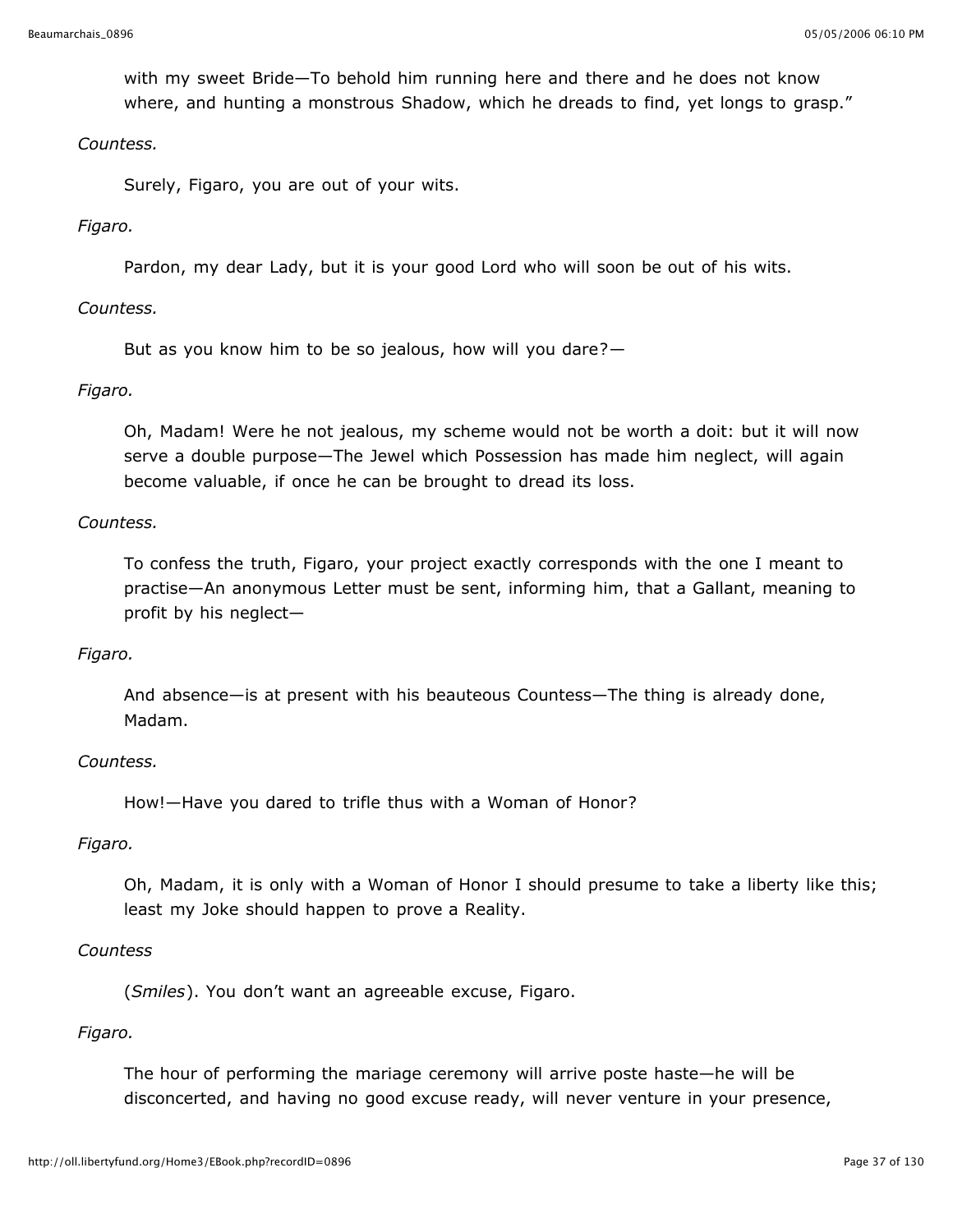with my sweet Bride—To behold him running here and there and he does not know where, and hunting a monstrous Shadow, which he dreads to find, yet longs to grasp."

*Countess.*

Surely, Figaro, you are out of your wits.

*Figaro.*

Pardon, my dear Lady, but it is your good Lord who will soon be out of his wits.

*Countess.*

But as you know him to be so jealous, how will you dare?—

*Figaro.*

Oh, Madam! Were he not jealous, my scheme would not be worth a doit: but it will now serve a double purpose—The Jewel which Possession has made him neglect, will again become valuable, if once he can be brought to dread its loss.

*Countess.*

To confess the truth, Figaro, your project exactly corresponds with the one I meant to practise—An anonymous Letter must be sent, informing him, that a Gallant, meaning to profit by his neglect—

*Figaro.*

And absence—is at present with his beauteous Countess—The thing is already done, Madam.

*Countess.*

How!—Have you dared to trifle thus with a Woman of Honor?

*Figaro.*

Oh, Madam, it is only with a Woman of Honor I should presume to take a liberty like this; least my Joke should happen to prove a Reality.

*Countess*

(*Smiles*). You don't want an agreeable excuse, Figaro.

*Figaro.*

The hour of performing the mariage ceremony will arrive poste haste—he will be disconcerted, and having no good excuse ready, will never venture in your presence,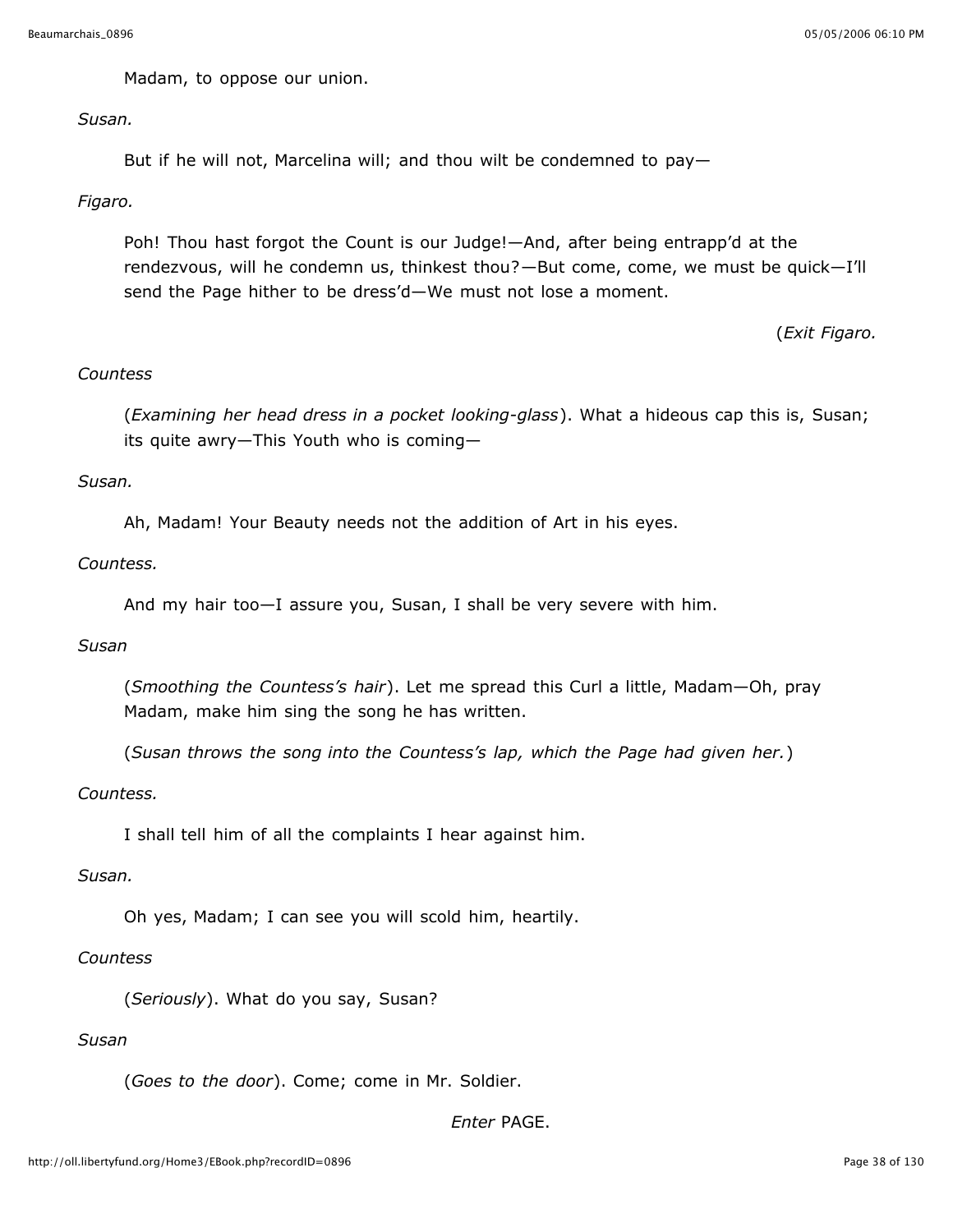Madam, to oppose our union.

*Susan.*

But if he will not, Marcelina will; and thou wilt be condemned to pay—

*Figaro.*

Poh! Thou hast forgot the Count is our Judge!—And, after being entrapp'd at the rendezvous, will he condemn us, thinkest thou?—But come, come, we must be quick—I'll send the Page hither to be dress'd—We must not lose a moment.

(*Exit Figaro.*

*Countess*

(*Examining her head dress in a pocket looking-glass*). What a hideous cap this is, Susan; its quite awry—This Youth who is coming—

*Susan.*

Ah, Madam! Your Beauty needs not the addition of Art in his eyes.

*Countess.*

And my hair too—I assure you, Susan, I shall be very severe with him.

*Susan*

(*Smoothing the Countess's hair*). Let me spread this Curl a little, Madam—Oh, pray Madam, make him sing the song he has written.

(*Susan throws the song into the Countess's lap, which the Page had given her.*)

*Countess.*

I shall tell him of all the complaints I hear against him.

*Susan.*

Oh yes, Madam; I can see you will scold him, heartily.

*Countess*

(*Seriously*). What do you say, Susan?

*Susan*

(*Goes to the door*). Come; come in Mr. Soldier.

*Enter* PAGE.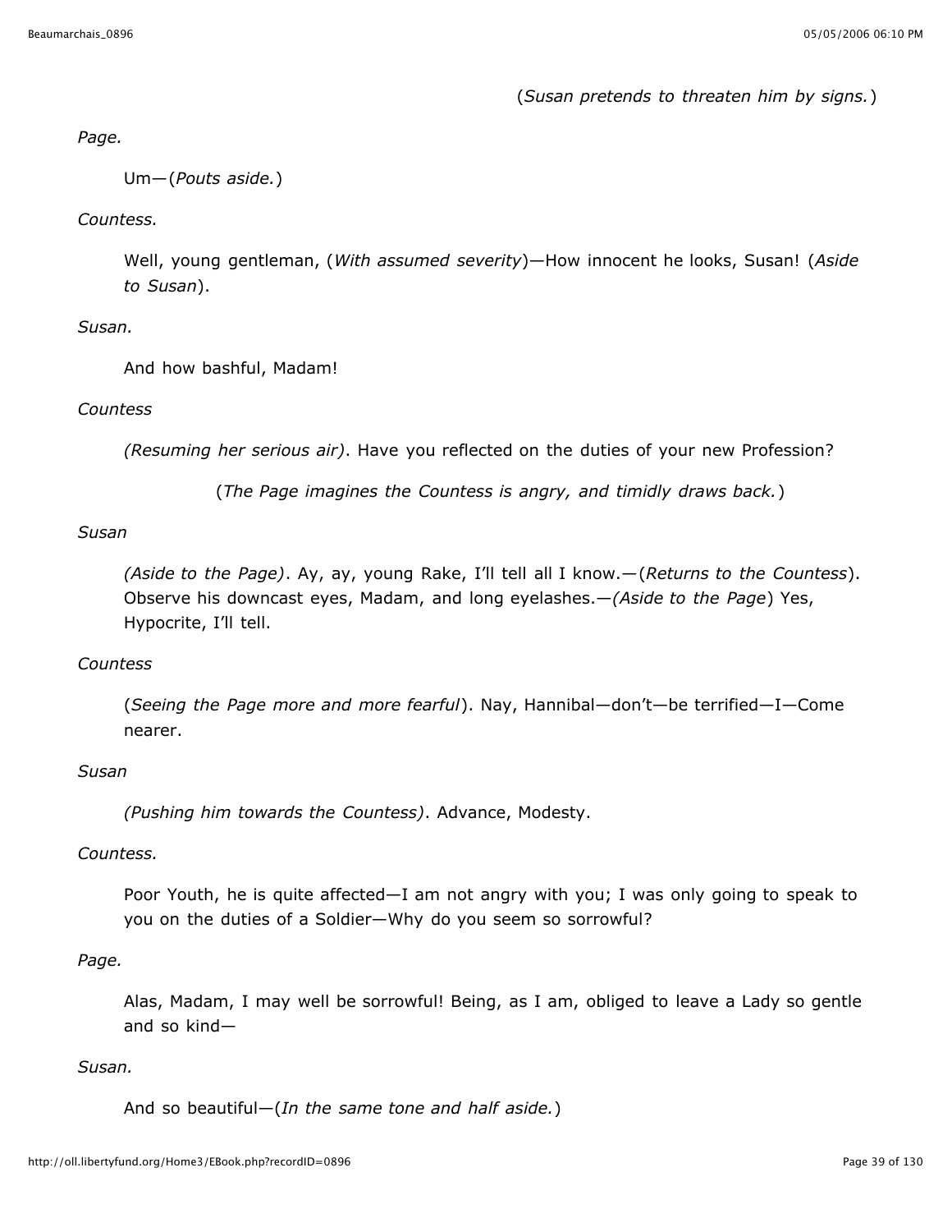(*Susan pretends to threaten him by signs.*)

*Page.*

Um—(*Pouts aside.*)

*Countess.*

Well, young gentleman, (*With assumed severity*)—How innocent he looks, Susan! (*Aside to Susan*).

*Susan.*

And how bashful, Madam!

*Countess*

*(Resuming her serious air)*. Have you reflected on the duties of your new Profession?

(*The Page imagines the Countess is angry, and timidly draws back.*)

*Susan*

*(Aside to the Page)*. Ay, ay, young Rake, I'll tell all I know.—(*Returns to the Countess*). Observe his downcast eyes, Madam, and long eyelashes.—*(Aside to the Page*) Yes, Hypocrite, I'll tell.

*Countess*

(*Seeing the Page more and more fearful*). Nay, Hannibal—don't—be terrified—I—Come nearer.

*Susan*

*(Pushing him towards the Countess)*. Advance, Modesty.

*Countess.*

Poor Youth, he is quite affected—I am not angry with you; I was only going to speak to you on the duties of a Soldier—Why do you seem so sorrowful?

*Page.*

Alas, Madam, I may well be sorrowful! Being, as I am, obliged to leave a Lady so gentle and so kind—

*Susan.*

And so beautiful—(*In the same tone and half aside.*)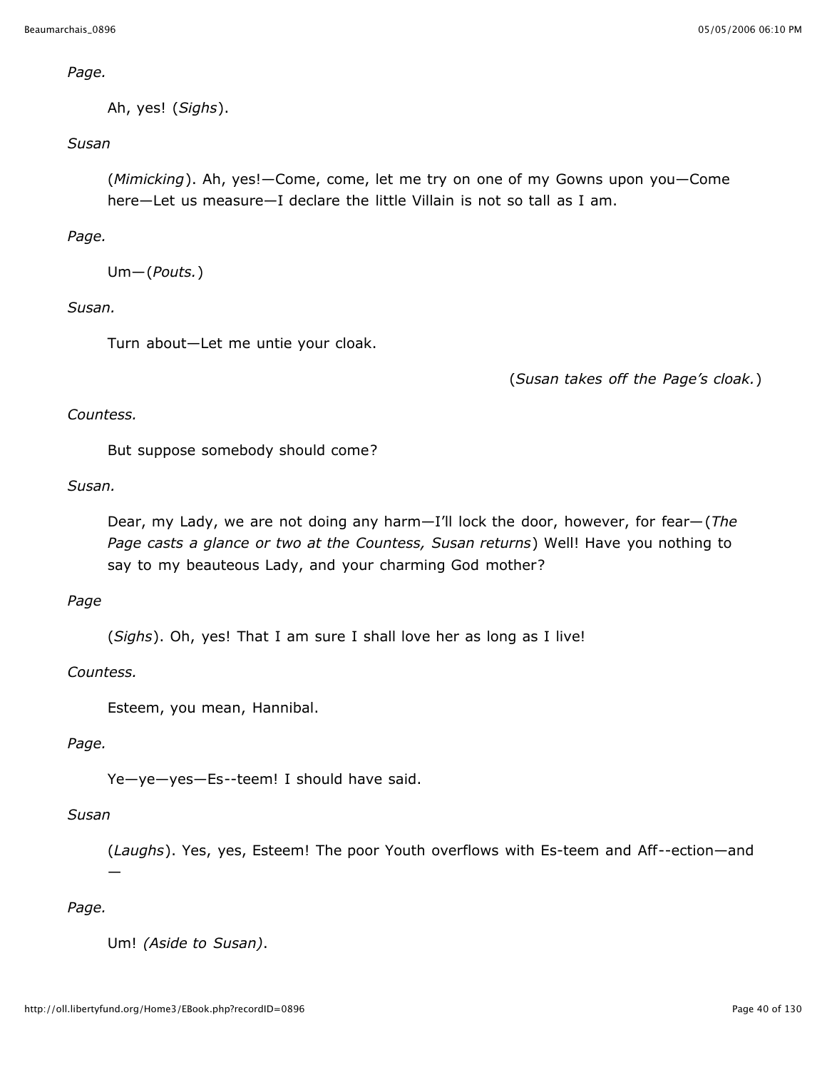*Page.*

Ah, yes! (*Sighs*).

*Susan*

(*Mimicking*). Ah, yes!—Come, come, let me try on one of my Gowns upon you—Come here—Let us measure—I declare the little Villain is not so tall as I am.

*Page.*

Um—(*Pouts.*)

*Susan.*

Turn about—Let me untie your cloak.

(*Susan takes off the Page's cloak.*)

*Countess.*

But suppose somebody should come?

*Susan.*

Dear, my Lady, we are not doing any harm—I'll lock the door, however, for fear—(*The Page casts a glance or two at the Countess, Susan returns*) Well! Have you nothing to say to my beauteous Lady, and your charming God mother?

*Page*

(*Sighs*). Oh, yes! That I am sure I shall love her as long as I live!

*Countess.*

Esteem, you mean, Hannibal.

*Page.*

Ye—ye—yes—Es--teem! I should have said.

*Susan*

(*Laughs*). Yes, yes, Esteem! The poor Youth overflows with Es-teem and Aff--ection—and —

*Page.*

Um! *(Aside to Susan)*.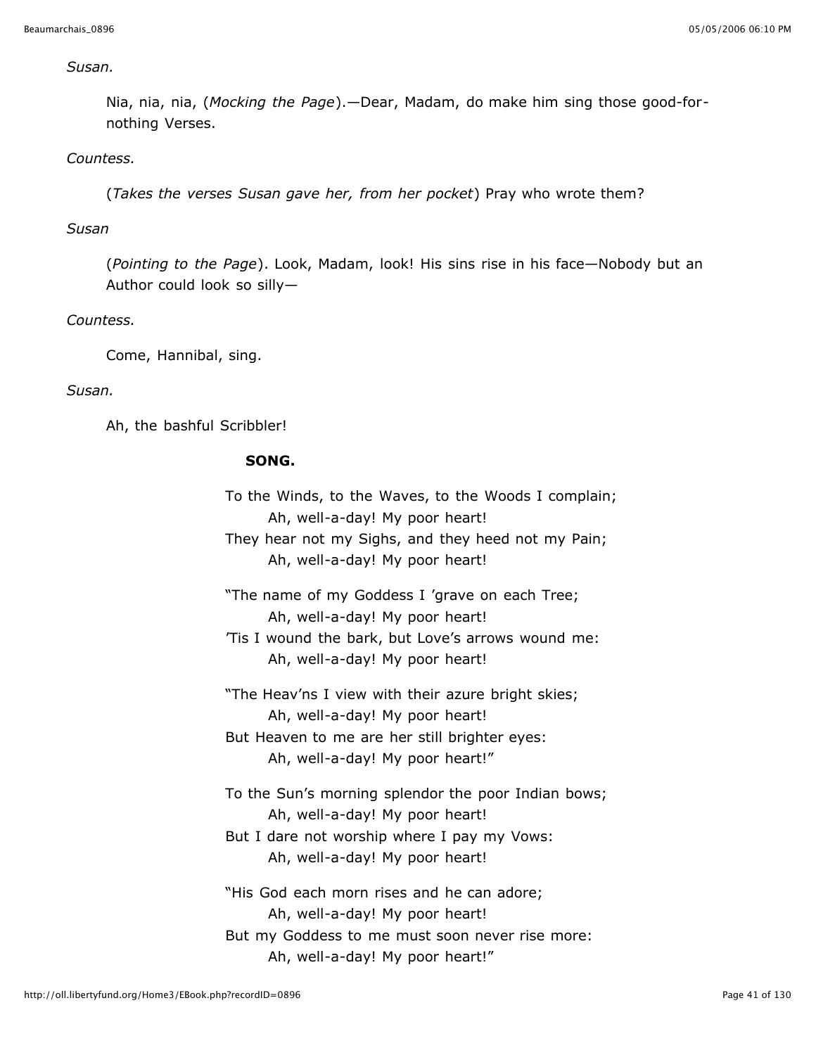*Susan.*

Nia, nia, nia, (*Mocking the Page*).—Dear, Madam, do make him sing those good-for-nothing Verses.

*Countess.*

(*Takes the verses Susan gave her, from her pocket*) Pray who wrote them?

*Susan*

(*Pointing to the Page*). Look, Madam, look! His sins rise in his face—Nobody but an Author could look so silly—

*Countess.*

Come, Hannibal, sing.

*Susan.*

Ah, the bashful Scribbler!

**SONG.**

To the Winds, to the Waves, to the Woods I complain;
Ah, well-a-day! My poor heart!
They hear not my Sighs, and they heed not my Pain;
Ah, well-a-day! My poor heart!

"The name of my Goddess I 'grave on each Tree;
Ah, well-a-day! My poor heart!
'Tis I wound the bark, but Love's arrows wound me:
Ah, well-a-day! My poor heart!

"The Heav'ns I view with their azure bright skies;
Ah, well-a-day! My poor heart!
But Heaven to me are her still brighter eyes:
Ah, well-a-day! My poor heart!"

To the Sun's morning splendor the poor Indian bows;
Ah, well-a-day! My poor heart!
But I dare not worship where I pay my Vows:
Ah, well-a-day! My poor heart!

"His God each morn rises and he can adore;
Ah, well-a-day! My poor heart!
But my Goddess to me must soon never rise more:
Ah, well-a-day! My poor heart!"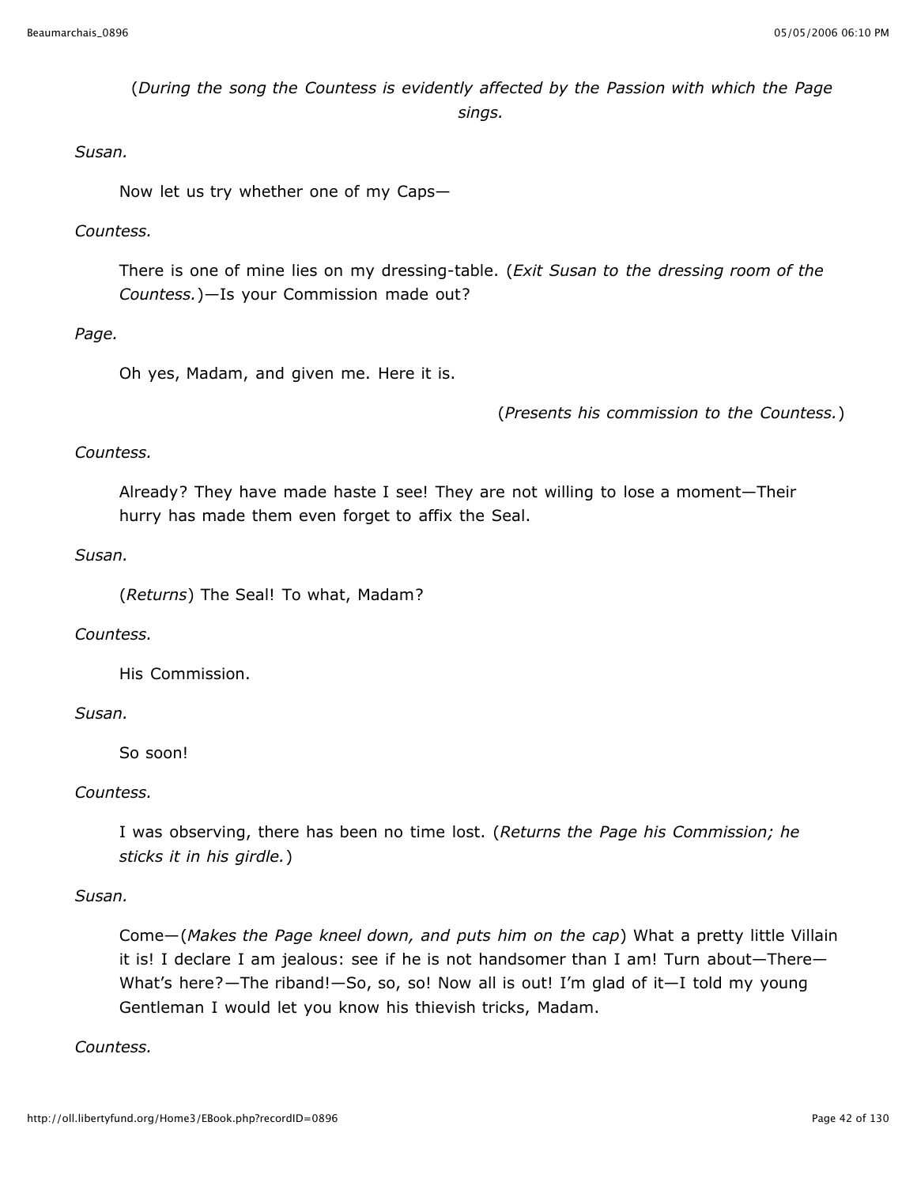(*During the song the Countess is evidently affected by the Passion with which the Page sings.*

*Susan.*

Now let us try whether one of my Caps—

*Countess.*

There is one of mine lies on my dressing-table. (*Exit Susan to the dressing room of the Countess.*)—Is your Commission made out?

*Page.*

Oh yes, Madam, and given me. Here it is.

(*Presents his commission to the Countess.*)

*Countess.*

Already? They have made haste I see! They are not willing to lose a moment—Their hurry has made them even forget to affix the Seal.

*Susan.*

(*Returns*) The Seal! To what, Madam?

*Countess.*

His Commission.

*Susan.*

So soon!

*Countess.*

I was observing, there has been no time lost. (*Returns the Page his Commission; he sticks it in his girdle.*)

*Susan.*

Come—(*Makes the Page kneel down, and puts him on the cap*) What a pretty little Villain it is! I declare I am jealous: see if he is not handsomer than I am! Turn about—There—What's here?—The riband!—So, so, so! Now all is out! I'm glad of it—I told my young Gentleman I would let you know his thievish tricks, Madam.

*Countess.*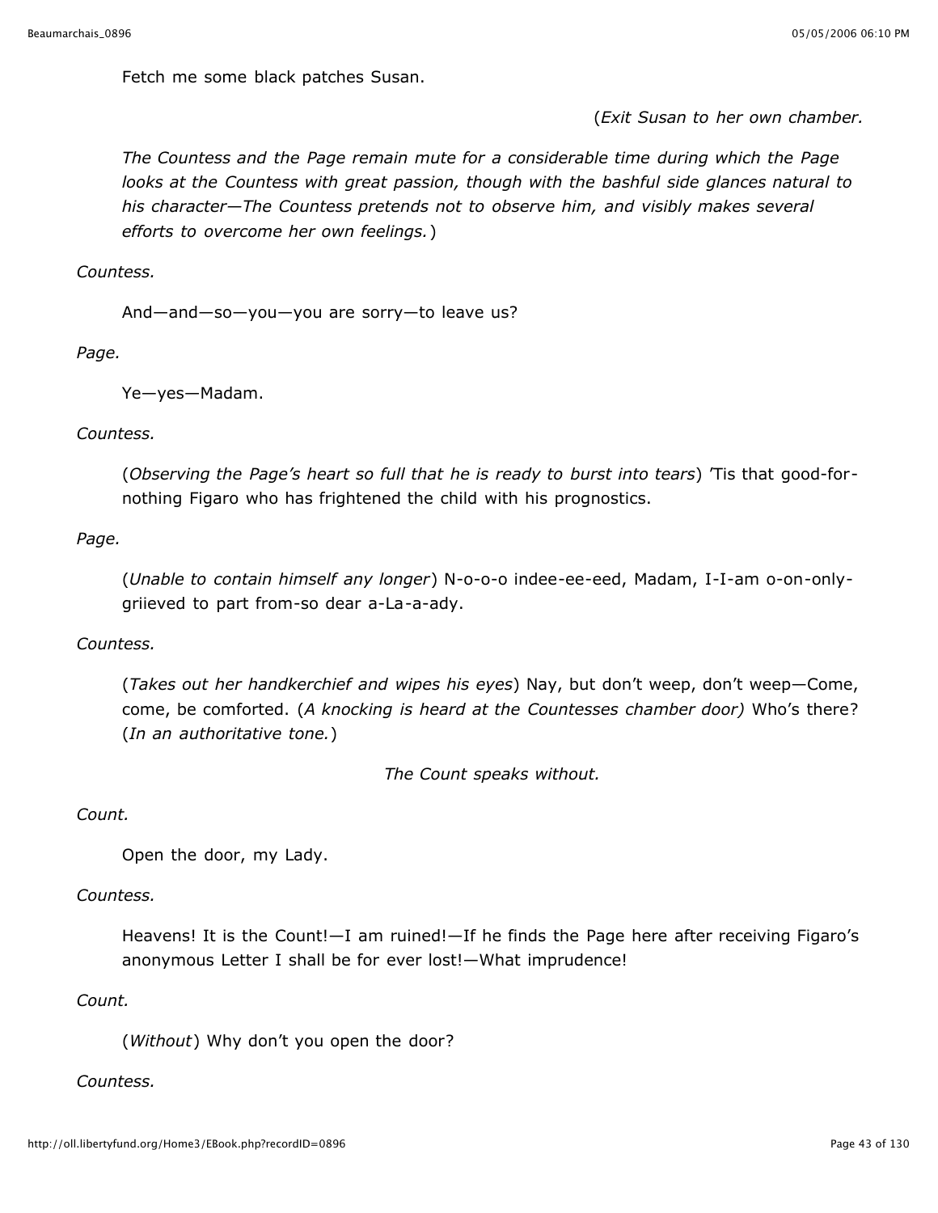Fetch me some black patches Susan.

(*Exit Susan to her own chamber.*

*The Countess and the Page remain mute for a considerable time during which the Page looks at the Countess with great passion, though with the bashful side glances natural to his character—The Countess pretends not to observe him, and visibly makes several efforts to overcome her own feelings.*)

*Countess.*

And—and—so—you—you are sorry—to leave us?

*Page.*

Ye—yes—Madam.

*Countess.*

(*Observing the Page's heart so full that he is ready to burst into tears*) 'Tis that good-for-nothing Figaro who has frightened the child with his prognostics.

*Page.*

(*Unable to contain himself any longer*) N-o-o-o indee-ee-eed, Madam, I-I-am o-on-only-griieved to part from-so dear a-La-a-ady.

*Countess.*

(*Takes out her handkerchief and wipes his eyes*) Nay, but don't weep, don't weep—Come, come, be comforted. (*A knocking is heard at the Countesses chamber door)* Who's there? (*In an authoritative tone.*)

*The Count speaks without.*

*Count.*

Open the door, my Lady.

*Countess.*

Heavens! It is the Count!—I am ruined!—If he finds the Page here after receiving Figaro's anonymous Letter I shall be for ever lost!—What imprudence!

*Count.*

(*Without*) Why don't you open the door?

*Countess.*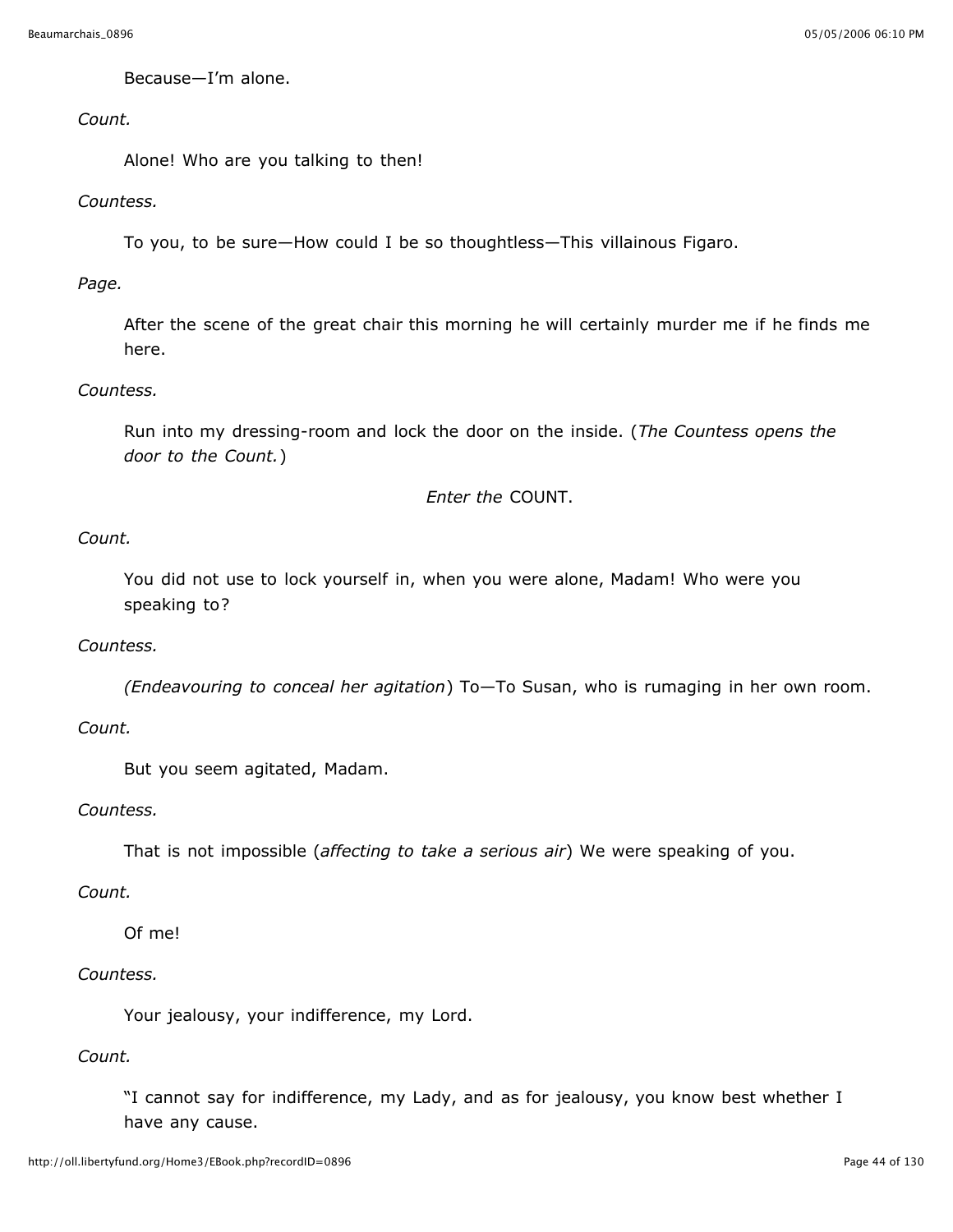Because—I'm alone.

*Count.*

Alone! Who are you talking to then!

*Countess.*

To you, to be sure—How could I be so thoughtless—This villainous Figaro.

*Page.*

After the scene of the great chair this morning he will certainly murder me if he finds me here.

*Countess.*

Run into my dressing-room and lock the door on the inside. (*The Countess opens the door to the Count.*)

*Enter the* COUNT.

*Count.*

You did not use to lock yourself in, when you were alone, Madam! Who were you speaking to?

*Countess.*

*(Endeavouring to conceal her agitation*) To—To Susan, who is rumaging in her own room.

*Count.*

But you seem agitated, Madam.

*Countess.*

That is not impossible (*affecting to take a serious air*) We were speaking of you.

*Count.*

Of me!

*Countess.*

Your jealousy, your indifference, my Lord.

*Count.*

"I cannot say for indifference, my Lady, and as for jealousy, you know best whether I have any cause.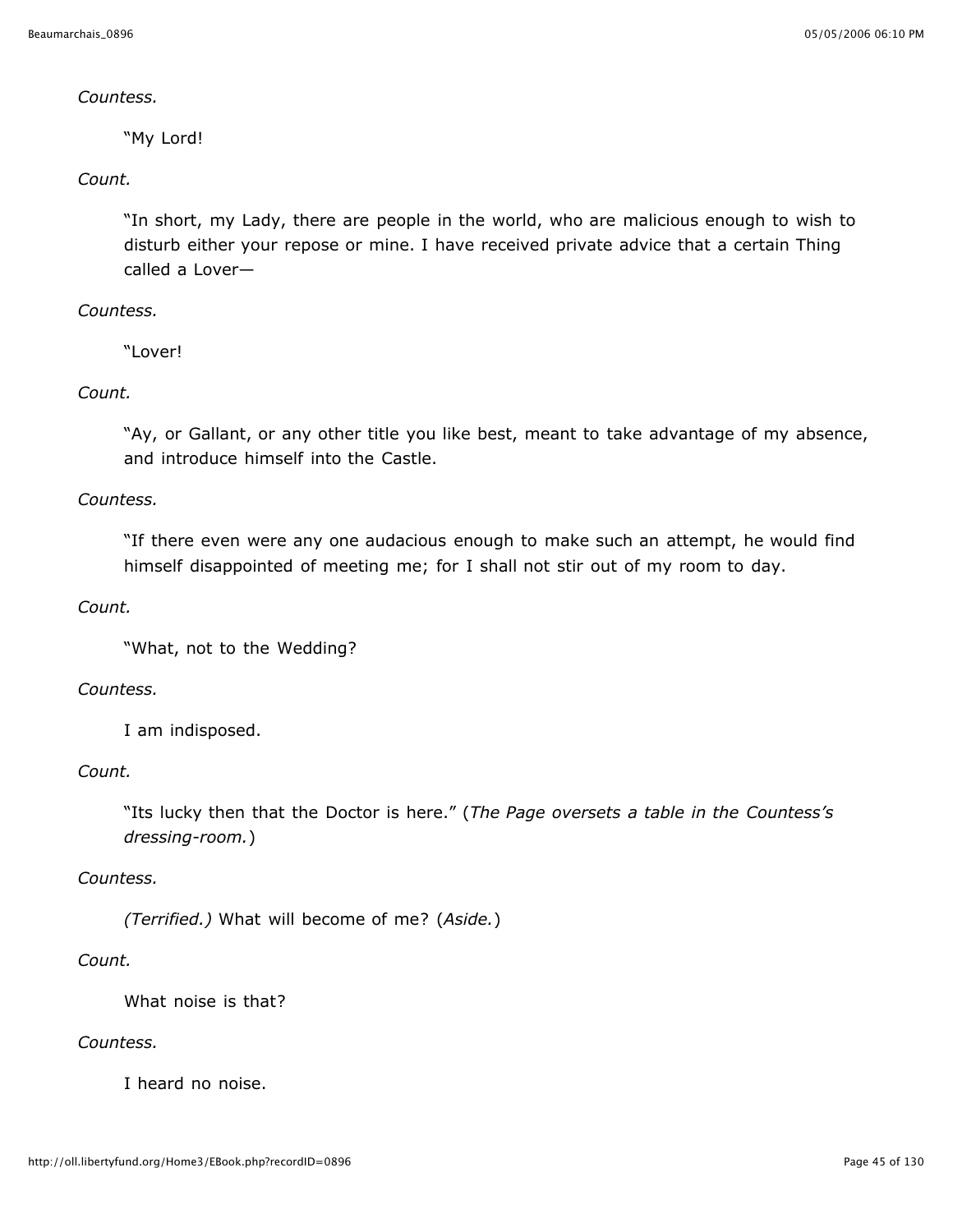*Countess.*

“My Lord!

*Count.*

“In short, my Lady, there are people in the world, who are malicious enough to wish to disturb either your repose or mine. I have received private advice that a certain Thing called a Lover—

*Countess.*

“Lover!

*Count.*

“Ay, or Gallant, or any other title you like best, meant to take advantage of my absence, and introduce himself into the Castle.

*Countess.*

“If there even were any one audacious enough to make such an attempt, he would find himself disappointed of meeting me; for I shall not stir out of my room to day.

*Count.*

“What, not to the Wedding?

*Countess.*

I am indisposed.

*Count.*

“Its lucky then that the Doctor is here.” (*The Page oversets a table in the Countess’s dressing-room.*)

*Countess.*

*(Terrified.)* What will become of me? (*Aside.*)

*Count.*

What noise is that?

*Countess.*

I heard no noise.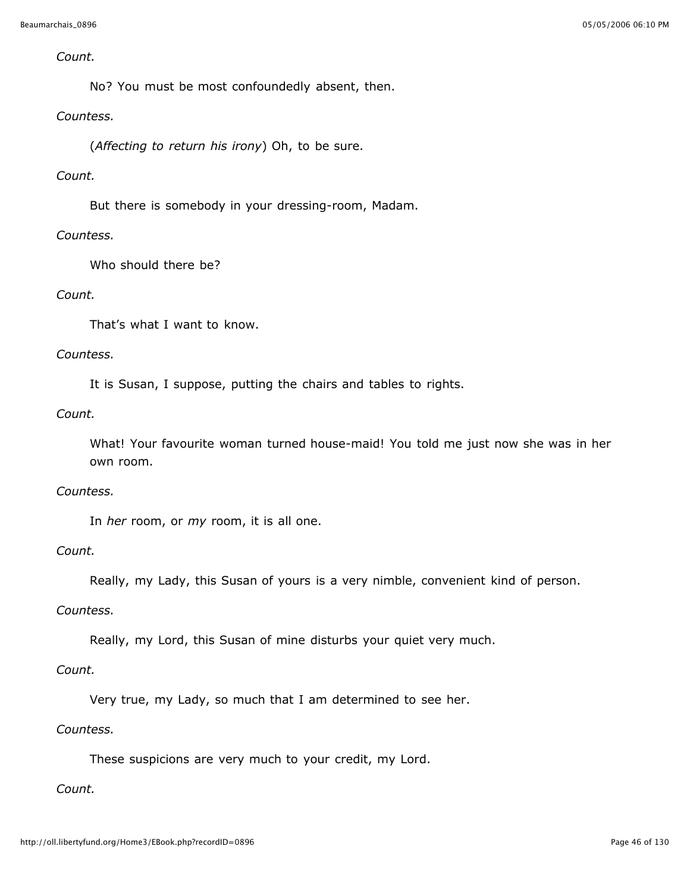*Count.*

No? You must be most confoundedly absent, then.

*Countess.*

(*Affecting to return his irony*) Oh, to be sure.

*Count.*

But there is somebody in your dressing-room, Madam.

*Countess.*

Who should there be?

*Count.*

That's what I want to know.

*Countess.*

It is Susan, I suppose, putting the chairs and tables to rights.

*Count.*

What! Your favourite woman turned house-maid! You told me just now she was in her own room.

*Countess.*

In *her* room, or *my* room, it is all one.

*Count.*

Really, my Lady, this Susan of yours is a very nimble, convenient kind of person.

*Countess.*

Really, my Lord, this Susan of mine disturbs your quiet very much.

*Count.*

Very true, my Lady, so much that I am determined to see her.

*Countess.*

These suspicions are very much to your credit, my Lord.

*Count.*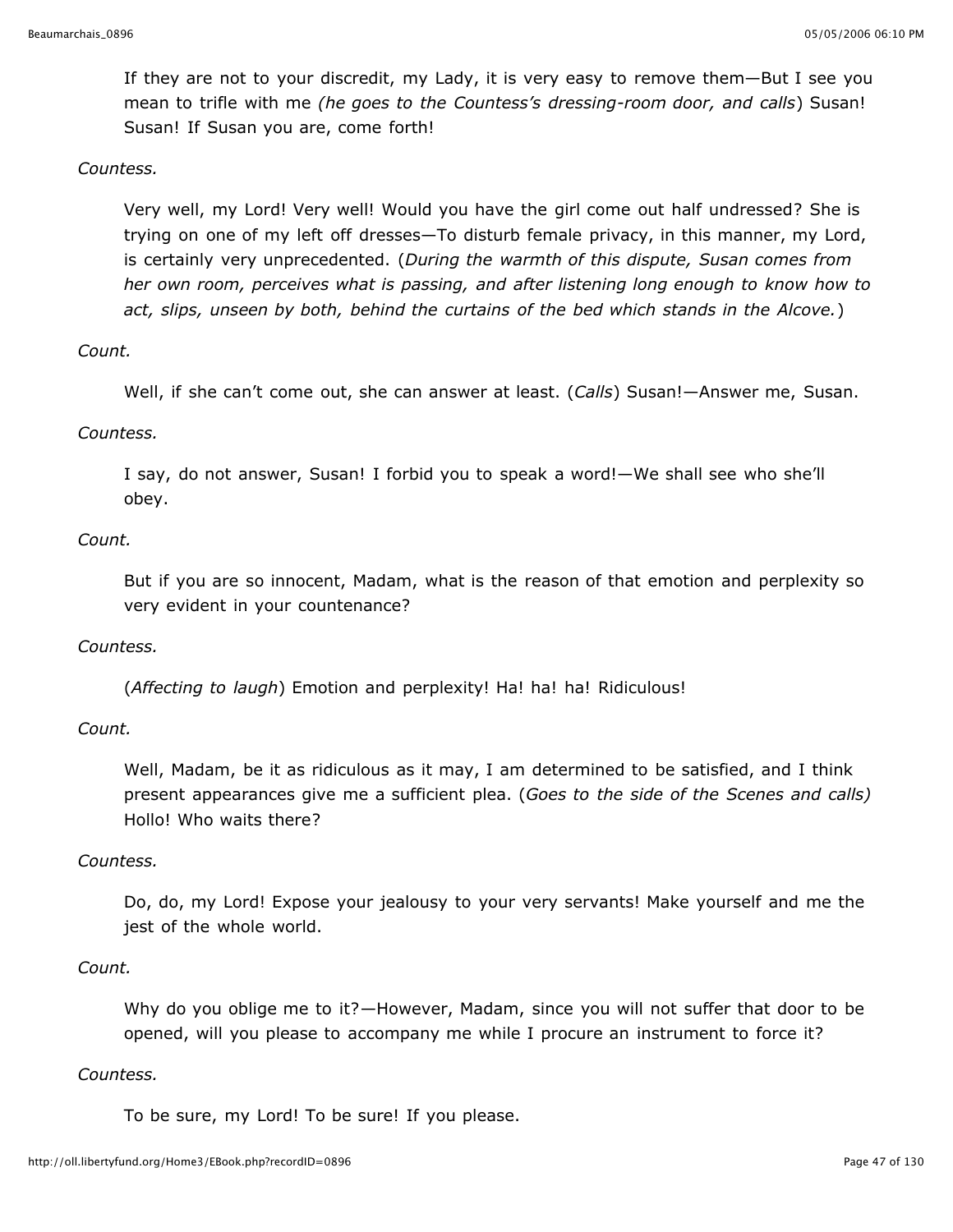If they are not to your discredit, my Lady, it is very easy to remove them—But I see you mean to trifle with me *(he goes to the Countess's dressing-room door, and calls*) Susan! Susan! If Susan you are, come forth!

*Countess.*

Very well, my Lord! Very well! Would you have the girl come out half undressed? She is trying on one of my left off dresses—To disturb female privacy, in this manner, my Lord, is certainly very unprecedented. (*During the warmth of this dispute, Susan comes from her own room, perceives what is passing, and after listening long enough to know how to act, slips, unseen by both, behind the curtains of the bed which stands in the Alcove.*)

*Count.*

Well, if she can't come out, she can answer at least. (*Calls*) Susan!—Answer me, Susan.

*Countess.*

I say, do not answer, Susan! I forbid you to speak a word!—We shall see who she'll obey.

*Count.*

But if you are so innocent, Madam, what is the reason of that emotion and perplexity so very evident in your countenance?

*Countess.*

(*Affecting to laugh*) Emotion and perplexity! Ha! ha! ha! Ridiculous!

*Count.*

Well, Madam, be it as ridiculous as it may, I am determined to be satisfied, and I think present appearances give me a sufficient plea. (*Goes to the side of the Scenes and calls)* Hollo! Who waits there?

*Countess.*

Do, do, my Lord! Expose your jealousy to your very servants! Make yourself and me the jest of the whole world.

*Count.*

Why do you oblige me to it?—However, Madam, since you will not suffer that door to be opened, will you please to accompany me while I procure an instrument to force it?

*Countess.*

To be sure, my Lord! To be sure! If you please.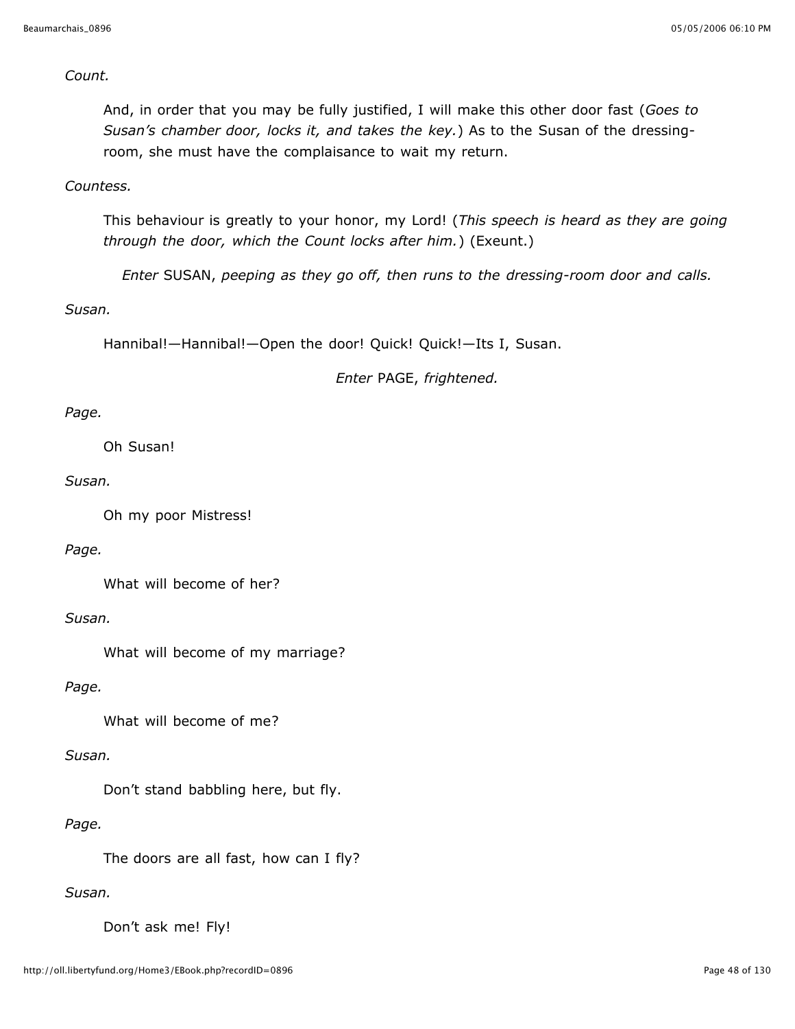*Count.*

And, in order that you may be fully justified, I will make this other door fast (*Goes to Susan's chamber door, locks it, and takes the key.*) As to the Susan of the dressing-room, she must have the complaisance to wait my return.

*Countess.*

This behaviour is greatly to your honor, my Lord! (*This speech is heard as they are going through the door, which the Count locks after him.*) (Exeunt.)

*Enter* SUSAN, *peeping as they go off, then runs to the dressing-room door and calls.*

*Susan.*

Hannibal!—Hannibal!—Open the door! Quick! Quick!—Its I, Susan.

*Enter* PAGE, *frightened.*

*Page.*

Oh Susan!

*Susan.*

Oh my poor Mistress!

*Page.*

What will become of her?

*Susan.*

What will become of my marriage?

*Page.*

What will become of me?

*Susan.*

Don't stand babbling here, but fly.

*Page.*

The doors are all fast, how can I fly?

*Susan.*

Don't ask me! Fly!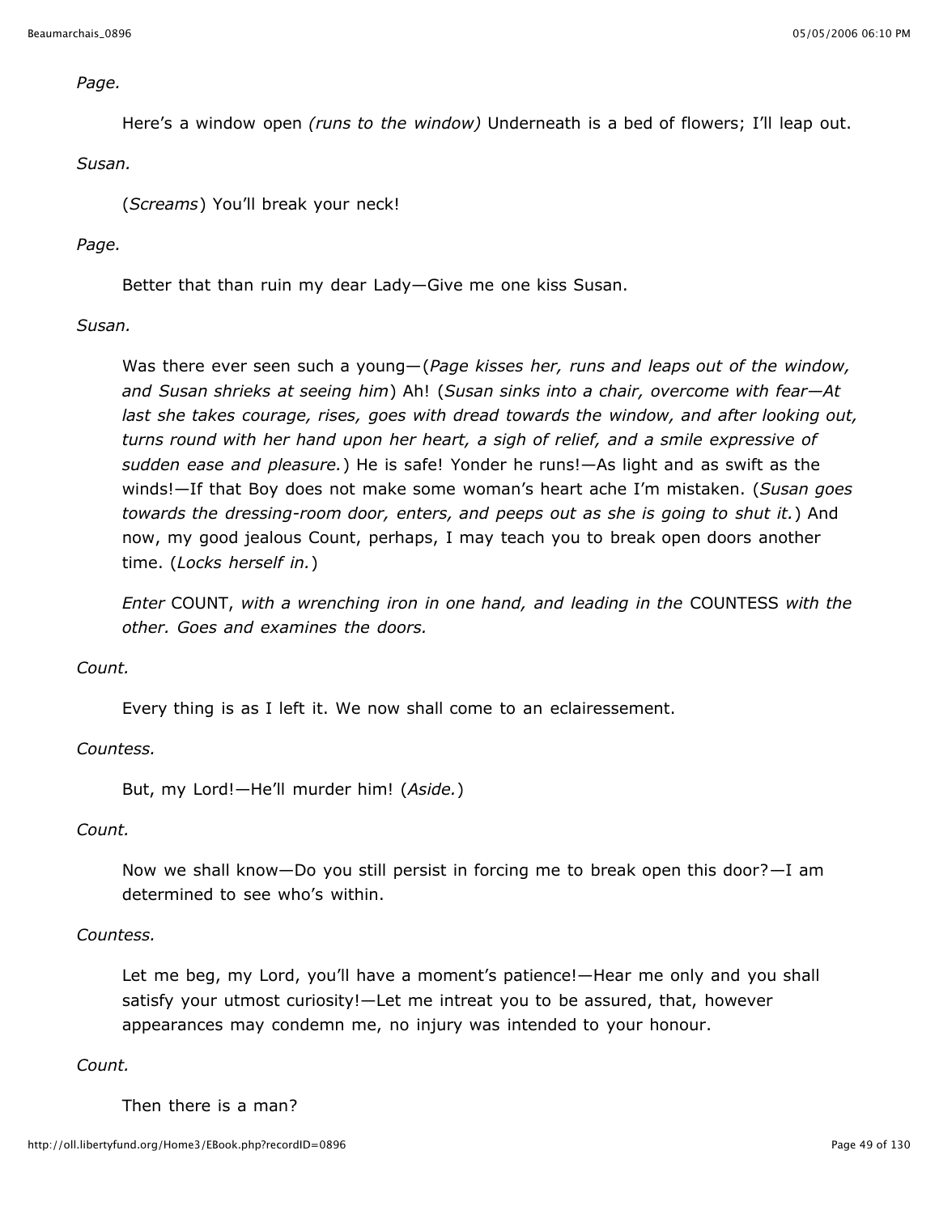*Page.*

Here's a window open *(runs to the window)* Underneath is a bed of flowers; I'll leap out.

*Susan.*

(*Screams*) You'll break your neck!

*Page.*

Better that than ruin my dear Lady—Give me one kiss Susan.

*Susan.*

Was there ever seen such a young—(*Page kisses her, runs and leaps out of the window, and Susan shrieks at seeing him*) Ah! (*Susan sinks into a chair, overcome with fear—At last she takes courage, rises, goes with dread towards the window, and after looking out, turns round with her hand upon her heart, a sigh of relief, and a smile expressive of sudden ease and pleasure.*) He is safe! Yonder he runs!—As light and as swift as the winds!—If that Boy does not make some woman's heart ache I'm mistaken. (*Susan goes towards the dressing-room door, enters, and peeps out as she is going to shut it.*) And now, my good jealous Count, perhaps, I may teach you to break open doors another time. (*Locks herself in.*)

*Enter* COUNT, *with a wrenching iron in one hand, and leading in the* COUNTESS *with the other. Goes and examines the doors.*

*Count.*

Every thing is as I left it. We now shall come to an eclairessement.

*Countess.*

But, my Lord!—He'll murder him! (*Aside.*)

*Count.*

Now we shall know—Do you still persist in forcing me to break open this door?—I am determined to see who's within.

*Countess.*

Let me beg, my Lord, you'll have a moment's patience!—Hear me only and you shall satisfy your utmost curiosity!—Let me intreat you to be assured, that, however appearances may condemn me, no injury was intended to your honour.

*Count.*

Then there is a man?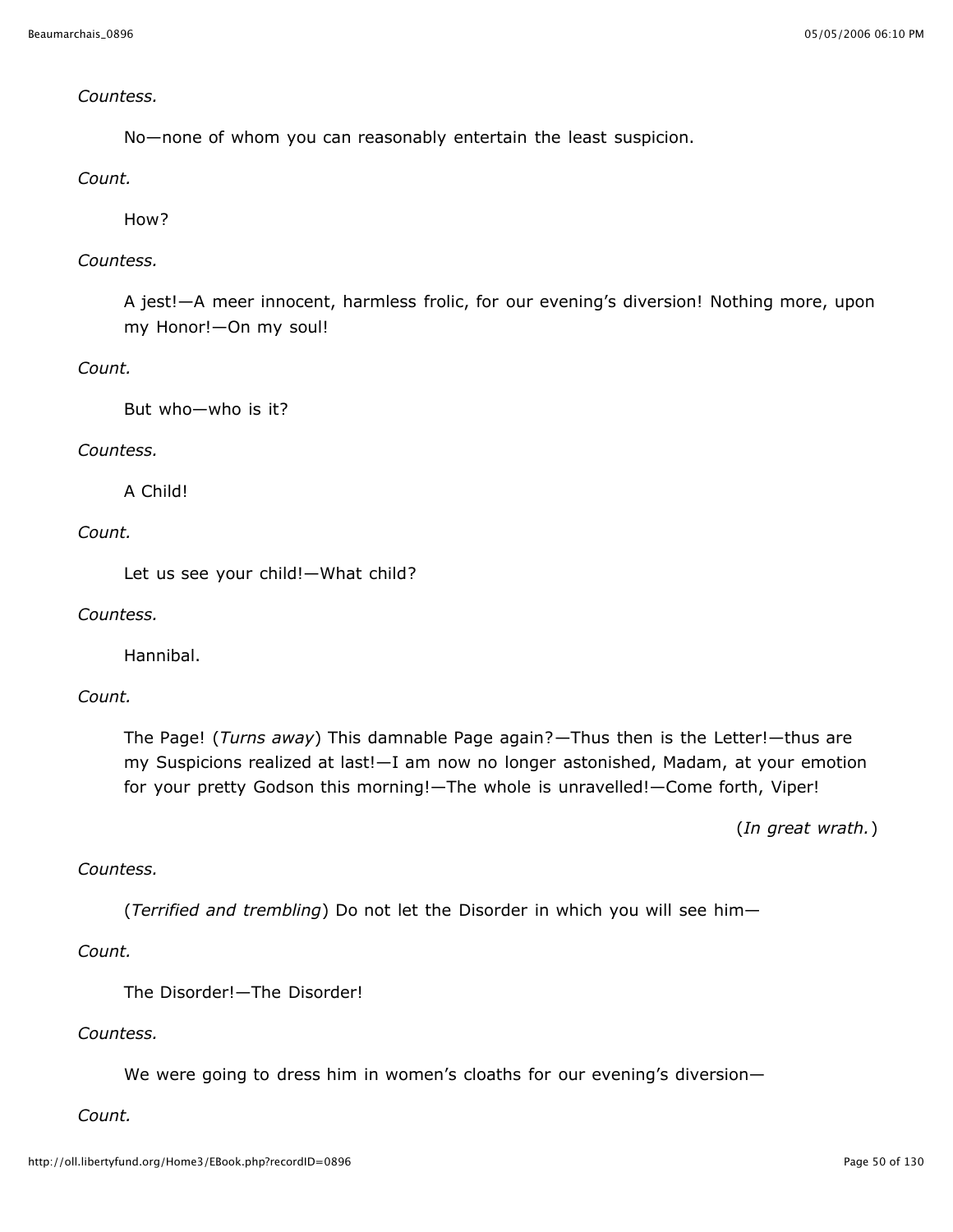*Countess.*

No—none of whom you can reasonably entertain the least suspicion.

*Count.*

How?

*Countess.*

A jest!—A meer innocent, harmless frolic, for our evening's diversion! Nothing more, upon my Honor!—On my soul!

*Count.*

But who—who is it?

*Countess.*

A Child!

*Count.*

Let us see your child!—What child?

*Countess.*

Hannibal.

*Count.*

The Page! (*Turns away*) This damnable Page again?—Thus then is the Letter!—thus are my Suspicions realized at last!—I am now no longer astonished, Madam, at your emotion for your pretty Godson this morning!—The whole is unravelled!—Come forth, Viper!

(*In great wrath.*)

*Countess.*

(*Terrified and trembling*) Do not let the Disorder in which you will see him—

*Count.*

The Disorder!—The Disorder!

*Countess.*

We were going to dress him in women's cloaths for our evening's diversion—

*Count.*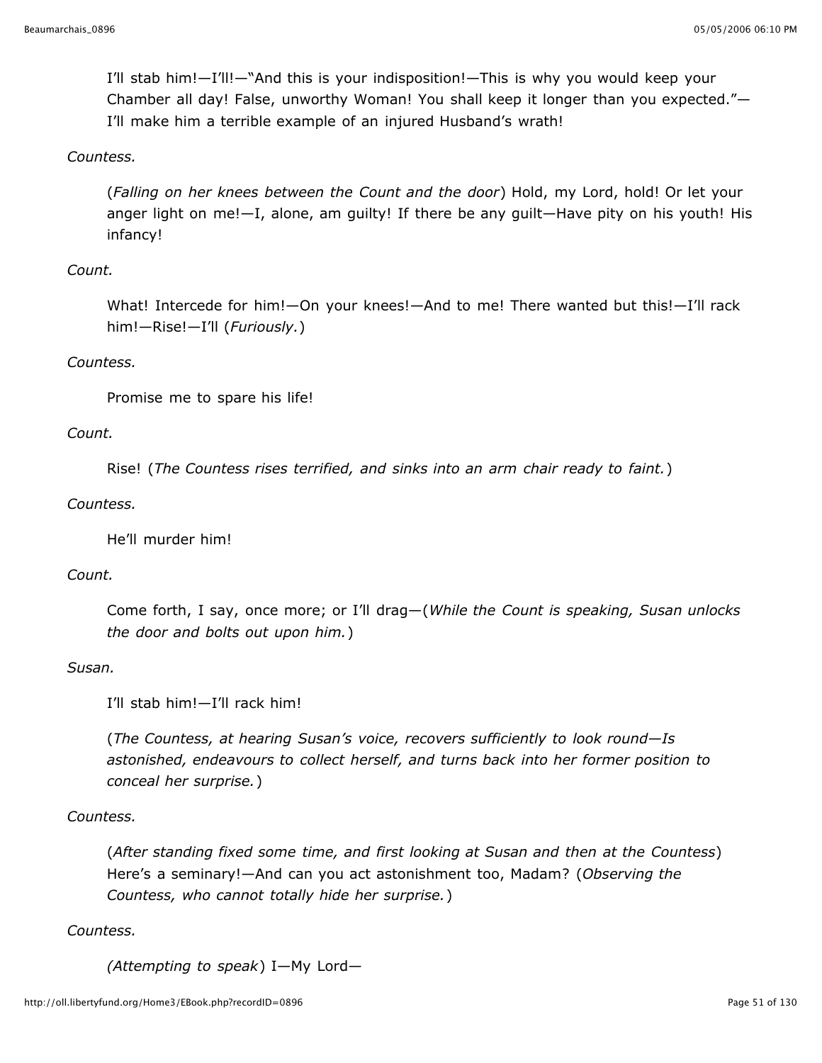I'll stab him!—I'll!—"And this is your indisposition!—This is why you would keep your Chamber all day! False, unworthy Woman! You shall keep it longer than you expected."—I'll make him a terrible example of an injured Husband's wrath!

*Countess.*

(*Falling on her knees between the Count and the door*) Hold, my Lord, hold! Or let your anger light on me!—I, alone, am guilty! If there be any guilt—Have pity on his youth! His infancy!

*Count.*

What! Intercede for him!—On your knees!—And to me! There wanted but this!—I'll rack him!—Rise!—I'll (*Furiously.*)

*Countess.*

Promise me to spare his life!

*Count.*

Rise! (*The Countess rises terrified, and sinks into an arm chair ready to faint.*)

*Countess.*

He'll murder him!

*Count.*

Come forth, I say, once more; or I'll drag—(*While the Count is speaking, Susan unlocks the door and bolts out upon him.*)

*Susan.*

I'll stab him!—I'll rack him!

(*The Countess, at hearing Susan's voice, recovers sufficiently to look round—Is astonished, endeavours to collect herself, and turns back into her former position to conceal her surprise.*)

*Countess.*

(*After standing fixed some time, and first looking at Susan and then at the Countess*) Here's a seminary!—And can you act astonishment too, Madam? (*Observing the Countess, who cannot totally hide her surprise.*)

*Countess.*

(*Attempting to speak*) I—My Lord—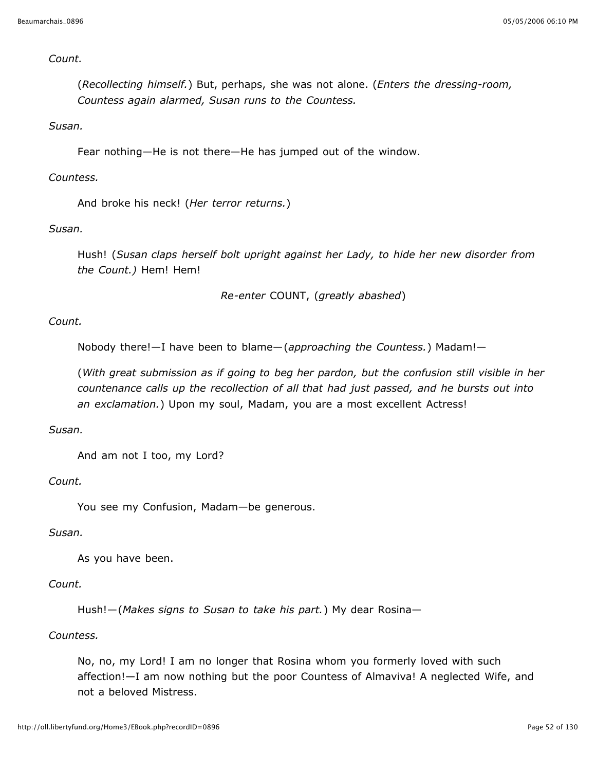*Count.*

(*Recollecting himself.*) But, perhaps, she was not alone. (*Enters the dressing-room, Countess again alarmed, Susan runs to the Countess.*

*Susan.*

Fear nothing—He is not there—He has jumped out of the window.

*Countess.*

And broke his neck! (*Her terror returns.*)

*Susan.*

Hush! (*Susan claps herself bolt upright against her Lady, to hide her new disorder from the Count.)* Hem! Hem!

*Re-enter* COUNT, (*greatly abashed*)

*Count.*

Nobody there!—I have been to blame—(*approaching the Countess.*) Madam!—

(*With great submission as if going to beg her pardon, but the confusion still visible in her countenance calls up the recollection of all that had just passed, and he bursts out into an exclamation.*) Upon my soul, Madam, you are a most excellent Actress!

*Susan.*

And am not I too, my Lord?

*Count.*

You see my Confusion, Madam—be generous.

*Susan.*

As you have been.

*Count.*

Hush!—(*Makes signs to Susan to take his part.*) My dear Rosina—

*Countess.*

No, no, my Lord! I am no longer that Rosina whom you formerly loved with such affection!—I am now nothing but the poor Countess of Almaviva! A neglected Wife, and not a beloved Mistress.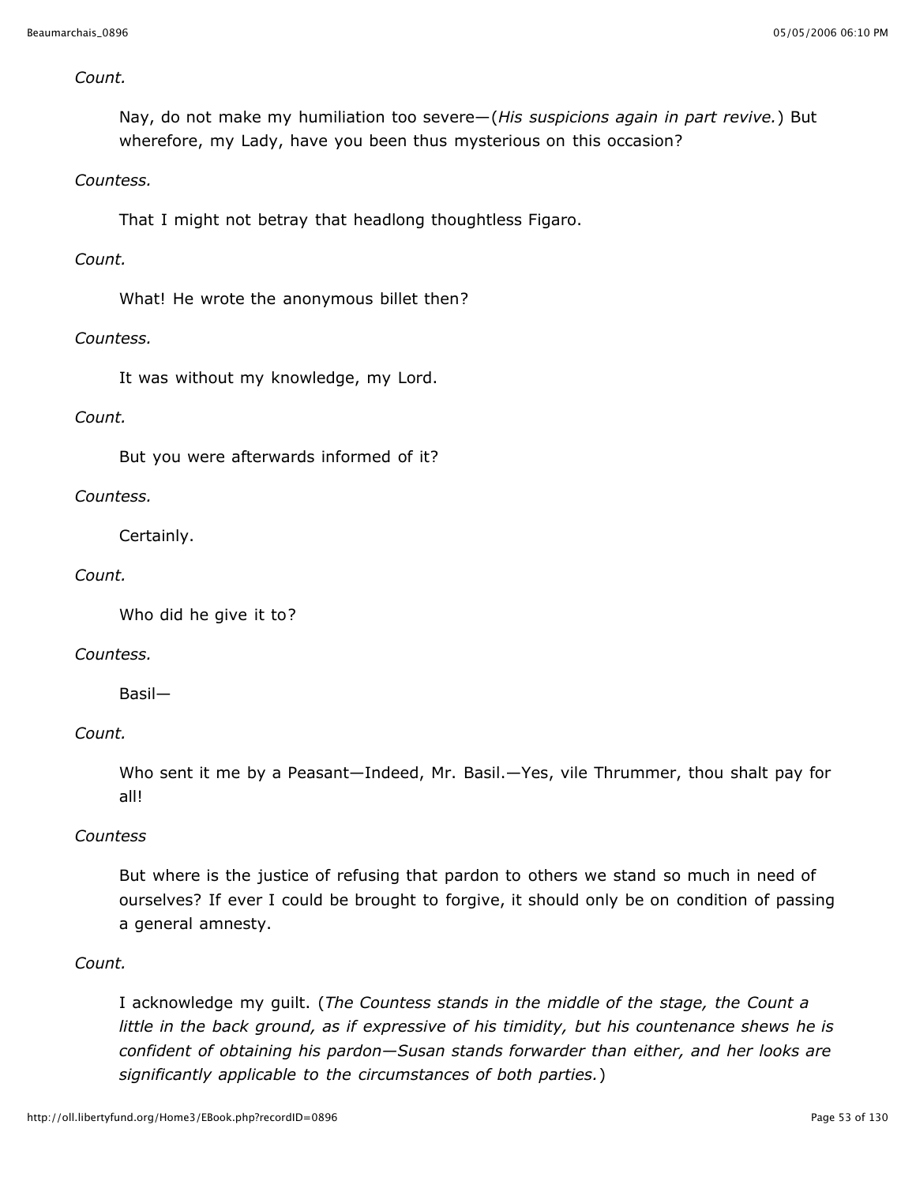*Count.*

Nay, do not make my humiliation too severe—(*His suspicions again in part revive.*) But wherefore, my Lady, have you been thus mysterious on this occasion?

*Countess.*

That I might not betray that headlong thoughtless Figaro.

*Count.*

What! He wrote the anonymous billet then?

*Countess.*

It was without my knowledge, my Lord.

*Count.*

But you were afterwards informed of it?

*Countess.*

Certainly.

*Count.*

Who did he give it to?

*Countess.*

Basil—

*Count.*

Who sent it me by a Peasant—Indeed, Mr. Basil.—Yes, vile Thrummer, thou shalt pay for all!

*Countess*

But where is the justice of refusing that pardon to others we stand so much in need of ourselves? If ever I could be brought to forgive, it should only be on condition of passing a general amnesty.

*Count.*

I acknowledge my guilt. (*The Countess stands in the middle of the stage, the Count a little in the back ground, as if expressive of his timidity, but his countenance shews he is confident of obtaining his pardon—Susan stands forwarder than either, and her looks are significantly applicable to the circumstances of both parties.*)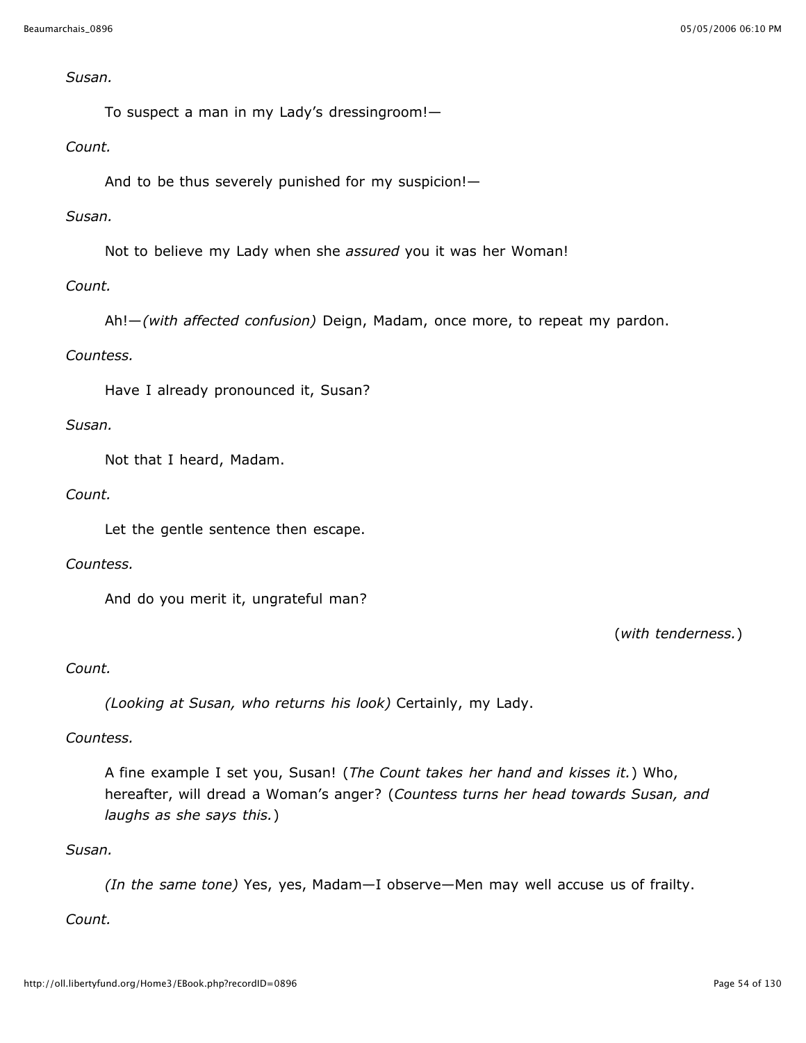*Susan.*

To suspect a man in my Lady's dressingroom!—

*Count.*

And to be thus severely punished for my suspicion!—

*Susan.*

Not to believe my Lady when she *assured* you it was her Woman!

*Count.*

Ah!—*(with affected confusion)* Deign, Madam, once more, to repeat my pardon.

*Countess.*

Have I already pronounced it, Susan?

*Susan.*

Not that I heard, Madam.

*Count.*

Let the gentle sentence then escape.

*Countess.*

And do you merit it, ungrateful man?

(*with tenderness.*)

*Count.*

*(Looking at Susan, who returns his look)* Certainly, my Lady.

*Countess.*

A fine example I set you, Susan! (*The Count takes her hand and kisses it.*) Who, hereafter, will dread a Woman's anger? (*Countess turns her head towards Susan, and laughs as she says this.*)

*Susan.*

*(In the same tone)* Yes, yes, Madam—I observe—Men may well accuse us of frailty.

*Count.*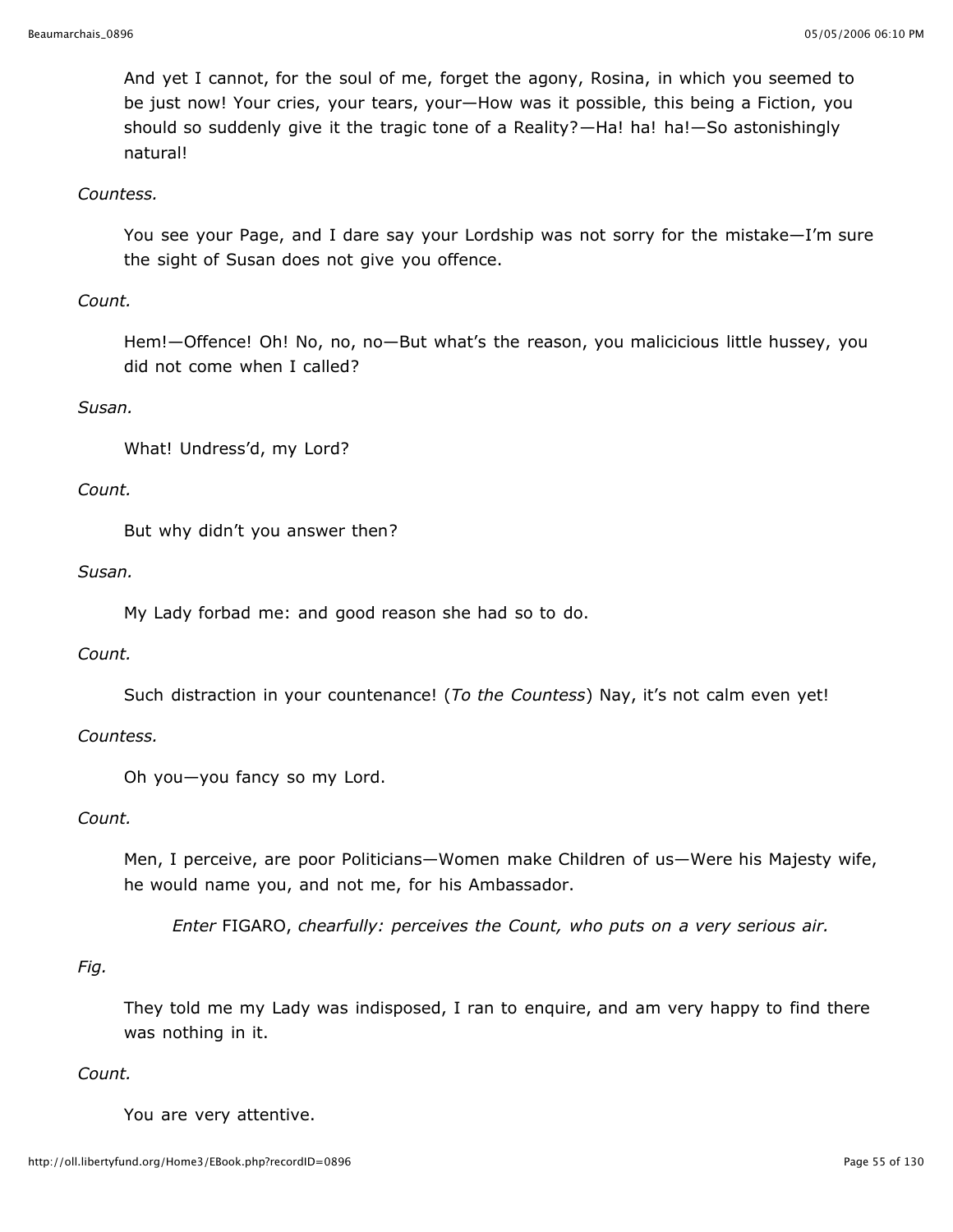And yet I cannot, for the soul of me, forget the agony, Rosina, in which you seemed to be just now! Your cries, your tears, your—How was it possible, this being a Fiction, you should so suddenly give it the tragic tone of a Reality?—Ha! ha! ha!—So astonishingly natural!

*Countess.*

You see your Page, and I dare say your Lordship was not sorry for the mistake—I'm sure the sight of Susan does not give you offence.

*Count.*

Hem!—Offence! Oh! No, no, no—But what's the reason, you malicicious little hussey, you did not come when I called?

*Susan.*

What! Undress'd, my Lord?

*Count.*

But why didn't you answer then?

*Susan.*

My Lady forbad me: and good reason she had so to do.

*Count.*

Such distraction in your countenance! (*To the Countess*) Nay, it's not calm even yet!

*Countess.*

Oh you—you fancy so my Lord.

*Count.*

Men, I perceive, are poor Politicians—Women make Children of us—Were his Majesty wife, he would name you, and not me, for his Ambassador.

*Enter* FIGARO, *chearfully: perceives the Count, who puts on a very serious air.*

*Fig.*

They told me my Lady was indisposed, I ran to enquire, and am very happy to find there was nothing in it.

*Count.*

You are very attentive.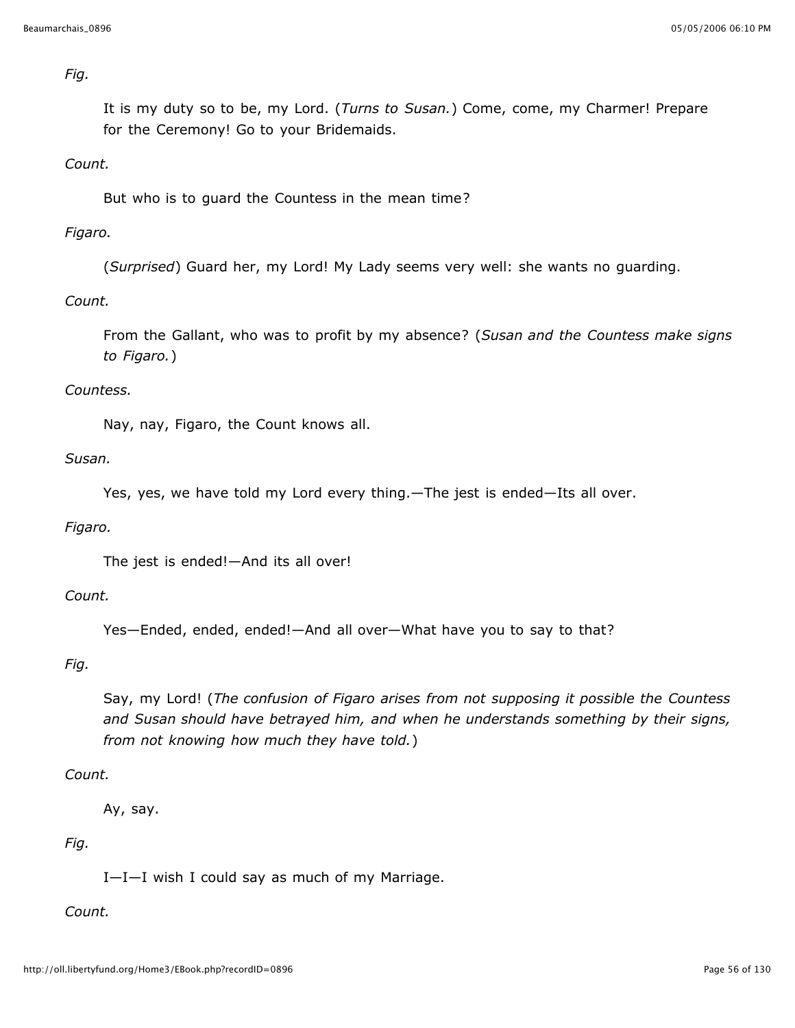*Fig.*

It is my duty so to be, my Lord. (*Turns to Susan.*) Come, come, my Charmer! Prepare for the Ceremony! Go to your Bridemaids.

*Count.*

But who is to guard the Countess in the mean time?

*Figaro.*

(*Surprised*) Guard her, my Lord! My Lady seems very well: she wants no guarding.

*Count.*

From the Gallant, who was to profit by my absence? (*Susan and the Countess make signs to Figaro.*)

*Countess.*

Nay, nay, Figaro, the Count knows all.

*Susan.*

Yes, yes, we have told my Lord every thing.—The jest is ended—Its all over.

*Figaro.*

The jest is ended!—And its all over!

*Count.*

Yes—Ended, ended, ended!—And all over—What have you to say to that?

*Fig.*

Say, my Lord! (*The confusion of Figaro arises from not supposing it possible the Countess and Susan should have betrayed him, and when he understands something by their signs, from not knowing how much they have told.*)

*Count.*

Ay, say.

*Fig.*

I—I—I wish I could say as much of my Marriage.

*Count.*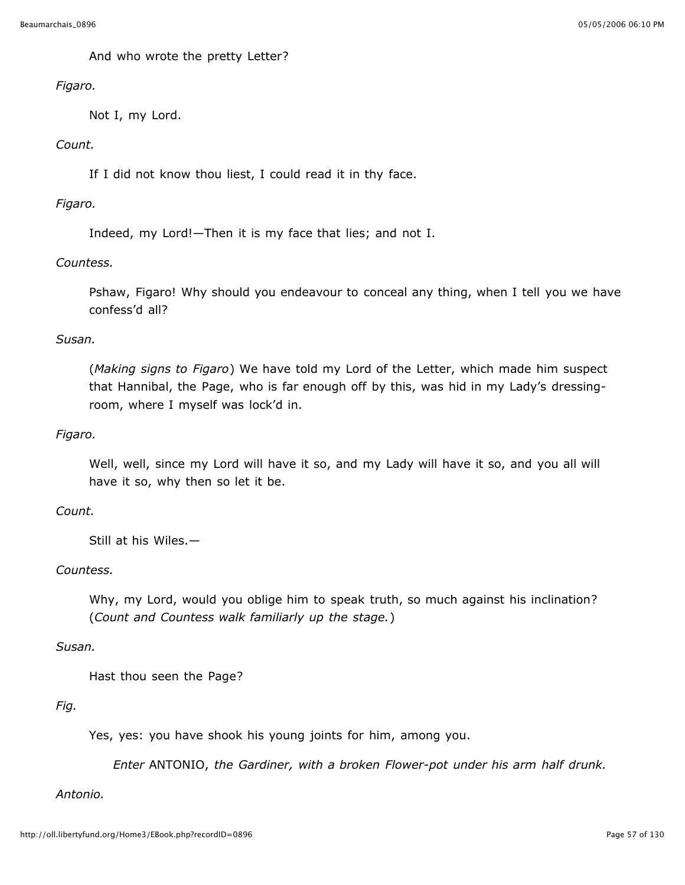And who wrote the pretty Letter?

*Figaro.*

Not I, my Lord.

*Count.*

If I did not know thou liest, I could read it in thy face.

*Figaro.*

Indeed, my Lord!—Then it is my face that lies; and not I.

*Countess.*

Pshaw, Figaro! Why should you endeavour to conceal any thing, when I tell you we have confess'd all?

*Susan.*

(*Making signs to Figaro*) We have told my Lord of the Letter, which made him suspect that Hannibal, the Page, who is far enough off by this, was hid in my Lady's dressing-room, where I myself was lock'd in.

*Figaro.*

Well, well, since my Lord will have it so, and my Lady will have it so, and you all will have it so, why then so let it be.

*Count.*

Still at his Wiles.—

*Countess.*

Why, my Lord, would you oblige him to speak truth, so much against his inclination? (*Count and Countess walk familiarly up the stage.*)

*Susan.*

Hast thou seen the Page?

*Fig.*

Yes, yes: you have shook his young joints for him, among you.

*Enter* ANTONIO, *the Gardiner, with a broken Flower-pot under his arm half drunk.*

*Antonio.*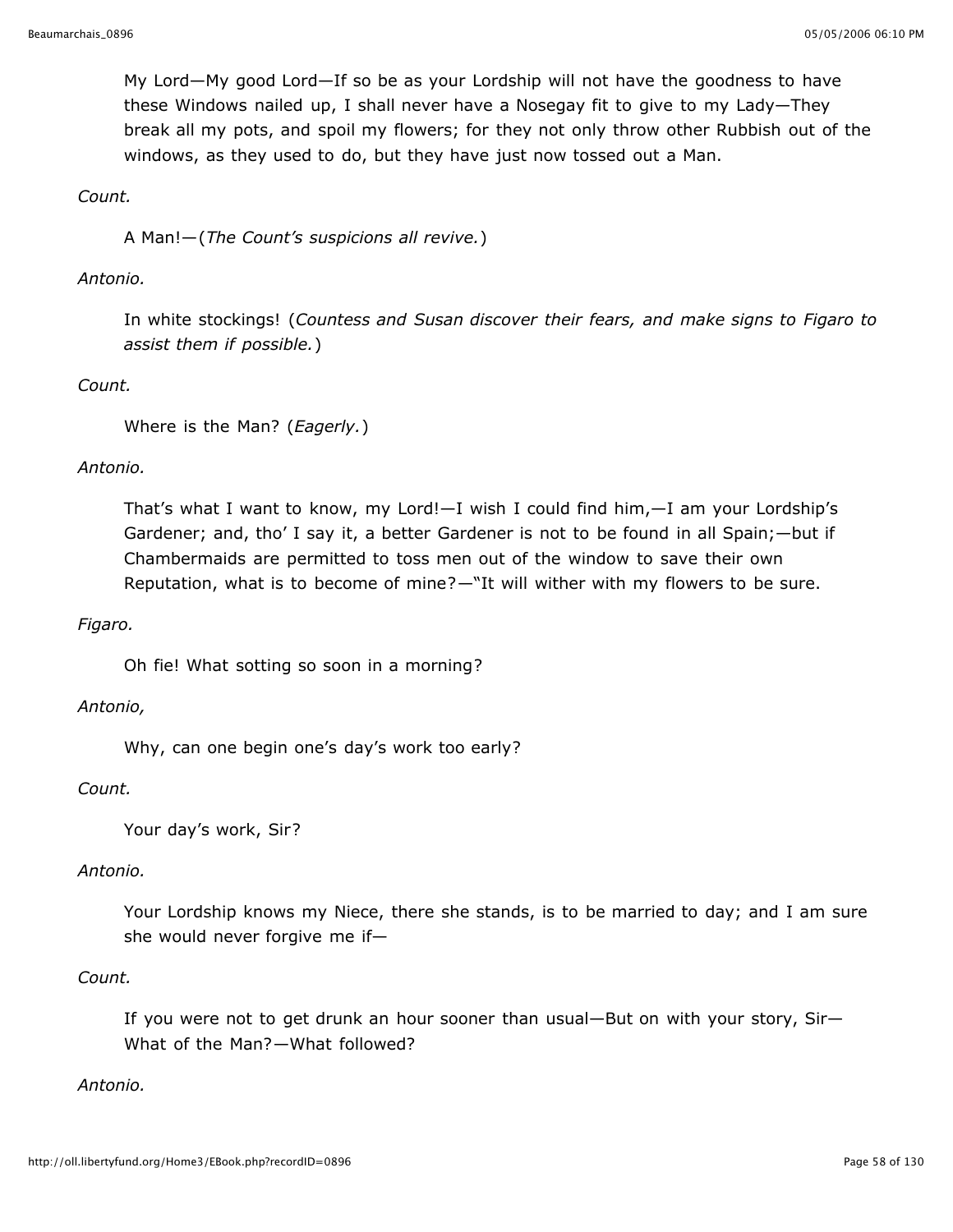My Lord—My good Lord—If so be as your Lordship will not have the goodness to have these Windows nailed up, I shall never have a Nosegay fit to give to my Lady—They break all my pots, and spoil my flowers; for they not only throw other Rubbish out of the windows, as they used to do, but they have just now tossed out a Man.

*Count.*

A Man!—(*The Count's suspicions all revive.*)

*Antonio.*

In white stockings! (*Countess and Susan discover their fears, and make signs to Figaro to assist them if possible.*)

*Count.*

Where is the Man? (*Eagerly.*)

*Antonio.*

That's what I want to know, my Lord!—I wish I could find him,—I am your Lordship's Gardener; and, tho' I say it, a better Gardener is not to be found in all Spain;—but if Chambermaids are permitted to toss men out of the window to save their own Reputation, what is to become of mine?—"It will wither with my flowers to be sure.

*Figaro.*

Oh fie! What sotting so soon in a morning?

*Antonio,*

Why, can one begin one's day's work too early?

*Count.*

Your day's work, Sir?

*Antonio.*

Your Lordship knows my Niece, there she stands, is to be married to day; and I am sure she would never forgive me if—

*Count.*

If you were not to get drunk an hour sooner than usual—But on with your story, Sir—What of the Man?—What followed?

*Antonio.*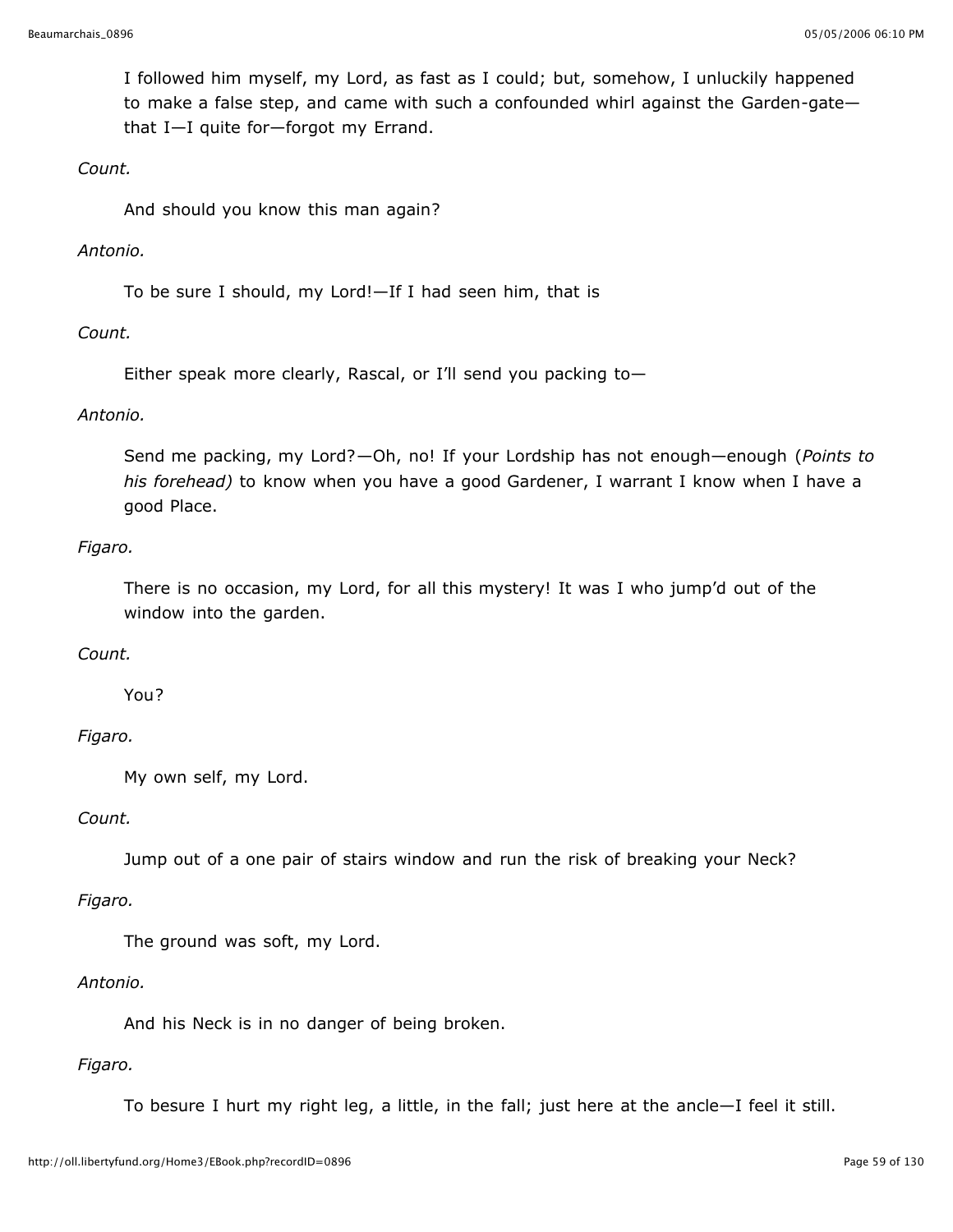I followed him myself, my Lord, as fast as I could; but, somehow, I unluckily happened to make a false step, and came with such a confounded whirl against the Garden-gate—that I—I quite for—forgot my Errand.

*Count.*

And should you know this man again?

*Antonio.*

To be sure I should, my Lord!—If I had seen him, that is

*Count.*

Either speak more clearly, Rascal, or I'll send you packing to—

*Antonio.*

Send me packing, my Lord?—Oh, no! If your Lordship has not enough—enough (*Points to his forehead)* to know when you have a good Gardener, I warrant I know when I have a good Place.

*Figaro.*

There is no occasion, my Lord, for all this mystery! It was I who jump'd out of the window into the garden.

*Count.*

You?

*Figaro.*

My own self, my Lord.

*Count.*

Jump out of a one pair of stairs window and run the risk of breaking your Neck?

*Figaro.*

The ground was soft, my Lord.

*Antonio.*

And his Neck is in no danger of being broken.

*Figaro.*

To besure I hurt my right leg, a little, in the fall; just here at the ancle—I feel it still.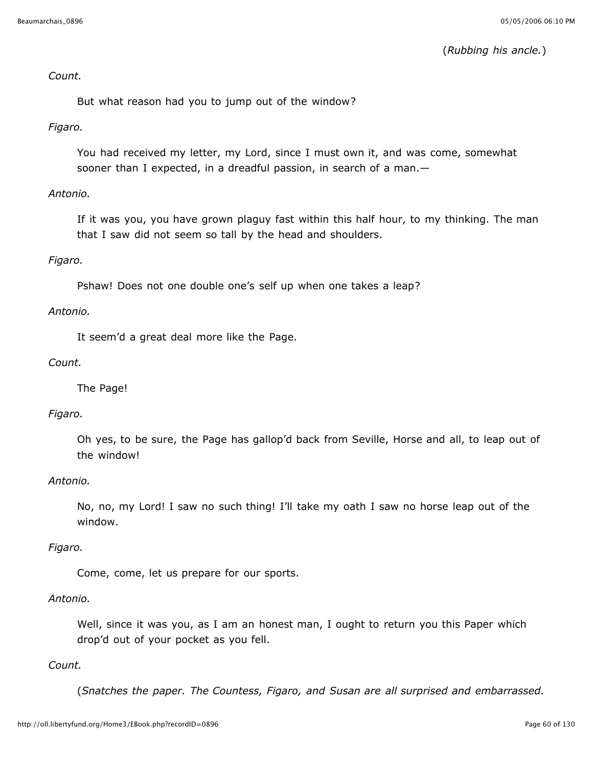(*Rubbing his ancle.*)

*Count.*

But what reason had you to jump out of the window?

*Figaro.*

You had received my letter, my Lord, since I must own it, and was come, somewhat sooner than I expected, in a dreadful passion, in search of a man.—

*Antonio.*

If it was you, you have grown plaguy fast within this half hour, to my thinking. The man that I saw did not seem so tall by the head and shoulders.

*Figaro.*

Pshaw! Does not one double one's self up when one takes a leap?

*Antonio.*

It seem'd a great deal more like the Page.

*Count.*

The Page!

*Figaro.*

Oh yes, to be sure, the Page has gallop'd back from Seville, Horse and all, to leap out of the window!

*Antonio.*

No, no, my Lord! I saw no such thing! I'll take my oath I saw no horse leap out of the window.

*Figaro.*

Come, come, let us prepare for our sports.

*Antonio.*

Well, since it was you, as I am an honest man, I ought to return you this Paper which drop'd out of your pocket as you fell.

*Count.*

(*Snatches the paper. The Countess, Figaro, and Susan are all surprised and embarrassed.*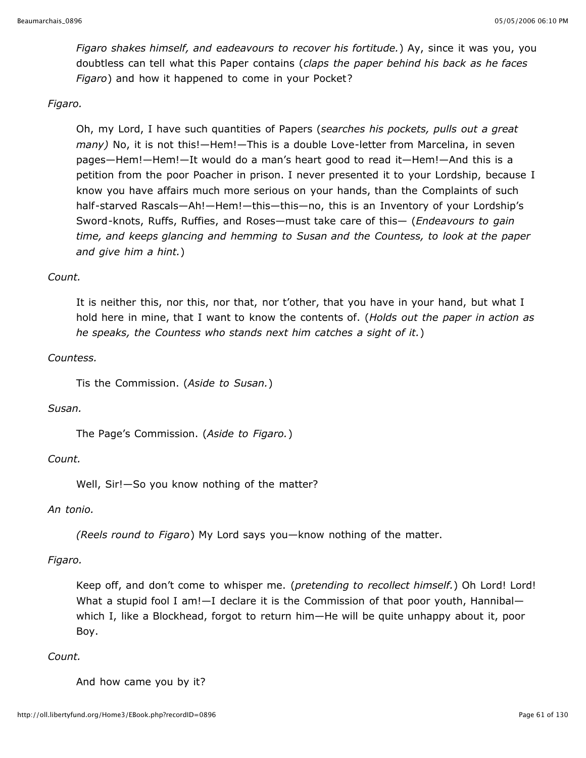*Figaro shakes himself, and eadeavours to recover his fortitude.*) Ay, since it was you, you doubtless can tell what this Paper contains (*claps the paper behind his back as he faces Figaro*) and how it happened to come in your Pocket?

*Figaro.*

Oh, my Lord, I have such quantities of Papers (*searches his pockets, pulls out a great many)* No, it is not this!—Hem!—This is a double Love-letter from Marcelina, in seven pages—Hem!—Hem!—It would do a man's heart good to read it—Hem!—And this is a petition from the poor Poacher in prison. I never presented it to your Lordship, because I know you have affairs much more serious on your hands, than the Complaints of such half-starved Rascals—Ah!—Hem!—this—this—no, this is an Inventory of your Lordship's Sword-knots, Ruffs, Ruffies, and Roses—must take care of this— (*Endeavours to gain time, and keeps glancing and hemming to Susan and the Countess, to look at the paper and give him a hint.*)

*Count.*

It is neither this, nor this, nor that, nor t'other, that you have in your hand, but what I hold here in mine, that I want to know the contents of. (*Holds out the paper in action as he speaks, the Countess who stands next him catches a sight of it.*)

*Countess.*

Tis the Commission. (*Aside to Susan.*)

*Susan.*

The Page's Commission. (*Aside to Figaro.*)

*Count.*

Well, Sir!—So you know nothing of the matter?

*An tonio.*

*(Reels round to Figaro*) My Lord says you—know nothing of the matter.

*Figaro.*

Keep off, and don't come to whisper me. (*pretending to recollect himself.*) Oh Lord! Lord! What a stupid fool I am!—I declare it is the Commission of that poor youth, Hannibal—which I, like a Blockhead, forgot to return him—He will be quite unhappy about it, poor Boy.

*Count.*

And how came you by it?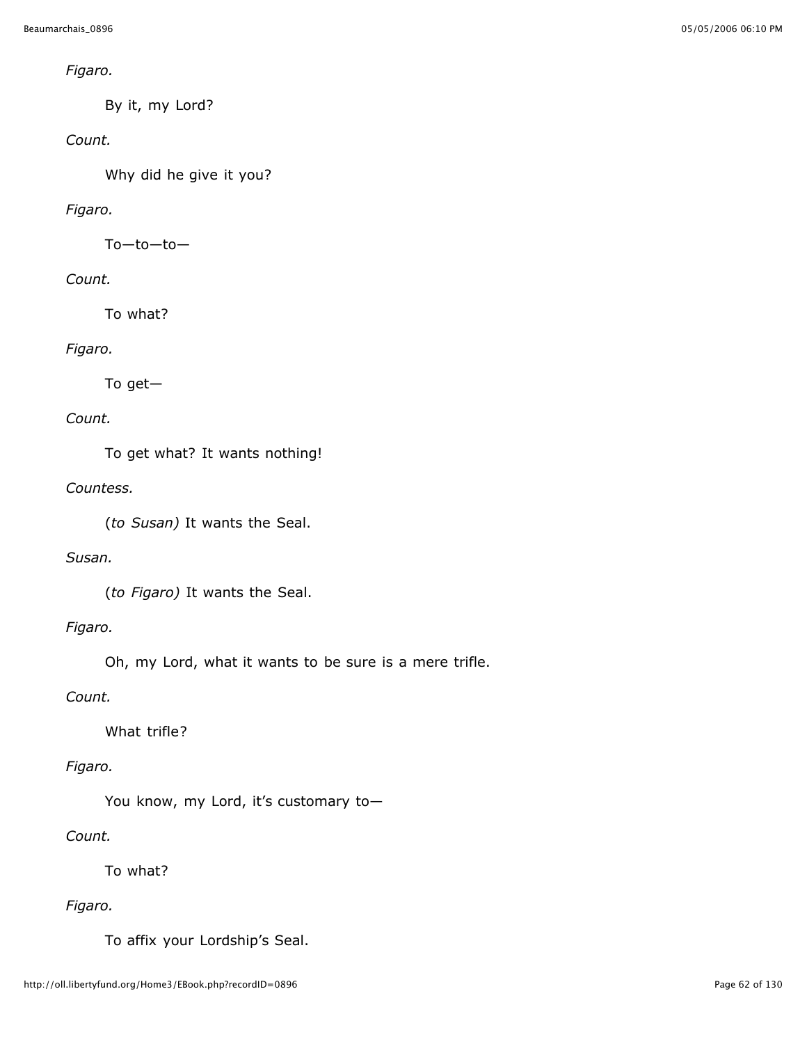*Figaro.*

By it, my Lord?

*Count.*

Why did he give it you?

*Figaro.*

To—to—to—

*Count.*

To what?

*Figaro.*

To get—

*Count.*

To get what? It wants nothing!

*Countess.*

(*to Susan)* It wants the Seal.

*Susan.*

(*to Figaro)* It wants the Seal.

*Figaro.*

Oh, my Lord, what it wants to be sure is a mere trifle.

*Count.*

What trifle?

*Figaro.*

You know, my Lord, it's customary to—

*Count.*

To what?

*Figaro.*

To affix your Lordship's Seal.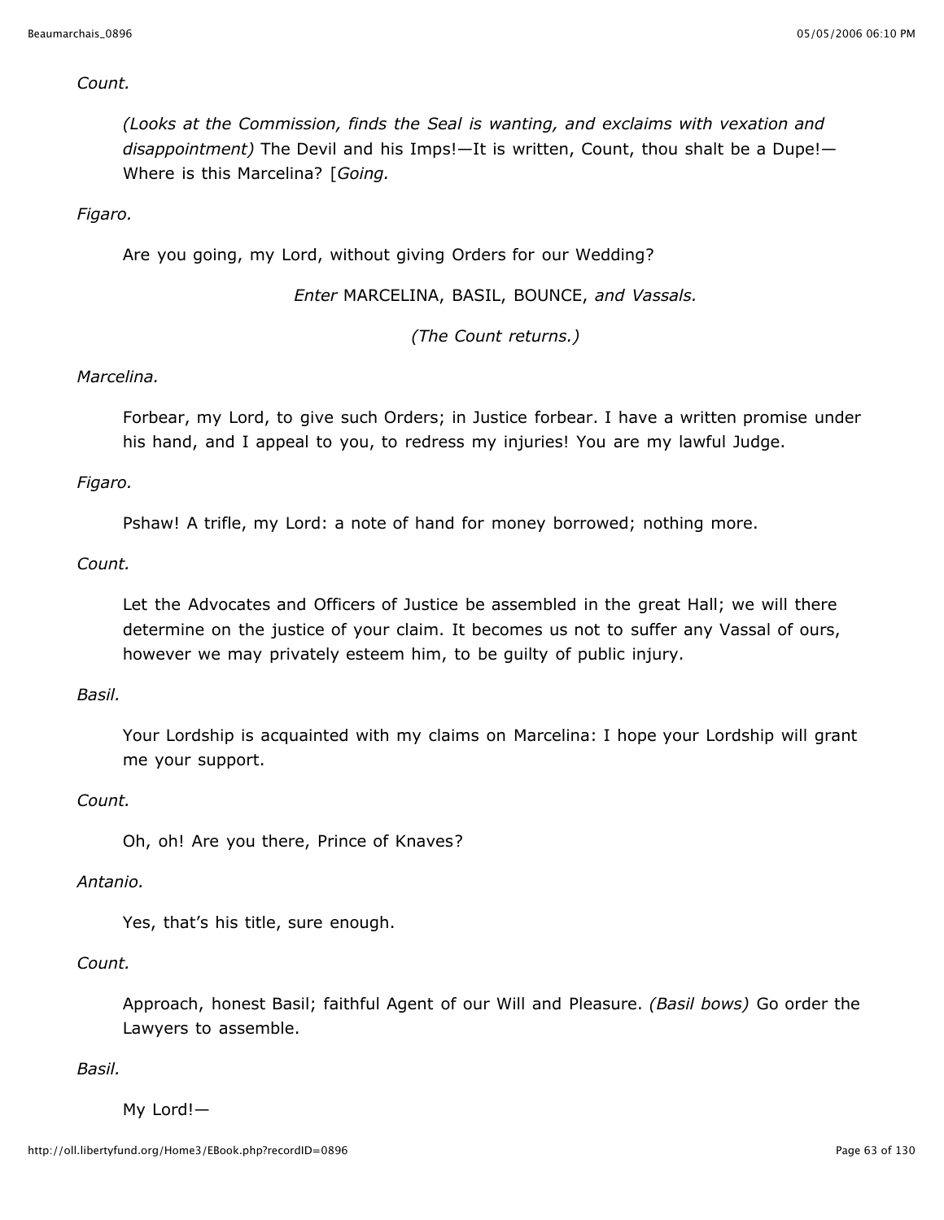*Count.*

*(Looks at the Commission, finds the Seal is wanting, and exclaims with vexation and disappointment)* The Devil and his Imps!—It is written, Count, thou shalt be a Dupe!—Where is this Marcelina? [*Going.*

*Figaro.*

Are you going, my Lord, without giving Orders for our Wedding?

*Enter* MARCELINA, BASIL, BOUNCE, *and Vassals.*

*(The Count returns.)*

*Marcelina.*

Forbear, my Lord, to give such Orders; in Justice forbear. I have a written promise under his hand, and I appeal to you, to redress my injuries! You are my lawful Judge.

*Figaro.*

Pshaw! A trifle, my Lord: a note of hand for money borrowed; nothing more.

*Count.*

Let the Advocates and Officers of Justice be assembled in the great Hall; we will there determine on the justice of your claim. It becomes us not to suffer any Vassal of ours, however we may privately esteem him, to be guilty of public injury.

*Basil.*

Your Lordship is acquainted with my claims on Marcelina: I hope your Lordship will grant me your support.

*Count.*

Oh, oh! Are you there, Prince of Knaves?

*Antanio.*

Yes, that's his title, sure enough.

*Count.*

Approach, honest Basil; faithful Agent of our Will and Pleasure. *(Basil bows)* Go order the Lawyers to assemble.

*Basil.*

My Lord!—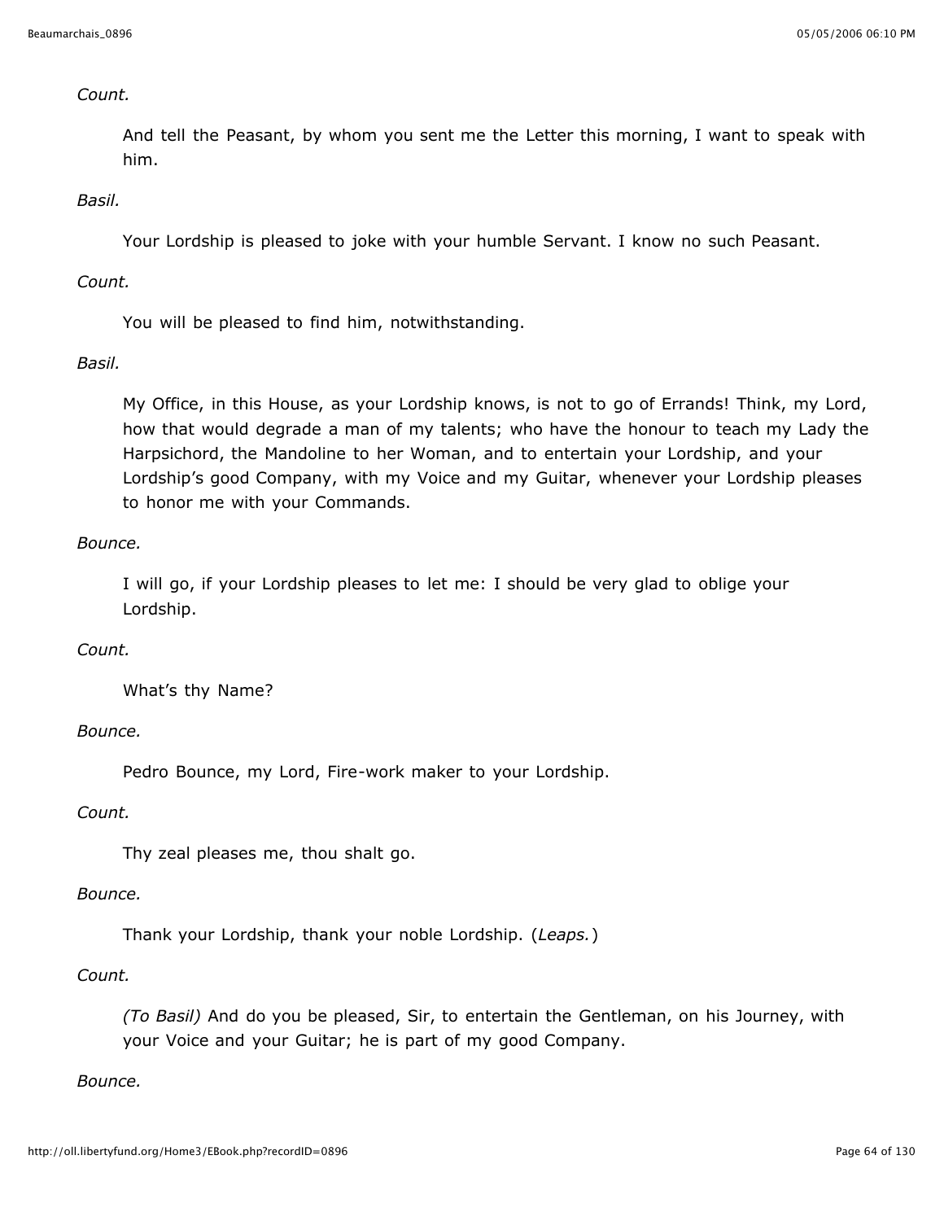*Count.*

And tell the Peasant, by whom you sent me the Letter this morning, I want to speak with him.

*Basil.*

Your Lordship is pleased to joke with your humble Servant. I know no such Peasant.

*Count.*

You will be pleased to find him, notwithstanding.

*Basil.*

My Office, in this House, as your Lordship knows, is not to go of Errands! Think, my Lord, how that would degrade a man of my talents; who have the honour to teach my Lady the Harpsichord, the Mandoline to her Woman, and to entertain your Lordship, and your Lordship's good Company, with my Voice and my Guitar, whenever your Lordship pleases to honor me with your Commands.

*Bounce.*

I will go, if your Lordship pleases to let me: I should be very glad to oblige your Lordship.

*Count.*

What's thy Name?

*Bounce.*

Pedro Bounce, my Lord, Fire-work maker to your Lordship.

*Count.*

Thy zeal pleases me, thou shalt go.

*Bounce.*

Thank your Lordship, thank your noble Lordship. (*Leaps.*)

*Count.*

*(To Basil)* And do you be pleased, Sir, to entertain the Gentleman, on his Journey, with your Voice and your Guitar; he is part of my good Company.

*Bounce.*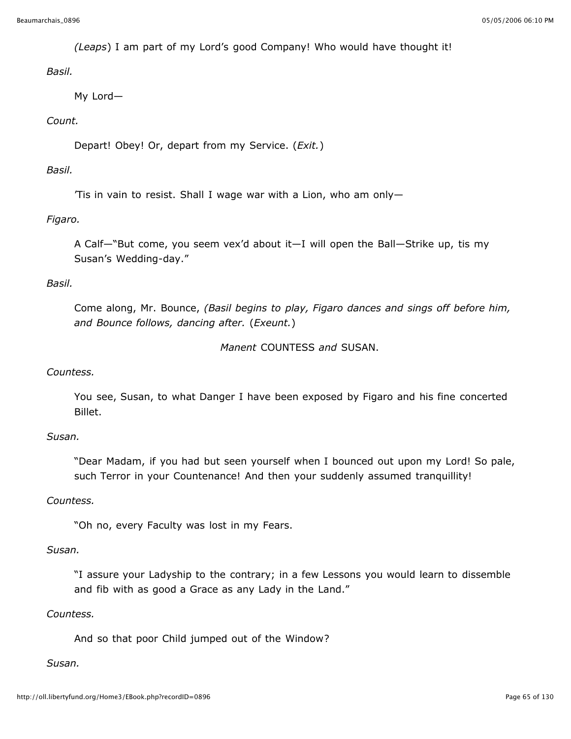*(Leaps)* I am part of my Lord's good Company! Who would have thought it!

*Basil.*

My Lord—

*Count.*

Depart! Obey! Or, depart from my Service. (*Exit.*)

*Basil.*

'Tis in vain to resist. Shall I wage war with a Lion, who am only—

*Figaro.*

A Calf—"But come, you seem vex'd about it—I will open the Ball—Strike up, tis my Susan's Wedding-day."

*Basil.*

Come along, Mr. Bounce, *(Basil begins to play, Figaro dances and sings off before him, and Bounce follows, dancing after.* (*Exeunt.*)

*Manent* COUNTESS *and* SUSAN.

*Countess.*

You see, Susan, to what Danger I have been exposed by Figaro and his fine concerted Billet.

*Susan.*

"Dear Madam, if you had but seen yourself when I bounced out upon my Lord! So pale, such Terror in your Countenance! And then your suddenly assumed tranquillity!

*Countess.*

"Oh no, every Faculty was lost in my Fears.

*Susan.*

"I assure your Ladyship to the contrary; in a few Lessons you would learn to dissemble and fib with as good a Grace as any Lady in the Land."

*Countess.*

And so that poor Child jumped out of the Window?

*Susan.*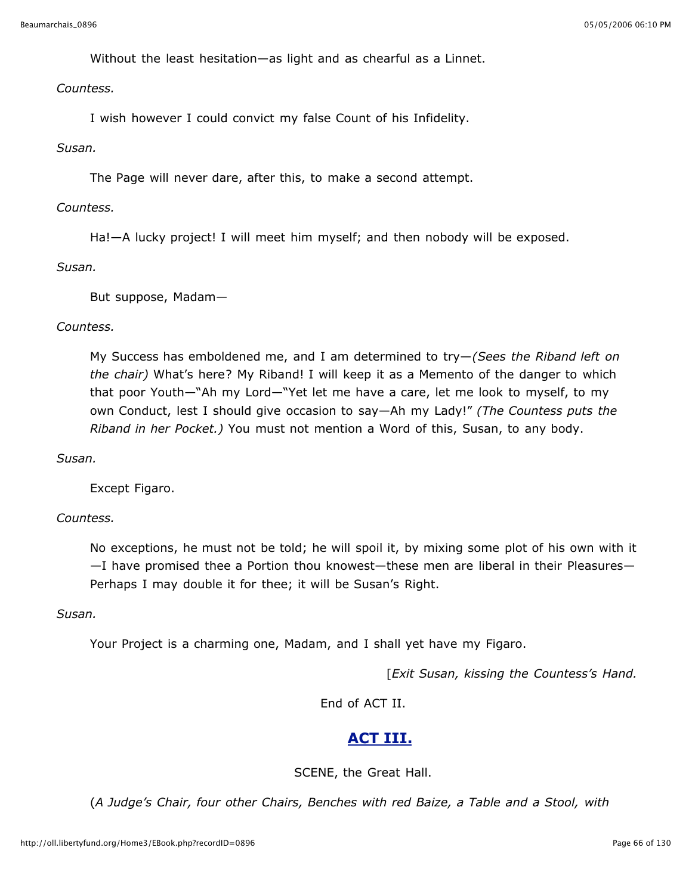Without the least hesitation—as light and as chearful as a Linnet.

*Countess.*

I wish however I could convict my false Count of his Infidelity.

*Susan.*

The Page will never dare, after this, to make a second attempt.

*Countess.*

Ha!—A lucky project! I will meet him myself; and then nobody will be exposed.

*Susan.*

But suppose, Madam—

*Countess.*

My Success has emboldened me, and I am determined to try—*(Sees the Riband left on the chair)* What's here? My Riband! I will keep it as a Memento of the danger to which that poor Youth—"Ah my Lord—"Yet let me have a care, let me look to myself, to my own Conduct, lest I should give occasion to say—Ah my Lady!" *(The Countess puts the Riband in her Pocket.)* You must not mention a Word of this, Susan, to any body.

*Susan.*

Except Figaro.

*Countess.*

No exceptions, he must not be told; he will spoil it, by mixing some plot of his own with it—I have promised thee a Portion thou knowest—these men are liberal in their Pleasures—Perhaps I may double it for thee; it will be Susan's Right.

*Susan.*

Your Project is a charming one, Madam, and I shall yet have my Figaro.

[*Exit Susan, kissing the Countess's Hand.*

End of ACT II.

## ACT III.

SCENE, the Great Hall.

(*A Judge's Chair, four other Chairs, Benches with red Baize, a Table and a Stool, with*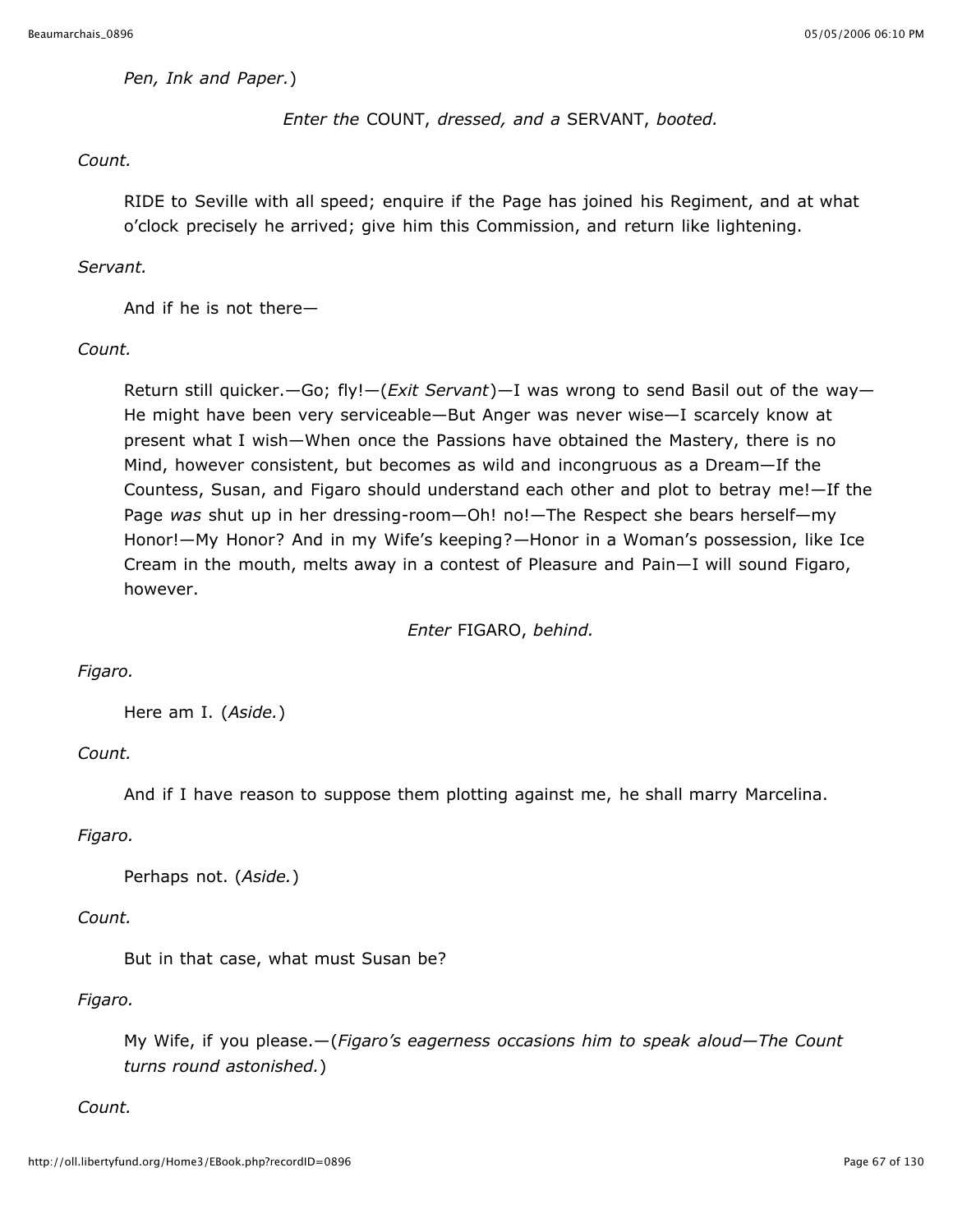*Pen, Ink and Paper.*)

*Enter the* COUNT, *dressed, and a* SERVANT, *booted.*

*Count.*

RIDE to Seville with all speed; enquire if the Page has joined his Regiment, and at what o'clock precisely he arrived; give him this Commission, and return like lightening.

*Servant.*

And if he is not there—

*Count.*

Return still quicker.—Go; fly!—(*Exit Servant*)—I was wrong to send Basil out of the way—He might have been very serviceable—But Anger was never wise—I scarcely know at present what I wish—When once the Passions have obtained the Mastery, there is no Mind, however consistent, but becomes as wild and incongruous as a Dream—If the Countess, Susan, and Figaro should understand each other and plot to betray me!—If the Page *was* shut up in her dressing-room—Oh! no!—The Respect she bears herself—my Honor!—My Honor? And in my Wife's keeping?—Honor in a Woman's possession, like Ice Cream in the mouth, melts away in a contest of Pleasure and Pain—I will sound Figaro, however.

*Enter* FIGARO, *behind.*

*Figaro.*

Here am I. (*Aside.*)

*Count.*

And if I have reason to suppose them plotting against me, he shall marry Marcelina.

*Figaro.*

Perhaps not. (*Aside.*)

*Count.*

But in that case, what must Susan be?

*Figaro.*

My Wife, if you please.—(*Figaro's eagerness occasions him to speak aloud—The Count turns round astonished.*)

*Count.*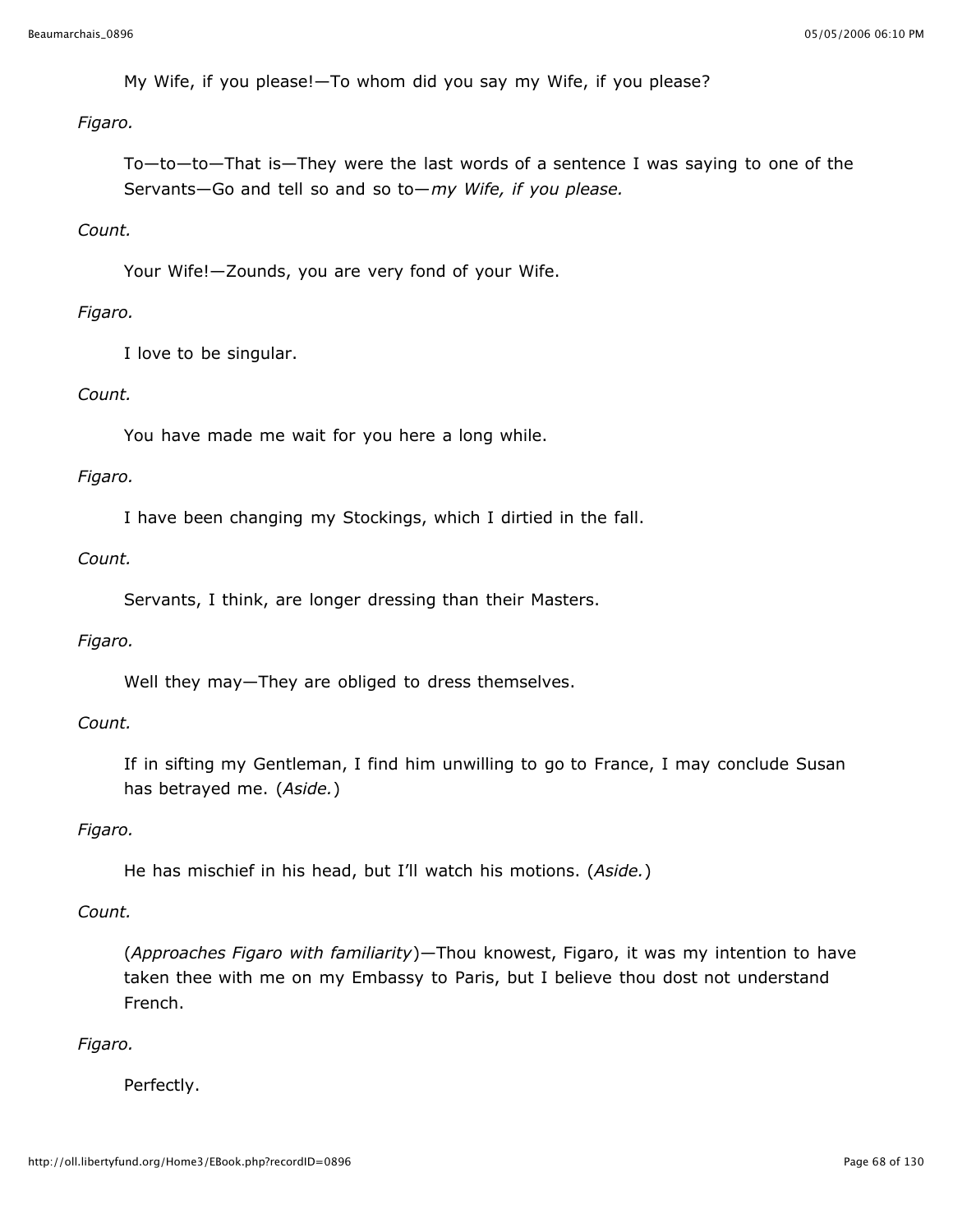My Wife, if you please!—To whom did you say my Wife, if you please?

*Figaro.*

To—to—to—That is—They were the last words of a sentence I was saying to one of the Servants—Go and tell so and so to—*my Wife, if you please.*

*Count.*

Your Wife!—Zounds, you are very fond of your Wife.

*Figaro.*

I love to be singular.

*Count.*

You have made me wait for you here a long while.

*Figaro.*

I have been changing my Stockings, which I dirtied in the fall.

*Count.*

Servants, I think, are longer dressing than their Masters.

*Figaro.*

Well they may—They are obliged to dress themselves.

*Count.*

If in sifting my Gentleman, I find him unwilling to go to France, I may conclude Susan has betrayed me. (*Aside.*)

*Figaro.*

He has mischief in his head, but I'll watch his motions. (*Aside.*)

*Count.*

(*Approaches Figaro with familiarity*)—Thou knowest, Figaro, it was my intention to have taken thee with me on my Embassy to Paris, but I believe thou dost not understand French.

*Figaro.*

Perfectly.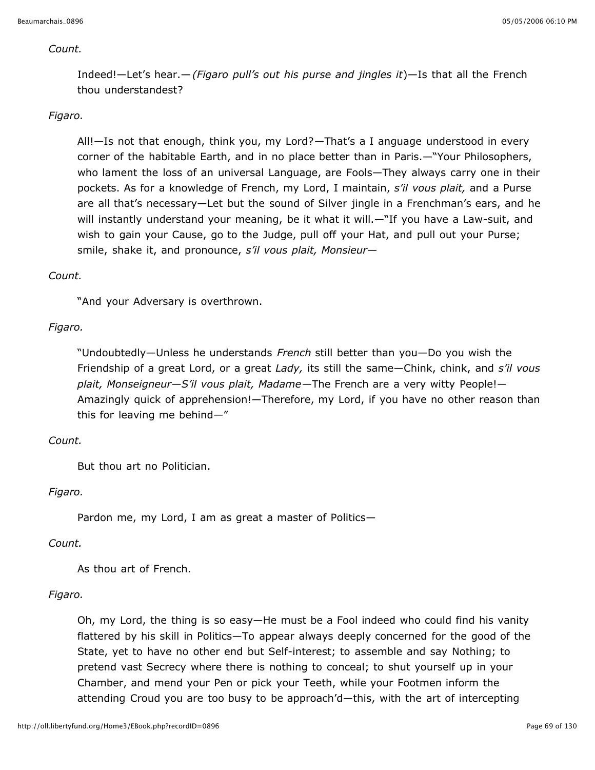*Count.*

Indeed!—Let's hear.—*(Figaro pull's out his purse and jingles it)*—Is that all the French thou understandest?

*Figaro.*

All!—Is not that enough, think you, my Lord?—That's a I anguage understood in every corner of the habitable Earth, and in no place better than in Paris.—"Your Philosophers, who lament the loss of an universal Language, are Fools—They always carry one in their pockets. As for a knowledge of French, my Lord, I maintain, *s'il vous plait,* and a Purse are all that's necessary—Let but the sound of Silver jingle in a Frenchman's ears, and he will instantly understand your meaning, be it what it will.—"If you have a Law-suit, and wish to gain your Cause, go to the Judge, pull off your Hat, and pull out your Purse; smile, shake it, and pronounce, *s'il vous plait, Monsieur*—

*Count.*

"And your Adversary is overthrown.

*Figaro.*

"Undoubtedly—Unless he understands *French* still better than you—Do you wish the Friendship of a great Lord, or a great *Lady,* its still the same—Chink, chink, and *s'il vous plait, Monseigneur—S'il vous plait, Madame*—The French are a very witty People!—Amazingly quick of apprehension!—Therefore, my Lord, if you have no other reason than this for leaving me behind—"

*Count.*

But thou art no Politician.

*Figaro.*

Pardon me, my Lord, I am as great a master of Politics—

*Count.*

As thou art of French.

*Figaro.*

Oh, my Lord, the thing is so easy—He must be a Fool indeed who could find his vanity flattered by his skill in Politics—To appear always deeply concerned for the good of the State, yet to have no other end but Self-interest; to assemble and say Nothing; to pretend vast Secrecy where there is nothing to conceal; to shut yourself up in your Chamber, and mend your Pen or pick your Teeth, while your Footmen inform the attending Croud you are too busy to be approach'd—this, with the art of intercepting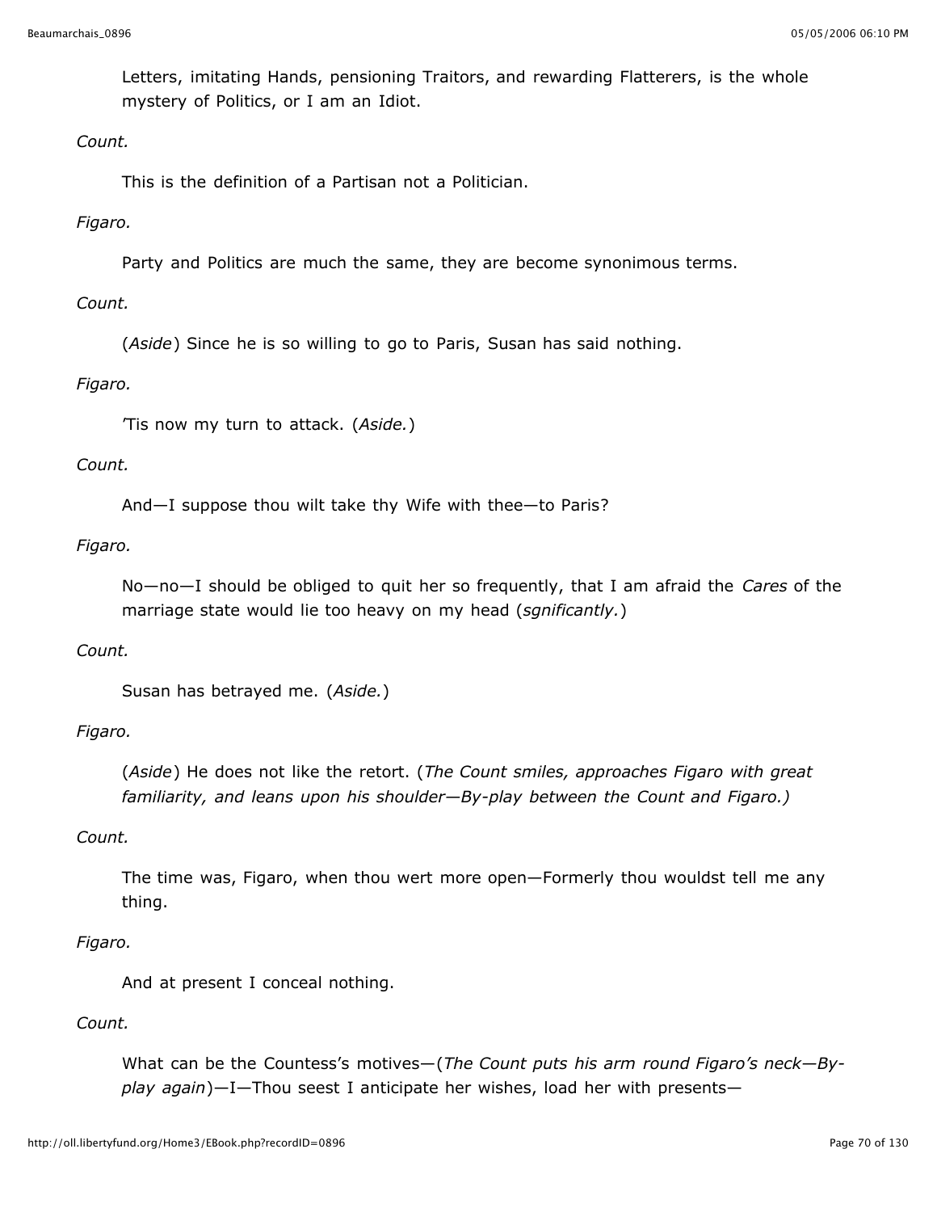Letters, imitating Hands, pensioning Traitors, and rewarding Flatterers, is the whole mystery of Politics, or I am an Idiot.

*Count.*

This is the definition of a Partisan not a Politician.

*Figaro.*

Party and Politics are much the same, they are become synonimous terms.

*Count.*

(*Aside*) Since he is so willing to go to Paris, Susan has said nothing.

*Figaro.*

'Tis now my turn to attack. (*Aside.*)

*Count.*

And—I suppose thou wilt take thy Wife with thee—to Paris?

*Figaro.*

No—no—I should be obliged to quit her so frequently, that I am afraid the *Cares* of the marriage state would lie too heavy on my head (*sgnificantly.*)

*Count.*

Susan has betrayed me. (*Aside.*)

*Figaro.*

(*Aside*) He does not like the retort. (*The Count smiles, approaches Figaro with great familiarity, and leans upon his shoulder—By-play between the Count and Figaro.)*

*Count.*

The time was, Figaro, when thou wert more open—Formerly thou wouldst tell me any thing.

*Figaro.*

And at present I conceal nothing.

*Count.*

What can be the Countess's motives—(*The Count puts his arm round Figaro's neck—By-play again*)—I—Thou seest I anticipate her wishes, load her with presents—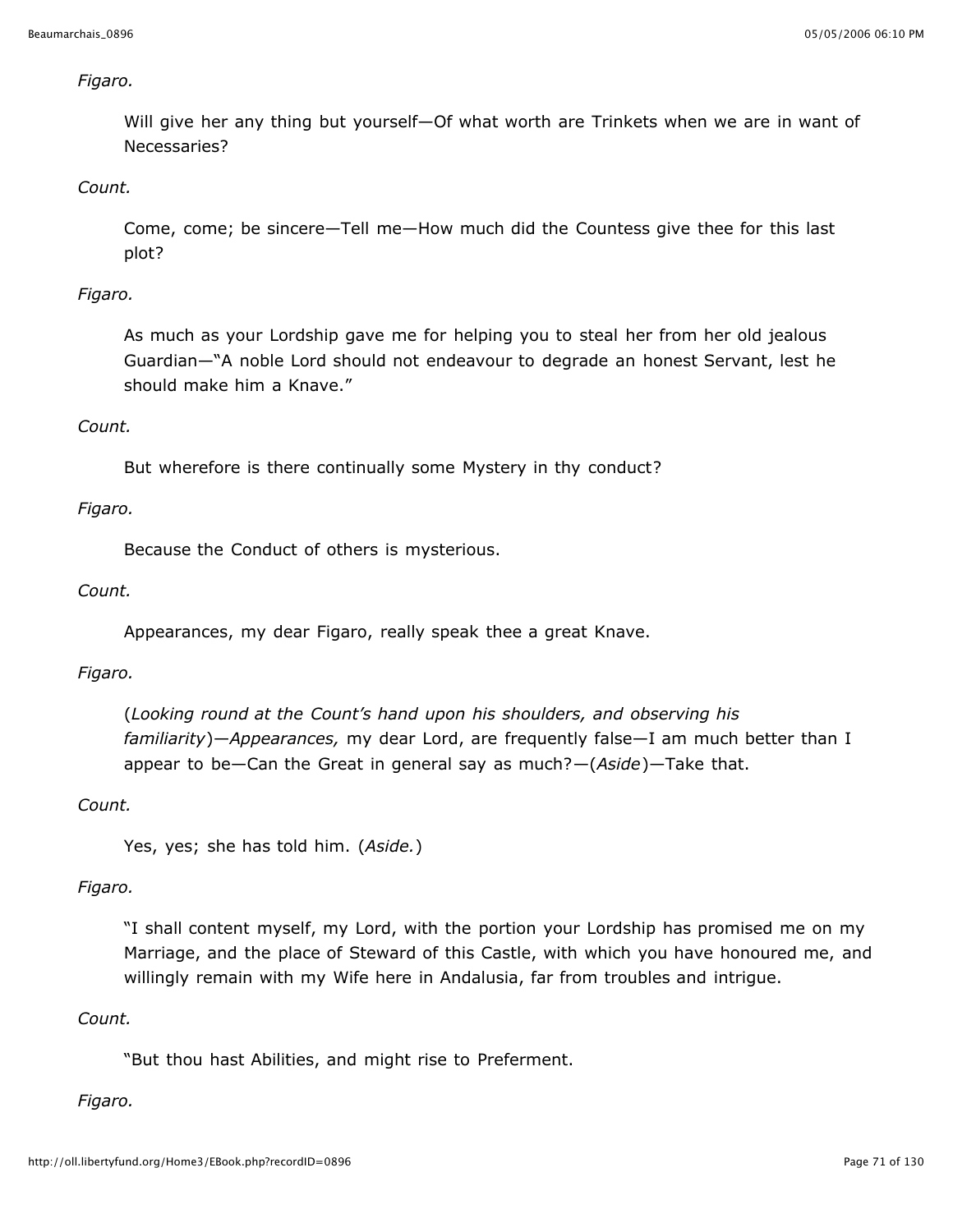*Figaro.*

Will give her any thing but yourself—Of what worth are Trinkets when we are in want of Necessaries?

*Count.*

Come, come; be sincere—Tell me—How much did the Countess give thee for this last plot?

*Figaro.*

As much as your Lordship gave me for helping you to steal her from her old jealous Guardian—"A noble Lord should not endeavour to degrade an honest Servant, lest he should make him a Knave."

*Count.*

But wherefore is there continually some Mystery in thy conduct?

*Figaro.*

Because the Conduct of others is mysterious.

*Count.*

Appearances, my dear Figaro, really speak thee a great Knave.

*Figaro.*

(*Looking round at the Count's hand upon his shoulders, and observing his familiarity*)—*Appearances,* my dear Lord, are frequently false—I am much better than I appear to be—Can the Great in general say as much?—(*Aside*)—Take that.

*Count.*

Yes, yes; she has told him. (*Aside.*)

*Figaro.*

"I shall content myself, my Lord, with the portion your Lordship has promised me on my Marriage, and the place of Steward of this Castle, with which you have honoured me, and willingly remain with my Wife here in Andalusia, far from troubles and intrigue.

*Count.*

"But thou hast Abilities, and might rise to Preferment.

*Figaro.*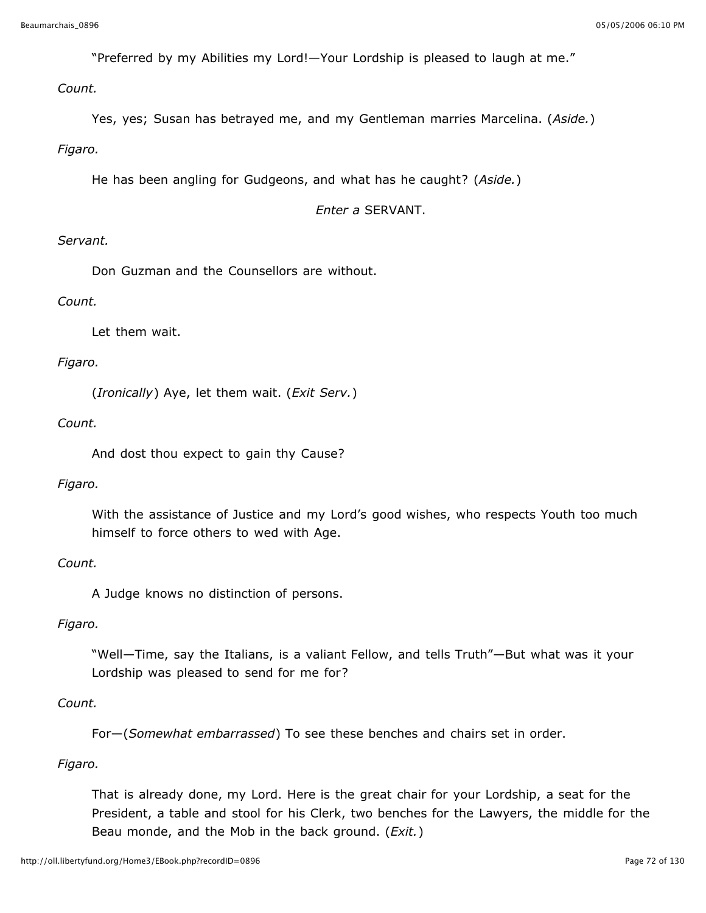"Preferred by my Abilities my Lord!—Your Lordship is pleased to laugh at me."

*Count.*

Yes, yes; Susan has betrayed me, and my Gentleman marries Marcelina. (*Aside.*)

*Figaro.*

He has been angling for Gudgeons, and what has he caught? (*Aside.*)

*Enter a* SERVANT.

*Servant.*

Don Guzman and the Counsellors are without.

*Count.*

Let them wait.

*Figaro.*

(*Ironically*) Aye, let them wait. (*Exit Serv.*)

*Count.*

And dost thou expect to gain thy Cause?

*Figaro.*

With the assistance of Justice and my Lord's good wishes, who respects Youth too much himself to force others to wed with Age.

*Count.*

A Judge knows no distinction of persons.

*Figaro.*

"Well—Time, say the Italians, is a valiant Fellow, and tells Truth"—But what was it your Lordship was pleased to send for me for?

*Count.*

For—(*Somewhat embarrassed*) To see these benches and chairs set in order.

*Figaro.*

That is already done, my Lord. Here is the great chair for your Lordship, a seat for the President, a table and stool for his Clerk, two benches for the Lawyers, the middle for the Beau monde, and the Mob in the back ground. (*Exit.*)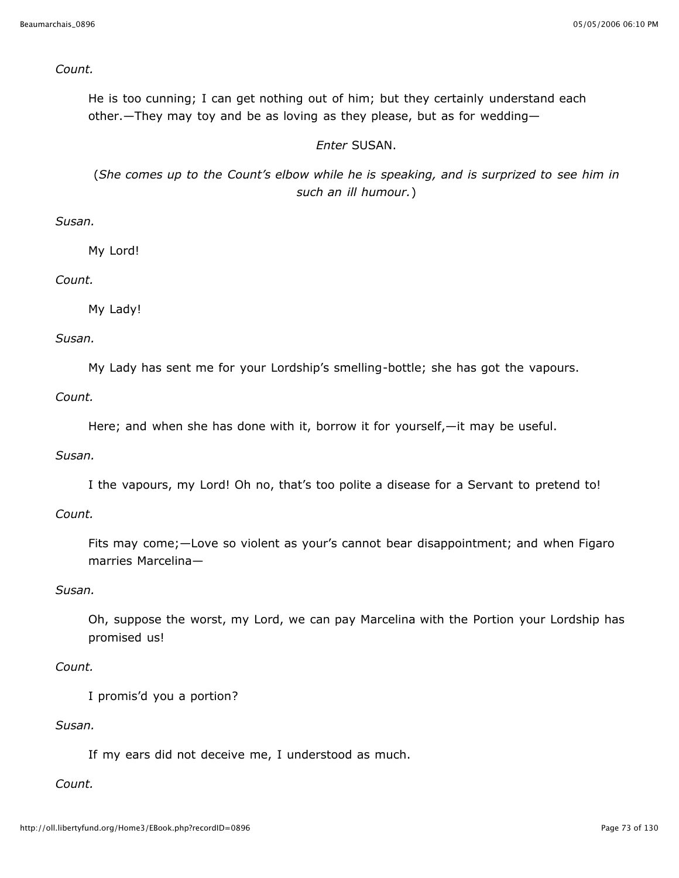*Count.*

He is too cunning; I can get nothing out of him; but they certainly understand each other.—They may toy and be as loving as they please, but as for wedding—

*Enter* SUSAN.

(*She comes up to the Count's elbow while he is speaking, and is surprized to see him in such an ill humour.*)

*Susan.*

My Lord!

*Count.*

My Lady!

*Susan.*

My Lady has sent me for your Lordship's smelling-bottle; she has got the vapours.

*Count.*

Here; and when she has done with it, borrow it for yourself,—it may be useful.

*Susan.*

I the vapours, my Lord! Oh no, that's too polite a disease for a Servant to pretend to!

*Count.*

Fits may come;—Love so violent as your's cannot bear disappointment; and when Figaro marries Marcelina—

*Susan.*

Oh, suppose the worst, my Lord, we can pay Marcelina with the Portion your Lordship has promised us!

*Count.*

I promis'd you a portion?

*Susan.*

If my ears did not deceive me, I understood as much.

*Count.*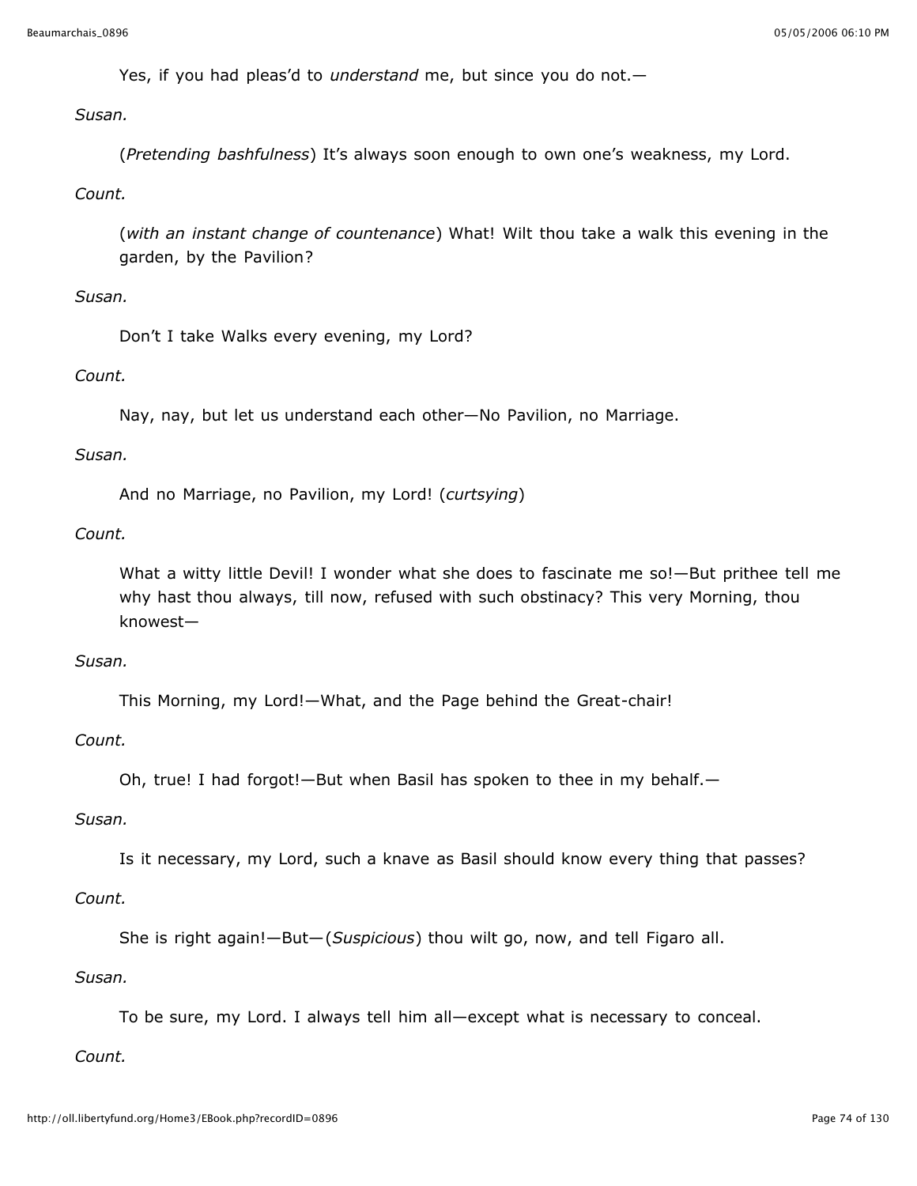Yes, if you had pleas'd to *understand* me, but since you do not.—

*Susan.*

(*Pretending bashfulness*) It's always soon enough to own one's weakness, my Lord.

*Count.*

(*with an instant change of countenance*) What! Wilt thou take a walk this evening in the garden, by the Pavilion?

*Susan.*

Don't I take Walks every evening, my Lord?

*Count.*

Nay, nay, but let us understand each other—No Pavilion, no Marriage.

*Susan.*

And no Marriage, no Pavilion, my Lord! (*curtsying*)

*Count.*

What a witty little Devil! I wonder what she does to fascinate me so!—But prithee tell me why hast thou always, till now, refused with such obstinacy? This very Morning, thou knowest—

*Susan.*

This Morning, my Lord!—What, and the Page behind the Great-chair!

*Count.*

Oh, true! I had forgot!—But when Basil has spoken to thee in my behalf.—

*Susan.*

Is it necessary, my Lord, such a knave as Basil should know every thing that passes?

*Count.*

She is right again!—But—(*Suspicious*) thou wilt go, now, and tell Figaro all.

*Susan.*

To be sure, my Lord. I always tell him all—except what is necessary to conceal.

*Count.*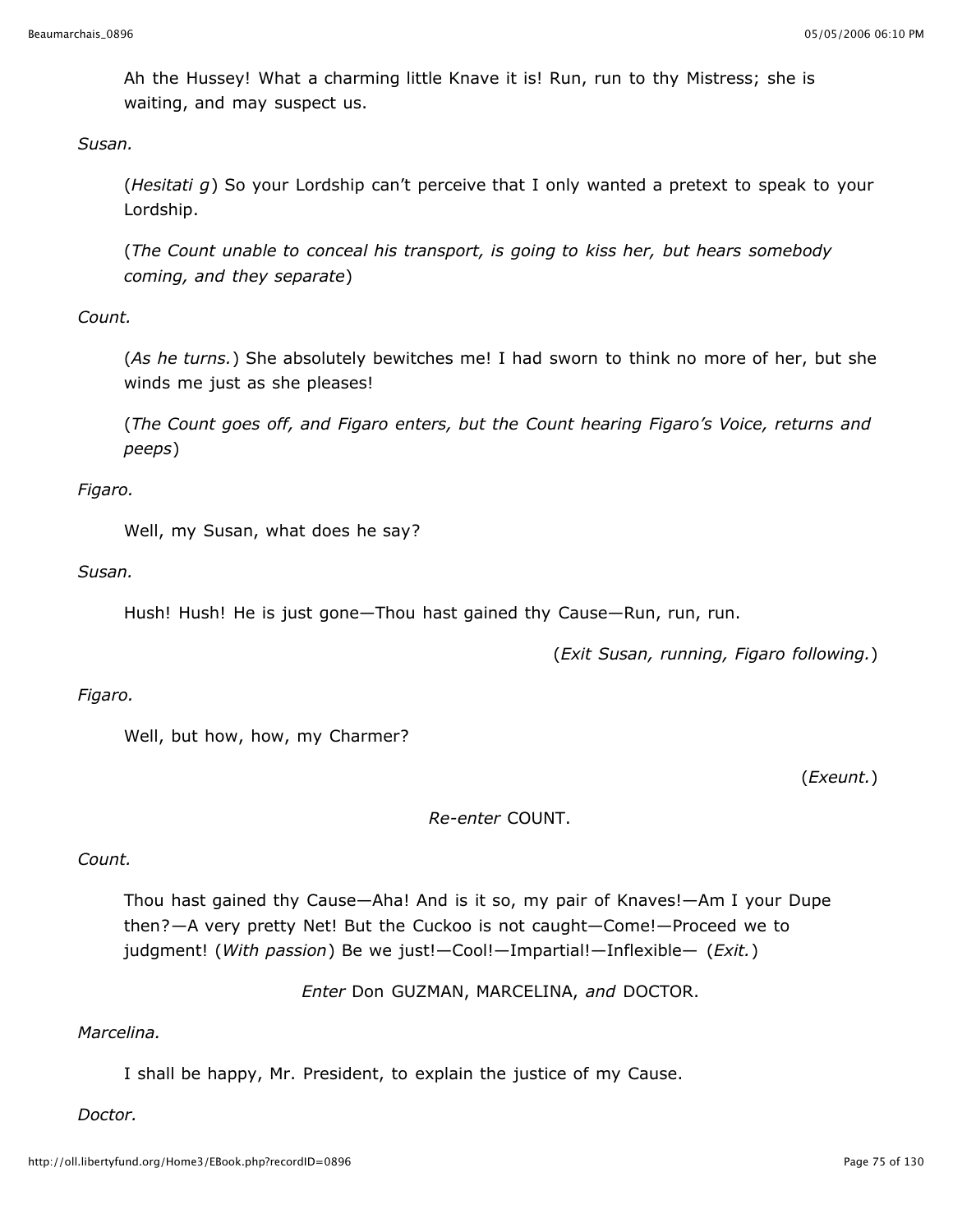Ah the Hussey! What a charming little Knave it is! Run, run to thy Mistress; she is waiting, and may suspect us.

*Susan.*

(*Hesitati g*) So your Lordship can't perceive that I only wanted a pretext to speak to your Lordship.

(*The Count unable to conceal his transport, is going to kiss her, but hears somebody coming, and they separate*)

*Count.*

(*As he turns.*) She absolutely bewitches me! I had sworn to think no more of her, but she winds me just as she pleases!

(*The Count goes off, and Figaro enters, but the Count hearing Figaro's Voice, returns and peeps*)

*Figaro.*

Well, my Susan, what does he say?

*Susan.*

Hush! Hush! He is just gone—Thou hast gained thy Cause—Run, run, run.

(*Exit Susan, running, Figaro following.*)

*Figaro.*

Well, but how, how, my Charmer?

(*Exeunt.*)

*Re-enter* COUNT.

*Count.*

Thou hast gained thy Cause—Aha! And is it so, my pair of Knaves!—Am I your Dupe then?—A very pretty Net! But the Cuckoo is not caught—Come!—Proceed we to judgment! (*With passion*) Be we just!—Cool!—Impartial!—Inflexible— (*Exit.*)

*Enter* Don GUZMAN, MARCELINA, *and* DOCTOR.

*Marcelina.*

I shall be happy, Mr. President, to explain the justice of my Cause.

*Doctor.*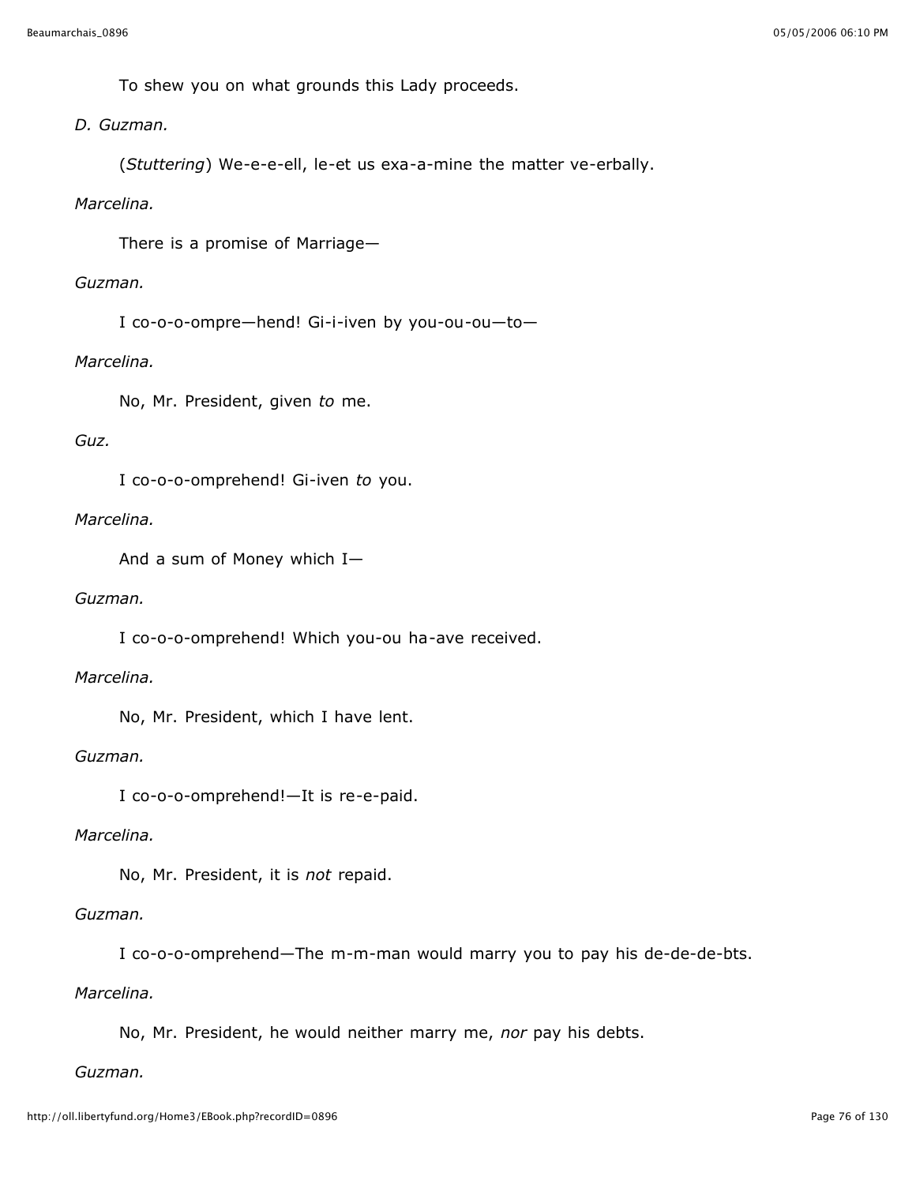To shew you on what grounds this Lady proceeds.

*D. Guzman.*

(*Stuttering*) We-e-e-ell, le-et us exa-a-mine the matter ve-erbally.

*Marcelina.*

There is a promise of Marriage—

*Guzman.*

I co-o-o-ompre—hend! Gi-i-iven by you-ou-ou—to—

*Marcelina.*

No, Mr. President, given *to* me.

*Guz.*

I co-o-o-omprehend! Gi-iven *to* you.

*Marcelina.*

And a sum of Money which I—

*Guzman.*

I co-o-o-omprehend! Which you-ou ha-ave received.

*Marcelina.*

No, Mr. President, which I have lent.

*Guzman.*

I co-o-o-omprehend!—It is re-e-paid.

*Marcelina.*

No, Mr. President, it is *not* repaid.

*Guzman.*

I co-o-o-omprehend—The m-m-man would marry you to pay his de-de-de-bts.

*Marcelina.*

No, Mr. President, he would neither marry me, *nor* pay his debts.

*Guzman.*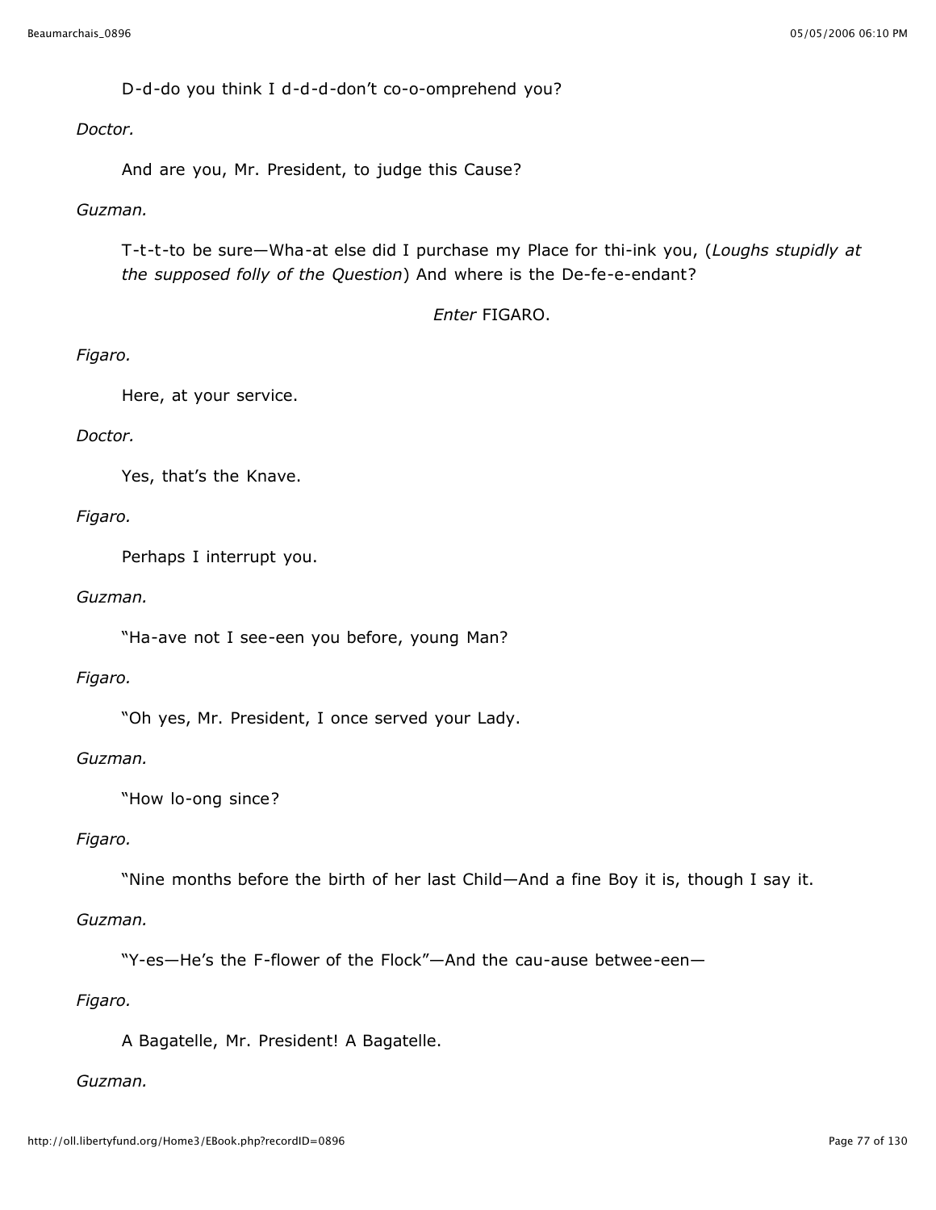D-d-do you think I d-d-d-don't co-o-omprehend you?

*Doctor.*

And are you, Mr. President, to judge this Cause?

*Guzman.*

T-t-t-to be sure—Wha-at else did I purchase my Place for thi-ink you, (*Loughs stupidly at the supposed folly of the Question*) And where is the De-fe-e-endant?

*Enter* FIGARO.

*Figaro.*

Here, at your service.

*Doctor.*

Yes, that's the Knave.

*Figaro.*

Perhaps I interrupt you.

*Guzman.*

"Ha-ave not I see-een you before, young Man?

*Figaro.*

"Oh yes, Mr. President, I once served your Lady.

*Guzman.*

"How lo-ong since?

*Figaro.*

"Nine months before the birth of her last Child—And a fine Boy it is, though I say it.

*Guzman.*

"Y-es—He's the F-flower of the Flock"—And the cau-ause betwee-een—

*Figaro.*

A Bagatelle, Mr. President! A Bagatelle.

*Guzman.*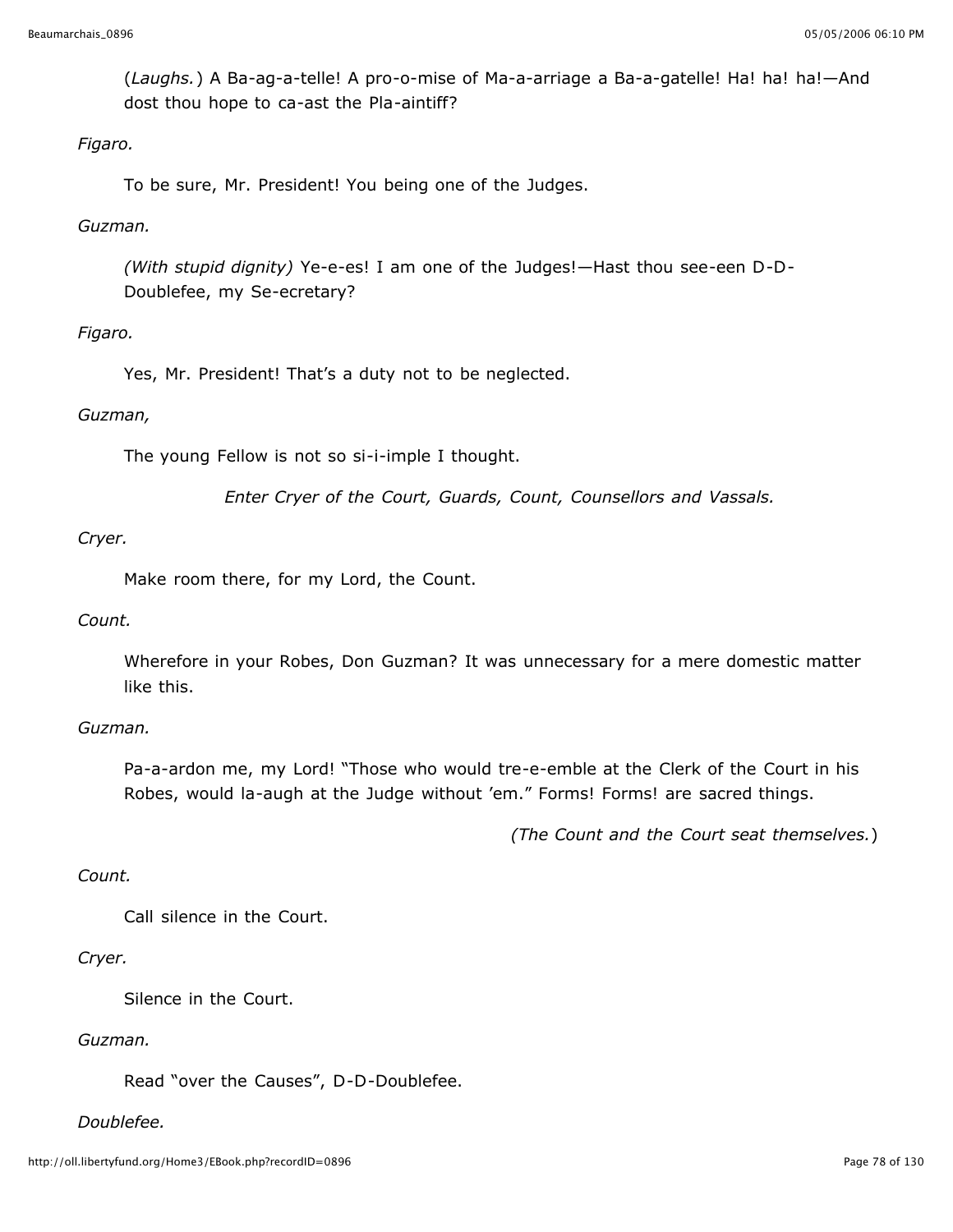(*Laughs.*) A Ba-ag-a-telle! A pro-o-mise of Ma-a-arriage a Ba-a-gatelle! Ha! ha! ha!—And dost thou hope to ca-ast the Pla-aintiff?

*Figaro.*

To be sure, Mr. President! You being one of the Judges.

*Guzman.*

*(With stupid dignity)* Ye-e-es! I am one of the Judges!—Hast thou see-een D-D-Doublefee, my Se-ecretary?

*Figaro.*

Yes, Mr. President! That's a duty not to be neglected.

*Guzman,*

The young Fellow is not so si-i-imple I thought.

*Enter Cryer of the Court, Guards, Count, Counsellors and Vassals.*

*Cryer.*

Make room there, for my Lord, the Count.

*Count.*

Wherefore in your Robes, Don Guzman? It was unnecessary for a mere domestic matter like this.

*Guzman.*

Pa-a-ardon me, my Lord! "Those who would tre-e-emble at the Clerk of the Court in his Robes, would la-augh at the Judge without 'em." Forms! Forms! are sacred things.

*(The Count and the Court seat themselves.)*

*Count.*

Call silence in the Court.

*Cryer.*

Silence in the Court.

*Guzman.*

Read "over the Causes", D-D-Doublefee.

*Doublefee.*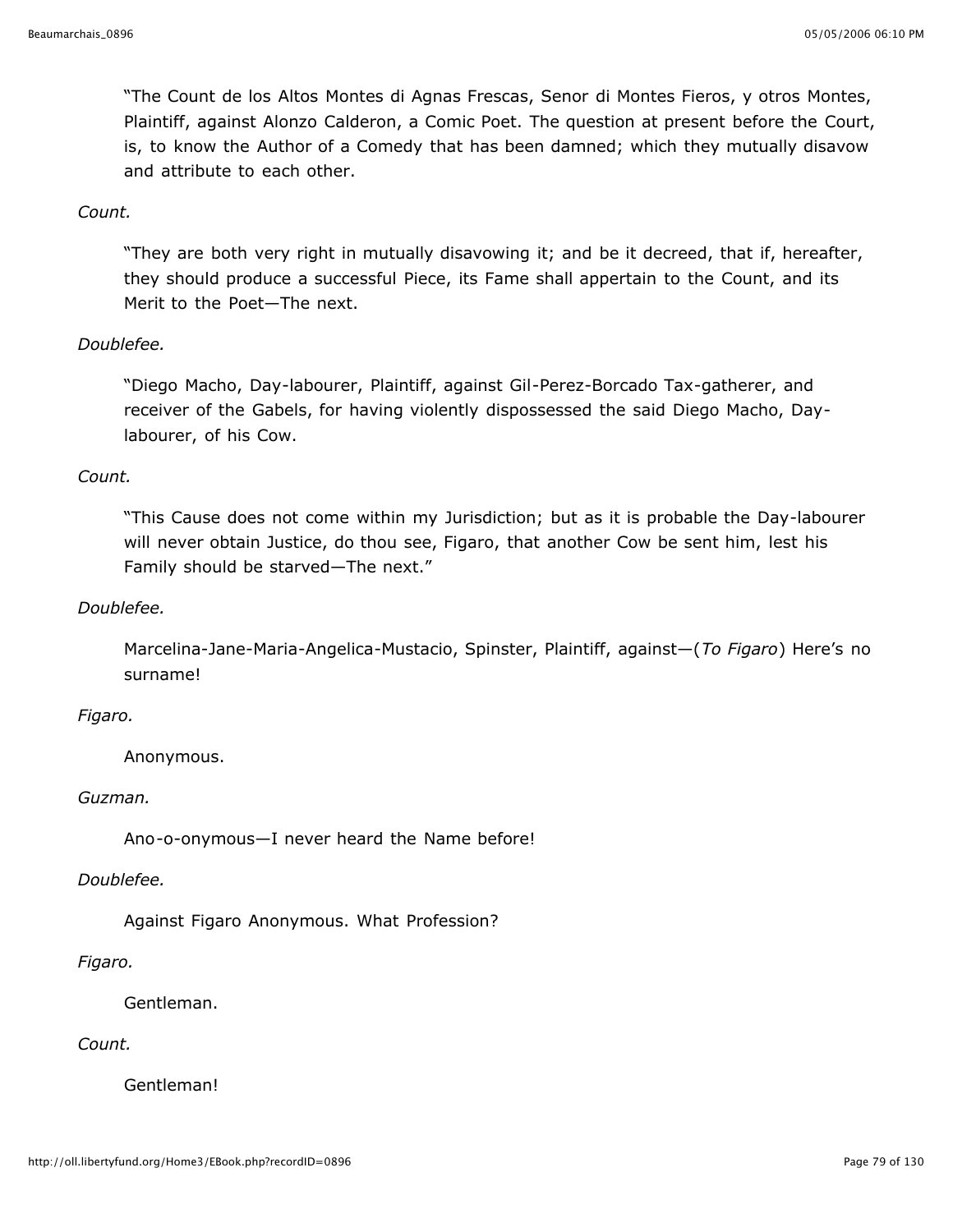"The Count de los Altos Montes di Agnas Frescas, Senor di Montes Fieros, y otros Montes, Plaintiff, against Alonzo Calderon, a Comic Poet. The question at present before the Court, is, to know the Author of a Comedy that has been damned; which they mutually disavow and attribute to each other.

*Count.*

"They are both very right in mutually disavowing it; and be it decreed, that if, hereafter, they should produce a successful Piece, its Fame shall appertain to the Count, and its Merit to the Poet—The next.

*Doublefee.*

"Diego Macho, Day-labourer, Plaintiff, against Gil-Perez-Borcado Tax-gatherer, and receiver of the Gabels, for having violently dispossessed the said Diego Macho, Day-labourer, of his Cow.

*Count.*

"This Cause does not come within my Jurisdiction; but as it is probable the Day-labourer will never obtain Justice, do thou see, Figaro, that another Cow be sent him, lest his Family should be starved—The next."

*Doublefee.*

Marcelina-Jane-Maria-Angelica-Mustacio, Spinster, Plaintiff, against—(*To Figaro*) Here's no surname!

*Figaro.*

Anonymous.

*Guzman.*

Ano-o-onymous—I never heard the Name before!

*Doublefee.*

Against Figaro Anonymous. What Profession?

*Figaro.*

Gentleman.

*Count.*

Gentleman!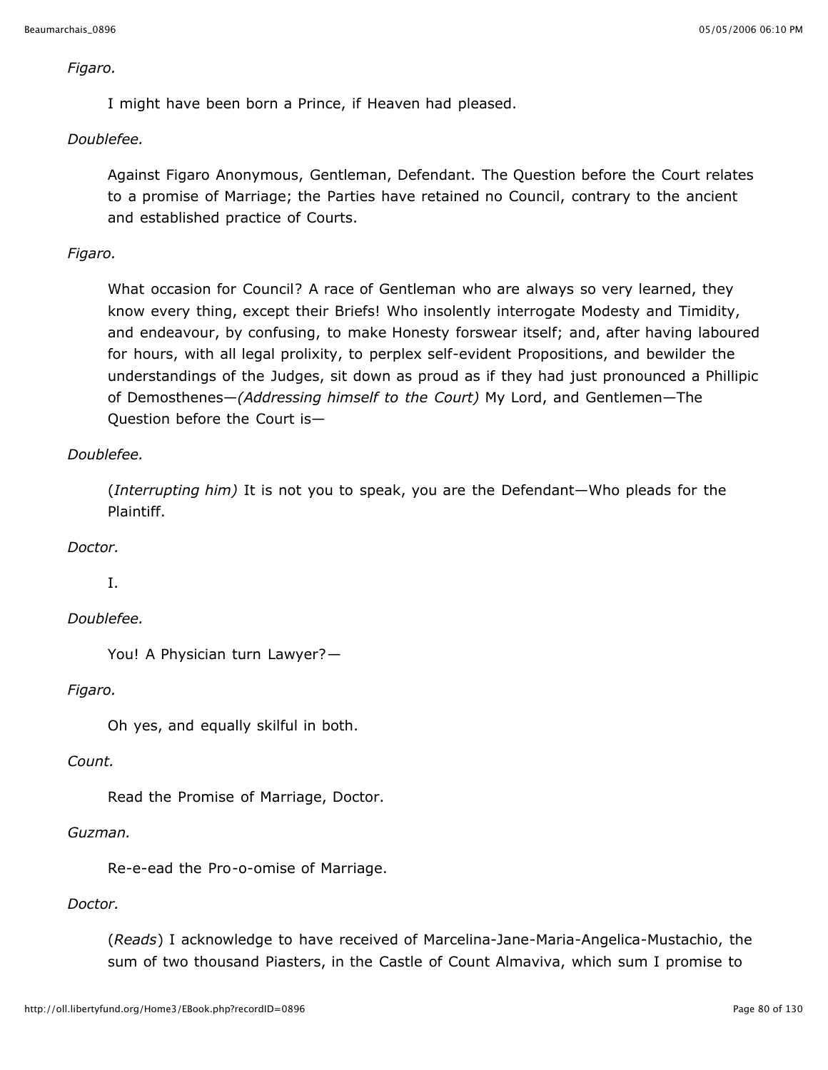*Figaro.*

I might have been born a Prince, if Heaven had pleased.

*Doublefee.*

Against Figaro Anonymous, Gentleman, Defendant. The Question before the Court relates to a promise of Marriage; the Parties have retained no Council, contrary to the ancient and established practice of Courts.

*Figaro.*

What occasion for Council? A race of Gentleman who are always so very learned, they know every thing, except their Briefs! Who insolently interrogate Modesty and Timidity, and endeavour, by confusing, to make Honesty forswear itself; and, after having laboured for hours, with all legal prolixity, to perplex self-evident Propositions, and bewilder the understandings of the Judges, sit down as proud as if they had just pronounced a Phillipic of Demosthenes—*(Addressing himself to the Court)* My Lord, and Gentlemen—The Question before the Court is—

*Doublefee.*

(*Interrupting him)* It is not you to speak, you are the Defendant—Who pleads for the Plaintiff.

*Doctor.*

I.

*Doublefee.*

You! A Physician turn Lawyer?—

*Figaro.*

Oh yes, and equally skilful in both.

*Count.*

Read the Promise of Marriage, Doctor.

*Guzman.*

Re-e-ead the Pro-o-omise of Marriage.

*Doctor.*

(*Reads*) I acknowledge to have received of Marcelina-Jane-Maria-Angelica-Mustachio, the sum of two thousand Piasters, in the Castle of Count Almaviva, which sum I promise to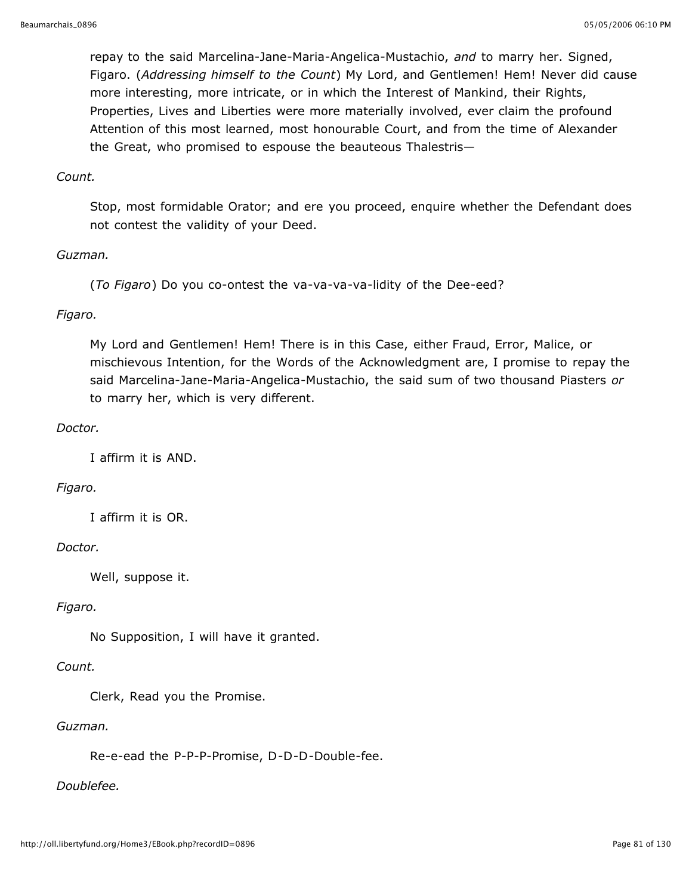repay to the said Marcelina-Jane-Maria-Angelica-Mustachio, *and* to marry her. Signed, Figaro. (*Addressing himself to the Count*) My Lord, and Gentlemen! Hem! Never did cause more interesting, more intricate, or in which the Interest of Mankind, their Rights, Properties, Lives and Liberties were more materially involved, ever claim the profound Attention of this most learned, most honourable Court, and from the time of Alexander the Great, who promised to espouse the beauteous Thalestris—

*Count.*

Stop, most formidable Orator; and ere you proceed, enquire whether the Defendant does not contest the validity of your Deed.

*Guzman.*

(*To Figaro*) Do you co-ontest the va-va-va-va-lidity of the Dee-eed?

*Figaro.*

My Lord and Gentlemen! Hem! There is in this Case, either Fraud, Error, Malice, or mischievous Intention, for the Words of the Acknowledgment are, I promise to repay the said Marcelina-Jane-Maria-Angelica-Mustachio, the said sum of two thousand Piasters *or* to marry her, which is very different.

*Doctor.*

I affirm it is AND.

*Figaro.*

I affirm it is OR.

*Doctor.*

Well, suppose it.

*Figaro.*

No Supposition, I will have it granted.

*Count.*

Clerk, Read you the Promise.

*Guzman.*

Re-e-ead the P-P-P-Promise, D-D-D-Double-fee.

*Doublefee.*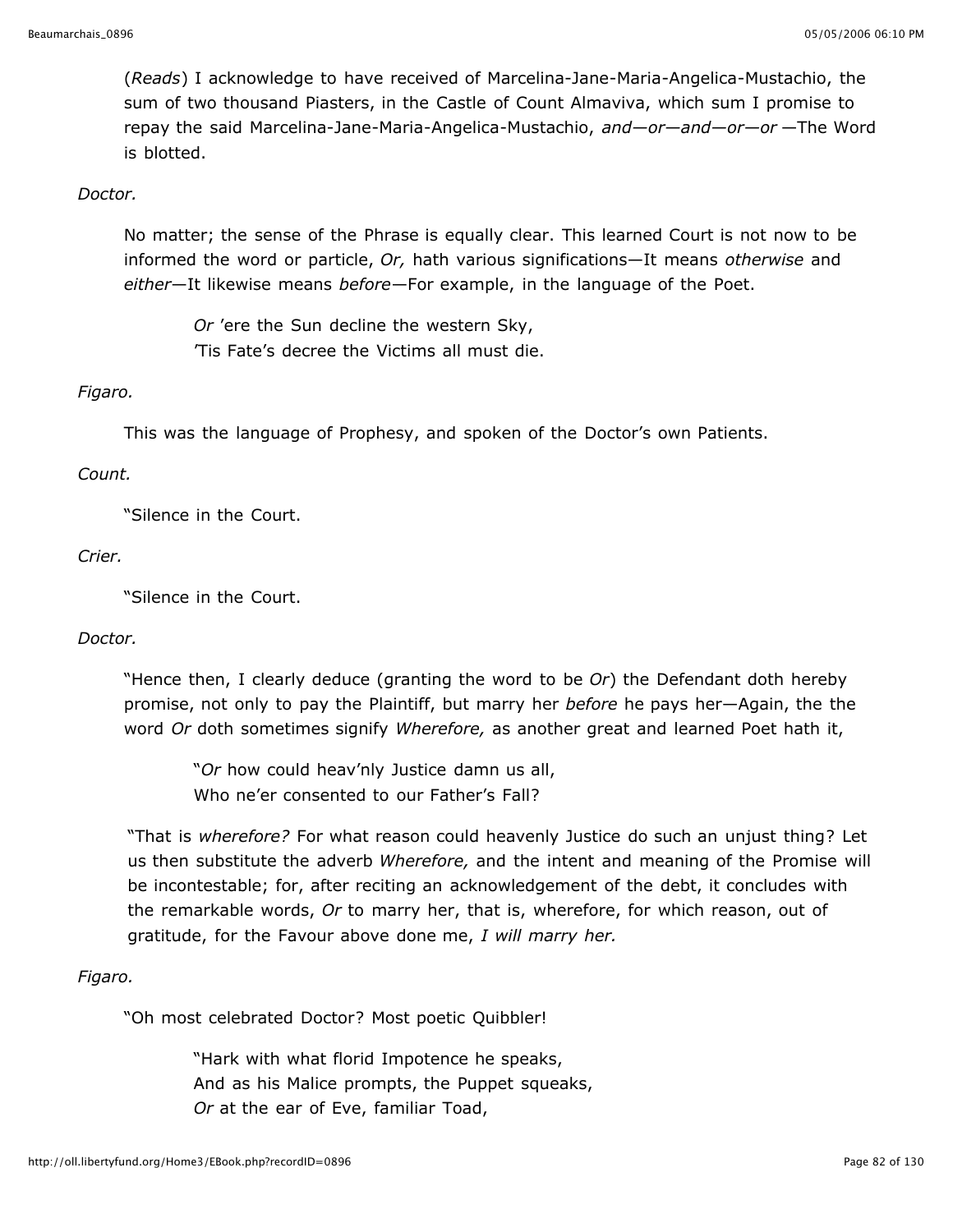(*Reads*) I acknowledge to have received of Marcelina-Jane-Maria-Angelica-Mustachio, the sum of two thousand Piasters, in the Castle of Count Almaviva, which sum I promise to repay the said Marcelina-Jane-Maria-Angelica-Mustachio, *and—or—and—or—or* —The Word is blotted.

*Doctor.*

No matter; the sense of the Phrase is equally clear. This learned Court is not now to be informed the word or particle, *Or,* hath various significations—It means *otherwise* and *either*—It likewise means *before*—For example, in the language of the Poet.

> *Or* ’ere the Sun decline the western Sky,
> ’Tis Fate’s decree the Victims all must die.

*Figaro.*

This was the language of Prophesy, and spoken of the Doctor’s own Patients.

*Count.*

“Silence in the Court.

*Crier.*

“Silence in the Court.

*Doctor.*

“Hence then, I clearly deduce (granting the word to be *Or*) the Defendant doth hereby promise, not only to pay the Plaintiff, but marry her *before* he pays her—Again, the the word *Or* doth sometimes signify *Wherefore,* as another great and learned Poet hath it,

> “*Or* how could heav’nly Justice damn us all,
> Who ne’er consented to our Father’s Fall?

“That is *wherefore?* For what reason could heavenly Justice do such an unjust thing? Let us then substitute the adverb *Wherefore,* and the intent and meaning of the Promise will be incontestable; for, after reciting an acknowledgement of the debt, it concludes with the remarkable words, *Or* to marry her, that is, wherefore, for which reason, out of gratitude, for the Favour above done me, *I will marry her.*

*Figaro.*

“Oh most celebrated Doctor? Most poetic Quibbler!

> “Hark with what florid Impotence he speaks,
> And as his Malice prompts, the Puppet squeaks,
> *Or* at the ear of Eve, familiar Toad,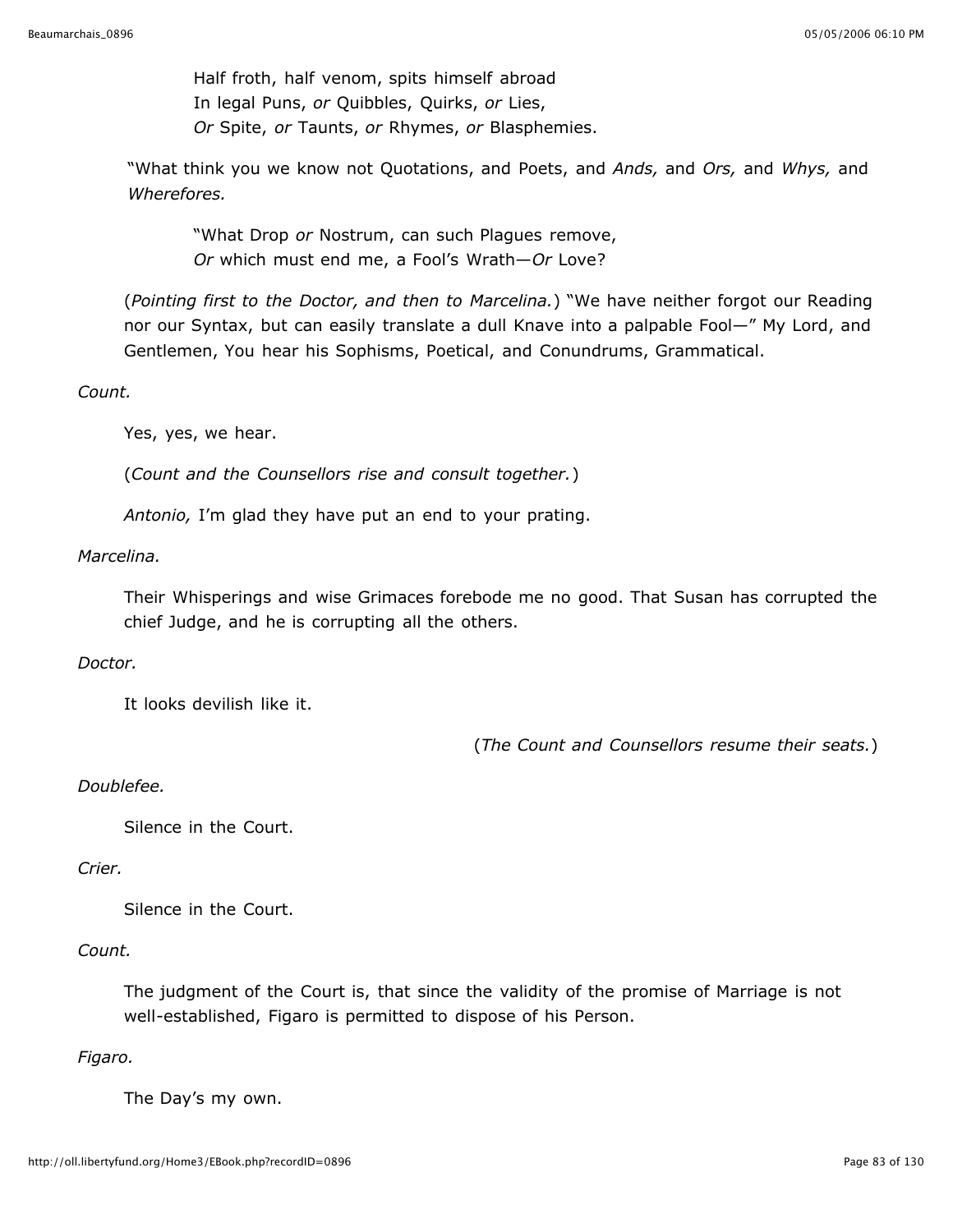Half froth, half venom, spits himself abroad
In legal Puns, *or* Quibbles, Quirks, *or* Lies,
*Or* Spite, *or* Taunts, *or* Rhymes, *or* Blasphemies.

"What think you we know not Quotations, and Poets, and *Ands,* and *Ors,* and *Whys,* and *Wherefores.*

"What Drop *or* Nostrum, can such Plagues remove,
*Or* which must end me, a Fool's Wrath—*Or* Love?

(*Pointing first to the Doctor, and then to Marcelina.*) "We have neither forgot our Reading nor our Syntax, but can easily translate a dull Knave into a palpable Fool—" My Lord, and Gentlemen, You hear his Sophisms, Poetical, and Conundrums, Grammatical.

*Count.*

Yes, yes, we hear.

(*Count and the Counsellors rise and consult together.*)

*Antonio,* I'm glad they have put an end to your prating.

*Marcelina.*

Their Whisperings and wise Grimaces forebode me no good. That Susan has corrupted the chief Judge, and he is corrupting all the others.

*Doctor.*

It looks devilish like it.

(*The Count and Counsellors resume their seats.*)

*Doublefee.*

Silence in the Court.

*Crier.*

Silence in the Court.

*Count.*

The judgment of the Court is, that since the validity of the promise of Marriage is not well-established, Figaro is permitted to dispose of his Person.

*Figaro.*

The Day's my own.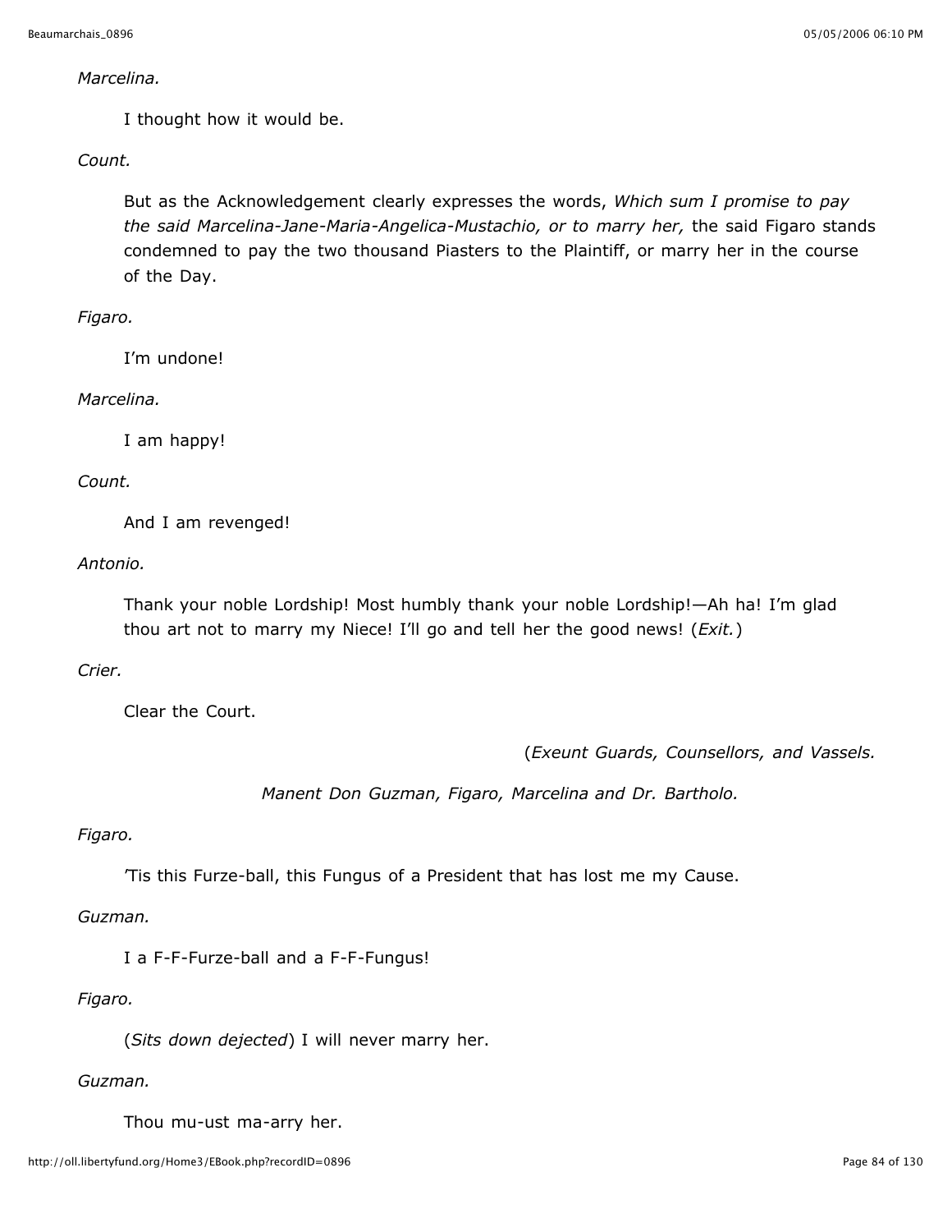*Marcelina.*

I thought how it would be.

*Count.*

But as the Acknowledgement clearly expresses the words, *Which sum I promise to pay the said Marcelina-Jane-Maria-Angelica-Mustachio, or to marry her,* the said Figaro stands condemned to pay the two thousand Piasters to the Plaintiff, or marry her in the course of the Day.

*Figaro.*

I'm undone!

*Marcelina.*

I am happy!

*Count.*

And I am revenged!

*Antonio.*

Thank your noble Lordship! Most humbly thank your noble Lordship!—Ah ha! I'm glad thou art not to marry my Niece! I'll go and tell her the good news! (*Exit.*)

*Crier.*

Clear the Court.

(*Exeunt Guards, Counsellors, and Vassels.*

*Manent Don Guzman, Figaro, Marcelina and Dr. Bartholo.*

*Figaro.*

'Tis this Furze-ball, this Fungus of a President that has lost me my Cause.

*Guzman.*

I a F-F-Furze-ball and a F-F-Fungus!

*Figaro.*

(*Sits down dejected*) I will never marry her.

*Guzman.*

Thou mu-ust ma-arry her.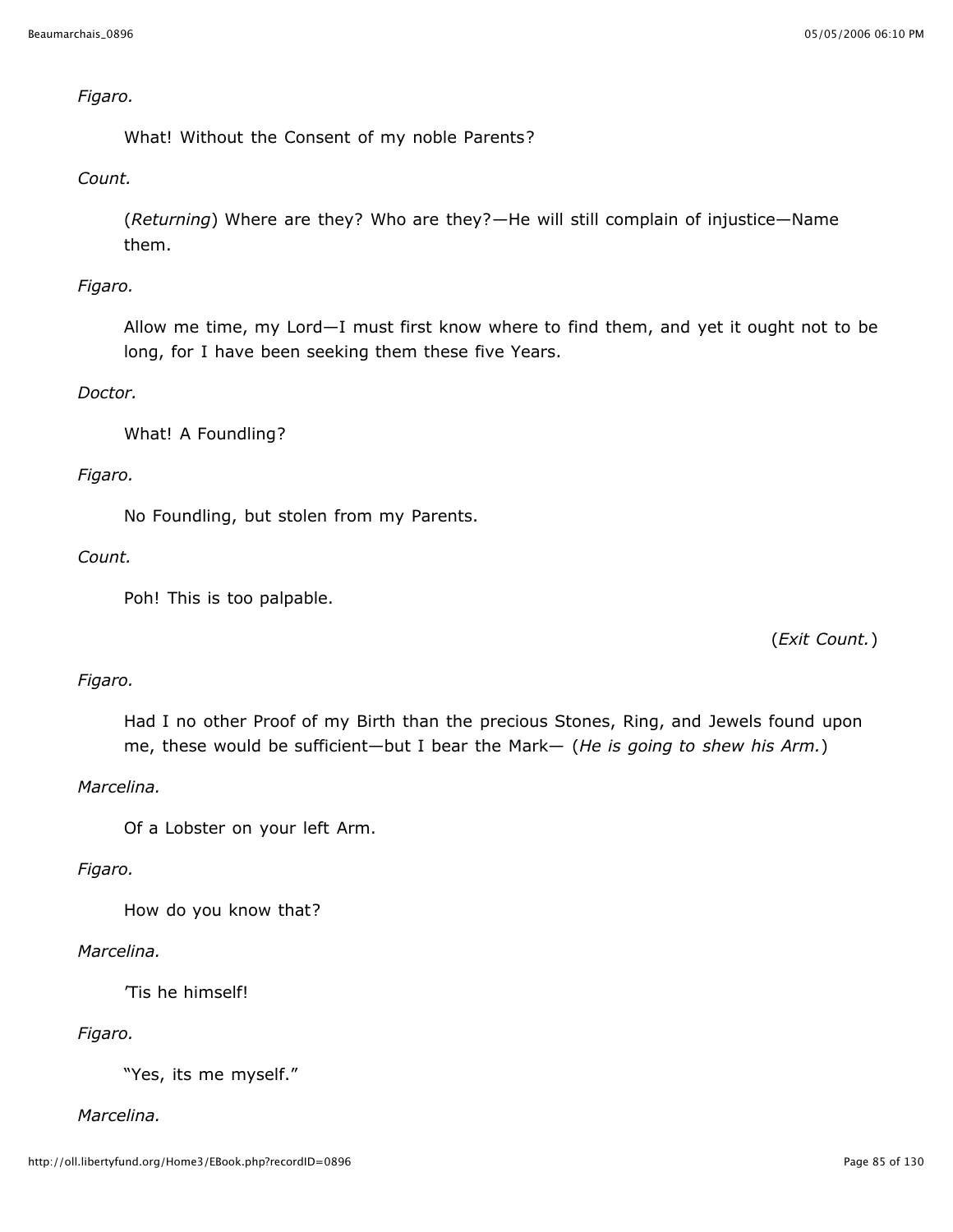*Figaro.*

What! Without the Consent of my noble Parents?

*Count.*

(*Returning*) Where are they? Who are they?—He will still complain of injustice—Name them.

*Figaro.*

Allow me time, my Lord—I must first know where to find them, and yet it ought not to be long, for I have been seeking them these five Years.

*Doctor.*

What! A Foundling?

*Figaro.*

No Foundling, but stolen from my Parents.

*Count.*

Poh! This is too palpable.

(*Exit Count.*)

*Figaro.*

Had I no other Proof of my Birth than the precious Stones, Ring, and Jewels found upon me, these would be sufficient—but I bear the Mark— (*He is going to shew his Arm.*)

*Marcelina.*

Of a Lobster on your left Arm.

*Figaro.*

How do you know that?

*Marcelina.*

'Tis he himself!

*Figaro.*

"Yes, its me myself."

*Marcelina.*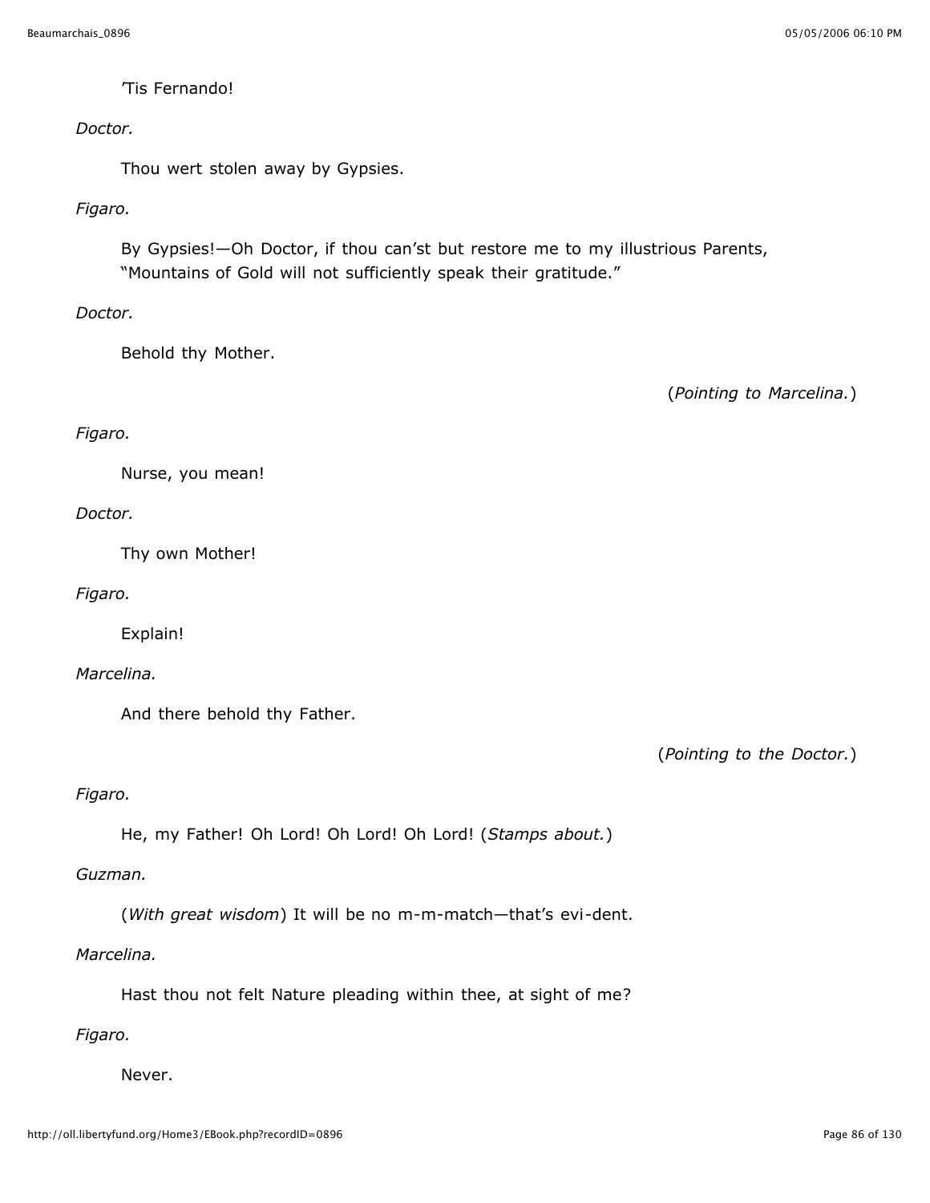'Tis Fernando!

*Doctor.*

Thou wert stolen away by Gypsies.

*Figaro.*

By Gypsies!—Oh Doctor, if thou can'st but restore me to my illustrious Parents, "Mountains of Gold will not sufficiently speak their gratitude."

*Doctor.*

Behold thy Mother.

(*Pointing to Marcelina.*)

*Figaro.*

Nurse, you mean!

*Doctor.*

Thy own Mother!

*Figaro.*

Explain!

*Marcelina.*

And there behold thy Father.

(*Pointing to the Doctor.*)

*Figaro.*

He, my Father! Oh Lord! Oh Lord! Oh Lord! (*Stamps about.*)

*Guzman.*

(*With great wisdom*) It will be no m-m-match—that's evi-dent.

*Marcelina.*

Hast thou not felt Nature pleading within thee, at sight of me?

*Figaro.*

Never.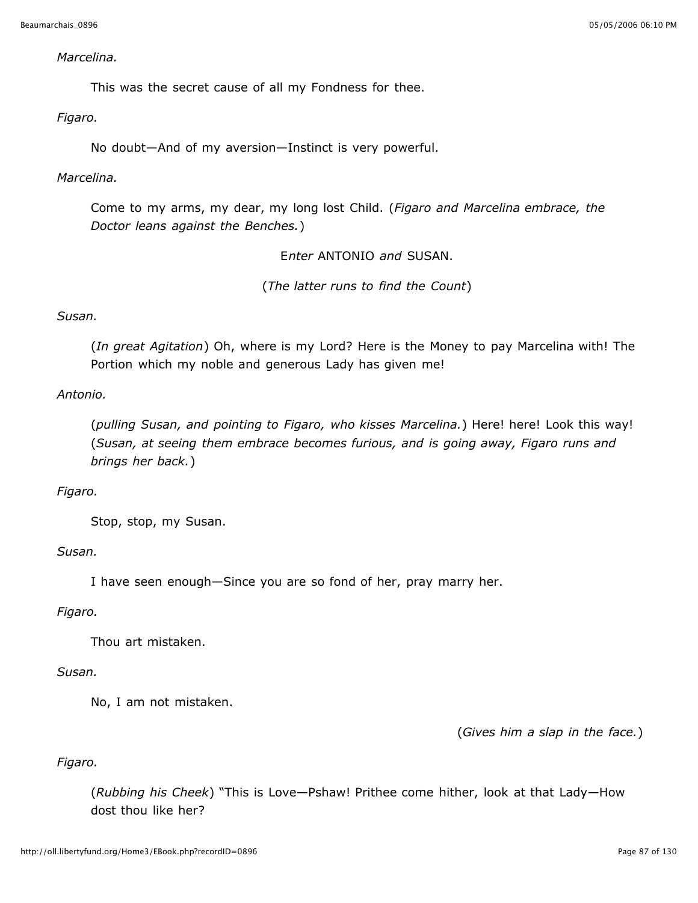*Marcelina.*

This was the secret cause of all my Fondness for thee.

*Figaro.*

No doubt—And of my aversion—Instinct is very powerful.

*Marcelina.*

Come to my arms, my dear, my long lost Child. (*Figaro and Marcelina embrace, the Doctor leans against the Benches.*)

E*nter* ANTONIO *and* SUSAN.

(*The latter runs to find the Count*)

*Susan.*

(*In great Agitation*) Oh, where is my Lord? Here is the Money to pay Marcelina with! The Portion which my noble and generous Lady has given me!

*Antonio.*

(*pulling Susan, and pointing to Figaro, who kisses Marcelina.*) Here! here! Look this way! (*Susan, at seeing them embrace becomes furious, and is going away, Figaro runs and brings her back.*)

*Figaro.*

Stop, stop, my Susan.

*Susan.*

I have seen enough—Since you are so fond of her, pray marry her.

*Figaro.*

Thou art mistaken.

*Susan.*

No, I am not mistaken.

(*Gives him a slap in the face.*)

*Figaro.*

(*Rubbing his Cheek*) "This is Love—Pshaw! Prithee come hither, look at that Lady—How dost thou like her?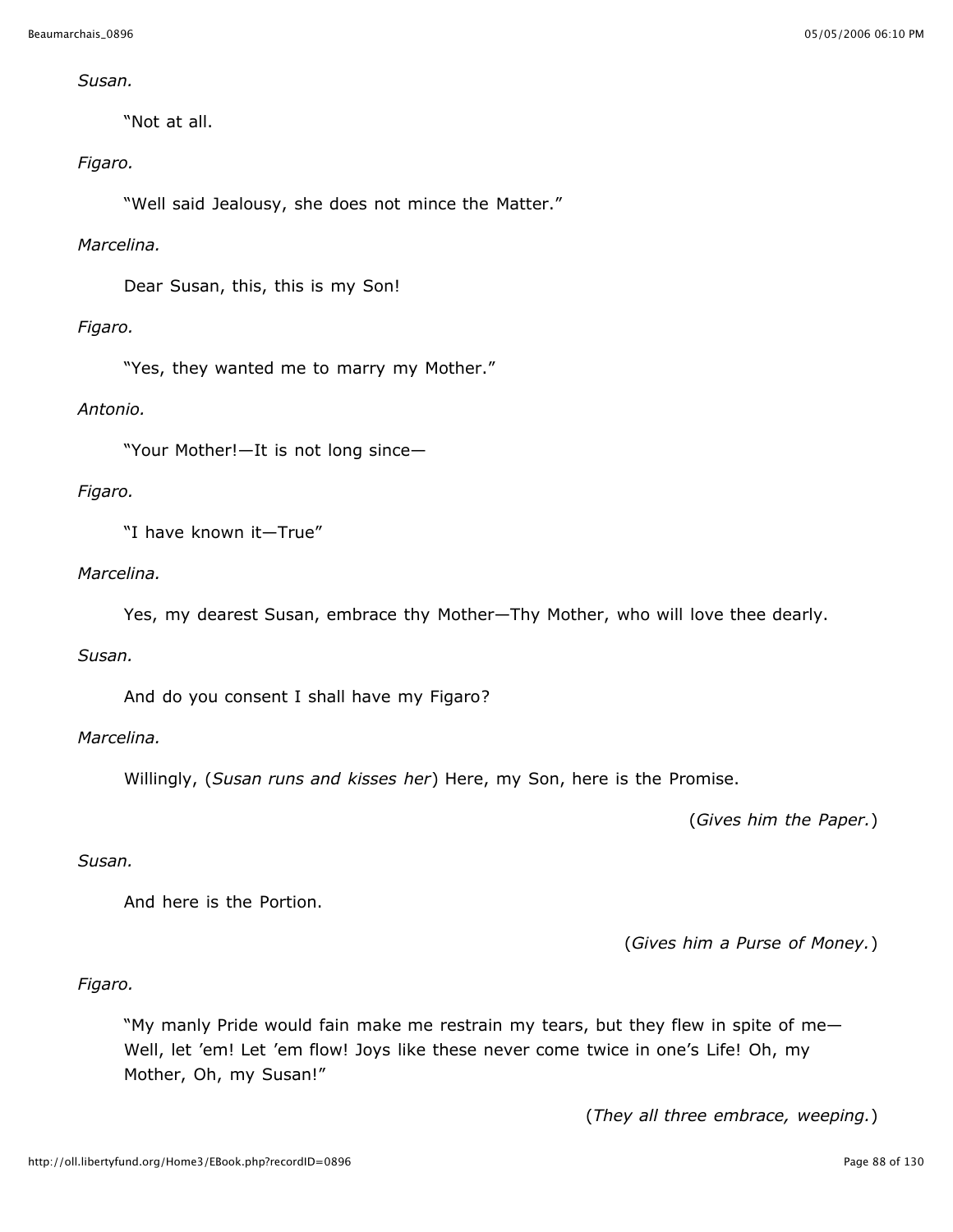*Susan.*

"Not at all.

*Figaro.*

"Well said Jealousy, she does not mince the Matter."

*Marcelina.*

Dear Susan, this, this is my Son!

*Figaro.*

"Yes, they wanted me to marry my Mother."

*Antonio.*

"Your Mother!—It is not long since—

*Figaro.*

"I have known it—True"

*Marcelina.*

Yes, my dearest Susan, embrace thy Mother—Thy Mother, who will love thee dearly.

*Susan.*

And do you consent I shall have my Figaro?

*Marcelina.*

Willingly, (*Susan runs and kisses her*) Here, my Son, here is the Promise.

(*Gives him the Paper.*)

*Susan.*

And here is the Portion.

(*Gives him a Purse of Money.*)

*Figaro.*

"My manly Pride would fain make me restrain my tears, but they flew in spite of me—Well, let 'em! Let 'em flow! Joys like these never come twice in one's Life! Oh, my Mother, Oh, my Susan!"

(*They all three embrace, weeping.*)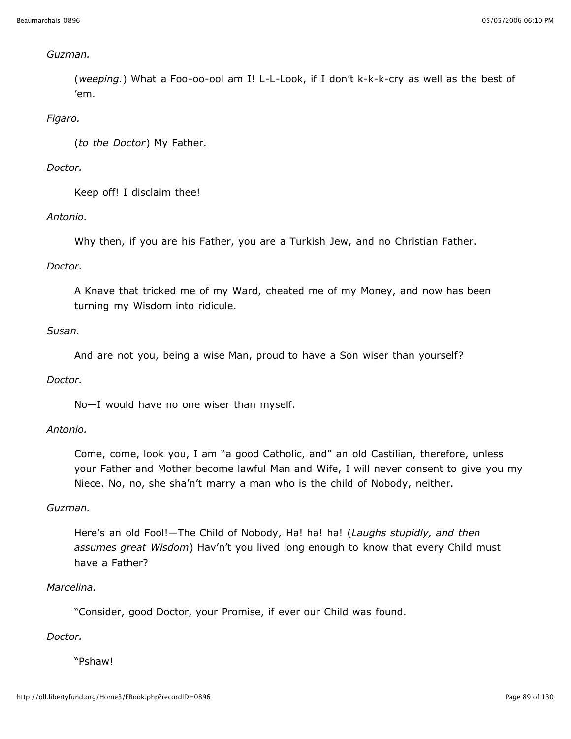*Guzman.*

(*weeping.*) What a Foo-oo-ool am I! L-L-Look, if I don't k-k-k-cry as well as the best of 'em.

*Figaro.*

(*to the Doctor*) My Father.

*Doctor.*

Keep off! I disclaim thee!

*Antonio.*

Why then, if you are his Father, you are a Turkish Jew, and no Christian Father.

*Doctor.*

A Knave that tricked me of my Ward, cheated me of my Money, and now has been turning my Wisdom into ridicule.

*Susan.*

And are not you, being a wise Man, proud to have a Son wiser than yourself?

*Doctor.*

No—I would have no one wiser than myself.

*Antonio.*

Come, come, look you, I am "a good Catholic, and" an old Castilian, therefore, unless your Father and Mother become lawful Man and Wife, I will never consent to give you my Niece. No, no, she sha'n't marry a man who is the child of Nobody, neither.

*Guzman.*

Here's an old Fool!—The Child of Nobody, Ha! ha! ha! (*Laughs stupidly, and then assumes great Wisdom*) Hav'n't you lived long enough to know that every Child must have a Father?

*Marcelina.*

"Consider, good Doctor, your Promise, if ever our Child was found.

*Doctor.*

"Pshaw!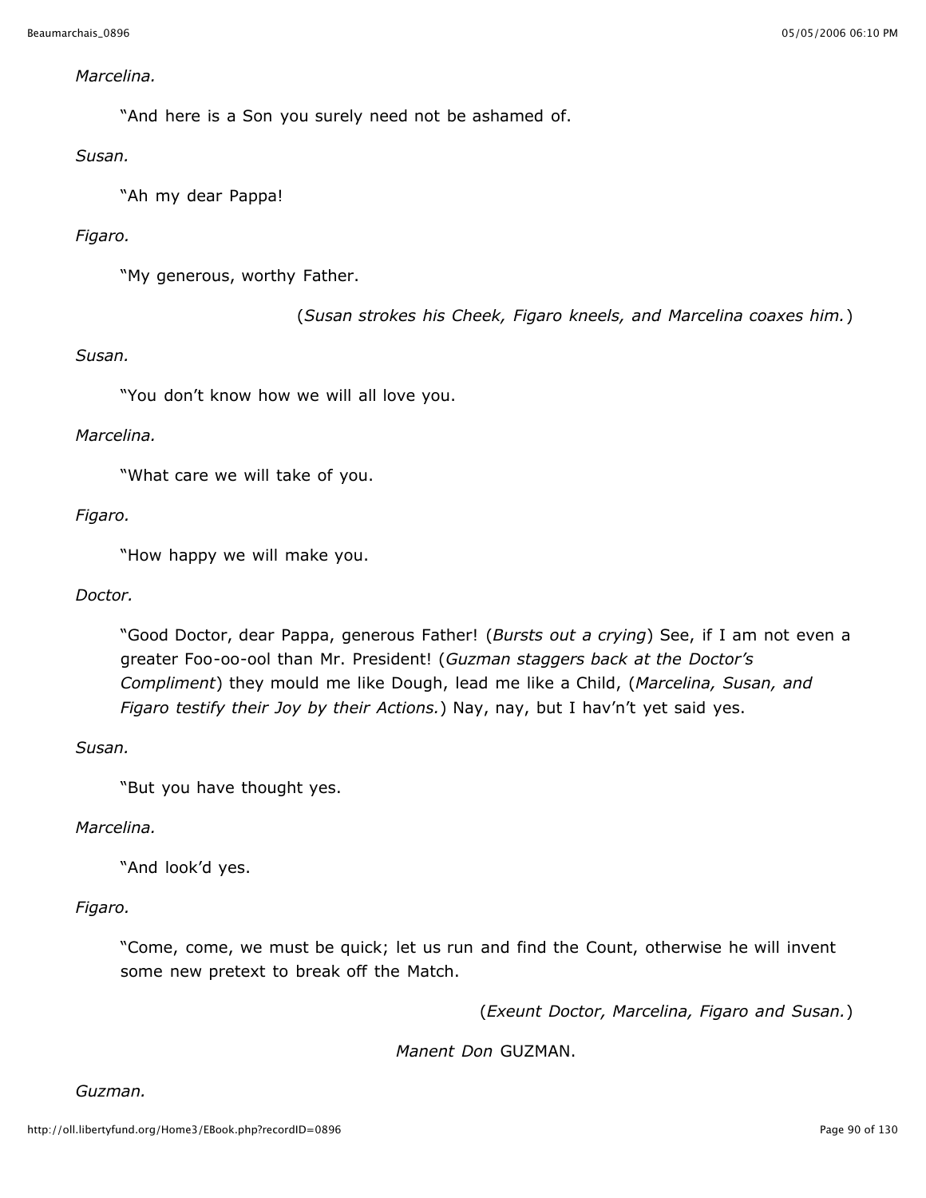*Marcelina.*

"And here is a Son you surely need not be ashamed of.

*Susan.*

"Ah my dear Pappa!

*Figaro.*

"My generous, worthy Father.

(*Susan strokes his Cheek, Figaro kneels, and Marcelina coaxes him.*)

*Susan.*

"You don't know how we will all love you.

*Marcelina.*

"What care we will take of you.

*Figaro.*

"How happy we will make you.

*Doctor.*

"Good Doctor, dear Pappa, generous Father! (*Bursts out a crying*) See, if I am not even a greater Foo-oo-ool than Mr. President! (*Guzman staggers back at the Doctor's Compliment*) they mould me like Dough, lead me like a Child, (*Marcelina, Susan, and Figaro testify their Joy by their Actions.*) Nay, nay, but I hav'n't yet said yes.

*Susan.*

"But you have thought yes.

*Marcelina.*

"And look'd yes.

*Figaro.*

"Come, come, we must be quick; let us run and find the Count, otherwise he will invent some new pretext to break off the Match.

(*Exeunt Doctor, Marcelina, Figaro and Susan.*)

*Manent Don* GUZMAN.

*Guzman.*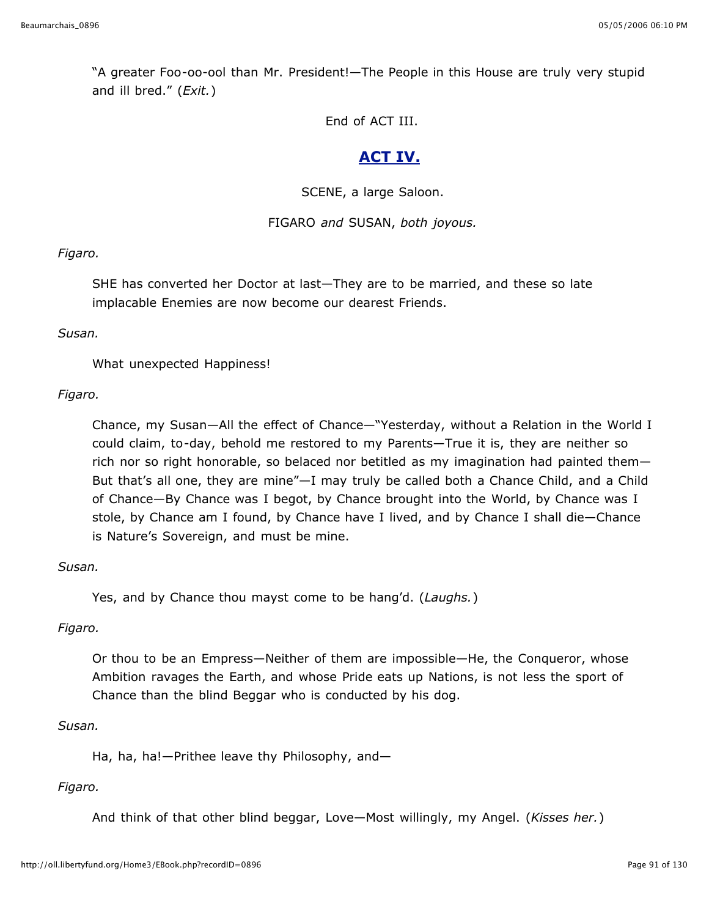"A greater Foo-oo-ool than Mr. President!—The People in this House are truly very stupid and ill bred." (*Exit.*)

End of ACT III.

## ACT IV.

SCENE, a large Saloon.

FIGARO *and* SUSAN, *both joyous.*

*Figaro.*

SHE has converted her Doctor at last—They are to be married, and these so late implacable Enemies are now become our dearest Friends.

*Susan.*

What unexpected Happiness!

*Figaro.*

Chance, my Susan—All the effect of Chance—"Yesterday, without a Relation in the World I could claim, to-day, behold me restored to my Parents—True it is, they are neither so rich nor so right honorable, so belaced nor betitled as my imagination had painted them—But that's all one, they are mine"—I may truly be called both a Chance Child, and a Child of Chance—By Chance was I begot, by Chance brought into the World, by Chance was I stole, by Chance am I found, by Chance have I lived, and by Chance I shall die—Chance is Nature's Sovereign, and must be mine.

*Susan.*

Yes, and by Chance thou mayst come to be hang'd. (*Laughs.*)

*Figaro.*

Or thou to be an Empress—Neither of them are impossible—He, the Conqueror, whose Ambition ravages the Earth, and whose Pride eats up Nations, is not less the sport of Chance than the blind Beggar who is conducted by his dog.

*Susan.*

Ha, ha, ha!—Prithee leave thy Philosophy, and—

*Figaro.*

And think of that other blind beggar, Love—Most willingly, my Angel. (*Kisses her.*)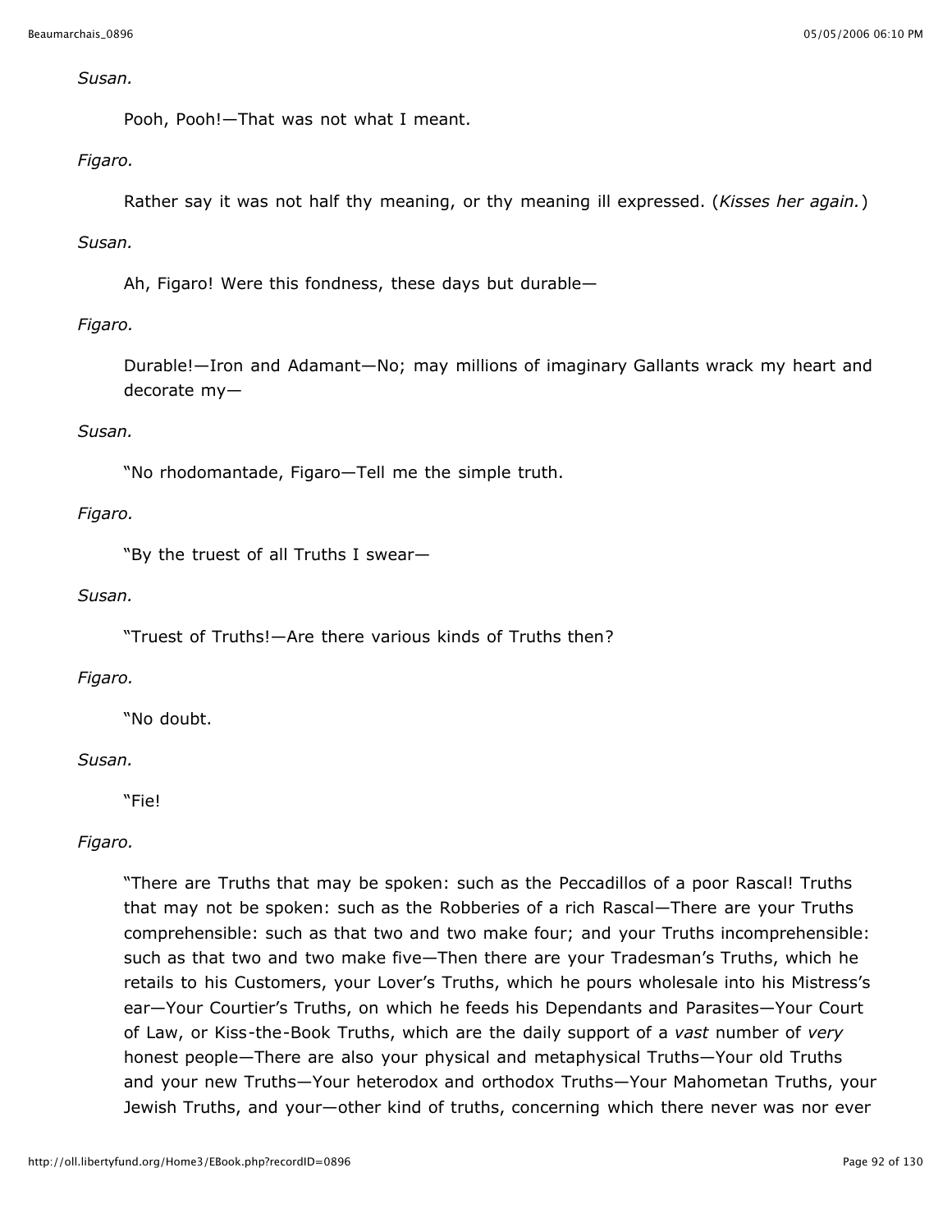*Susan.*

Pooh, Pooh!—That was not what I meant.

*Figaro.*

Rather say it was not half thy meaning, or thy meaning ill expressed. (*Kisses her again.*)

*Susan.*

Ah, Figaro! Were this fondness, these days but durable—

*Figaro.*

Durable!—Iron and Adamant—No; may millions of imaginary Gallants wrack my heart and decorate my—

*Susan.*

"No rhodomantade, Figaro—Tell me the simple truth.

*Figaro.*

"By the truest of all Truths I swear—

*Susan.*

"Truest of Truths!—Are there various kinds of Truths then?

*Figaro.*

"No doubt.

*Susan.*

"Fie!

*Figaro.*

"There are Truths that may be spoken: such as the Peccadillos of a poor Rascal! Truths that may not be spoken: such as the Robberies of a rich Rascal—There are your Truths comprehensible: such as that two and two make four; and your Truths incomprehensible: such as that two and two make five—Then there are your Tradesman's Truths, which he retails to his Customers, your Lover's Truths, which he pours wholesale into his Mistress's ear—Your Courtier's Truths, on which he feeds his Dependants and Parasites—Your Court of Law, or Kiss-the-Book Truths, which are the daily support of a *vast* number of *very* honest people—There are also your physical and metaphysical Truths—Your old Truths and your new Truths—Your heterodox and orthodox Truths—Your Mahometan Truths, your Jewish Truths, and your—other kind of truths, concerning which there never was nor ever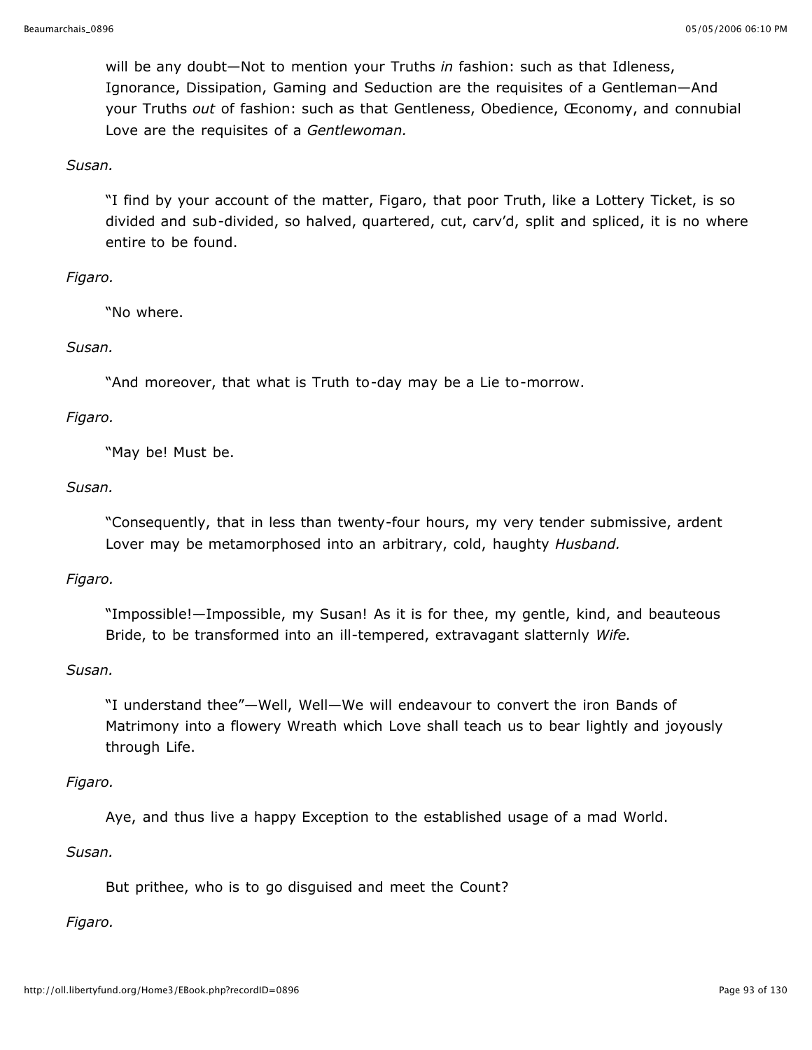will be any doubt—Not to mention your Truths *in* fashion: such as that Idleness, Ignorance, Dissipation, Gaming and Seduction are the requisites of a Gentleman—And your Truths *out* of fashion: such as that Gentleness, Obedience, Œconomy, and connubial Love are the requisites of a *Gentlewoman.*

*Susan.*

"I find by your account of the matter, Figaro, that poor Truth, like a Lottery Ticket, is so divided and sub-divided, so halved, quartered, cut, carv'd, split and spliced, it is no where entire to be found.

*Figaro.*

"No where.

*Susan.*

"And moreover, that what is Truth to-day may be a Lie to-morrow.

*Figaro.*

"May be! Must be.

*Susan.*

"Consequently, that in less than twenty-four hours, my very tender submissive, ardent Lover may be metamorphosed into an arbitrary, cold, haughty *Husband.*

*Figaro.*

"Impossible!—Impossible, my Susan! As it is for thee, my gentle, kind, and beauteous Bride, to be transformed into an ill-tempered, extravagant slatternly *Wife.*

*Susan.*

"I understand thee"—Well, Well—We will endeavour to convert the iron Bands of Matrimony into a flowery Wreath which Love shall teach us to bear lightly and joyously through Life.

*Figaro.*

Aye, and thus live a happy Exception to the established usage of a mad World.

*Susan.*

But prithee, who is to go disguised and meet the Count?

*Figaro.*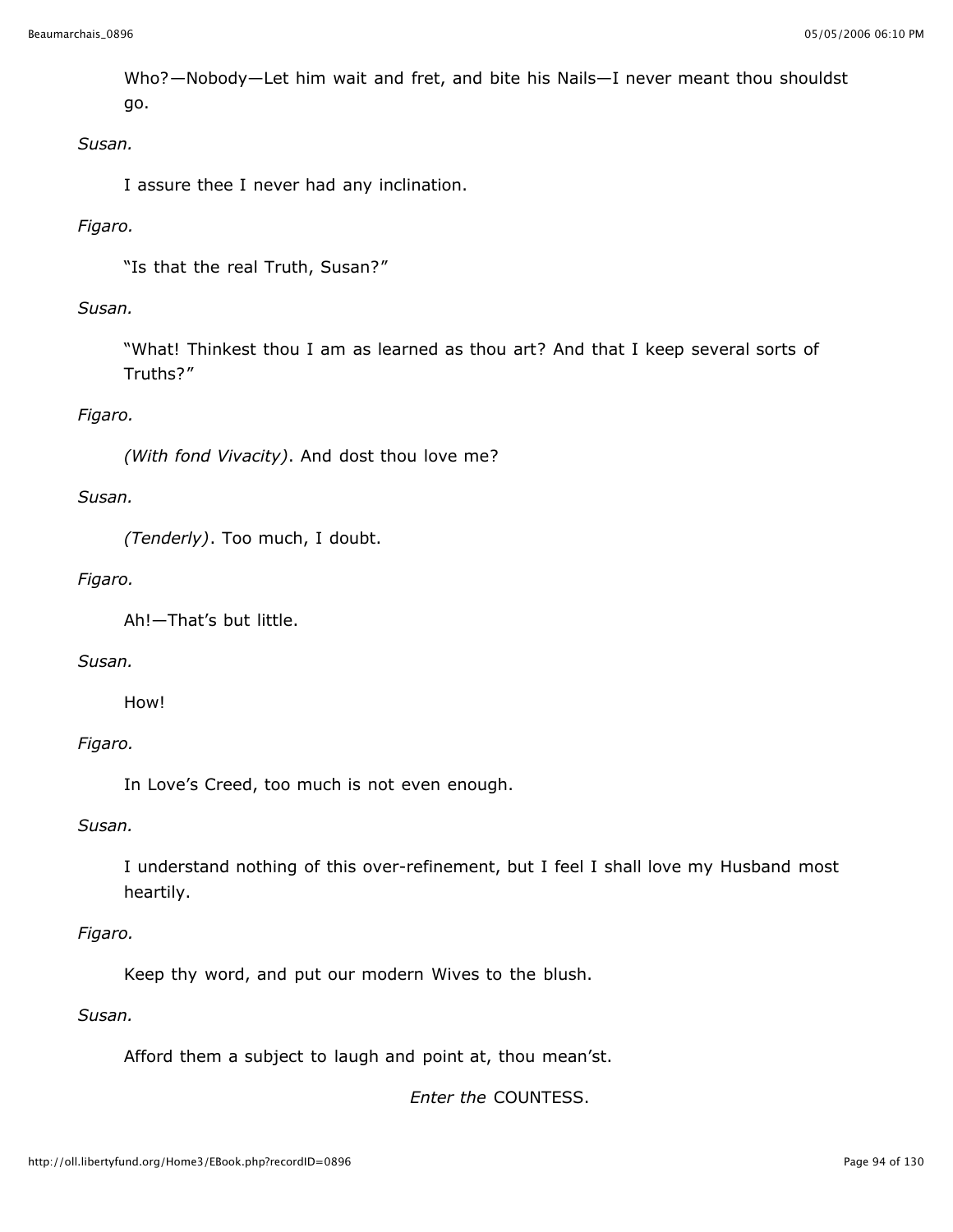Who?—Nobody—Let him wait and fret, and bite his Nails—I never meant thou shouldst go.

*Susan.*

I assure thee I never had any inclination.

*Figaro.*

“Is that the real Truth, Susan?”

*Susan.*

“What! Thinkest thou I am as learned as thou art? And that I keep several sorts of Truths?”

*Figaro.*

*(With fond Vivacity)*. And dost thou love me?

*Susan.*

*(Tenderly)*. Too much, I doubt.

*Figaro.*

Ah!—That’s but little.

*Susan.*

How!

*Figaro.*

In Love’s Creed, too much is not even enough.

*Susan.*

I understand nothing of this over-refinement, but I feel I shall love my Husband most heartily.

*Figaro.*

Keep thy word, and put our modern Wives to the blush.

*Susan.*

Afford them a subject to laugh and point at, thou mean’st.

*Enter the* COUNTESS.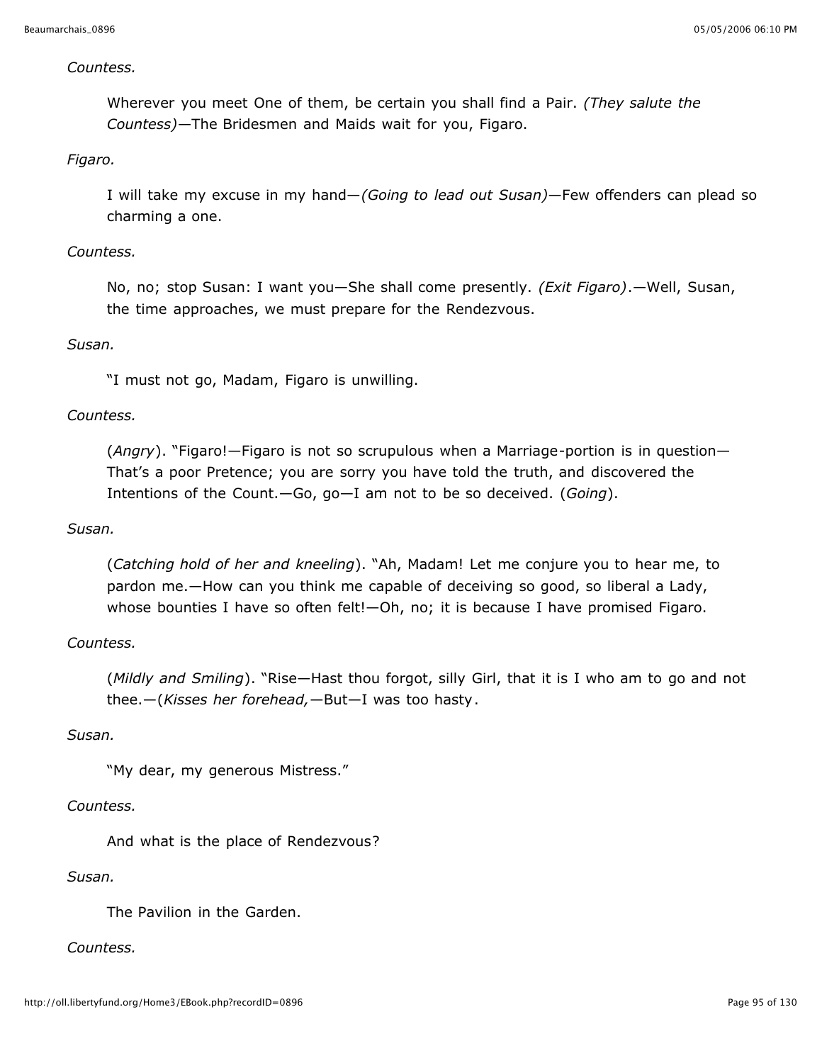*Countess.*

Wherever you meet One of them, be certain you shall find a Pair. *(They salute the Countess)*—The Bridesmen and Maids wait for you, Figaro.

*Figaro.*

I will take my excuse in my hand—*(Going to lead out Susan)*—Few offenders can plead so charming a one.

*Countess.*

No, no; stop Susan: I want you—She shall come presently. *(Exit Figaro)*.—Well, Susan, the time approaches, we must prepare for the Rendezvous.

*Susan.*

"I must not go, Madam, Figaro is unwilling.

*Countess.*

(*Angry*). "Figaro!—Figaro is not so scrupulous when a Marriage-portion is in question—That's a poor Pretence; you are sorry you have told the truth, and discovered the Intentions of the Count.—Go, go—I am not to be so deceived. (*Going*).

*Susan.*

(*Catching hold of her and kneeling*). "Ah, Madam! Let me conjure you to hear me, to pardon me.—How can you think me capable of deceiving so good, so liberal a Lady, whose bounties I have so often felt!—Oh, no; it is because I have promised Figaro.

*Countess.*

(*Mildly and Smiling*). "Rise—Hast thou forgot, silly Girl, that it is I who am to go and not thee.—(*Kisses her forehead,*—But—I was too hasty.

*Susan.*

"My dear, my generous Mistress."

*Countess.*

And what is the place of Rendezvous?

*Susan.*

The Pavilion in the Garden.

*Countess.*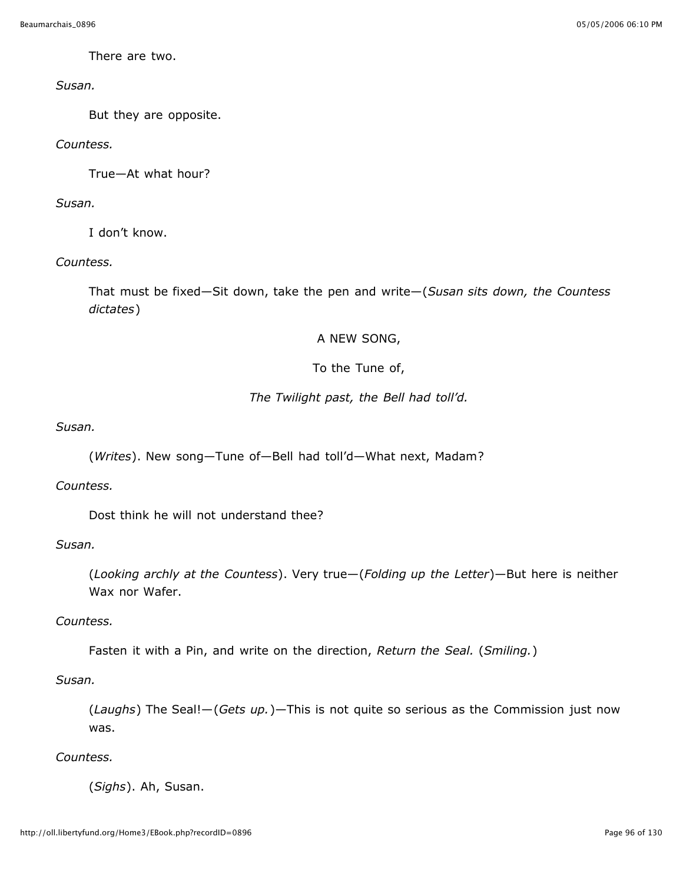There are two.

*Susan.*

But they are opposite.

*Countess.*

True—At what hour?

*Susan.*

I don’t know.

*Countess.*

That must be fixed—Sit down, take the pen and write—(*Susan sits down, the Countess dictates*)

A NEW SONG,

To the Tune of,

*The Twilight past, the Bell had toll’d.*

*Susan.*

(*Writes*). New song—Tune of—Bell had toll’d—What next, Madam?

*Countess.*

Dost think he will not understand thee?

*Susan.*

(*Looking archly at the Countess*). Very true—(*Folding up the Letter*)—But here is neither Wax nor Wafer.

*Countess.*

Fasten it with a Pin, and write on the direction, *Return the Seal.* (*Smiling.*)

*Susan.*

(*Laughs*) The Seal!—(*Gets up.*)—This is not quite so serious as the Commission just now was.

*Countess.*

(*Sighs*). Ah, Susan.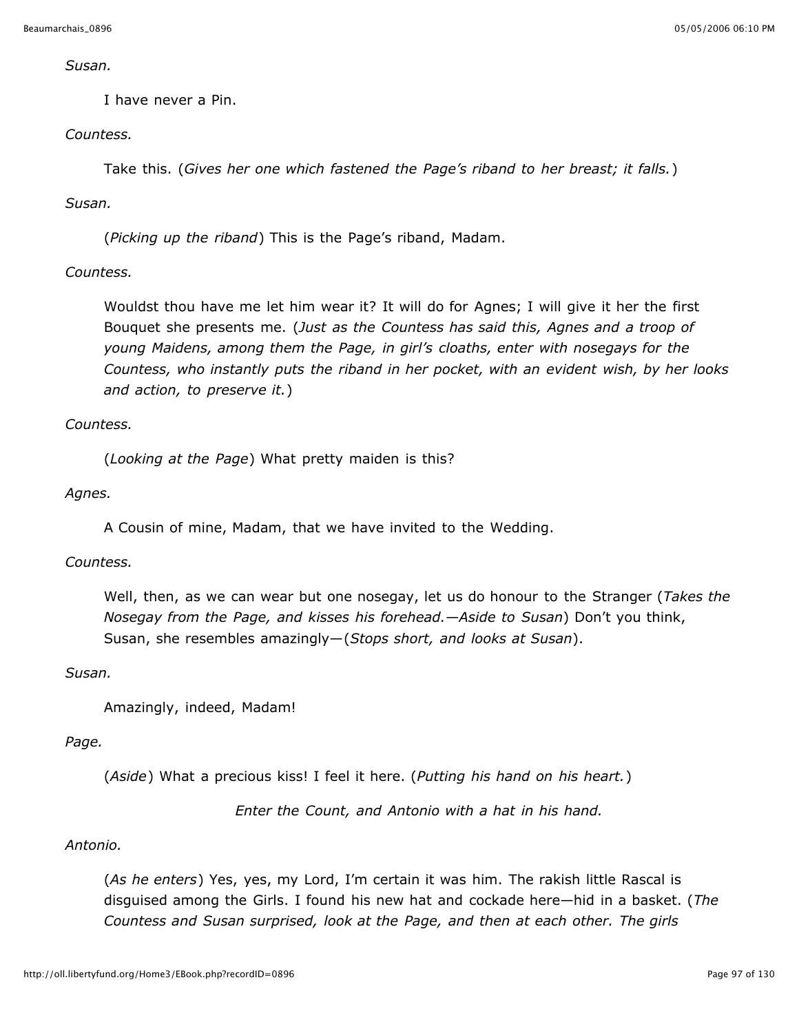*Susan.*

I have never a Pin.

*Countess.*

Take this. (*Gives her one which fastened the Page's riband to her breast; it falls.*)

*Susan.*

(*Picking up the riband*) This is the Page's riband, Madam.

*Countess.*

Wouldst thou have me let him wear it? It will do for Agnes; I will give it her the first Bouquet she presents me. (*Just as the Countess has said this, Agnes and a troop of young Maidens, among them the Page, in girl's cloaths, enter with nosegays for the Countess, who instantly puts the riband in her pocket, with an evident wish, by her looks and action, to preserve it.*)

*Countess.*

(*Looking at the Page*) What pretty maiden is this?

*Agnes.*

A Cousin of mine, Madam, that we have invited to the Wedding.

*Countess.*

Well, then, as we can wear but one nosegay, let us do honour to the Stranger (*Takes the Nosegay from the Page, and kisses his forehead.—Aside to Susan*) Don't you think, Susan, she resembles amazingly—(*Stops short, and looks at Susan*).

*Susan.*

Amazingly, indeed, Madam!

*Page.*

(*Aside*) What a precious kiss! I feel it here. (*Putting his hand on his heart.*)

*Enter the Count, and Antonio with a hat in his hand.*

*Antonio.*

(*As he enters*) Yes, yes, my Lord, I'm certain it was him. The rakish little Rascal is disguised among the Girls. I found his new hat and cockade here—hid in a basket. (*The Countess and Susan surprised, look at the Page, and then at each other. The girls*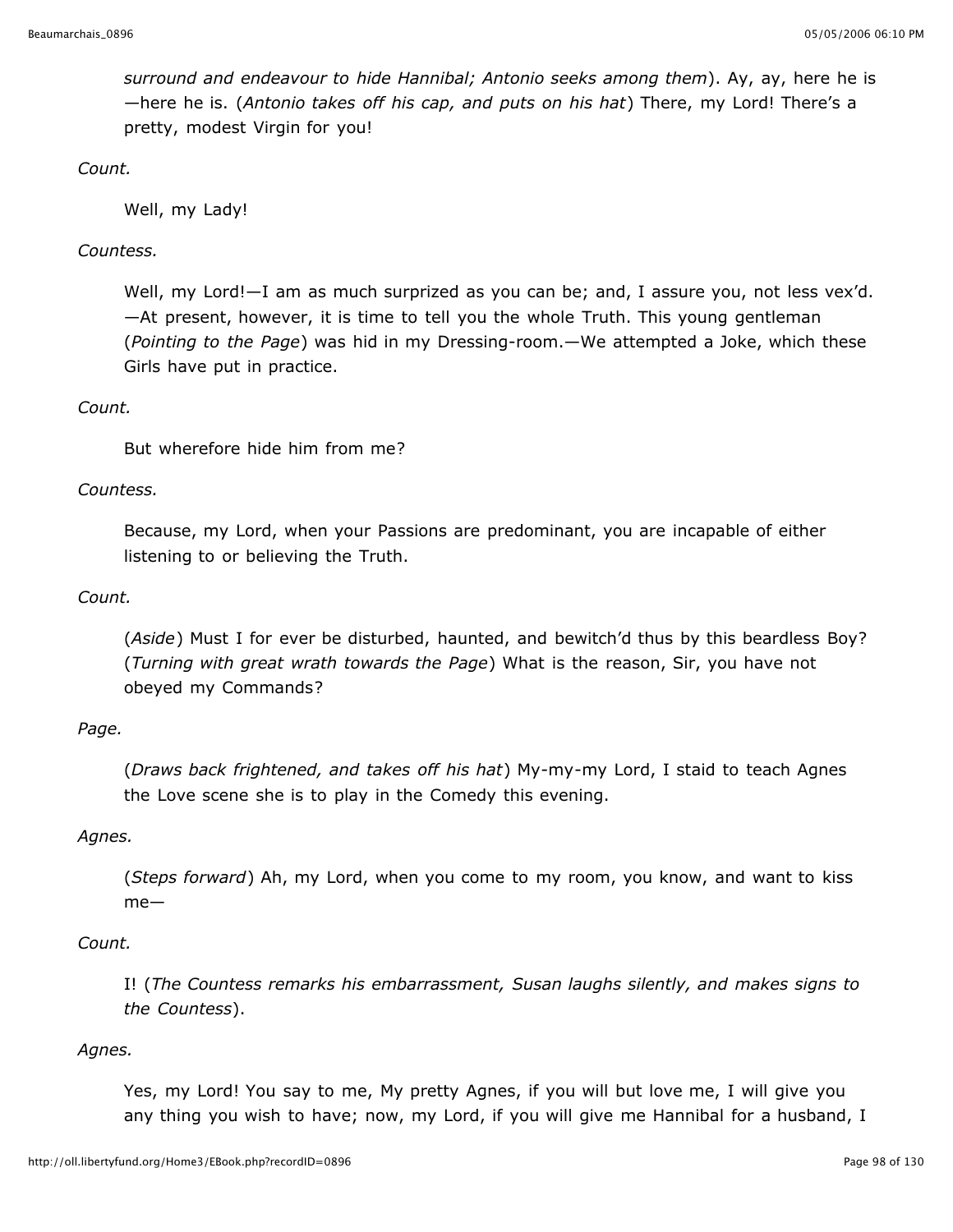*surround and endeavour to hide Hannibal; Antonio seeks among them*). Ay, ay, here he is—here he is. (*Antonio takes off his cap, and puts on his hat*) There, my Lord! There's a pretty, modest Virgin for you!

*Count.*

Well, my Lady!

*Countess.*

Well, my Lord!—I am as much surprized as you can be; and, I assure you, not less vex'd.—At present, however, it is time to tell you the whole Truth. This young gentleman (*Pointing to the Page*) was hid in my Dressing-room.—We attempted a Joke, which these Girls have put in practice.

*Count.*

But wherefore hide him from me?

*Countess.*

Because, my Lord, when your Passions are predominant, you are incapable of either listening to or believing the Truth.

*Count.*

(*Aside*) Must I for ever be disturbed, haunted, and bewitch'd thus by this beardless Boy? (*Turning with great wrath towards the Page*) What is the reason, Sir, you have not obeyed my Commands?

*Page.*

(*Draws back frightened, and takes off his hat*) My-my-my Lord, I staid to teach Agnes the Love scene she is to play in the Comedy this evening.

*Agnes.*

(*Steps forward*) Ah, my Lord, when you come to my room, you know, and want to kiss me—

*Count.*

I! (*The Countess remarks his embarrassment, Susan laughs silently, and makes signs to the Countess*).

*Agnes.*

Yes, my Lord! You say to me, My pretty Agnes, if you will but love me, I will give you any thing you wish to have; now, my Lord, if you will give me Hannibal for a husband, I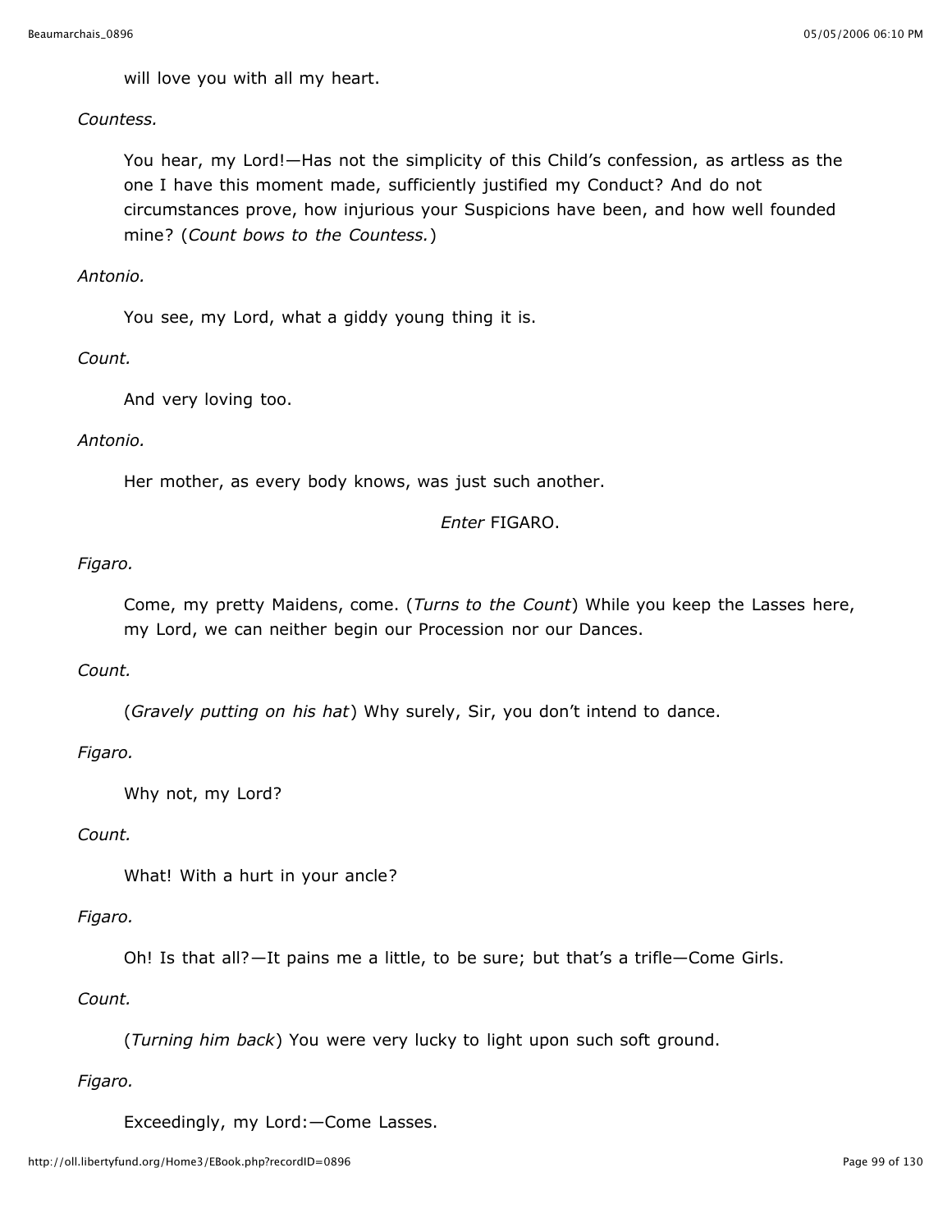will love you with all my heart.

*Countess.*

You hear, my Lord!—Has not the simplicity of this Child's confession, as artless as the one I have this moment made, sufficiently justified my Conduct? And do not circumstances prove, how injurious your Suspicions have been, and how well founded mine? (*Count bows to the Countess.*)

*Antonio.*

You see, my Lord, what a giddy young thing it is.

*Count.*

And very loving too.

*Antonio.*

Her mother, as every body knows, was just such another.

*Enter* FIGARO.

*Figaro.*

Come, my pretty Maidens, come. (*Turns to the Count*) While you keep the Lasses here, my Lord, we can neither begin our Procession nor our Dances.

*Count.*

(*Gravely putting on his hat*) Why surely, Sir, you don't intend to dance.

*Figaro.*

Why not, my Lord?

*Count.*

What! With a hurt in your ancle?

*Figaro.*

Oh! Is that all?—It pains me a little, to be sure; but that's a trifle—Come Girls.

*Count.*

(*Turning him back*) You were very lucky to light upon such soft ground.

*Figaro.*

Exceedingly, my Lord:—Come Lasses.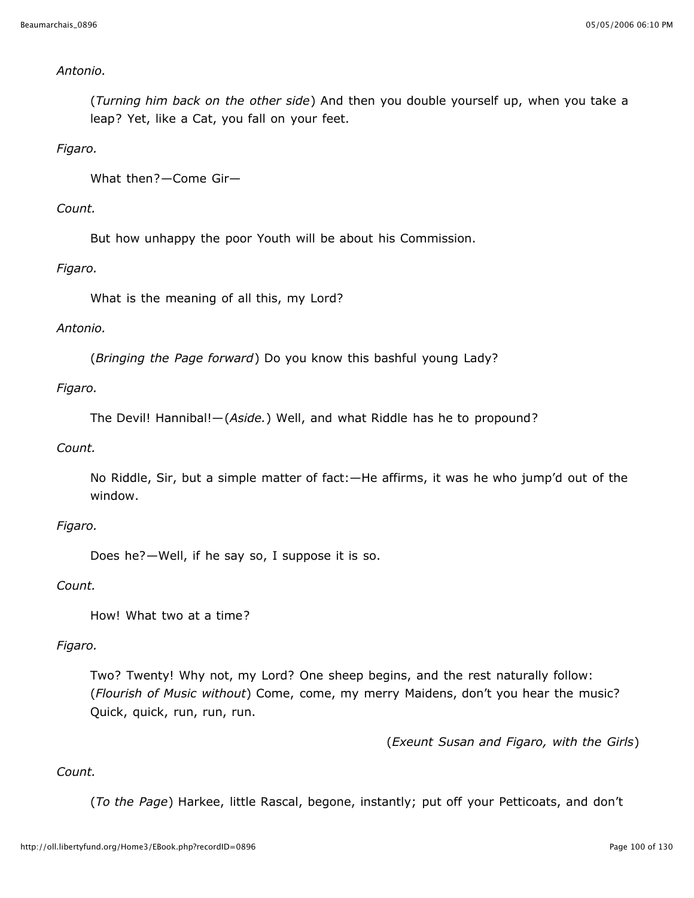*Antonio.*

> (*Turning him back on the other side*) And then you double yourself up, when you take a leap? Yet, like a Cat, you fall on your feet.

*Figaro.*

> What then?—Come Gir—

*Count.*

> But how unhappy the poor Youth will be about his Commission.

*Figaro.*

> What is the meaning of all this, my Lord?

*Antonio.*

> (*Bringing the Page forward*) Do you know this bashful young Lady?

*Figaro.*

> The Devil! Hannibal!—(*Aside.*) Well, and what Riddle has he to propound?

*Count.*

> No Riddle, Sir, but a simple matter of fact:—He affirms, it was he who jump'd out of the window.

*Figaro.*

> Does he?—Well, if he say so, I suppose it is so.

*Count.*

> How! What two at a time?

*Figaro.*

> Two? Twenty! Why not, my Lord? One sheep begins, and the rest naturally follow: (*Flourish of Music without*) Come, come, my merry Maidens, don't you hear the music? Quick, quick, run, run, run.

(*Exeunt Susan and Figaro, with the Girls*)

*Count.*

> (*To the Page*) Harkee, little Rascal, begone, instantly; put off your Petticoats, and don't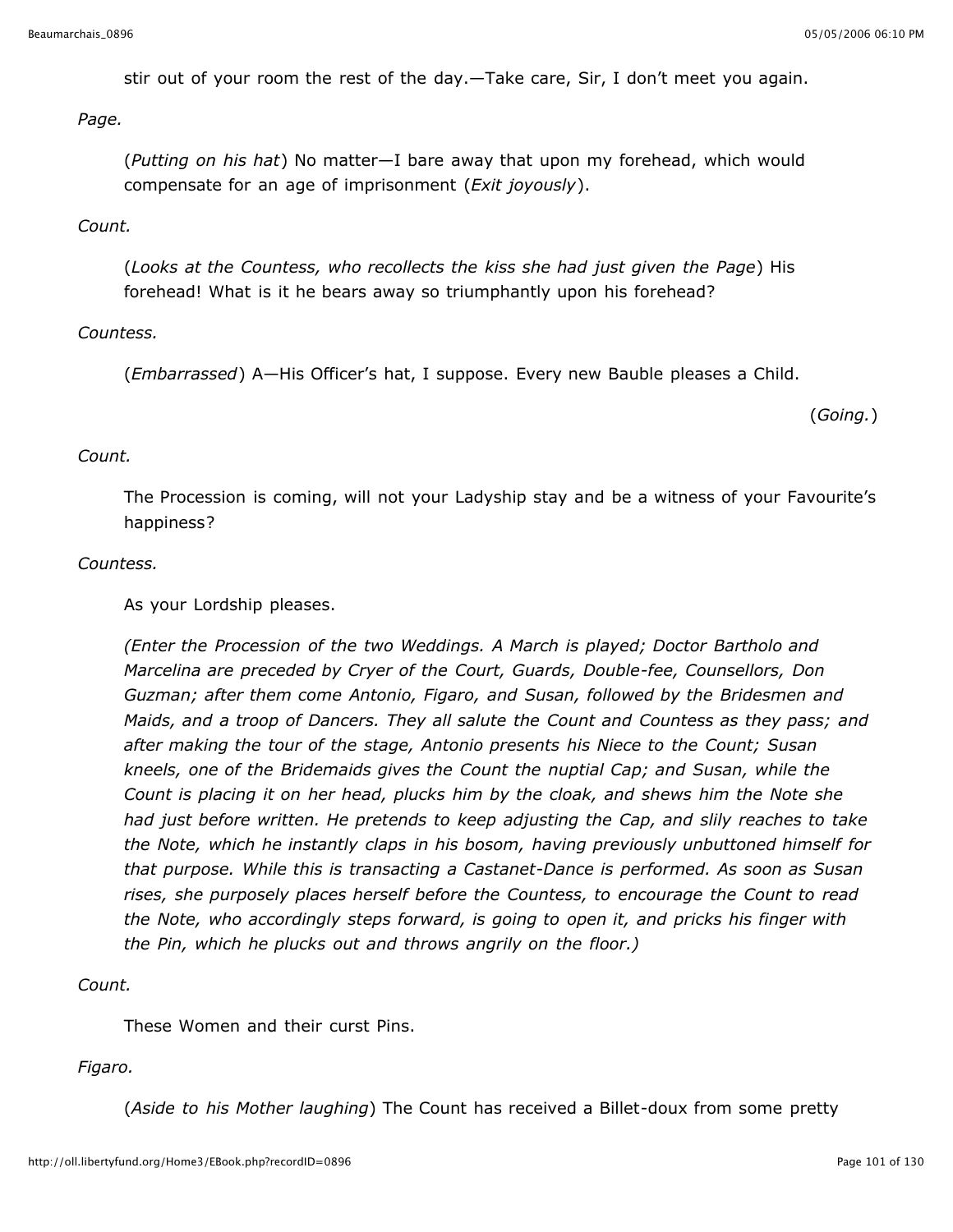stir out of your room the rest of the day.—Take care, Sir, I don't meet you again.

*Page.*

(*Putting on his hat*) No matter—I bare away that upon my forehead, which would compensate for an age of imprisonment (*Exit joyously*).

*Count.*

(*Looks at the Countess, who recollects the kiss she had just given the Page*) His forehead! What is it he bears away so triumphantly upon his forehead?

*Countess.*

(*Embarrassed*) A—His Officer's hat, I suppose. Every new Bauble pleases a Child.

(*Going.*)

*Count.*

The Procession is coming, will not your Ladyship stay and be a witness of your Favourite's happiness?

*Countess.*

As your Lordship pleases.

*(Enter the Procession of the two Weddings. A March is played; Doctor Bartholo and Marcelina are preceded by Cryer of the Court, Guards, Double-fee, Counsellors, Don Guzman; after them come Antonio, Figaro, and Susan, followed by the Bridesmen and Maids, and a troop of Dancers. They all salute the Count and Countess as they pass; and after making the tour of the stage, Antonio presents his Niece to the Count; Susan kneels, one of the Bridemaids gives the Count the nuptial Cap; and Susan, while the Count is placing it on her head, plucks him by the cloak, and shews him the Note she had just before written. He pretends to keep adjusting the Cap, and slily reaches to take the Note, which he instantly claps in his bosom, having previously unbuttoned himself for that purpose. While this is transacting a Castanet-Dance is performed. As soon as Susan rises, she purposely places herself before the Countess, to encourage the Count to read the Note, who accordingly steps forward, is going to open it, and pricks his finger with the Pin, which he plucks out and throws angrily on the floor.)*

*Count.*

These Women and their curst Pins.

*Figaro.*

(*Aside to his Mother laughing*) The Count has received a Billet-doux from some pretty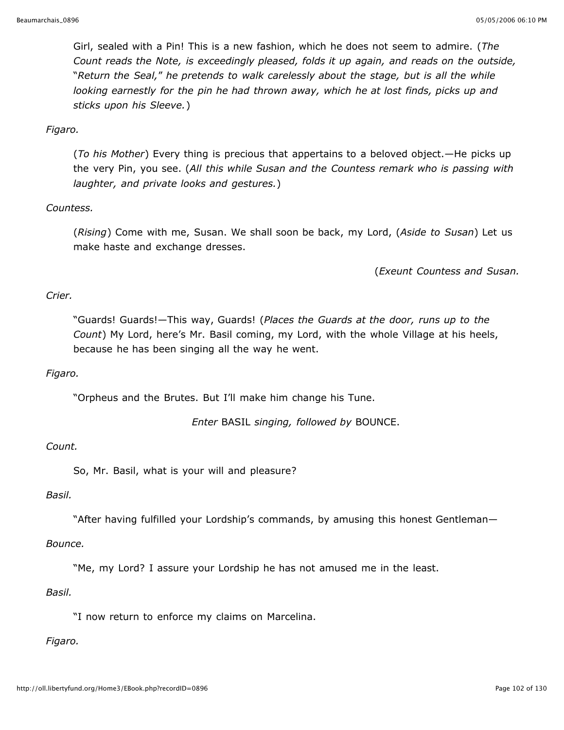Girl, sealed with a Pin! This is a new fashion, which he does not seem to admire. (*The Count reads the Note, is exceedingly pleased, folds it up again, and reads on the outside, "Return the Seal," he pretends to walk carelessly about the stage, but is all the while looking earnestly for the pin he had thrown away, which he at lost finds, picks up and sticks upon his Sleeve.*)

*Figaro.*

(*To his Mother*) Every thing is precious that appertains to a beloved object.—He picks up the very Pin, you see. (*All this while Susan and the Countess remark who is passing with laughter, and private looks and gestures.*)

*Countess.*

(*Rising*) Come with me, Susan. We shall soon be back, my Lord, (*Aside to Susan*) Let us make haste and exchange dresses.

(*Exeunt Countess and Susan.*

*Crier.*

"Guards! Guards!—This way, Guards! (*Places the Guards at the door, runs up to the Count*) My Lord, here's Mr. Basil coming, my Lord, with the whole Village at his heels, because he has been singing all the way he went.

*Figaro.*

"Orpheus and the Brutes. But I'll make him change his Tune.

*Enter* BASIL *singing, followed by* BOUNCE.

*Count.*

So, Mr. Basil, what is your will and pleasure?

*Basil.*

"After having fulfilled your Lordship's commands, by amusing this honest Gentleman—

*Bounce.*

"Me, my Lord? I assure your Lordship he has not amused me in the least.

*Basil.*

"I now return to enforce my claims on Marcelina.

*Figaro.*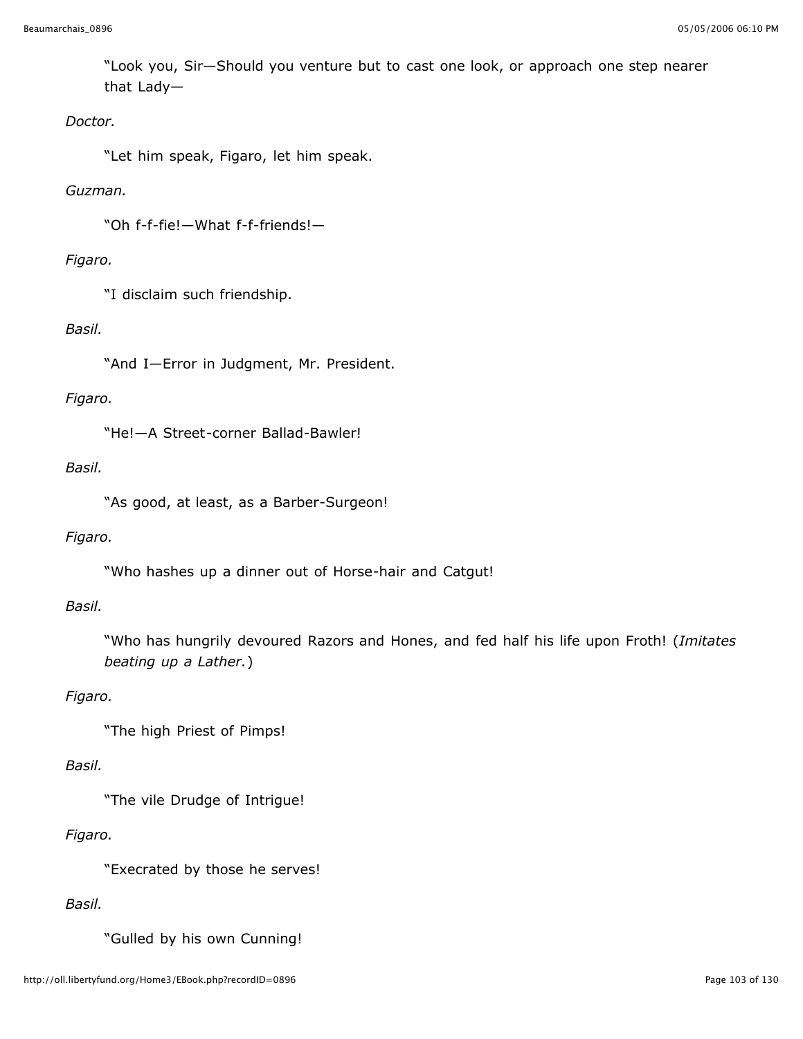"Look you, Sir—Should you venture but to cast one look, or approach one step nearer that Lady—

*Doctor.*

"Let him speak, Figaro, let him speak.

*Guzman.*

"Oh f-f-fie!—What f-f-friends!—

*Figaro.*

"I disclaim such friendship.

*Basil.*

"And I—Error in Judgment, Mr. President.

*Figaro.*

"He!—A Street-corner Ballad-Bawler!

*Basil.*

"As good, at least, as a Barber-Surgeon!

*Figaro.*

"Who hashes up a dinner out of Horse-hair and Catgut!

*Basil.*

"Who has hungrily devoured Razors and Hones, and fed half his life upon Froth! (*Imitates beating up a Lather.*)

*Figaro.*

"The high Priest of Pimps!

*Basil.*

"The vile Drudge of Intrigue!

*Figaro.*

"Execrated by those he serves!

*Basil.*

"Gulled by his own Cunning!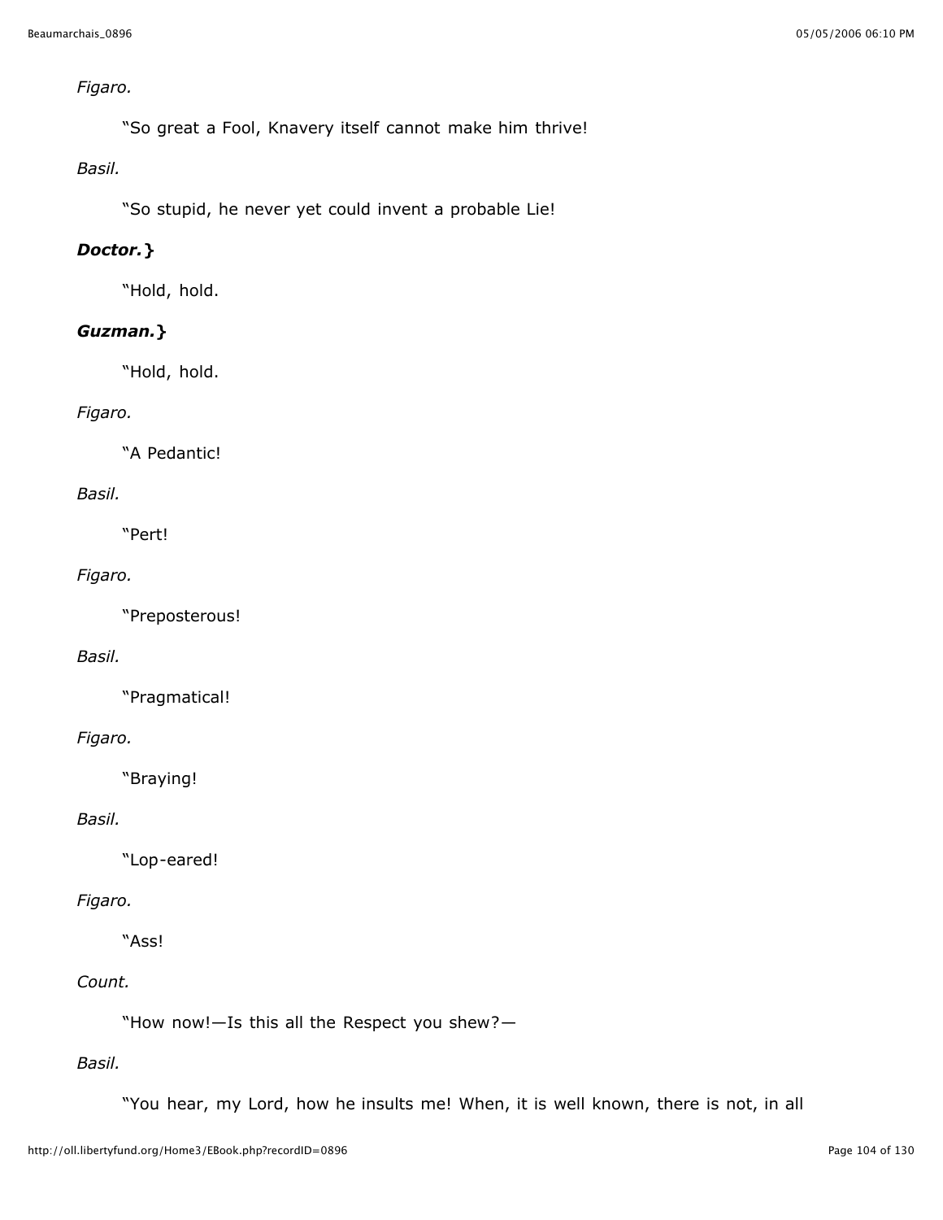*Figaro.*

"So great a Fool, Knavery itself cannot make him thrive!

*Basil.*

"So stupid, he never yet could invent a probable Lie!

***Doctor.}***

"Hold, hold.

***Guzman.}***

"Hold, hold.

*Figaro.*

"A Pedantic!

*Basil.*

"Pert!

*Figaro.*

"Preposterous!

*Basil.*

"Pragmatical!

*Figaro.*

"Braying!

*Basil.*

"Lop-eared!

*Figaro.*

"Ass!

*Count.*

"How now!—Is this all the Respect you shew?—

*Basil.*

"You hear, my Lord, how he insults me! When, it is well known, there is not, in all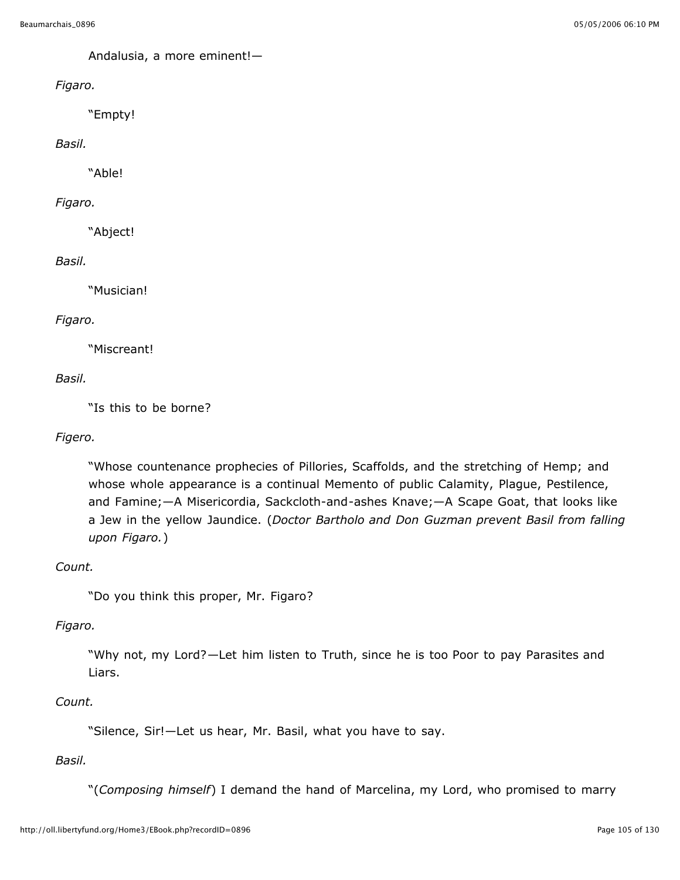Andalusia, a more eminent!—

*Figaro.*

"Empty!

*Basil.*

"Able!

*Figaro.*

"Abject!

*Basil.*

"Musician!

*Figaro.*

"Miscreant!

*Basil.*

"Is this to be borne?

*Figero.*

"Whose countenance prophecies of Pillories, Scaffolds, and the stretching of Hemp; and whose whole appearance is a continual Memento of public Calamity, Plague, Pestilence, and Famine;—A Misericordia, Sackcloth-and-ashes Knave;—A Scape Goat, that looks like a Jew in the yellow Jaundice. (*Doctor Bartholo and Don Guzman prevent Basil from falling upon Figaro.*)

*Count.*

"Do you think this proper, Mr. Figaro?

*Figaro.*

"Why not, my Lord?—Let him listen to Truth, since he is too Poor to pay Parasites and Liars.

*Count.*

"Silence, Sir!—Let us hear, Mr. Basil, what you have to say.

*Basil.*

"(*Composing himself*) I demand the hand of Marcelina, my Lord, who promised to marry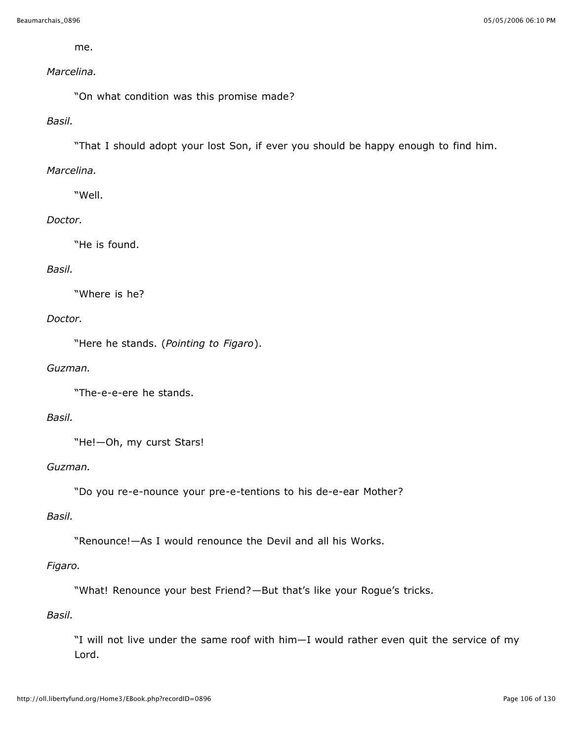me.

*Marcelina.*

"On what condition was this promise made?

*Basil.*

"That I should adopt your lost Son, if ever you should be happy enough to find him.

*Marcelina.*

"Well.

*Doctor.*

"He is found.

*Basil.*

"Where is he?

*Doctor.*

"Here he stands. (*Pointing to Figaro*).

*Guzman.*

"The-e-e-ere he stands.

*Basil.*

"He!—Oh, my curst Stars!

*Guzman.*

"Do you re-e-nounce your pre-e-tentions to his de-e-ear Mother?

*Basil.*

"Renounce!—As I would renounce the Devil and all his Works.

*Figaro.*

"What! Renounce your best Friend?—But that's like your Rogue's tricks.

*Basil.*

"I will not live under the same roof with him—I would rather even quit the service of my Lord.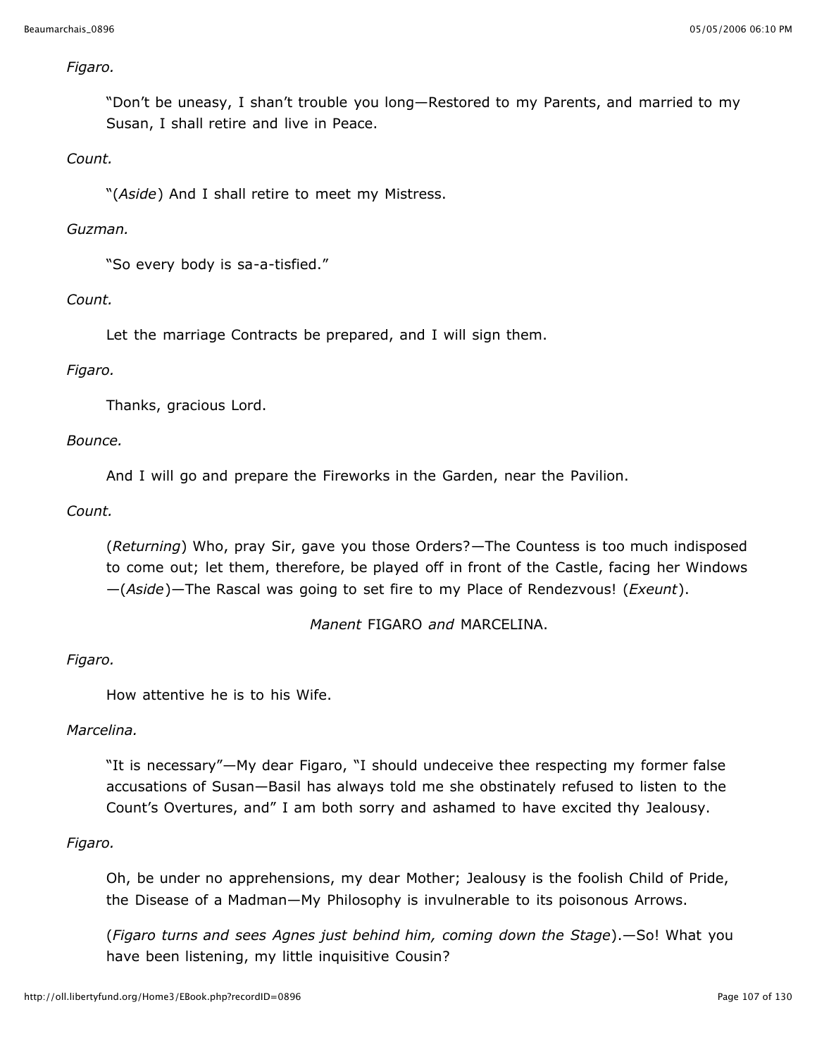*Figaro.*

"Don't be uneasy, I shan't trouble you long—Restored to my Parents, and married to my Susan, I shall retire and live in Peace.

*Count.*

"(*Aside*) And I shall retire to meet my Mistress.

*Guzman.*

"So every body is sa-a-tisfied."

*Count.*

Let the marriage Contracts be prepared, and I will sign them.

*Figaro.*

Thanks, gracious Lord.

*Bounce.*

And I will go and prepare the Fireworks in the Garden, near the Pavilion.

*Count.*

(*Returning*) Who, pray Sir, gave you those Orders?—The Countess is too much indisposed to come out; let them, therefore, be played off in front of the Castle, facing her Windows—(*Aside*)—The Rascal was going to set fire to my Place of Rendezvous! (*Exeunt*).

*Manent* FIGARO *and* MARCELINA.

*Figaro.*

How attentive he is to his Wife.

*Marcelina.*

"It is necessary"—My dear Figaro, "I should undeceive thee respecting my former false accusations of Susan—Basil has always told me she obstinately refused to listen to the Count's Overtures, and" I am both sorry and ashamed to have excited thy Jealousy.

*Figaro.*

Oh, be under no apprehensions, my dear Mother; Jealousy is the foolish Child of Pride, the Disease of a Madman—My Philosophy is invulnerable to its poisonous Arrows.

(*Figaro turns and sees Agnes just behind him, coming down the Stage*).—So! What you have been listening, my little inquisitive Cousin?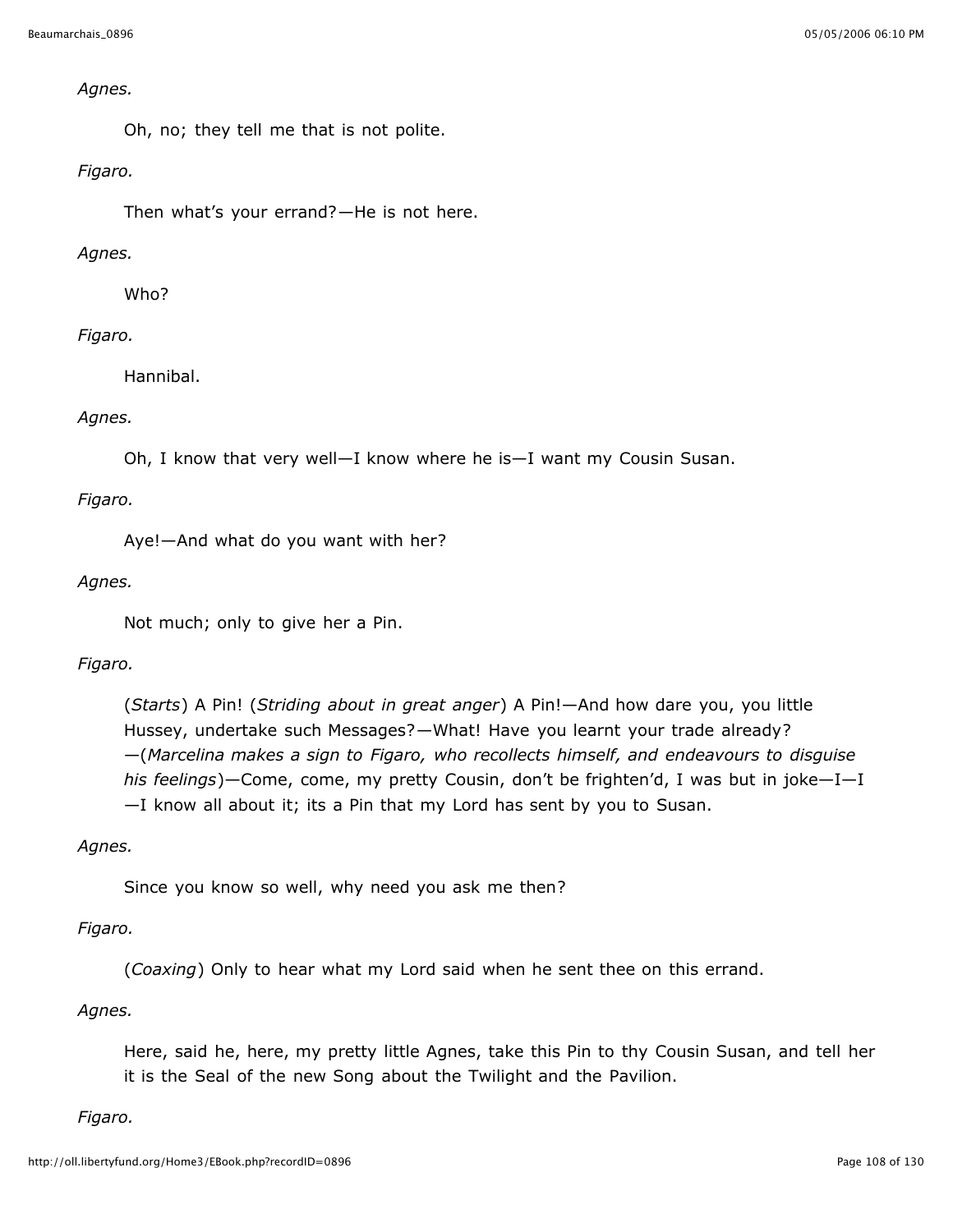*Agnes.*

Oh, no; they tell me that is not polite.

*Figaro.*

Then what's your errand?—He is not here.

*Agnes.*

Who?

*Figaro.*

Hannibal.

*Agnes.*

Oh, I know that very well—I know where he is—I want my Cousin Susan.

*Figaro.*

Aye!—And what do you want with her?

*Agnes.*

Not much; only to give her a Pin.

*Figaro.*

(*Starts*) A Pin! (*Striding about in great anger*) A Pin!—And how dare you, you little Hussey, undertake such Messages?—What! Have you learnt your trade already?—(*Marcelina makes a sign to Figaro, who recollects himself, and endeavours to disguise his feelings*)—Come, come, my pretty Cousin, don't be frighten'd, I was but in joke—I—I—I know all about it; its a Pin that my Lord has sent by you to Susan.

*Agnes.*

Since you know so well, why need you ask me then?

*Figaro.*

(*Coaxing*) Only to hear what my Lord said when he sent thee on this errand.

*Agnes.*

Here, said he, here, my pretty little Agnes, take this Pin to thy Cousin Susan, and tell her it is the Seal of the new Song about the Twilight and the Pavilion.

*Figaro.*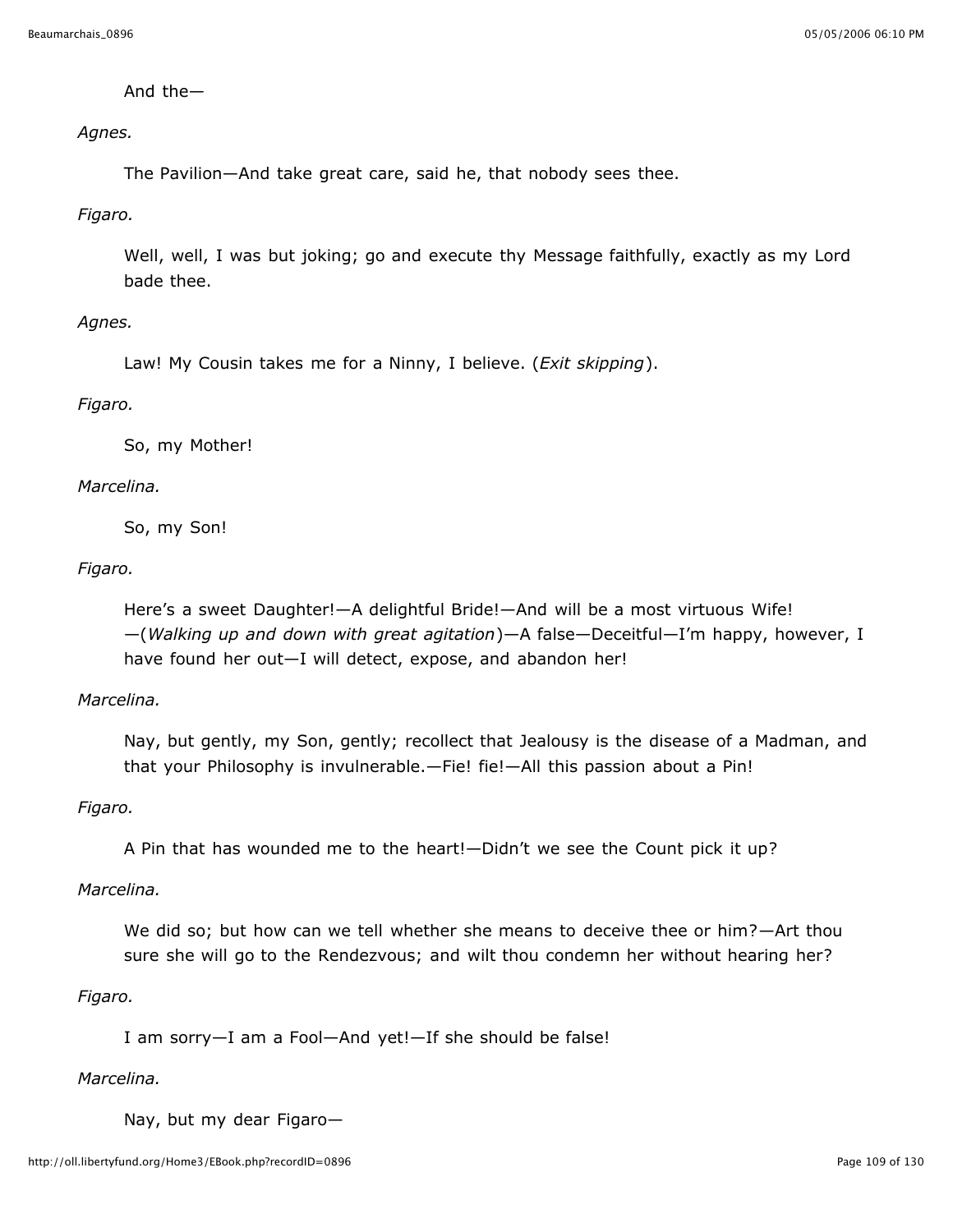And the—

*Agnes.*

The Pavilion—And take great care, said he, that nobody sees thee.

*Figaro.*

Well, well, I was but joking; go and execute thy Message faithfully, exactly as my Lord bade thee.

*Agnes.*

Law! My Cousin takes me for a Ninny, I believe. (*Exit skipping*).

*Figaro.*

So, my Mother!

*Marcelina.*

So, my Son!

*Figaro.*

Here's a sweet Daughter!—A delightful Bride!—And will be a most virtuous Wife!—(*Walking up and down with great agitation*)—A false—Deceitful—I'm happy, however, I have found her out—I will detect, expose, and abandon her!

*Marcelina.*

Nay, but gently, my Son, gently; recollect that Jealousy is the disease of a Madman, and that your Philosophy is invulnerable.—Fie! fie!—All this passion about a Pin!

*Figaro.*

A Pin that has wounded me to the heart!—Didn't we see the Count pick it up?

*Marcelina.*

We did so; but how can we tell whether she means to deceive thee or him?—Art thou sure she will go to the Rendezvous; and wilt thou condemn her without hearing her?

*Figaro.*

I am sorry—I am a Fool—And yet!—If she should be false!

*Marcelina.*

Nay, but my dear Figaro—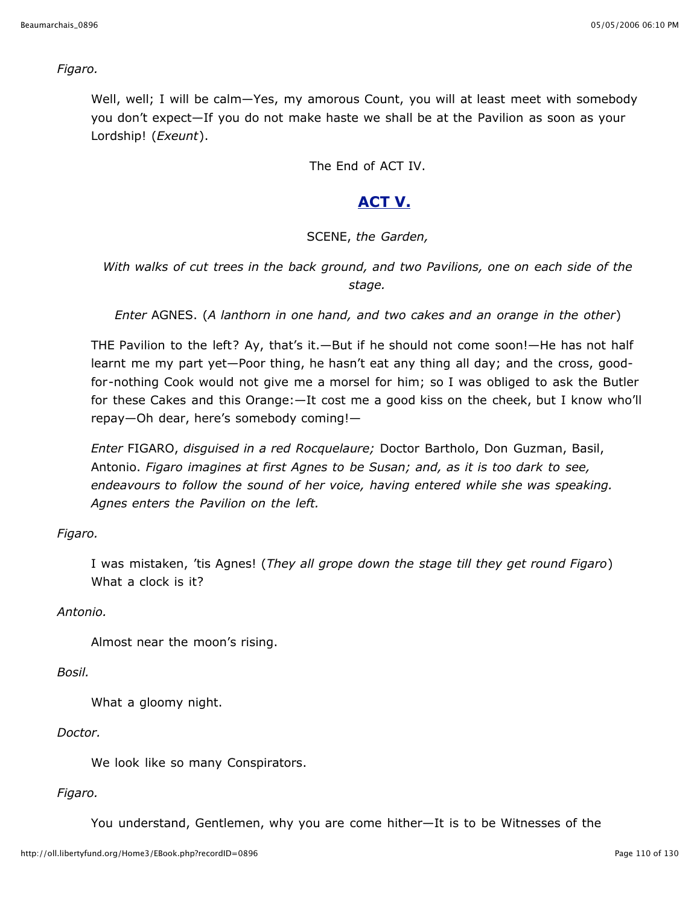*Figaro.*

Well, well; I will be calm—Yes, my amorous Count, you will at least meet with somebody you don't expect—If you do not make haste we shall be at the Pavilion as soon as your Lordship! (*Exeunt*).

The End of ACT IV.

## ACT V.

SCENE, *the Garden,*

*With walks of cut trees in the back ground, and two Pavilions, one on each side of the stage.*

*Enter* AGNES. (*A lanthorn in one hand, and two cakes and an orange in the other*)

THE Pavilion to the left? Ay, that's it.—But if he should not come soon!—He has not half learnt me my part yet—Poor thing, he hasn't eat any thing all day; and the cross, good-for-nothing Cook would not give me a morsel for him; so I was obliged to ask the Butler for these Cakes and this Orange:—It cost me a good kiss on the cheek, but I know who'll repay—Oh dear, here's somebody coming!—

*Enter* FIGARO, *disguised in a red Rocquelaure;* Doctor Bartholo, Don Guzman, Basil, Antonio. *Figaro imagines at first Agnes to be Susan; and, as it is too dark to see, endeavours to follow the sound of her voice, having entered while she was speaking. Agnes enters the Pavilion on the left.*

*Figaro.*

I was mistaken, 'tis Agnes! (*They all grope down the stage till they get round Figaro*) What a clock is it?

*Antonio.*

Almost near the moon's rising.

*Bosil.*

What a gloomy night.

*Doctor.*

We look like so many Conspirators.

*Figaro.*

You understand, Gentlemen, why you are come hither—It is to be Witnesses of the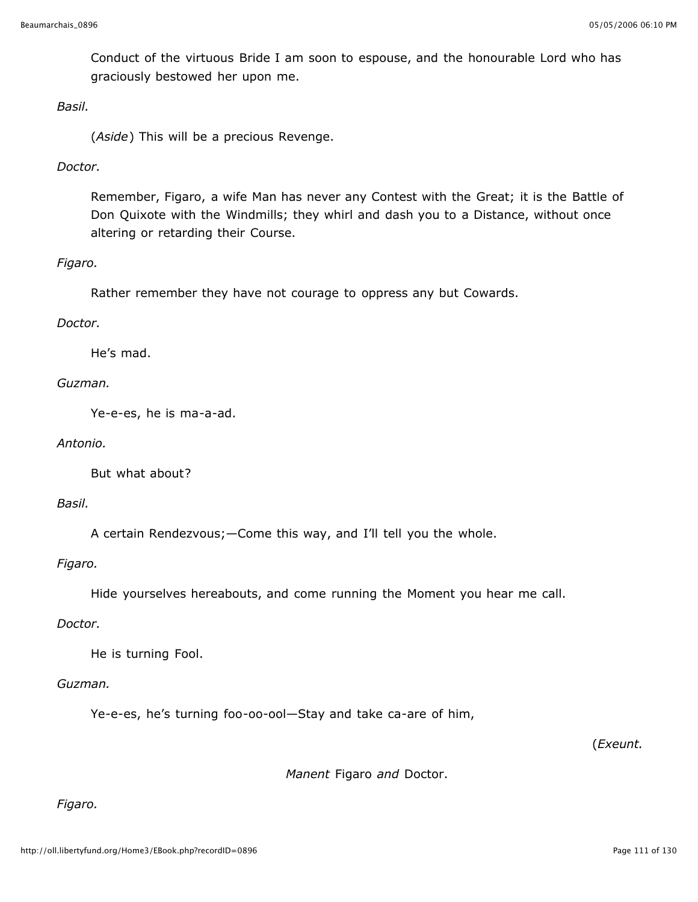Conduct of the virtuous Bride I am soon to espouse, and the honourable Lord who has graciously bestowed her upon me.

*Basil.*

(*Aside*) This will be a precious Revenge.

*Doctor.*

Remember, Figaro, a wife Man has never any Contest with the Great; it is the Battle of Don Quixote with the Windmills; they whirl and dash you to a Distance, without once altering or retarding their Course.

*Figaro.*

Rather remember they have not courage to oppress any but Cowards.

*Doctor.*

He's mad.

*Guzman.*

Ye-e-es, he is ma-a-ad.

*Antonio.*

But what about?

*Basil.*

A certain Rendezvous;—Come this way, and I'll tell you the whole.

*Figaro.*

Hide yourselves hereabouts, and come running the Moment you hear me call.

*Doctor.*

He is turning Fool.

*Guzman.*

Ye-e-es, he's turning foo-oo-ool—Stay and take ca-are of him,

(*Exeunt.*

*Manent* Figaro *and* Doctor.

*Figaro.*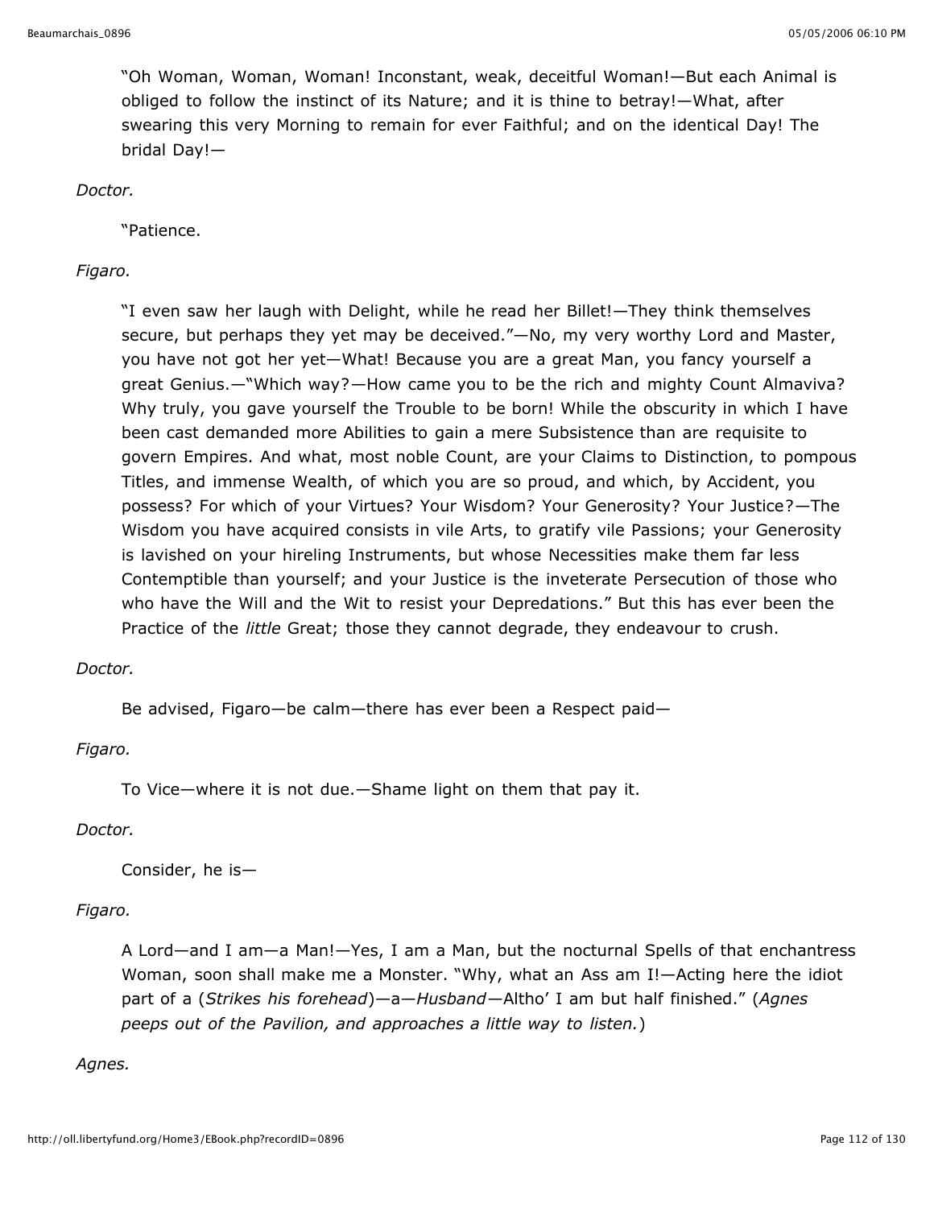"Oh Woman, Woman, Woman! Inconstant, weak, deceitful Woman!—But each Animal is obliged to follow the instinct of its Nature; and it is thine to betray!—What, after swearing this very Morning to remain for ever Faithful; and on the identical Day! The bridal Day!—

*Doctor.*

"Patience.

*Figaro.*

"I even saw her laugh with Delight, while he read her Billet!—They think themselves secure, but perhaps they yet may be deceived."—No, my very worthy Lord and Master, you have not got her yet—What! Because you are a great Man, you fancy yourself a great Genius.—"Which way?—How came you to be the rich and mighty Count Almaviva? Why truly, you gave yourself the Trouble to be born! While the obscurity in which I have been cast demanded more Abilities to gain a mere Subsistence than are requisite to govern Empires. And what, most noble Count, are your Claims to Distinction, to pompous Titles, and immense Wealth, of which you are so proud, and which, by Accident, you possess? For which of your Virtues? Your Wisdom? Your Generosity? Your Justice?—The Wisdom you have acquired consists in vile Arts, to gratify vile Passions; your Generosity is lavished on your hireling Instruments, but whose Necessities make them far less Contemptible than yourself; and your Justice is the inveterate Persecution of those who who have the Will and the Wit to resist your Depredations." But this has ever been the Practice of the *little* Great; those they cannot degrade, they endeavour to crush.

*Doctor.*

Be advised, Figaro—be calm—there has ever been a Respect paid—

*Figaro.*

To Vice—where it is not due.—Shame light on them that pay it.

*Doctor.*

Consider, he is—

*Figaro.*

A Lord—and I am—a Man!—Yes, I am a Man, but the nocturnal Spells of that enchantress Woman, soon shall make me a Monster. "Why, what an Ass am I!—Acting here the idiot part of a (*Strikes his forehead*)—a—*Husband*—Altho' I am but half finished." (*Agnes peeps out of the Pavilion, and approaches a little way to listen.*)

*Agnes.*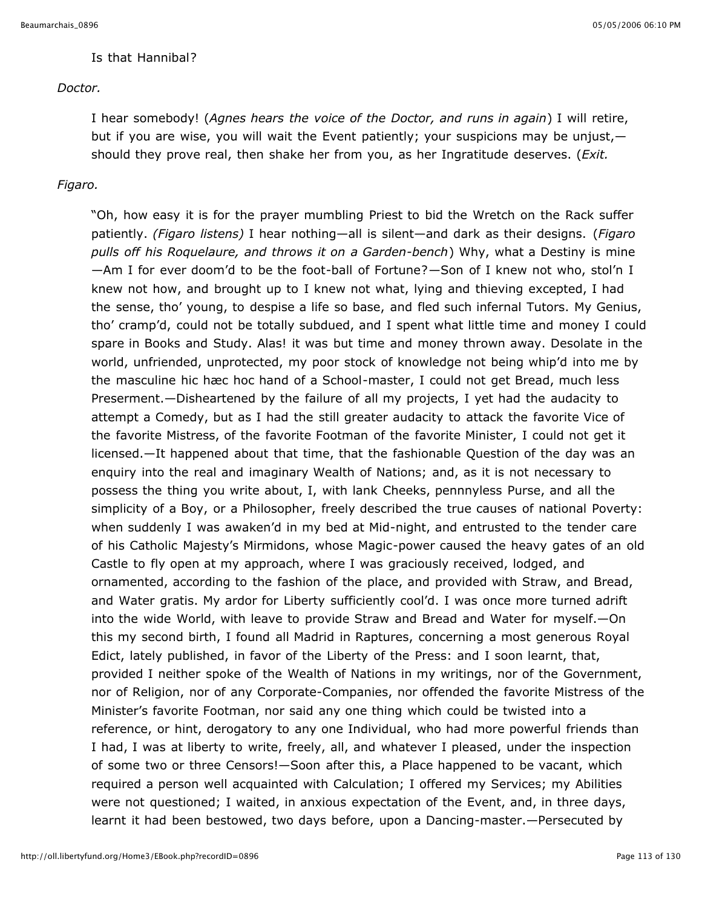Is that Hannibal?

*Doctor.*

I hear somebody! (*Agnes hears the voice of the Doctor, and runs in again*) I will retire, but if you are wise, you will wait the Event patiently; your suspicions may be unjust,—should they prove real, then shake her from you, as her Ingratitude deserves. (*Exit.*

*Figaro.*

"Oh, how easy it is for the prayer mumbling Priest to bid the Wretch on the Rack suffer patiently. *(Figaro listens)* I hear nothing—all is silent—and dark as their designs. (*Figaro pulls off his Roquelaure, and throws it on a Garden-bench*) Why, what a Destiny is mine—Am I for ever doom'd to be the foot-ball of Fortune?—Son of I knew not who, stol'n I knew not how, and brought up to I knew not what, lying and thieving excepted, I had the sense, tho' young, to despise a life so base, and fled such infernal Tutors. My Genius, tho' cramp'd, could not be totally subdued, and I spent what little time and money I could spare in Books and Study. Alas! it was but time and money thrown away. Desolate in the world, unfriended, unprotected, my poor stock of knowledge not being whip'd into me by the masculine hic hæc hoc hand of a School-master, I could not get Bread, much less Preserment.—Disheartened by the failure of all my projects, I yet had the audacity to attempt a Comedy, but as I had the still greater audacity to attack the favorite Vice of the favorite Mistress, of the favorite Footman of the favorite Minister, I could not get it licensed.—It happened about that time, that the fashionable Question of the day was an enquiry into the real and imaginary Wealth of Nations; and, as it is not necessary to possess the thing you write about, I, with lank Cheeks, pennnyless Purse, and all the simplicity of a Boy, or a Philosopher, freely described the true causes of national Poverty: when suddenly I was awaken'd in my bed at Mid-night, and entrusted to the tender care of his Catholic Majesty's Mirmidons, whose Magic-power caused the heavy gates of an old Castle to fly open at my approach, where I was graciously received, lodged, and ornamented, according to the fashion of the place, and provided with Straw, and Bread, and Water gratis. My ardor for Liberty sufficiently cool'd. I was once more turned adrift into the wide World, with leave to provide Straw and Bread and Water for myself.—On this my second birth, I found all Madrid in Raptures, concerning a most generous Royal Edict, lately published, in favor of the Liberty of the Press: and I soon learnt, that, provided I neither spoke of the Wealth of Nations in my writings, nor of the Government, nor of Religion, nor of any Corporate-Companies, nor offended the favorite Mistress of the Minister's favorite Footman, nor said any one thing which could be twisted into a reference, or hint, derogatory to any one Individual, who had more powerful friends than I had, I was at liberty to write, freely, all, and whatever I pleased, under the inspection of some two or three Censors!—Soon after this, a Place happened to be vacant, which required a person well acquainted with Calculation; I offered my Services; my Abilities were not questioned; I waited, in anxious expectation of the Event, and, in three days, learnt it had been bestowed, two days before, upon a Dancing-master.—Persecuted by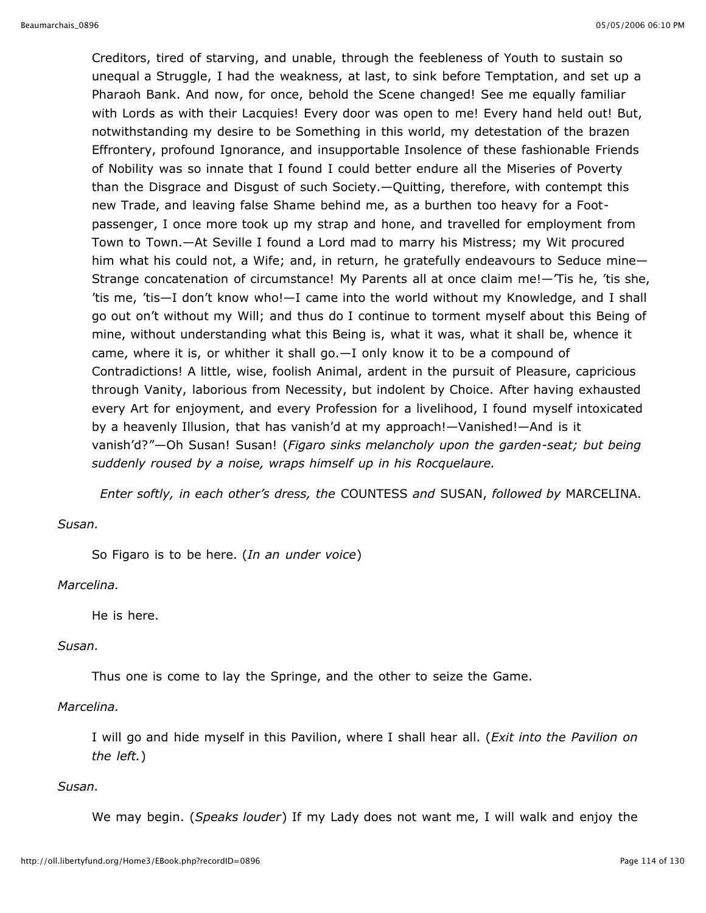Creditors, tired of starving, and unable, through the feebleness of Youth to sustain so unequal a Struggle, I had the weakness, at last, to sink before Temptation, and set up a Pharaoh Bank. And now, for once, behold the Scene changed! See me equally familiar with Lords as with their Lacquies! Every door was open to me! Every hand held out! But, notwithstanding my desire to be Something in this world, my detestation of the brazen Effrontery, profound Ignorance, and insupportable Insolence of these fashionable Friends of Nobility was so innate that I found I could better endure all the Miseries of Poverty than the Disgrace and Disgust of such Society.—Quitting, therefore, with contempt this new Trade, and leaving false Shame behind me, as a burthen too heavy for a Foot-passenger, I once more took up my strap and hone, and travelled for employment from Town to Town.—At Seville I found a Lord mad to marry his Mistress; my Wit procured him what his could not, a Wife; and, in return, he gratefully endeavours to Seduce mine—Strange concatenation of circumstance! My Parents all at once claim me!—'Tis he, 'tis she, 'tis me, 'tis—I don't know who!—I came into the world without my Knowledge, and I shall go out on't without my Will; and thus do I continue to torment myself about this Being of mine, without understanding what this Being is, what it was, what it shall be, whence it came, where it is, or whither it shall go.—I only know it to be a compound of Contradictions! A little, wise, foolish Animal, ardent in the pursuit of Pleasure, capricious through Vanity, laborious from Necessity, but indolent by Choice. After having exhausted every Art for enjoyment, and every Profession for a livelihood, I found myself intoxicated by a heavenly Illusion, that has vanish'd at my approach!—Vanished!—And is it vanish'd?"—Oh Susan! Susan! (*Figaro sinks melancholy upon the garden-seat; but being suddenly roused by a noise, wraps himself up in his Rocquelaure.*

*Enter softly, in each other's dress, the* COUNTESS *and* SUSAN, *followed by* MARCELINA.

*Susan.*

So Figaro is to be here. (*In an under voice*)

*Marcelina.*

He is here.

*Susan.*

Thus one is come to lay the Springe, and the other to seize the Game.

*Marcelina.*

I will go and hide myself in this Pavilion, where I shall hear all. (*Exit into the Pavilion on the left.*)

*Susan.*

We may begin. (*Speaks louder*) If my Lady does not want me, I will walk and enjoy the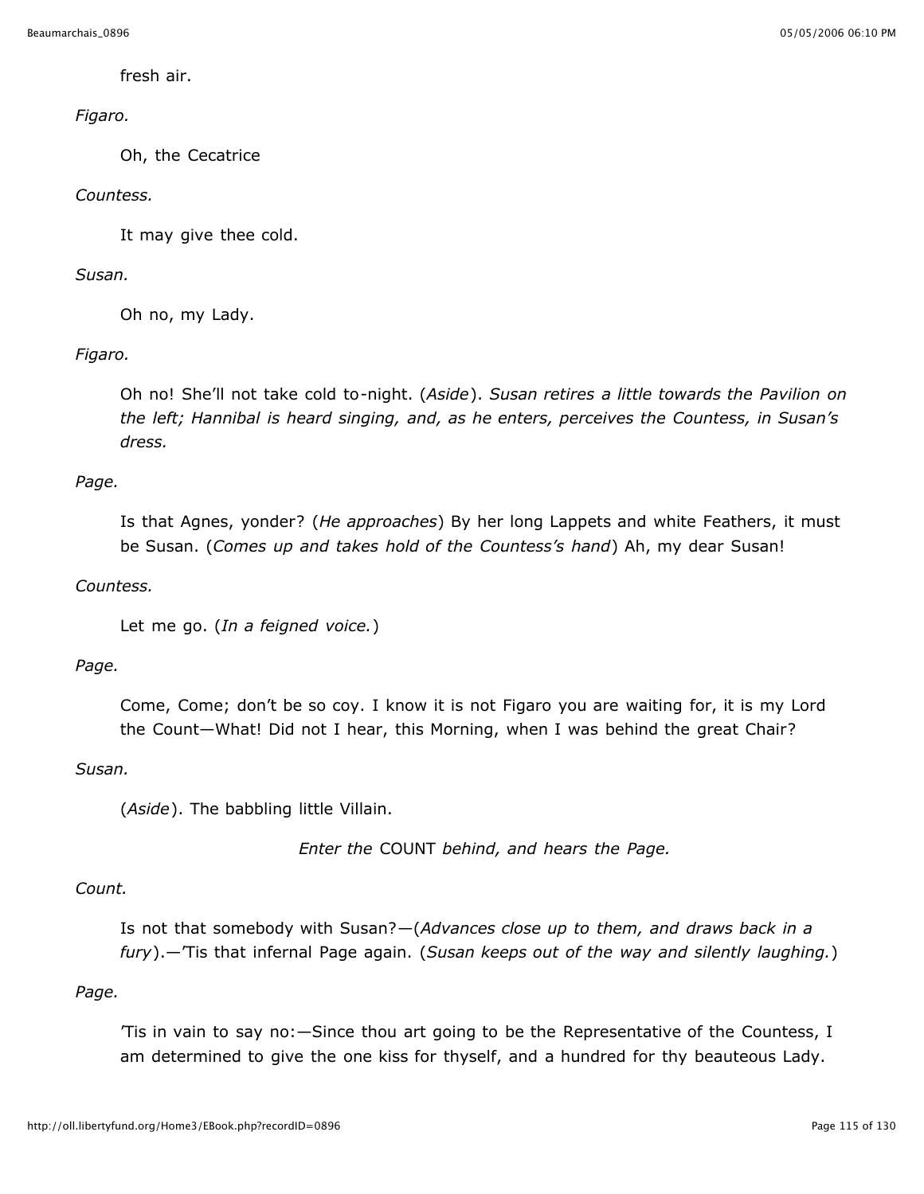fresh air.

*Figaro.*

Oh, the Cecatrice

*Countess.*

It may give thee cold.

*Susan.*

Oh no, my Lady.

*Figaro.*

Oh no! She'll not take cold to-night. (*Aside*). *Susan retires a little towards the Pavilion on the left; Hannibal is heard singing, and, as he enters, perceives the Countess, in Susan's dress.*

*Page.*

Is that Agnes, yonder? (*He approaches*) By her long Lappets and white Feathers, it must be Susan. (*Comes up and takes hold of the Countess's hand*) Ah, my dear Susan!

*Countess.*

Let me go. (*In a feigned voice.*)

*Page.*

Come, Come; don't be so coy. I know it is not Figaro you are waiting for, it is my Lord the Count—What! Did not I hear, this Morning, when I was behind the great Chair?

*Susan.*

(*Aside*). The babbling little Villain.

*Enter the* COUNT *behind, and hears the Page.*

*Count.*

Is not that somebody with Susan?—(*Advances close up to them, and draws back in a fury*).—'Tis that infernal Page again. (*Susan keeps out of the way and silently laughing.*)

*Page.*

'Tis in vain to say no:—Since thou art going to be the Representative of the Countess, I am determined to give the one kiss for thyself, and a hundred for thy beauteous Lady.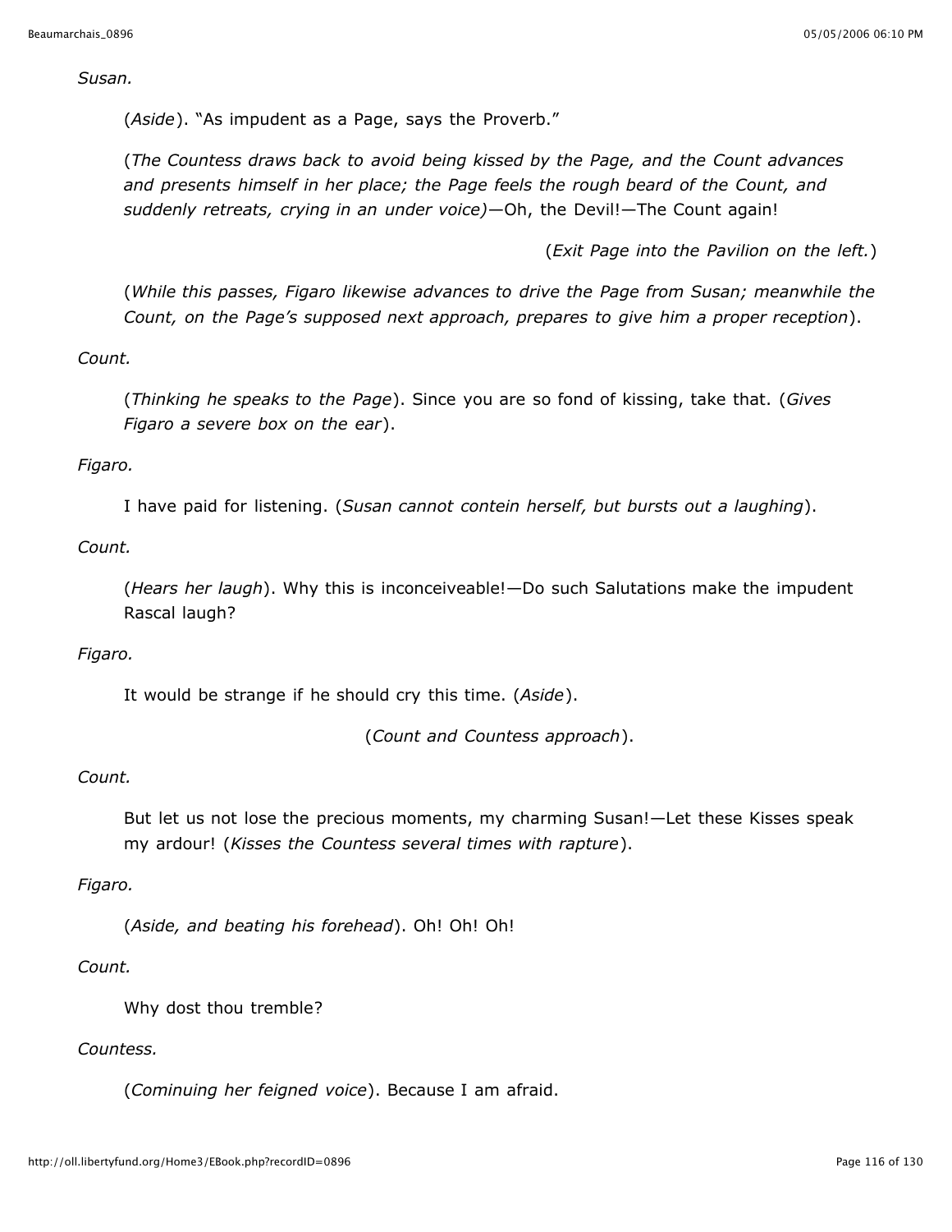*Susan.*

(*Aside*). "As impudent as a Page, says the Proverb."

(*The Countess draws back to avoid being kissed by the Page, and the Count advances and presents himself in her place; the Page feels the rough beard of the Count, and suddenly retreats, crying in an under voice)*—Oh, the Devil!—The Count again!

(*Exit Page into the Pavilion on the left.*)

(*While this passes, Figaro likewise advances to drive the Page from Susan; meanwhile the Count, on the Page's supposed next approach, prepares to give him a proper reception*).

*Count.*

(*Thinking he speaks to the Page*). Since you are so fond of kissing, take that. (*Gives Figaro a severe box on the ear*).

*Figaro.*

I have paid for listening. (*Susan cannot contein herself, but bursts out a laughing*).

*Count.*

(*Hears her laugh*). Why this is inconceiveable!—Do such Salutations make the impudent Rascal laugh?

*Figaro.*

It would be strange if he should cry this time. (*Aside*).

(*Count and Countess approach*).

*Count.*

But let us not lose the precious moments, my charming Susan!—Let these Kisses speak my ardour! (*Kisses the Countess several times with rapture*).

*Figaro.*

(*Aside, and beating his forehead*). Oh! Oh! Oh!

*Count.*

Why dost thou tremble?

*Countess.*

(*Cominuing her feigned voice*). Because I am afraid.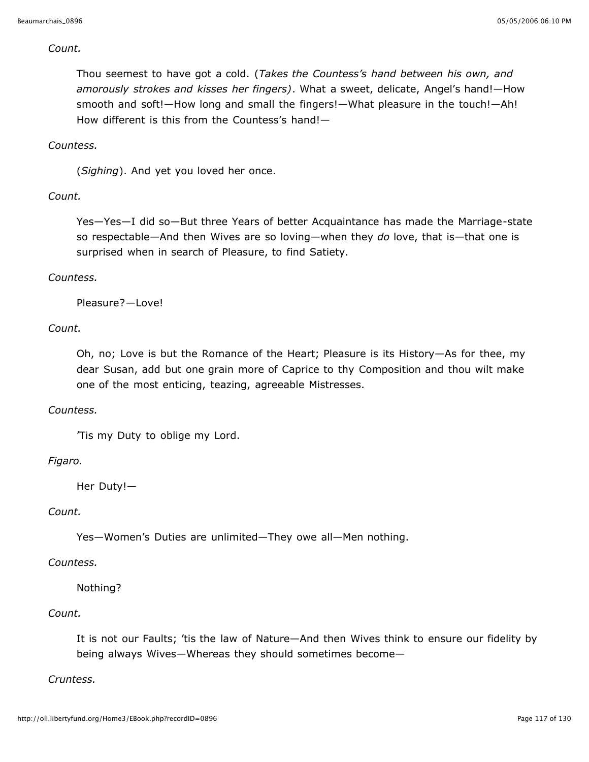*Count.*

Thou seemest to have got a cold. (*Takes the Countess's hand between his own, and amorously strokes and kisses her fingers)*. What a sweet, delicate, Angel's hand!—How smooth and soft!—How long and small the fingers!—What pleasure in the touch!—Ah! How different is this from the Countess's hand!—

*Countess.*

(*Sighing*). And yet you loved her once.

*Count.*

Yes—Yes—I did so—But three Years of better Acquaintance has made the Marriage-state so respectable—And then Wives are so loving—when they *do* love, that is—that one is surprised when in search of Pleasure, to find Satiety.

*Countess.*

Pleasure?—Love!

*Count.*

Oh, no; Love is but the Romance of the Heart; Pleasure is its History—As for thee, my dear Susan, add but one grain more of Caprice to thy Composition and thou wilt make one of the most enticing, teazing, agreeable Mistresses.

*Countess.*

'Tis my Duty to oblige my Lord.

*Figaro.*

Her Duty!—

*Count.*

Yes—Women's Duties are unlimited—They owe all—Men nothing.

*Countess.*

Nothing?

*Count.*

It is not our Faults; 'tis the law of Nature—And then Wives think to ensure our fidelity by being always Wives—Whereas they should sometimes become—

*Cruntess.*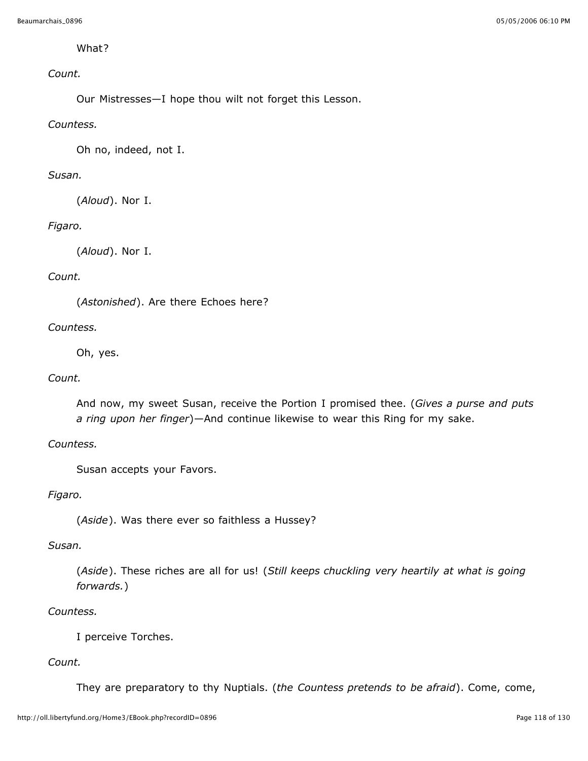What?

*Count.*

Our Mistresses—I hope thou wilt not forget this Lesson.

*Countess.*

Oh no, indeed, not I.

*Susan.*

(*Aloud*). Nor I.

*Figaro.*

(*Aloud*). Nor I.

*Count.*

(*Astonished*). Are there Echoes here?

*Countess.*

Oh, yes.

*Count.*

And now, my sweet Susan, receive the Portion I promised thee. (*Gives a purse and puts a ring upon her finger*)—And continue likewise to wear this Ring for my sake.

*Countess.*

Susan accepts your Favors.

*Figaro.*

(*Aside*). Was there ever so faithless a Hussey?

*Susan.*

(*Aside*). These riches are all for us! (*Still keeps chuckling very heartily at what is going forwards.*)

*Countess.*

I perceive Torches.

*Count.*

They are preparatory to thy Nuptials. (*the Countess pretends to be afraid*). Come, come,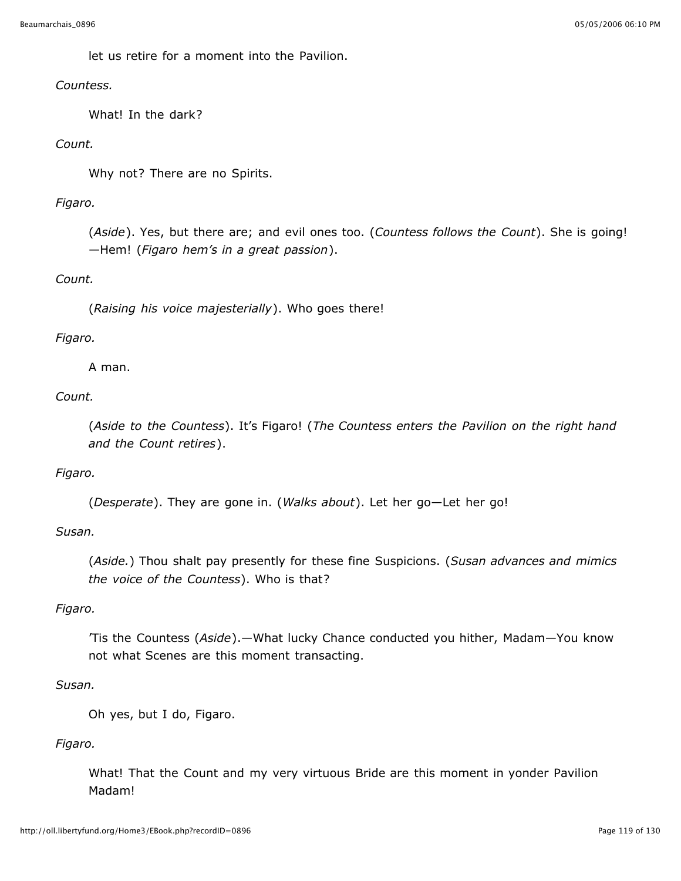let us retire for a moment into the Pavilion.

*Countess.*

What! In the dark?

*Count.*

Why not? There are no Spirits.

*Figaro.*

(*Aside*). Yes, but there are; and evil ones too. (*Countess follows the Count*). She is going! —Hem! (*Figaro hem's in a great passion*).

*Count.*

(*Raising his voice majesterially*). Who goes there!

*Figaro.*

A man.

*Count.*

(*Aside to the Countess*). It's Figaro! (*The Countess enters the Pavilion on the right hand and the Count retires*).

*Figaro.*

(*Desperate*). They are gone in. (*Walks about*). Let her go—Let her go!

*Susan.*

(*Aside.*) Thou shalt pay presently for these fine Suspicions. (*Susan advances and mimics the voice of the Countess*). Who is that?

*Figaro.*

'Tis the Countess (*Aside*).—What lucky Chance conducted you hither, Madam—You know not what Scenes are this moment transacting.

*Susan.*

Oh yes, but I do, Figaro.

*Figaro.*

What! That the Count and my very virtuous Bride are this moment in yonder Pavilion Madam!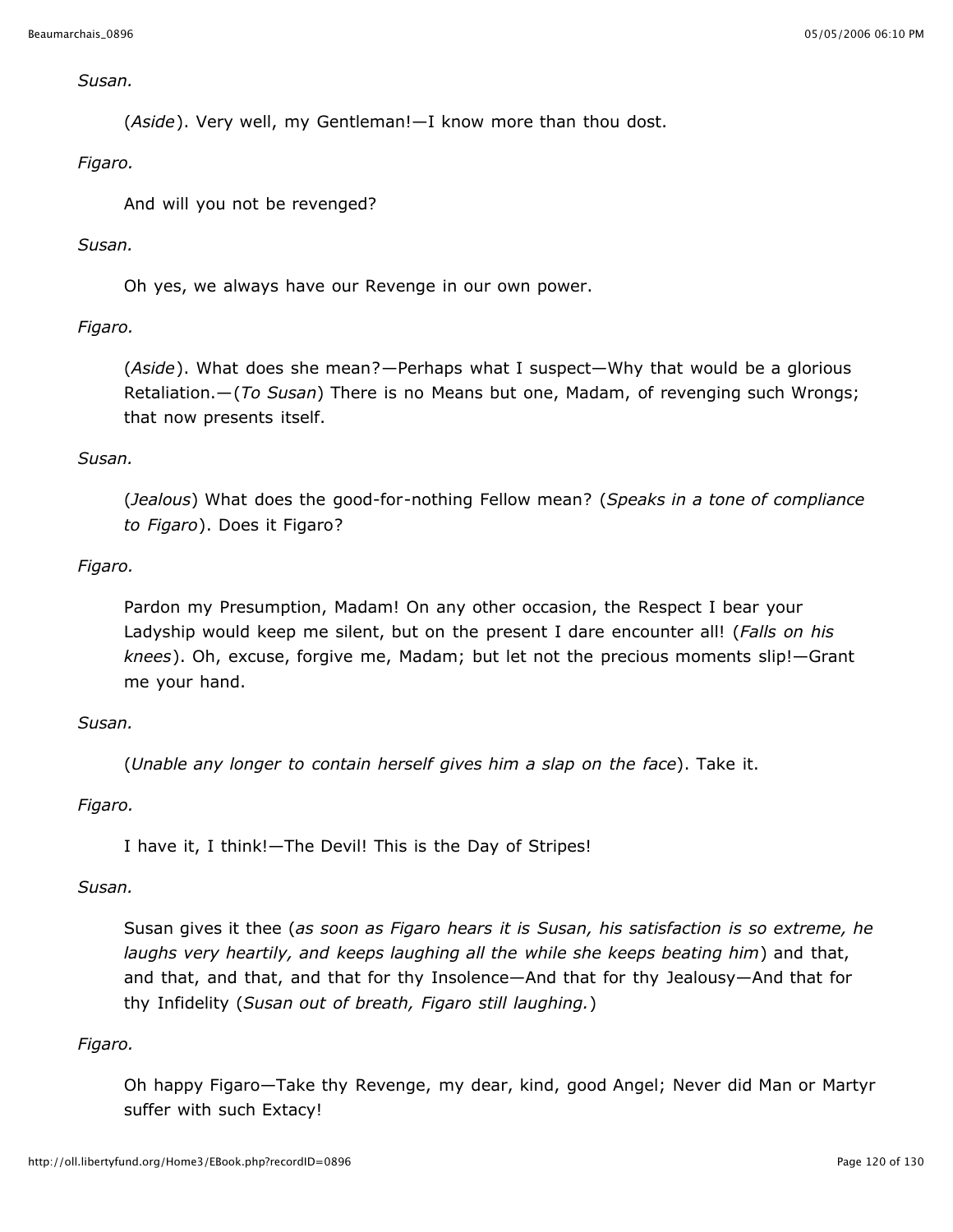*Susan.*

(*Aside*). Very well, my Gentleman!—I know more than thou dost.

*Figaro.*

And will you not be revenged?

*Susan.*

Oh yes, we always have our Revenge in our own power.

*Figaro.*

(*Aside*). What does she mean?—Perhaps what I suspect—Why that would be a glorious Retaliation.—(*To Susan*) There is no Means but one, Madam, of revenging such Wrongs; that now presents itself.

*Susan.*

(*Jealous*) What does the good-for-nothing Fellow mean? (*Speaks in a tone of compliance to Figaro*). Does it Figaro?

*Figaro.*

Pardon my Presumption, Madam! On any other occasion, the Respect I bear your Ladyship would keep me silent, but on the present I dare encounter all! (*Falls on his knees*). Oh, excuse, forgive me, Madam; but let not the precious moments slip!—Grant me your hand.

*Susan.*

(*Unable any longer to contain herself gives him a slap on the face*). Take it.

*Figaro.*

I have it, I think!—The Devil! This is the Day of Stripes!

*Susan.*

Susan gives it thee (*as soon as Figaro hears it is Susan, his satisfaction is so extreme, he laughs very heartily, and keeps laughing all the while she keeps beating him*) and that, and that, and that, and that for thy Insolence—And that for thy Jealousy—And that for thy Infidelity (*Susan out of breath, Figaro still laughing.*)

*Figaro.*

Oh happy Figaro—Take thy Revenge, my dear, kind, good Angel; Never did Man or Martyr suffer with such Extacy!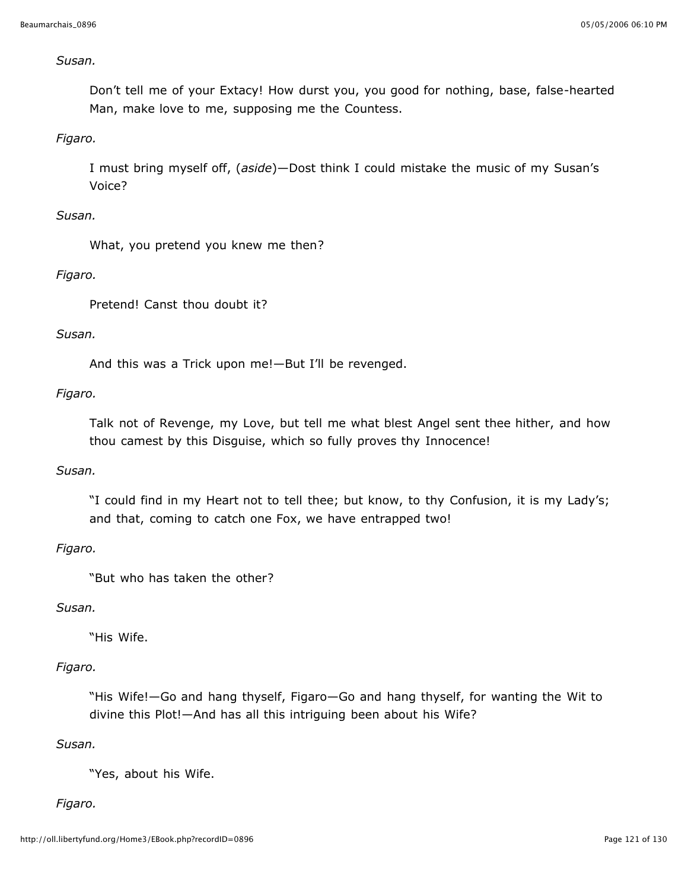*Susan.*

Don't tell me of your Extacy! How durst you, you good for nothing, base, false-hearted Man, make love to me, supposing me the Countess.

*Figaro.*

I must bring myself off, (*aside*)—Dost think I could mistake the music of my Susan's Voice?

*Susan.*

What, you pretend you knew me then?

*Figaro.*

Pretend! Canst thou doubt it?

*Susan.*

And this was a Trick upon me!—But I'll be revenged.

*Figaro.*

Talk not of Revenge, my Love, but tell me what blest Angel sent thee hither, and how thou camest by this Disguise, which so fully proves thy Innocence!

*Susan.*

"I could find in my Heart not to tell thee; but know, to thy Confusion, it is my Lady's; and that, coming to catch one Fox, we have entrapped two!

*Figaro.*

"But who has taken the other?

*Susan.*

"His Wife.

*Figaro.*

"His Wife!—Go and hang thyself, Figaro—Go and hang thyself, for wanting the Wit to divine this Plot!—And has all this intriguing been about his Wife?

*Susan.*

"Yes, about his Wife.

*Figaro.*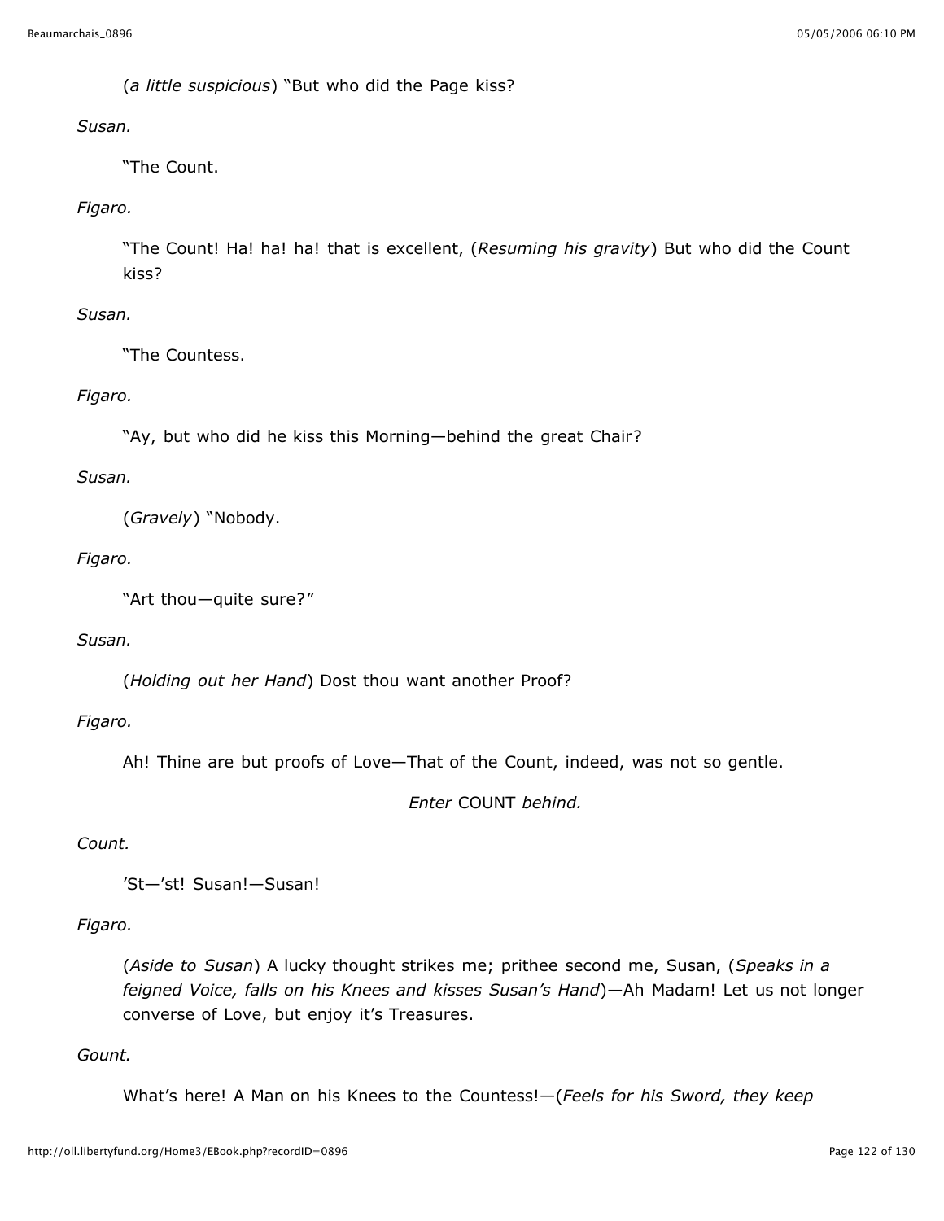(*a little suspicious*) "But who did the Page kiss?

*Susan.*

"The Count.

*Figaro.*

"The Count! Ha! ha! ha! that is excellent, (*Resuming his gravity*) But who did the Count kiss?

*Susan.*

"The Countess.

*Figaro.*

"Ay, but who did he kiss this Morning—behind the great Chair?

*Susan.*

(*Gravely*) "Nobody.

*Figaro.*

"Art thou—quite sure?"

*Susan.*

(*Holding out her Hand*) Dost thou want another Proof?

*Figaro.*

Ah! Thine are but proofs of Love—That of the Count, indeed, was not so gentle.

*Enter* COUNT *behind.*

*Count.*

'St—'st! Susan!—Susan!

*Figaro.*

(*Aside to Susan*) A lucky thought strikes me; prithee second me, Susan, (*Speaks in a feigned Voice, falls on his Knees and kisses Susan's Hand*)—Ah Madam! Let us not longer converse of Love, but enjoy it's Treasures.

*Gount.*

What's here! A Man on his Knees to the Countess!—(*Feels for his Sword, they keep*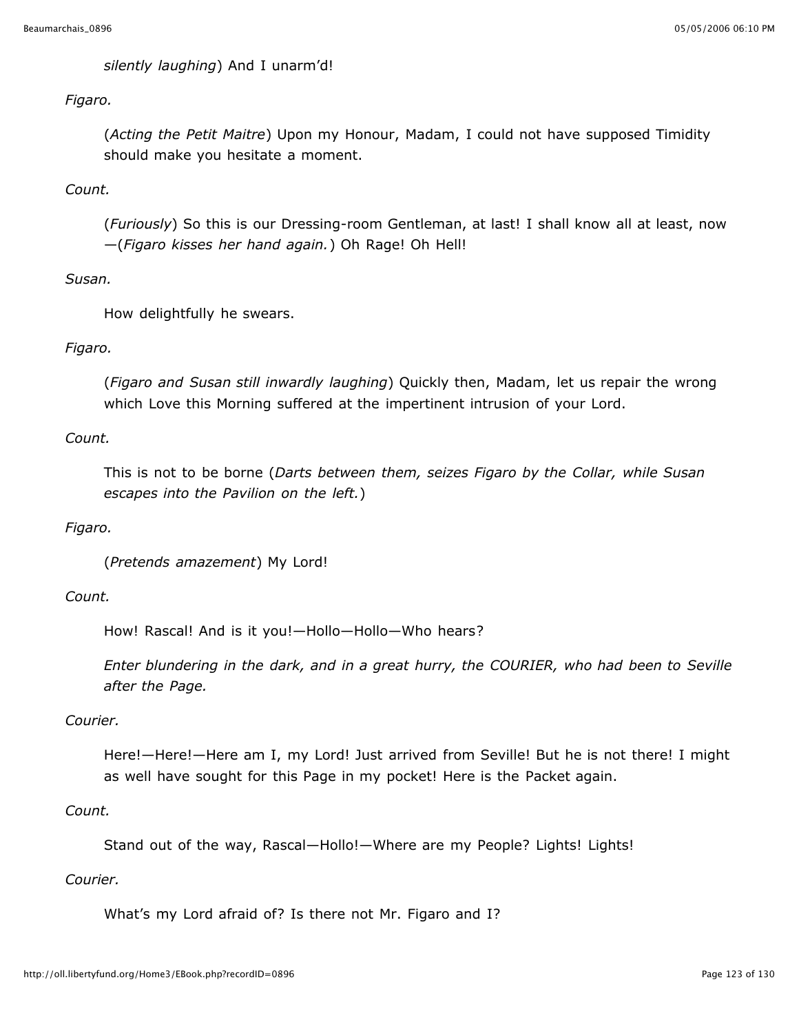*silently laughing*) And I unarm'd!

*Figaro.*

(*Acting the Petit Maitre*) Upon my Honour, Madam, I could not have supposed Timidity should make you hesitate a moment.

*Count.*

(*Furiously*) So this is our Dressing-room Gentleman, at last! I shall know all at least, now —(*Figaro kisses her hand again.*) Oh Rage! Oh Hell!

*Susan.*

How delightfully he swears.

*Figaro.*

(*Figaro and Susan still inwardly laughing*) Quickly then, Madam, let us repair the wrong which Love this Morning suffered at the impertinent intrusion of your Lord.

*Count.*

This is not to be borne (*Darts between them, seizes Figaro by the Collar, while Susan escapes into the Pavilion on the left.*)

*Figaro.*

(*Pretends amazement*) My Lord!

*Count.*

How! Rascal! And is it you!—Hollo—Hollo—Who hears?

*Enter blundering in the dark, and in a great hurry, the COURIER, who had been to Seville after the Page.*

*Courier.*

Here!—Here!—Here am I, my Lord! Just arrived from Seville! But he is not there! I might as well have sought for this Page in my pocket! Here is the Packet again.

*Count.*

Stand out of the way, Rascal—Hollo!—Where are my People? Lights! Lights!

*Courier.*

What's my Lord afraid of? Is there not Mr. Figaro and I?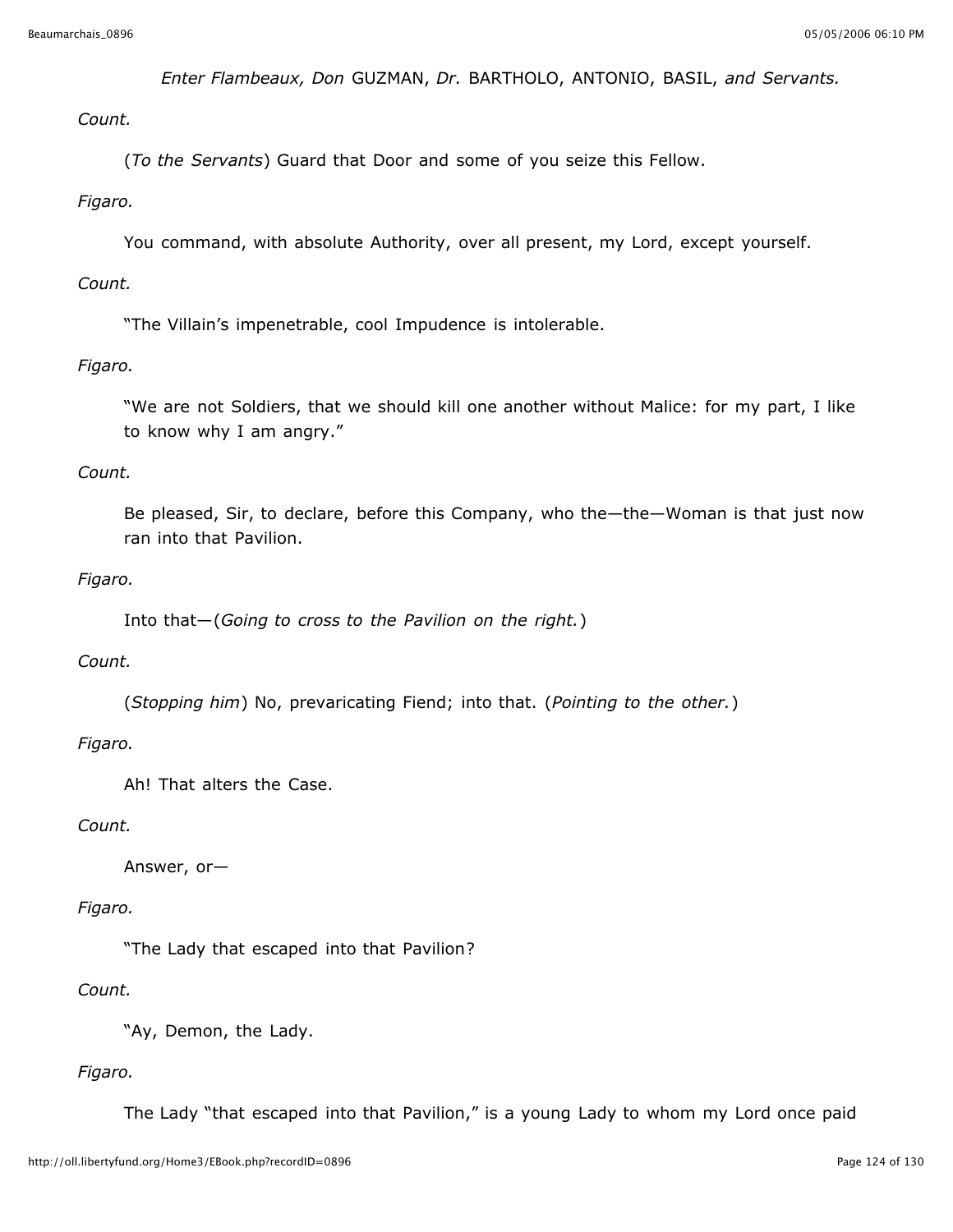*Enter Flambeaux, Don* GUZMAN, *Dr.* BARTHOLO, ANTONIO, BASIL, *and Servants.*

*Count.*

(*To the Servants*) Guard that Door and some of you seize this Fellow.

*Figaro.*

You command, with absolute Authority, over all present, my Lord, except yourself.

*Count.*

"The Villain's impenetrable, cool Impudence is intolerable.

*Figaro.*

"We are not Soldiers, that we should kill one another without Malice: for my part, I like to know why I am angry."

*Count.*

Be pleased, Sir, to declare, before this Company, who the—the—Woman is that just now ran into that Pavilion.

*Figaro.*

Into that—(*Going to cross to the Pavilion on the right.*)

*Count.*

(*Stopping him*) No, prevaricating Fiend; into that. (*Pointing to the other.*)

*Figaro.*

Ah! That alters the Case.

*Count.*

Answer, or—

*Figaro.*

"The Lady that escaped into that Pavilion?

*Count.*

"Ay, Demon, the Lady.

*Figaro.*

The Lady "that escaped into that Pavilion," is a young Lady to whom my Lord once paid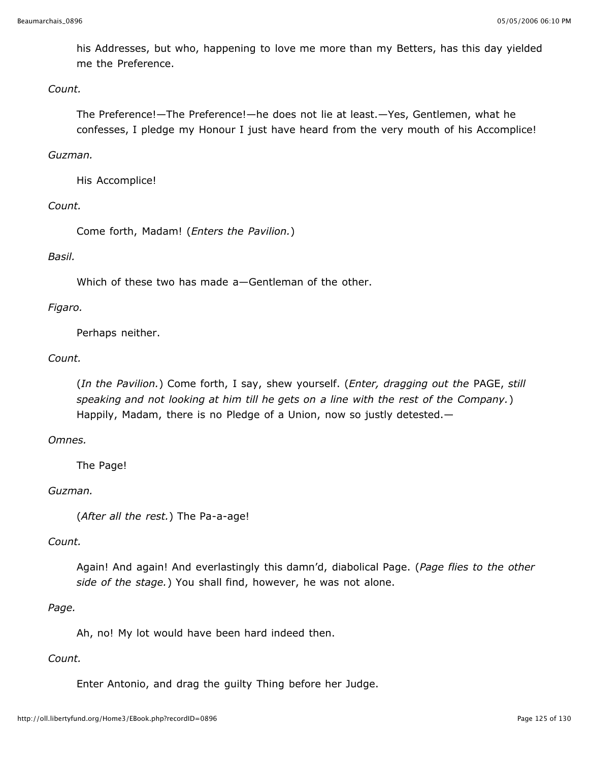his Addresses, but who, happening to love me more than my Betters, has this day yielded me the Preference.

*Count.*

The Preference!—The Preference!—he does not lie at least.—Yes, Gentlemen, what he confesses, I pledge my Honour I just have heard from the very mouth of his Accomplice!

*Guzman.*

His Accomplice!

*Count.*

Come forth, Madam! (*Enters the Pavilion.*)

*Basil.*

Which of these two has made a—Gentleman of the other.

*Figaro.*

Perhaps neither.

*Count.*

(*In the Pavilion.*) Come forth, I say, shew yourself. (*Enter, dragging out the* PAGE, *still speaking and not looking at him till he gets on a line with the rest of the Company.*) Happily, Madam, there is no Pledge of a Union, now so justly detested.—

*Omnes.*

The Page!

*Guzman.*

(*After all the rest.*) The Pa-a-age!

*Count.*

Again! And again! And everlastingly this damn'd, diabolical Page. (*Page flies to the other side of the stage.*) You shall find, however, he was not alone.

*Page.*

Ah, no! My lot would have been hard indeed then.

*Count.*

Enter Antonio, and drag the guilty Thing before her Judge.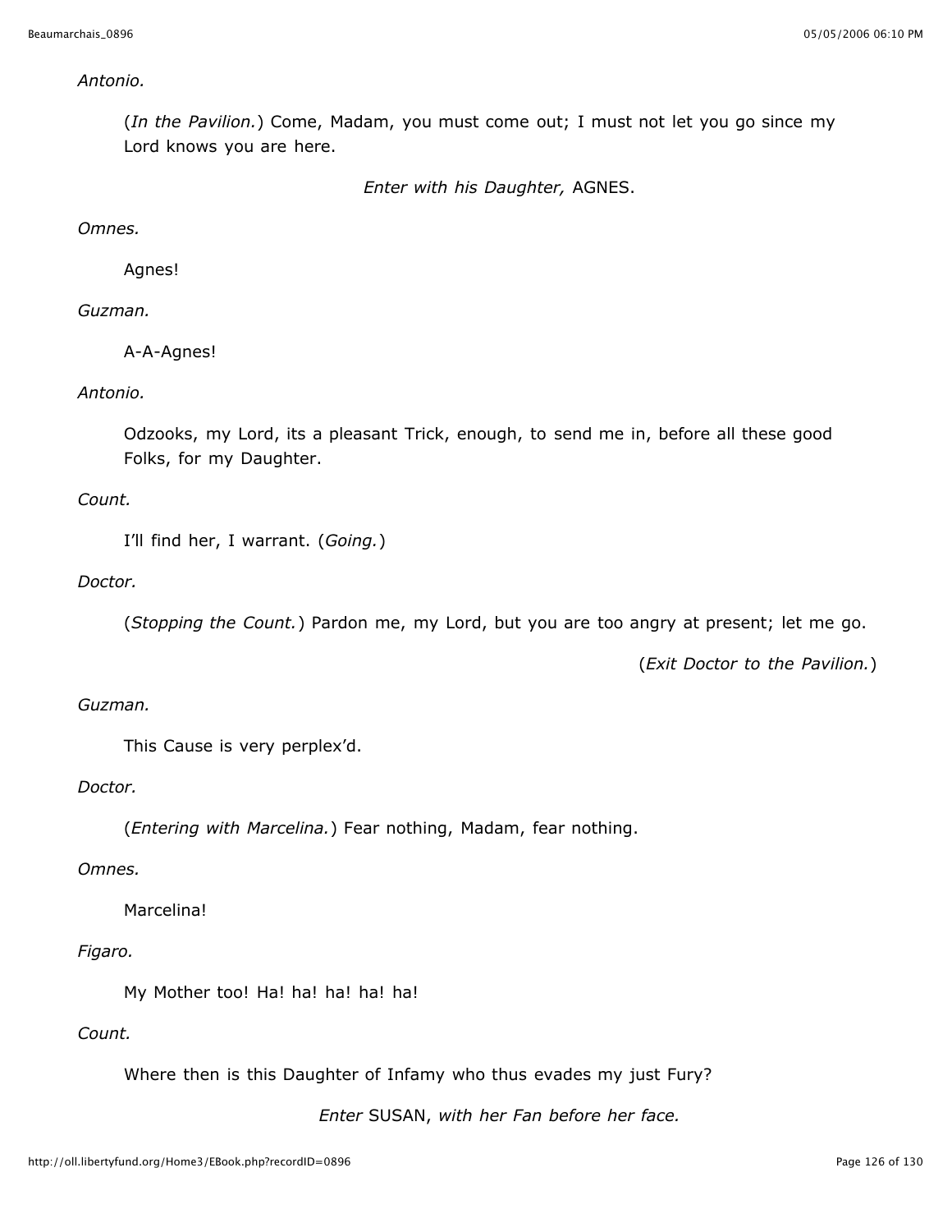*Antonio.*

(*In the Pavilion.*) Come, Madam, you must come out; I must not let you go since my Lord knows you are here.

*Enter with his Daughter,* AGNES.

*Omnes.*

Agnes!

*Guzman.*

A-A-Agnes!

*Antonio.*

Odzooks, my Lord, its a pleasant Trick, enough, to send me in, before all these good Folks, for my Daughter.

*Count.*

I'll find her, I warrant. (*Going.*)

*Doctor.*

(*Stopping the Count.*) Pardon me, my Lord, but you are too angry at present; let me go.

(*Exit Doctor to the Pavilion.*)

*Guzman.*

This Cause is very perplex'd.

*Doctor.*

(*Entering with Marcelina.*) Fear nothing, Madam, fear nothing.

*Omnes.*

Marcelina!

*Figaro.*

My Mother too! Ha! ha! ha! ha! ha!

*Count.*

Where then is this Daughter of Infamy who thus evades my just Fury?

*Enter* SUSAN, *with her Fan before her face.*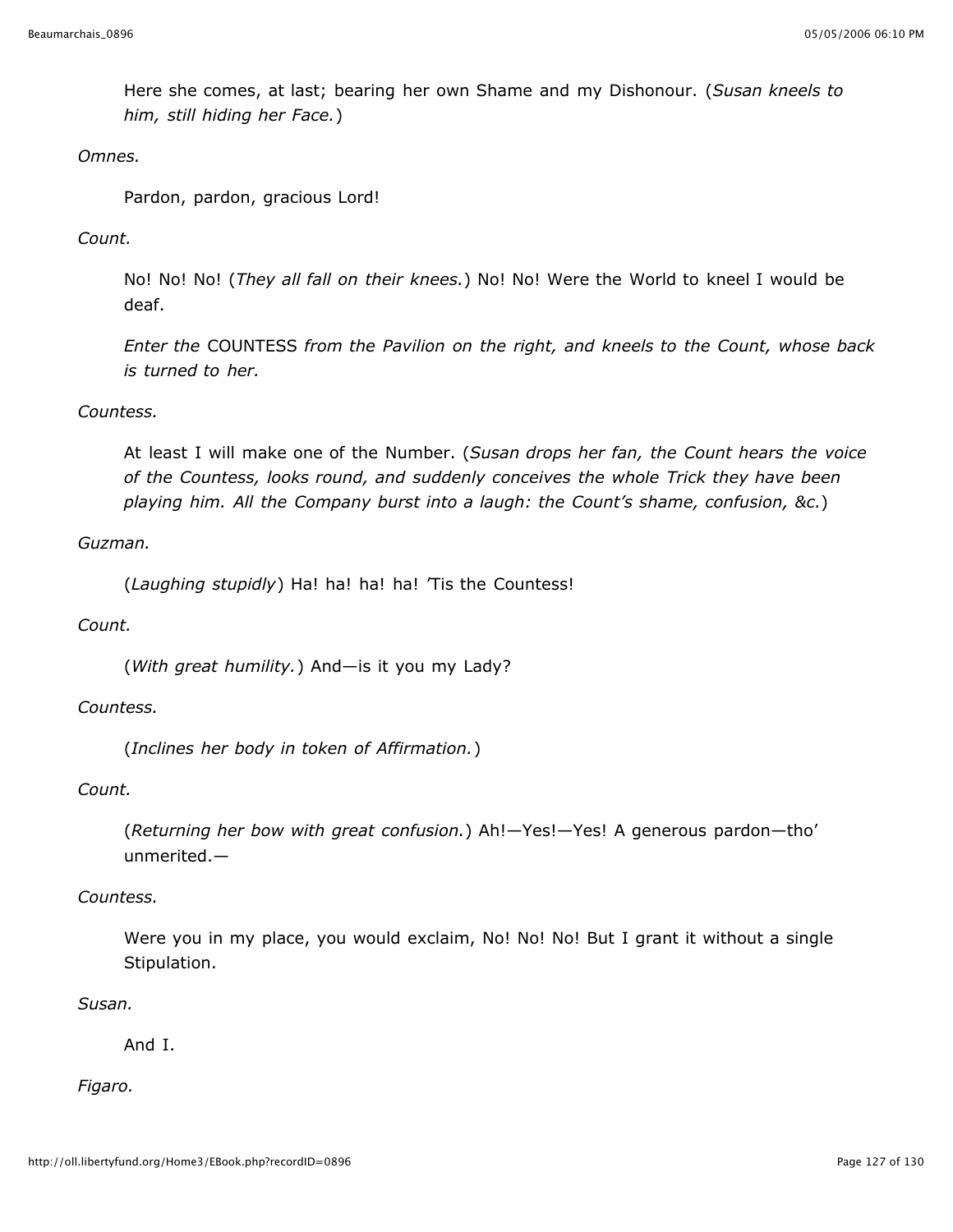Here she comes, at last; bearing her own Shame and my Dishonour. (*Susan kneels to him, still hiding her Face.*)

*Omnes.*

Pardon, pardon, gracious Lord!

*Count.*

No! No! No! (*They all fall on their knees.*) No! No! Were the World to kneel I would be deaf.

*Enter the* COUNTESS *from the Pavilion on the right, and kneels to the Count, whose back is turned to her.*

*Countess.*

At least I will make one of the Number. (*Susan drops her fan, the Count hears the voice of the Countess, looks round, and suddenly conceives the whole Trick they have been playing him. All the Company burst into a laugh: the Count's shame, confusion, &c.*)

*Guzman.*

(*Laughing stupidly*) Ha! ha! ha! ha! 'Tis the Countess!

*Count.*

(*With great humility.*) And—is it you my Lady?

*Countess.*

(*Inclines her body in token of Affirmation.*)

*Count.*

(*Returning her bow with great confusion.*) Ah!—Yes!—Yes! A generous pardon—tho' unmerited.—

*Countess.*

Were you in my place, you would exclaim, No! No! No! But I grant it without a single Stipulation.

*Susan.*

And I.

*Figaro.*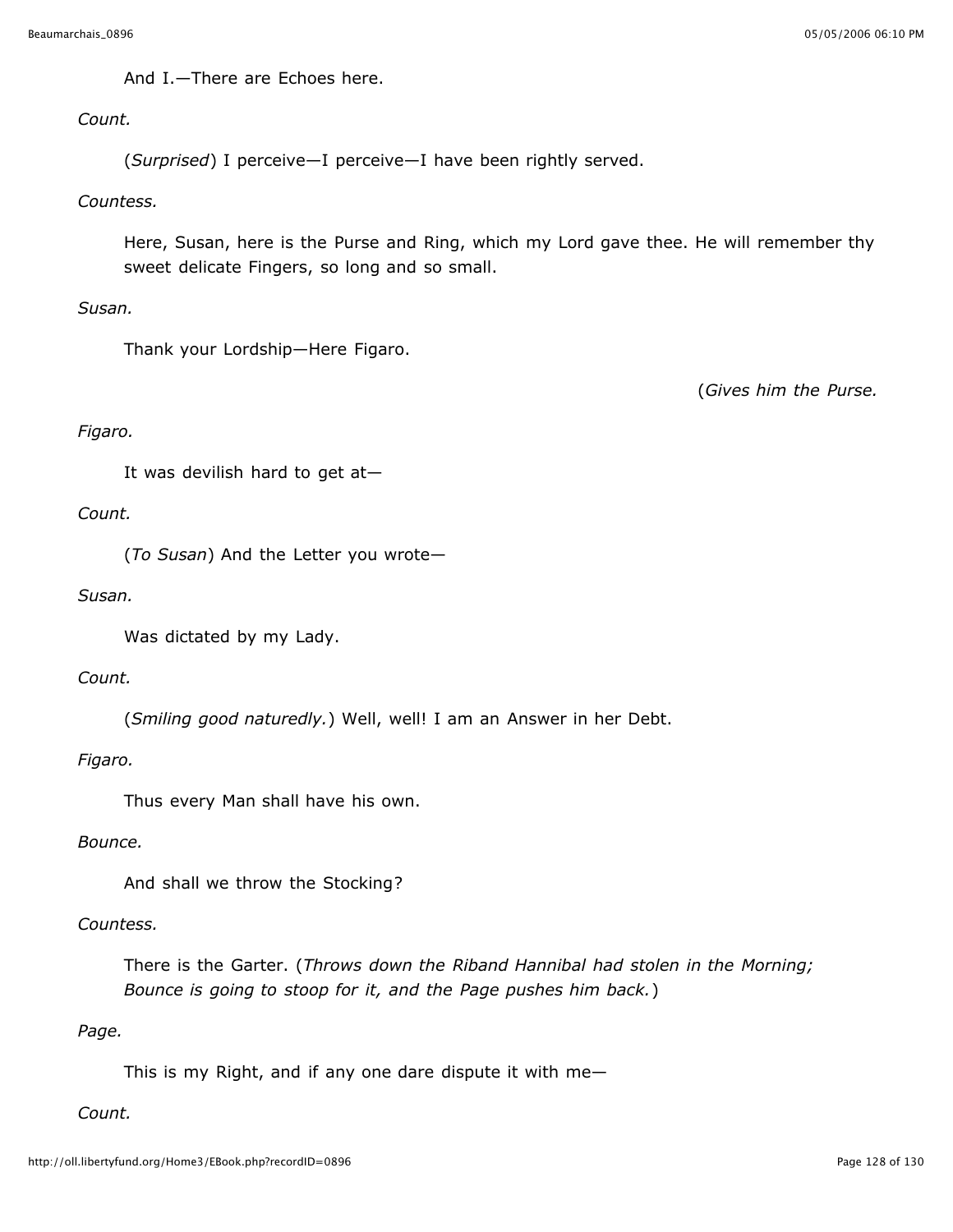And I.—There are Echoes here.

*Count.*

(*Surprised*) I perceive—I perceive—I have been rightly served.

*Countess.*

Here, Susan, here is the Purse and Ring, which my Lord gave thee. He will remember thy sweet delicate Fingers, so long and so small.

*Susan.*

Thank your Lordship—Here Figaro.

(*Gives him the Purse.*

*Figaro.*

It was devilish hard to get at—

*Count.*

(*To Susan*) And the Letter you wrote—

*Susan.*

Was dictated by my Lady.

*Count.*

(*Smiling good naturedly.*) Well, well! I am an Answer in her Debt.

*Figaro.*

Thus every Man shall have his own.

*Bounce.*

And shall we throw the Stocking?

*Countess.*

There is the Garter. (*Throws down the Riband Hannibal had stolen in the Morning; Bounce is going to stoop for it, and the Page pushes him back.*)

*Page.*

This is my Right, and if any one dare dispute it with me—

*Count.*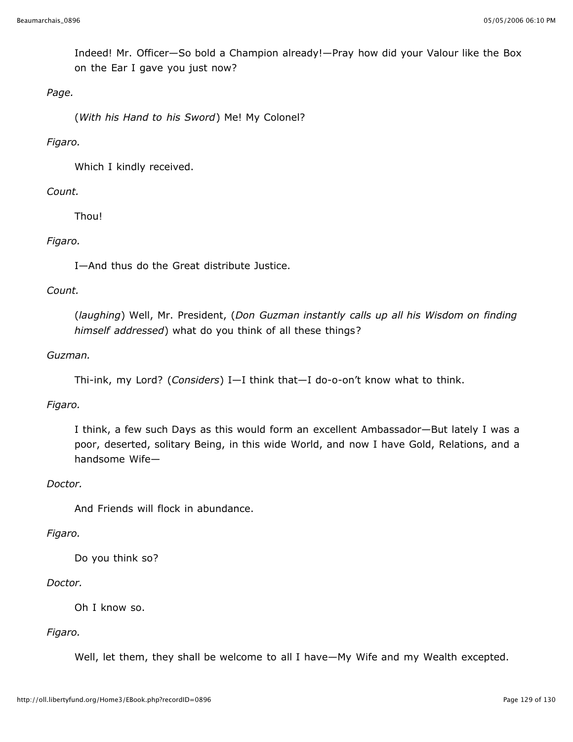Indeed! Mr. Officer—So bold a Champion already!—Pray how did your Valour like the Box on the Ear I gave you just now?

*Page.*

(*With his Hand to his Sword*) Me! My Colonel?

*Figaro.*

Which I kindly received.

*Count.*

Thou!

*Figaro.*

I—And thus do the Great distribute Justice.

*Count.*

(*laughing*) Well, Mr. President, (*Don Guzman instantly calls up all his Wisdom on finding himself addressed*) what do you think of all these things?

*Guzman.*

Thi-ink, my Lord? (*Considers*) I—I think that—I do-o-on't know what to think.

*Figaro.*

I think, a few such Days as this would form an excellent Ambassador—But lately I was a poor, deserted, solitary Being, in this wide World, and now I have Gold, Relations, and a handsome Wife—

*Doctor.*

And Friends will flock in abundance.

*Figaro.*

Do you think so?

*Doctor.*

Oh I know so.

*Figaro.*

Well, let them, they shall be welcome to all I have—My Wife and my Wealth excepted.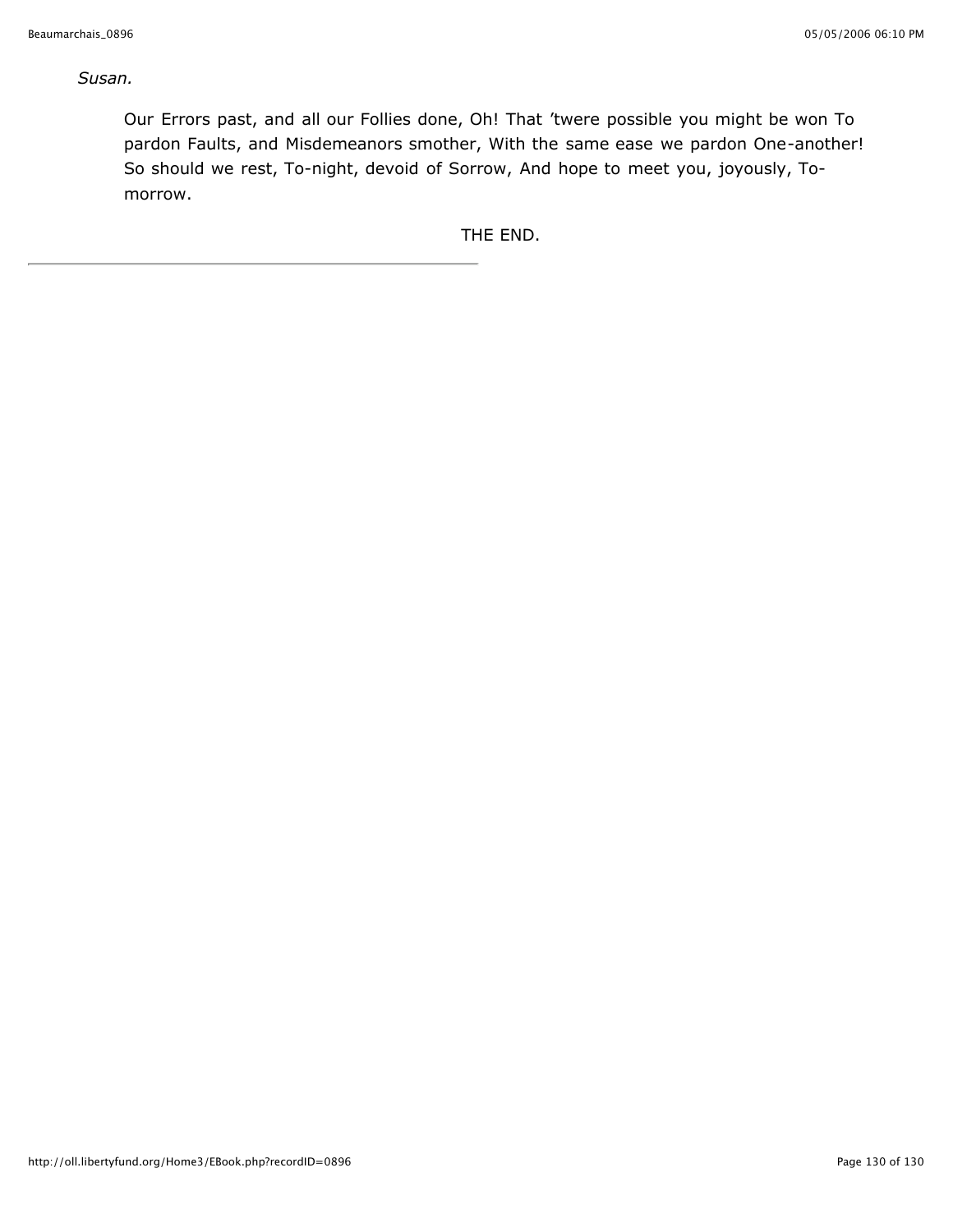*Susan.*

> Our Errors past, and all our Follies done, Oh! That ’twere possible you might be won To pardon Faults, and Misdemeanors smother, With the same ease we pardon One-another! So should we rest, To-night, devoid of Sorrow, And hope to meet you, joyously, To-morrow.

THE END.